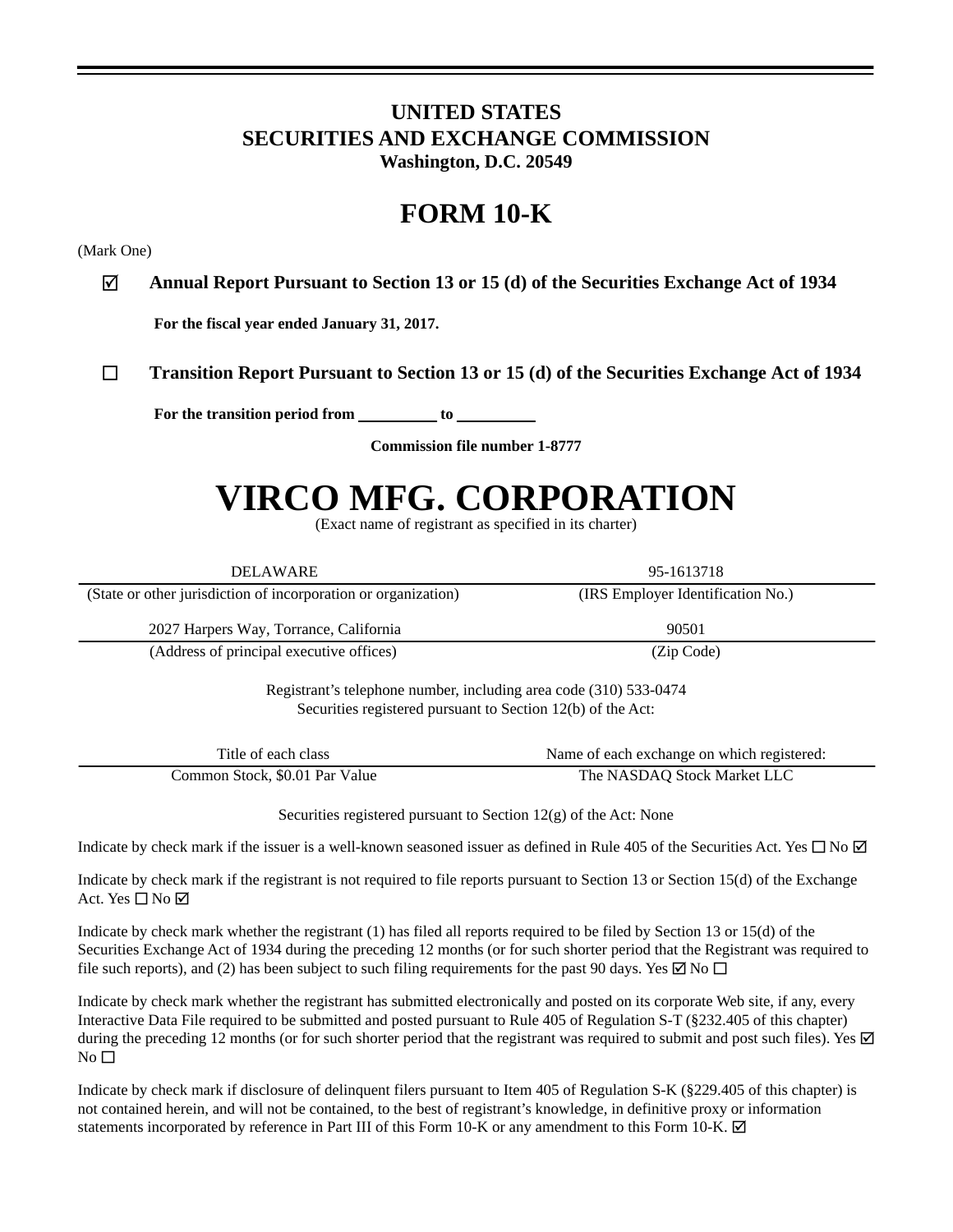# UNITED STATES
# SECURITIES AND EXCHANGE COMMISSION
**Washington, D.C. 20549**

# FORM 10-K

(Mark One)

☑ **Annual Report Pursuant to Section 13 or 15 (d) of the Securities Exchange Act of 1934**

**For the fiscal year ended January 31, 2017.**

☐ **Transition Report Pursuant to Section 13 or 15 (d) of the Securities Exchange Act of 1934**

**For the transition period from \_\_\_\_\_\_\_\_\_\_ to \_\_\_\_\_\_\_\_\_\_**

**Commission file number 1-8777**

# VIRCO MFG. CORPORATION

(Exact name of registrant as specified in its charter)

| DELAWARE | 95-1613718 |
|---|---|
| (State or other jurisdiction of incorporation or organization) | (IRS Employer Identification No.) |
| 2027 Harpers Way, Torrance, California | 90501 |
| (Address of principal executive offices) | (Zip Code) |

Registrant's telephone number, including area code (310) 533-0474
Securities registered pursuant to Section 12(b) of the Act:

| Title of each class | Name of each exchange on which registered: |
|---|---|
| Common Stock, $0.01 Par Value | The NASDAQ Stock Market LLC |

Securities registered pursuant to Section 12(g) of the Act: None

Indicate by check mark if the issuer is a well-known seasoned issuer as defined in Rule 405 of the Securities Act. Yes ☐ No ☑

Indicate by check mark if the registrant is not required to file reports pursuant to Section 13 or Section 15(d) of the Exchange Act. Yes ☐ No ☑

Indicate by check mark whether the registrant (1) has filed all reports required to be filed by Section 13 or 15(d) of the Securities Exchange Act of 1934 during the preceding 12 months (or for such shorter period that the Registrant was required to file such reports), and (2) has been subject to such filing requirements for the past 90 days. Yes ☑ No ☐

Indicate by check mark whether the registrant has submitted electronically and posted on its corporate Web site, if any, every Interactive Data File required to be submitted and posted pursuant to Rule 405 of Regulation S-T (§232.405 of this chapter) during the preceding 12 months (or for such shorter period that the registrant was required to submit and post such files). Yes ☑ No ☐

Indicate by check mark if disclosure of delinquent filers pursuant to Item 405 of Regulation S-K (§229.405 of this chapter) is not contained herein, and will not be contained, to the best of registrant's knowledge, in definitive proxy or information statements incorporated by reference in Part III of this Form 10-K or any amendment to this Form 10-K. ☑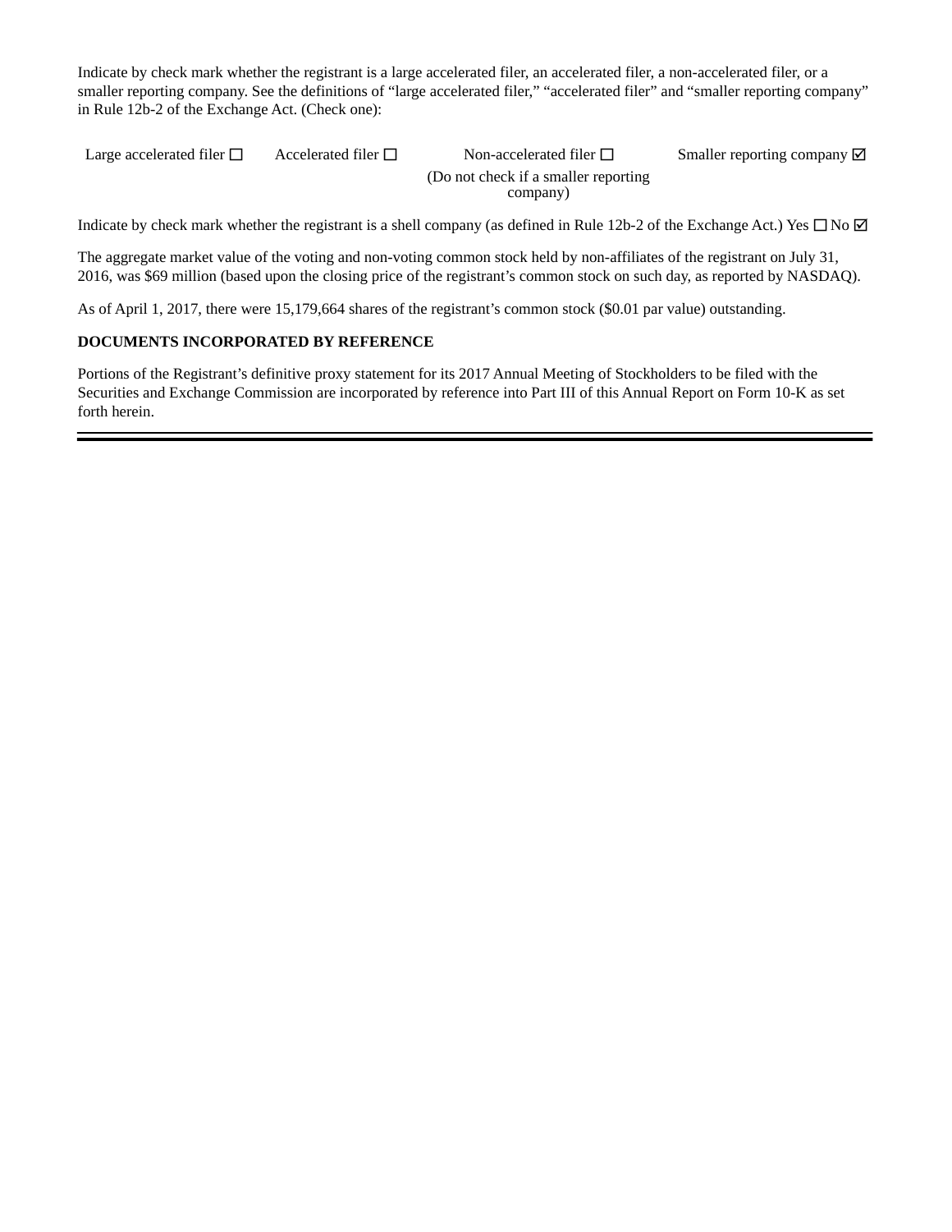Indicate by check mark whether the registrant is a large accelerated filer, an accelerated filer, a non-accelerated filer, or a smaller reporting company. See the definitions of “large accelerated filer,” “accelerated filer” and “smaller reporting company” in Rule 12b-2 of the Exchange Act. (Check one):

| Large accelerated filer ☐ | Accelerated filer ☐ | Non-accelerated filer ☐ (Do not check if a smaller reporting company) | Smaller reporting company ☑ |
|---|---|---|---|

Indicate by check mark whether the registrant is a shell company (as defined in Rule 12b-2 of the Exchange Act.) Yes ☐ No ☑

The aggregate market value of the voting and non-voting common stock held by non-affiliates of the registrant on July 31, 2016, was $69 million (based upon the closing price of the registrant’s common stock on such day, as reported by NASDAQ).

As of April 1, 2017, there were 15,179,664 shares of the registrant’s common stock ($0.01 par value) outstanding.

**DOCUMENTS INCORPORATED BY REFERENCE**

Portions of the Registrant’s definitive proxy statement for its 2017 Annual Meeting of Stockholders to be filed with the Securities and Exchange Commission are incorporated by reference into Part III of this Annual Report on Form 10-K as set forth herein.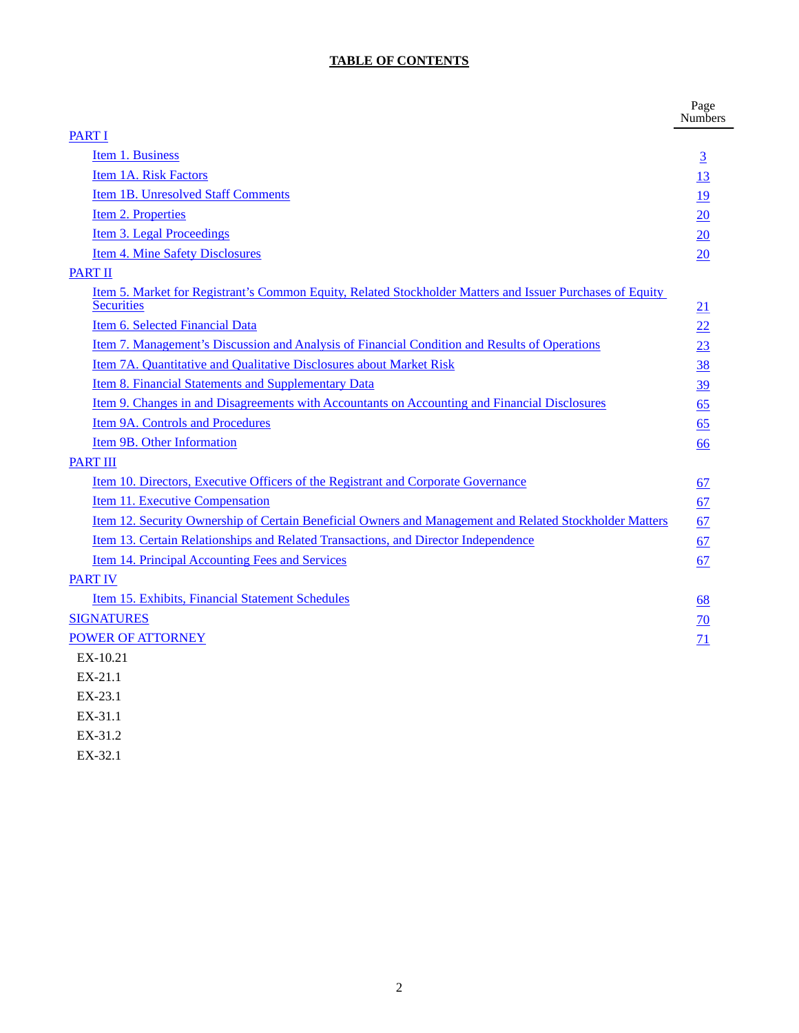# TABLE OF CONTENTS

| | Page Numbers |
|---|---|
| PART I | |
| Item 1. Business | 3 |
| Item 1A. Risk Factors | 13 |
| Item 1B. Unresolved Staff Comments | 19 |
| Item 2. Properties | 20 |
| Item 3. Legal Proceedings | 20 |
| Item 4. Mine Safety Disclosures | 20 |
| PART II | |
| Item 5. Market for Registrant's Common Equity, Related Stockholder Matters and Issuer Purchases of Equity Securities | 21 |
| Item 6. Selected Financial Data | 22 |
| Item 7. Management's Discussion and Analysis of Financial Condition and Results of Operations | 23 |
| Item 7A. Quantitative and Qualitative Disclosures about Market Risk | 38 |
| Item 8. Financial Statements and Supplementary Data | 39 |
| Item 9. Changes in and Disagreements with Accountants on Accounting and Financial Disclosures | 65 |
| Item 9A. Controls and Procedures | 65 |
| Item 9B. Other Information | 66 |
| PART III | |
| Item 10. Directors, Executive Officers of the Registrant and Corporate Governance | 67 |
| Item 11. Executive Compensation | 67 |
| Item 12. Security Ownership of Certain Beneficial Owners and Management and Related Stockholder Matters | 67 |
| Item 13. Certain Relationships and Related Transactions, and Director Independence | 67 |
| Item 14. Principal Accounting Fees and Services | 67 |
| PART IV | |
| Item 15. Exhibits, Financial Statement Schedules | 68 |
| SIGNATURES | 70 |
| POWER OF ATTORNEY | 71 |
| EX-10.21 | |
| EX-21.1 | |
| EX-23.1 | |
| EX-31.1 | |
| EX-31.2 | |
| EX-32.1 | |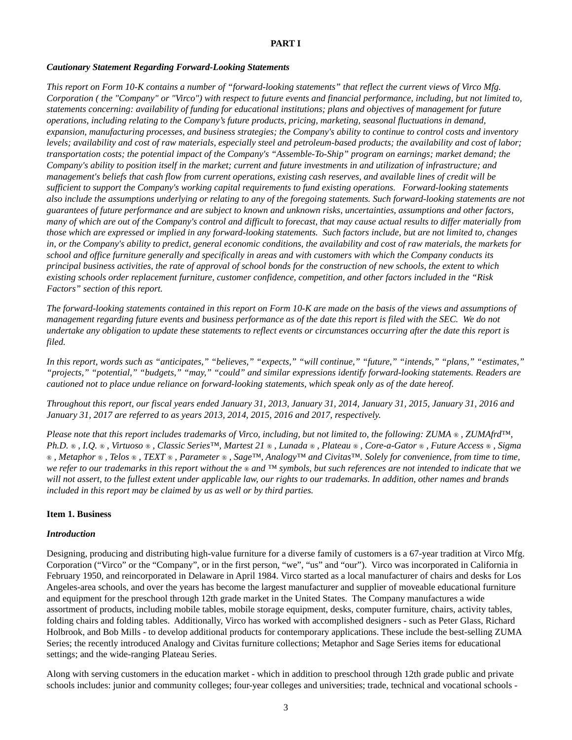# PART I

***Cautionary Statement Regarding Forward-Looking Statements***

*This report on Form 10-K contains a number of "forward-looking statements" that reflect the current views of Virco Mfg. Corporation ( the "Company" or "Virco") with respect to future events and financial performance, including, but not limited to, statements concerning: availability of funding for educational institutions; plans and objectives of management for future operations, including relating to the Company's future products, pricing, marketing, seasonal fluctuations in demand, expansion, manufacturing processes, and business strategies; the Company's ability to continue to control costs and inventory levels; availability and cost of raw materials, especially steel and petroleum-based products; the availability and cost of labor; transportation costs; the potential impact of the Company's "Assemble-To-Ship" program on earnings; market demand; the Company's ability to position itself in the market; current and future investments in and utilization of infrastructure; and management's beliefs that cash flow from current operations, existing cash reserves, and available lines of credit will be sufficient to support the Company's working capital requirements to fund existing operations. Forward-looking statements also include the assumptions underlying or relating to any of the foregoing statements. Such forward-looking statements are not guarantees of future performance and are subject to known and unknown risks, uncertainties, assumptions and other factors, many of which are out of the Company's control and difficult to forecast, that may cause actual results to differ materially from those which are expressed or implied in any forward-looking statements. Such factors include, but are not limited to, changes in, or the Company's ability to predict, general economic conditions, the availability and cost of raw materials, the markets for school and office furniture generally and specifically in areas and with customers with which the Company conducts its principal business activities, the rate of approval of school bonds for the construction of new schools, the extent to which existing schools order replacement furniture, customer confidence, competition, and other factors included in the "Risk Factors" section of this report.*

*The forward-looking statements contained in this report on Form 10-K are made on the basis of the views and assumptions of management regarding future events and business performance as of the date this report is filed with the SEC. We do not undertake any obligation to update these statements to reflect events or circumstances occurring after the date this report is filed.*

*In this report, words such as "anticipates," "believes," "expects," "will continue," "future," "intends," "plans," "estimates," "projects," "potential," "budgets," "may," "could" and similar expressions identify forward-looking statements. Readers are cautioned not to place undue reliance on forward-looking statements, which speak only as of the date hereof.*

*Throughout this report, our fiscal years ended January 31, 2013, January 31, 2014, January 31, 2015, January 31, 2016 and January 31, 2017 are referred to as years 2013, 2014, 2015, 2016 and 2017, respectively.*

*Please note that this report includes trademarks of Virco, including, but not limited to, the following: ZUMA ®, ZUMAfrd™, Ph.D. ®, I.Q. ®, Virtuoso ®, Classic Series™, Martest 21 ®, Lunada ®, Plateau ®, Core-a-Gator ®, Future Access ®, Sigma ®, Metaphor ®, Telos ®, TEXT ®, Parameter ®, Sage™, Analogy™ and Civitas™. Solely for convenience, from time to time, we refer to our trademarks in this report without the ® and ™ symbols, but such references are not intended to indicate that we will not assert, to the fullest extent under applicable law, our rights to our trademarks. In addition, other names and brands included in this report may be claimed by us as well or by third parties.*

## Item 1. Business

***Introduction***

Designing, producing and distributing high-value furniture for a diverse family of customers is a 67-year tradition at Virco Mfg. Corporation ("Virco" or the "Company", or in the first person, "we", "us" and "our"). Virco was incorporated in California in February 1950, and reincorporated in Delaware in April 1984. Virco started as a local manufacturer of chairs and desks for Los Angeles-area schools, and over the years has become the largest manufacturer and supplier of moveable educational furniture and equipment for the preschool through 12th grade market in the United States. The Company manufactures a wide assortment of products, including mobile tables, mobile storage equipment, desks, computer furniture, chairs, activity tables, folding chairs and folding tables. Additionally, Virco has worked with accomplished designers - such as Peter Glass, Richard Holbrook, and Bob Mills - to develop additional products for contemporary applications. These include the best-selling ZUMA Series; the recently introduced Analogy and Civitas furniture collections; Metaphor and Sage Series items for educational settings; and the wide-ranging Plateau Series.

Along with serving customers in the education market - which in addition to preschool through 12th grade public and private schools includes: junior and community colleges; four-year colleges and universities; trade, technical and vocational schools -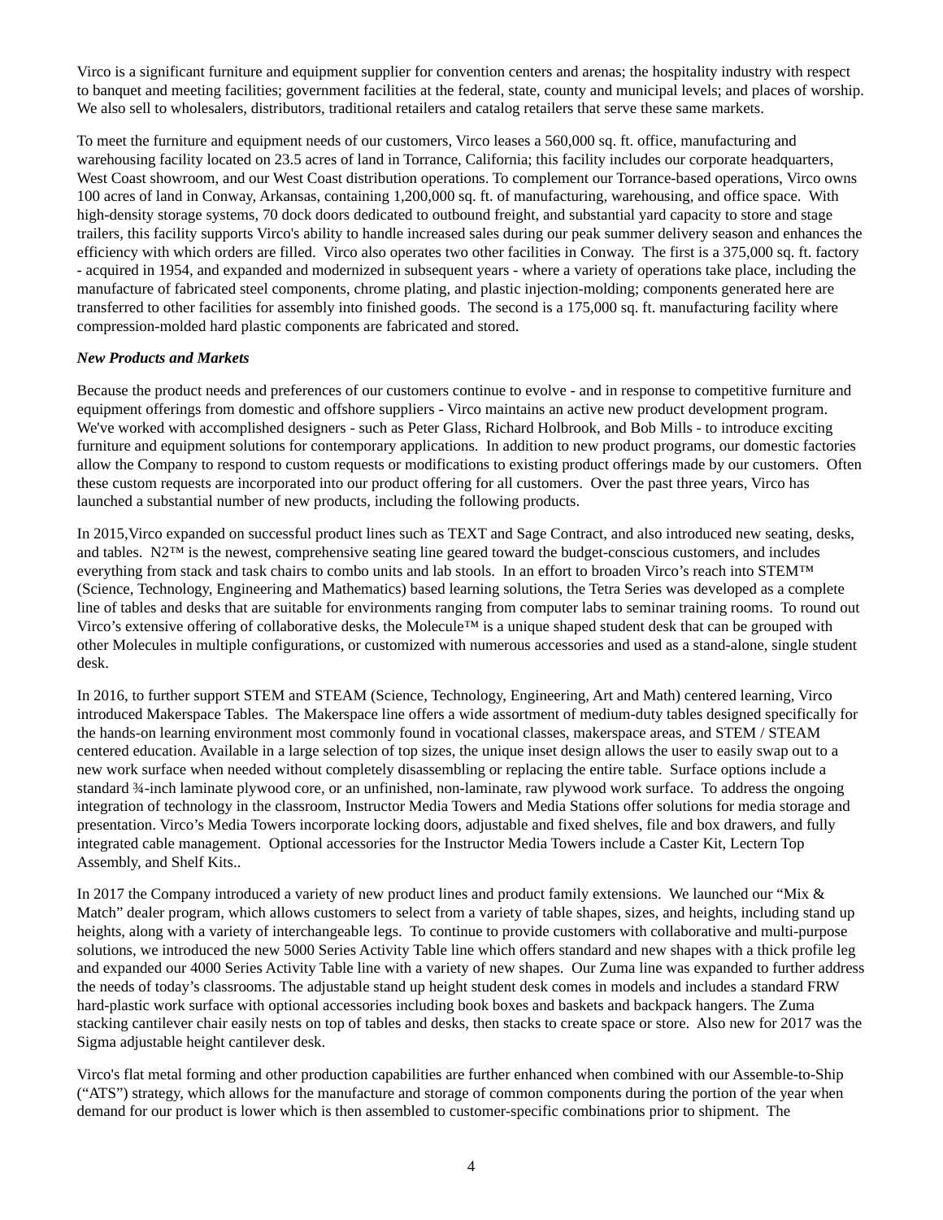Virco is a significant furniture and equipment supplier for convention centers and arenas; the hospitality industry with respect to banquet and meeting facilities; government facilities at the federal, state, county and municipal levels; and places of worship. We also sell to wholesalers, distributors, traditional retailers and catalog retailers that serve these same markets.

To meet the furniture and equipment needs of our customers, Virco leases a 560,000 sq. ft. office, manufacturing and warehousing facility located on 23.5 acres of land in Torrance, California; this facility includes our corporate headquarters, West Coast showroom, and our West Coast distribution operations. To complement our Torrance-based operations, Virco owns 100 acres of land in Conway, Arkansas, containing 1,200,000 sq. ft. of manufacturing, warehousing, and office space. With high-density storage systems, 70 dock doors dedicated to outbound freight, and substantial yard capacity to store and stage trailers, this facility supports Virco's ability to handle increased sales during our peak summer delivery season and enhances the efficiency with which orders are filled. Virco also operates two other facilities in Conway. The first is a 375,000 sq. ft. factory - acquired in 1954, and expanded and modernized in subsequent years - where a variety of operations take place, including the manufacture of fabricated steel components, chrome plating, and plastic injection-molding; components generated here are transferred to other facilities for assembly into finished goods. The second is a 175,000 sq. ft. manufacturing facility where compression-molded hard plastic components are fabricated and stored.

***New Products and Markets***

Because the product needs and preferences of our customers continue to evolve - and in response to competitive furniture and equipment offerings from domestic and offshore suppliers - Virco maintains an active new product development program. We've worked with accomplished designers - such as Peter Glass, Richard Holbrook, and Bob Mills - to introduce exciting furniture and equipment solutions for contemporary applications. In addition to new product programs, our domestic factories allow the Company to respond to custom requests or modifications to existing product offerings made by our customers. Often these custom requests are incorporated into our product offering for all customers. Over the past three years, Virco has launched a substantial number of new products, including the following products.

In 2015,Virco expanded on successful product lines such as TEXT and Sage Contract, and also introduced new seating, desks, and tables. N2™ is the newest, comprehensive seating line geared toward the budget-conscious customers, and includes everything from stack and task chairs to combo units and lab stools. In an effort to broaden Virco's reach into STEM™ (Science, Technology, Engineering and Mathematics) based learning solutions, the Tetra Series was developed as a complete line of tables and desks that are suitable for environments ranging from computer labs to seminar training rooms. To round out Virco's extensive offering of collaborative desks, the Molecule™ is a unique shaped student desk that can be grouped with other Molecules in multiple configurations, or customized with numerous accessories and used as a stand-alone, single student desk.

In 2016, to further support STEM and STEAM (Science, Technology, Engineering, Art and Math) centered learning, Virco introduced Makerspace Tables. The Makerspace line offers a wide assortment of medium-duty tables designed specifically for the hands-on learning environment most commonly found in vocational classes, makerspace areas, and STEM / STEAM centered education. Available in a large selection of top sizes, the unique inset design allows the user to easily swap out to a new work surface when needed without completely disassembling or replacing the entire table. Surface options include a standard ¾-inch laminate plywood core, or an unfinished, non-laminate, raw plywood work surface. To address the ongoing integration of technology in the classroom, Instructor Media Towers and Media Stations offer solutions for media storage and presentation. Virco's Media Towers incorporate locking doors, adjustable and fixed shelves, file and box drawers, and fully integrated cable management. Optional accessories for the Instructor Media Towers include a Caster Kit, Lectern Top Assembly, and Shelf Kits..

In 2017 the Company introduced a variety of new product lines and product family extensions. We launched our "Mix & Match" dealer program, which allows customers to select from a variety of table shapes, sizes, and heights, including stand up heights, along with a variety of interchangeable legs. To continue to provide customers with collaborative and multi-purpose solutions, we introduced the new 5000 Series Activity Table line which offers standard and new shapes with a thick profile leg and expanded our 4000 Series Activity Table line with a variety of new shapes. Our Zuma line was expanded to further address the needs of today's classrooms. The adjustable stand up height student desk comes in models and includes a standard FRW hard-plastic work surface with optional accessories including book boxes and baskets and backpack hangers. The Zuma stacking cantilever chair easily nests on top of tables and desks, then stacks to create space or store. Also new for 2017 was the Sigma adjustable height cantilever desk.

Virco's flat metal forming and other production capabilities are further enhanced when combined with our Assemble-to-Ship ("ATS") strategy, which allows for the manufacture and storage of common components during the portion of the year when demand for our product is lower which is then assembled to customer-specific combinations prior to shipment. The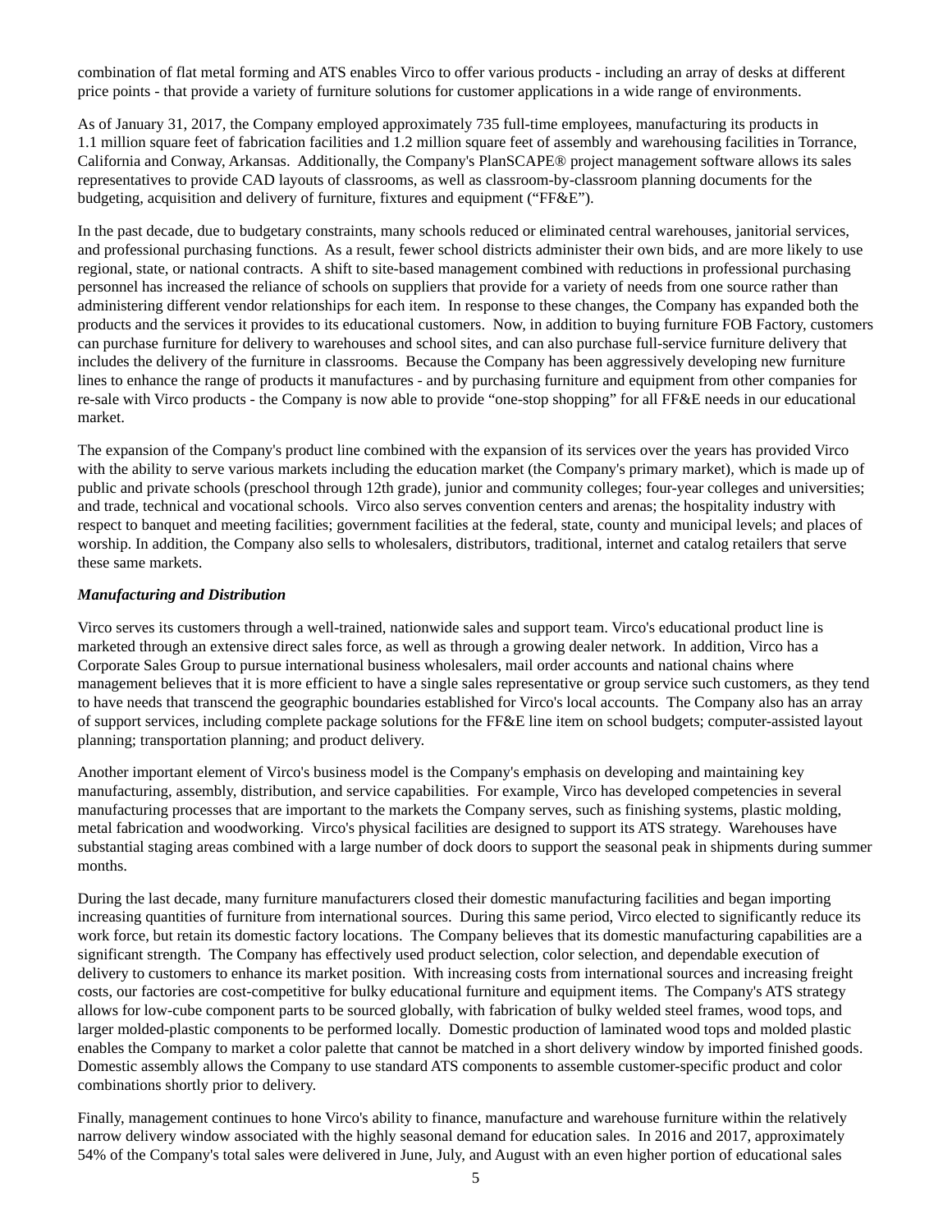combination of flat metal forming and ATS enables Virco to offer various products - including an array of desks at different price points - that provide a variety of furniture solutions for customer applications in a wide range of environments.

As of January 31, 2017, the Company employed approximately 735 full-time employees, manufacturing its products in 1.1 million square feet of fabrication facilities and 1.2 million square feet of assembly and warehousing facilities in Torrance, California and Conway, Arkansas. Additionally, the Company's PlanSCAPE® project management software allows its sales representatives to provide CAD layouts of classrooms, as well as classroom-by-classroom planning documents for the budgeting, acquisition and delivery of furniture, fixtures and equipment ("FF&E").

In the past decade, due to budgetary constraints, many schools reduced or eliminated central warehouses, janitorial services, and professional purchasing functions. As a result, fewer school districts administer their own bids, and are more likely to use regional, state, or national contracts. A shift to site-based management combined with reductions in professional purchasing personnel has increased the reliance of schools on suppliers that provide for a variety of needs from one source rather than administering different vendor relationships for each item. In response to these changes, the Company has expanded both the products and the services it provides to its educational customers. Now, in addition to buying furniture FOB Factory, customers can purchase furniture for delivery to warehouses and school sites, and can also purchase full-service furniture delivery that includes the delivery of the furniture in classrooms. Because the Company has been aggressively developing new furniture lines to enhance the range of products it manufactures - and by purchasing furniture and equipment from other companies for re-sale with Virco products - the Company is now able to provide "one-stop shopping" for all FF&E needs in our educational market.

The expansion of the Company's product line combined with the expansion of its services over the years has provided Virco with the ability to serve various markets including the education market (the Company's primary market), which is made up of public and private schools (preschool through 12th grade), junior and community colleges; four-year colleges and universities; and trade, technical and vocational schools. Virco also serves convention centers and arenas; the hospitality industry with respect to banquet and meeting facilities; government facilities at the federal, state, county and municipal levels; and places of worship. In addition, the Company also sells to wholesalers, distributors, traditional, internet and catalog retailers that serve these same markets.

***Manufacturing and Distribution***

Virco serves its customers through a well-trained, nationwide sales and support team. Virco's educational product line is marketed through an extensive direct sales force, as well as through a growing dealer network. In addition, Virco has a Corporate Sales Group to pursue international business wholesalers, mail order accounts and national chains where management believes that it is more efficient to have a single sales representative or group service such customers, as they tend to have needs that transcend the geographic boundaries established for Virco's local accounts. The Company also has an array of support services, including complete package solutions for the FF&E line item on school budgets; computer-assisted layout planning; transportation planning; and product delivery.

Another important element of Virco's business model is the Company's emphasis on developing and maintaining key manufacturing, assembly, distribution, and service capabilities. For example, Virco has developed competencies in several manufacturing processes that are important to the markets the Company serves, such as finishing systems, plastic molding, metal fabrication and woodworking. Virco's physical facilities are designed to support its ATS strategy. Warehouses have substantial staging areas combined with a large number of dock doors to support the seasonal peak in shipments during summer months.

During the last decade, many furniture manufacturers closed their domestic manufacturing facilities and began importing increasing quantities of furniture from international sources. During this same period, Virco elected to significantly reduce its work force, but retain its domestic factory locations. The Company believes that its domestic manufacturing capabilities are a significant strength. The Company has effectively used product selection, color selection, and dependable execution of delivery to customers to enhance its market position. With increasing costs from international sources and increasing freight costs, our factories are cost-competitive for bulky educational furniture and equipment items. The Company's ATS strategy allows for low-cube component parts to be sourced globally, with fabrication of bulky welded steel frames, wood tops, and larger molded-plastic components to be performed locally. Domestic production of laminated wood tops and molded plastic enables the Company to market a color palette that cannot be matched in a short delivery window by imported finished goods. Domestic assembly allows the Company to use standard ATS components to assemble customer-specific product and color combinations shortly prior to delivery.

Finally, management continues to hone Virco's ability to finance, manufacture and warehouse furniture within the relatively narrow delivery window associated with the highly seasonal demand for education sales. In 2016 and 2017, approximately 54% of the Company's total sales were delivered in June, July, and August with an even higher portion of educational sales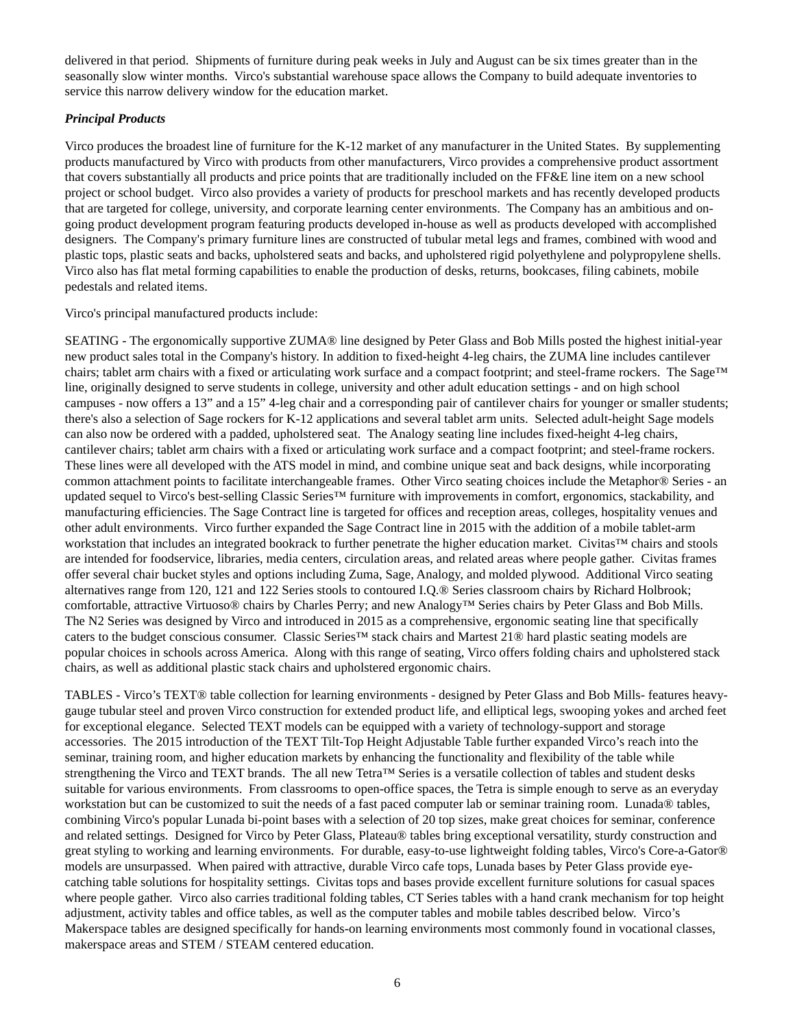delivered in that period. Shipments of furniture during peak weeks in July and August can be six times greater than in the seasonally slow winter months. Virco's substantial warehouse space allows the Company to build adequate inventories to service this narrow delivery window for the education market.

***Principal Products***

Virco produces the broadest line of furniture for the K-12 market of any manufacturer in the United States. By supplementing products manufactured by Virco with products from other manufacturers, Virco provides a comprehensive product assortment that covers substantially all products and price points that are traditionally included on the FF&E line item on a new school project or school budget. Virco also provides a variety of products for preschool markets and has recently developed products that are targeted for college, university, and corporate learning center environments. The Company has an ambitious and on-going product development program featuring products developed in-house as well as products developed with accomplished designers. The Company's primary furniture lines are constructed of tubular metal legs and frames, combined with wood and plastic tops, plastic seats and backs, upholstered seats and backs, and upholstered rigid polyethylene and polypropylene shells. Virco also has flat metal forming capabilities to enable the production of desks, returns, bookcases, filing cabinets, mobile pedestals and related items.

Virco's principal manufactured products include:

SEATING - The ergonomically supportive ZUMA® line designed by Peter Glass and Bob Mills posted the highest initial-year new product sales total in the Company's history. In addition to fixed-height 4-leg chairs, the ZUMA line includes cantilever chairs; tablet arm chairs with a fixed or articulating work surface and a compact footprint; and steel-frame rockers. The Sage™ line, originally designed to serve students in college, university and other adult education settings - and on high school campuses - now offers a 13" and a 15" 4-leg chair and a corresponding pair of cantilever chairs for younger or smaller students; there's also a selection of Sage rockers for K-12 applications and several tablet arm units. Selected adult-height Sage models can also now be ordered with a padded, upholstered seat. The Analogy seating line includes fixed-height 4-leg chairs, cantilever chairs; tablet arm chairs with a fixed or articulating work surface and a compact footprint; and steel-frame rockers. These lines were all developed with the ATS model in mind, and combine unique seat and back designs, while incorporating common attachment points to facilitate interchangeable frames. Other Virco seating choices include the Metaphor® Series - an updated sequel to Virco's best-selling Classic Series™ furniture with improvements in comfort, ergonomics, stackability, and manufacturing efficiencies. The Sage Contract line is targeted for offices and reception areas, colleges, hospitality venues and other adult environments. Virco further expanded the Sage Contract line in 2015 with the addition of a mobile tablet-arm workstation that includes an integrated bookrack to further penetrate the higher education market. Civitas™ chairs and stools are intended for foodservice, libraries, media centers, circulation areas, and related areas where people gather. Civitas frames offer several chair bucket styles and options including Zuma, Sage, Analogy, and molded plywood. Additional Virco seating alternatives range from 120, 121 and 122 Series stools to contoured I.Q.® Series classroom chairs by Richard Holbrook; comfortable, attractive Virtuoso® chairs by Charles Perry; and new Analogy™ Series chairs by Peter Glass and Bob Mills. The N2 Series was designed by Virco and introduced in 2015 as a comprehensive, ergonomic seating line that specifically caters to the budget conscious consumer. Classic Series™ stack chairs and Martest 21® hard plastic seating models are popular choices in schools across America. Along with this range of seating, Virco offers folding chairs and upholstered stack chairs, as well as additional plastic stack chairs and upholstered ergonomic chairs.

TABLES - Virco's TEXT® table collection for learning environments - designed by Peter Glass and Bob Mills- features heavy-gauge tubular steel and proven Virco construction for extended product life, and elliptical legs, swooping yokes and arched feet for exceptional elegance. Selected TEXT models can be equipped with a variety of technology-support and storage accessories. The 2015 introduction of the TEXT Tilt-Top Height Adjustable Table further expanded Virco's reach into the seminar, training room, and higher education markets by enhancing the functionality and flexibility of the table while strengthening the Virco and TEXT brands. The all new Tetra™ Series is a versatile collection of tables and student desks suitable for various environments. From classrooms to open-office spaces, the Tetra is simple enough to serve as an everyday workstation but can be customized to suit the needs of a fast paced computer lab or seminar training room. Lunada® tables, combining Virco's popular Lunada bi-point bases with a selection of 20 top sizes, make great choices for seminar, conference and related settings. Designed for Virco by Peter Glass, Plateau® tables bring exceptional versatility, sturdy construction and great styling to working and learning environments. For durable, easy-to-use lightweight folding tables, Virco's Core-a-Gator® models are unsurpassed. When paired with attractive, durable Virco cafe tops, Lunada bases by Peter Glass provide eye-catching table solutions for hospitality settings. Civitas tops and bases provide excellent furniture solutions for casual spaces where people gather. Virco also carries traditional folding tables, CT Series tables with a hand crank mechanism for top height adjustment, activity tables and office tables, as well as the computer tables and mobile tables described below. Virco's Makerspace tables are designed specifically for hands-on learning environments most commonly found in vocational classes, makerspace areas and STEM / STEAM centered education.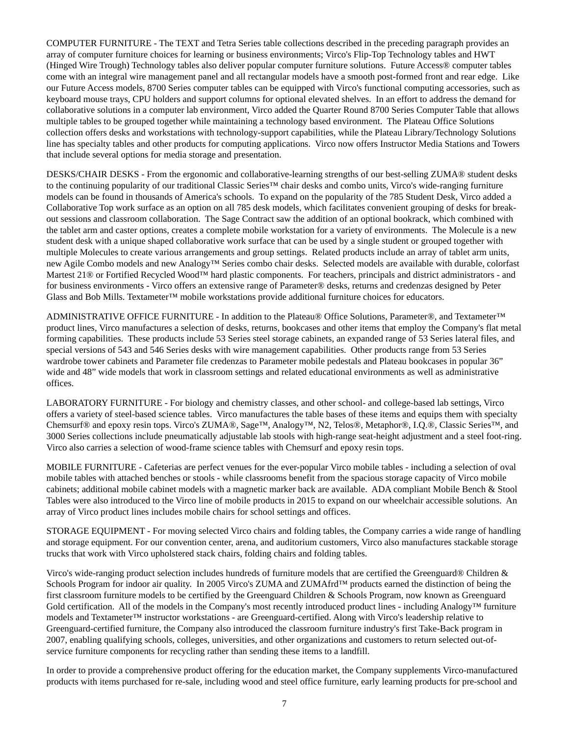COMPUTER FURNITURE - The TEXT and Tetra Series table collections described in the preceding paragraph provides an array of computer furniture choices for learning or business environments; Virco's Flip-Top Technology tables and HWT (Hinged Wire Trough) Technology tables also deliver popular computer furniture solutions. Future Access® computer tables come with an integral wire management panel and all rectangular models have a smooth post-formed front and rear edge. Like our Future Access models, 8700 Series computer tables can be equipped with Virco's functional computing accessories, such as keyboard mouse trays, CPU holders and support columns for optional elevated shelves. In an effort to address the demand for collaborative solutions in a computer lab environment, Virco added the Quarter Round 8700 Series Computer Table that allows multiple tables to be grouped together while maintaining a technology based environment. The Plateau Office Solutions collection offers desks and workstations with technology-support capabilities, while the Plateau Library/Technology Solutions line has specialty tables and other products for computing applications. Virco now offers Instructor Media Stations and Towers that include several options for media storage and presentation.

DESKS/CHAIR DESKS - From the ergonomic and collaborative-learning strengths of our best-selling ZUMA® student desks to the continuing popularity of our traditional Classic Series™ chair desks and combo units, Virco's wide-ranging furniture models can be found in thousands of America's schools. To expand on the popularity of the 785 Student Desk, Virco added a Collaborative Top work surface as an option on all 785 desk models, which facilitates convenient grouping of desks for break-out sessions and classroom collaboration. The Sage Contract saw the addition of an optional bookrack, which combined with the tablet arm and caster options, creates a complete mobile workstation for a variety of environments. The Molecule is a new student desk with a unique shaped collaborative work surface that can be used by a single student or grouped together with multiple Molecules to create various arrangements and group settings. Related products include an array of tablet arm units, new Agile Combo models and new Analogy™ Series combo chair desks. Selected models are available with durable, colorfast Martest 21® or Fortified Recycled Wood™ hard plastic components. For teachers, principals and district administrators - and for business environments - Virco offers an extensive range of Parameter® desks, returns and credenzas designed by Peter Glass and Bob Mills. Textameter™ mobile workstations provide additional furniture choices for educators.

ADMINISTRATIVE OFFICE FURNITURE - In addition to the Plateau® Office Solutions, Parameter®, and Textameter™ product lines, Virco manufactures a selection of desks, returns, bookcases and other items that employ the Company's flat metal forming capabilities. These products include 53 Series steel storage cabinets, an expanded range of 53 Series lateral files, and special versions of 543 and 546 Series desks with wire management capabilities. Other products range from 53 Series wardrobe tower cabinets and Parameter file credenzas to Parameter mobile pedestals and Plateau bookcases in popular 36" wide and 48" wide models that work in classroom settings and related educational environments as well as administrative offices.

LABORATORY FURNITURE - For biology and chemistry classes, and other school- and college-based lab settings, Virco offers a variety of steel-based science tables. Virco manufactures the table bases of these items and equips them with specialty Chemsurf® and epoxy resin tops. Virco's ZUMA®, Sage™, Analogy™, N2, Telos®, Metaphor®, I.Q.®, Classic Series™, and 3000 Series collections include pneumatically adjustable lab stools with high-range seat-height adjustment and a steel foot-ring. Virco also carries a selection of wood-frame science tables with Chemsurf and epoxy resin tops.

MOBILE FURNITURE - Cafeterias are perfect venues for the ever-popular Virco mobile tables - including a selection of oval mobile tables with attached benches or stools - while classrooms benefit from the spacious storage capacity of Virco mobile cabinets; additional mobile cabinet models with a magnetic marker back are available. ADA compliant Mobile Bench & Stool Tables were also introduced to the Virco line of mobile products in 2015 to expand on our wheelchair accessible solutions. An array of Virco product lines includes mobile chairs for school settings and offices.

STORAGE EQUIPMENT - For moving selected Virco chairs and folding tables, the Company carries a wide range of handling and storage equipment. For our convention center, arena, and auditorium customers, Virco also manufactures stackable storage trucks that work with Virco upholstered stack chairs, folding chairs and folding tables.

Virco's wide-ranging product selection includes hundreds of furniture models that are certified the Greenguard® Children & Schools Program for indoor air quality. In 2005 Virco's ZUMA and ZUMAfrd™ products earned the distinction of being the first classroom furniture models to be certified by the Greenguard Children & Schools Program, now known as Greenguard Gold certification. All of the models in the Company's most recently introduced product lines - including Analogy™ furniture models and Textameter™ instructor workstations - are Greenguard-certified. Along with Virco's leadership relative to Greenguard-certified furniture, the Company also introduced the classroom furniture industry's first Take-Back program in 2007, enabling qualifying schools, colleges, universities, and other organizations and customers to return selected out-of-service furniture components for recycling rather than sending these items to a landfill.

In order to provide a comprehensive product offering for the education market, the Company supplements Virco-manufactured products with items purchased for re-sale, including wood and steel office furniture, early learning products for pre-school and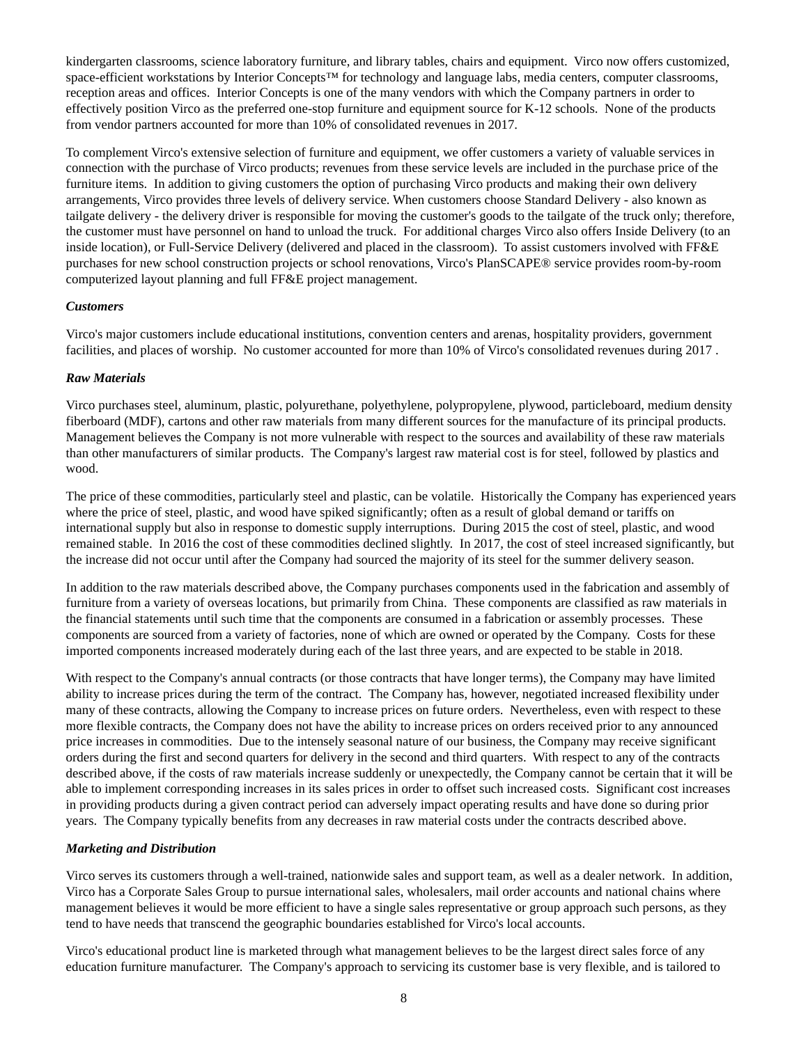kindergarten classrooms, science laboratory furniture, and library tables, chairs and equipment.  Virco now offers customized, space-efficient workstations by Interior Concepts™ for technology and language labs, media centers, computer classrooms, reception areas and offices.  Interior Concepts is one of the many vendors with which the Company partners in order to effectively position Virco as the preferred one-stop furniture and equipment source for K-12 schools.  None of the products from vendor partners accounted for more than 10% of consolidated revenues in 2017.

To complement Virco's extensive selection of furniture and equipment, we offer customers a variety of valuable services in connection with the purchase of Virco products; revenues from these service levels are included in the purchase price of the furniture items.  In addition to giving customers the option of purchasing Virco products and making their own delivery arrangements, Virco provides three levels of delivery service. When customers choose Standard Delivery - also known as tailgate delivery - the delivery driver is responsible for moving the customer's goods to the tailgate of the truck only; therefore, the customer must have personnel on hand to unload the truck.  For additional charges Virco also offers Inside Delivery (to an inside location), or Full-Service Delivery (delivered and placed in the classroom).  To assist customers involved with FF&E purchases for new school construction projects or school renovations, Virco's PlanSCAPE® service provides room-by-room computerized layout planning and full FF&E project management.

***Customers***

Virco's major customers include educational institutions, convention centers and arenas, hospitality providers, government facilities, and places of worship.  No customer accounted for more than 10% of Virco's consolidated revenues during 2017 .

***Raw Materials***

Virco purchases steel, aluminum, plastic, polyurethane, polyethylene, polypropylene, plywood, particleboard, medium density fiberboard (MDF), cartons and other raw materials from many different sources for the manufacture of its principal products.  Management believes the Company is not more vulnerable with respect to the sources and availability of these raw materials than other manufacturers of similar products.  The Company's largest raw material cost is for steel, followed by plastics and wood.

The price of these commodities, particularly steel and plastic, can be volatile.  Historically the Company has experienced years where the price of steel, plastic, and wood have spiked significantly; often as a result of global demand or tariffs on international supply but also in response to domestic supply interruptions.  During 2015 the cost of steel, plastic, and wood remained stable.  In 2016 the cost of these commodities declined slightly.  In 2017, the cost of steel increased significantly, but the increase did not occur until after the Company had sourced the majority of its steel for the summer delivery season.

In addition to the raw materials described above, the Company purchases components used in the fabrication and assembly of furniture from a variety of overseas locations, but primarily from China.  These components are classified as raw materials in the financial statements until such time that the components are consumed in a fabrication or assembly processes.  These components are sourced from a variety of factories, none of which are owned or operated by the Company.  Costs for these imported components increased moderately during each of the last three years, and are expected to be stable in 2018.

With respect to the Company's annual contracts (or those contracts that have longer terms), the Company may have limited ability to increase prices during the term of the contract.  The Company has, however, negotiated increased flexibility under many of these contracts, allowing the Company to increase prices on future orders.  Nevertheless, even with respect to these more flexible contracts, the Company does not have the ability to increase prices on orders received prior to any announced price increases in commodities.  Due to the intensely seasonal nature of our business, the Company may receive significant orders during the first and second quarters for delivery in the second and third quarters.  With respect to any of the contracts described above, if the costs of raw materials increase suddenly or unexpectedly, the Company cannot be certain that it will be able to implement corresponding increases in its sales prices in order to offset such increased costs.  Significant cost increases in providing products during a given contract period can adversely impact operating results and have done so during prior years.  The Company typically benefits from any decreases in raw material costs under the contracts described above.

***Marketing and Distribution***

Virco serves its customers through a well-trained, nationwide sales and support team, as well as a dealer network.  In addition, Virco has a Corporate Sales Group to pursue international sales, wholesalers, mail order accounts and national chains where management believes it would be more efficient to have a single sales representative or group approach such persons, as they tend to have needs that transcend the geographic boundaries established for Virco's local accounts.

Virco's educational product line is marketed through what management believes to be the largest direct sales force of any education furniture manufacturer.  The Company's approach to servicing its customer base is very flexible, and is tailored to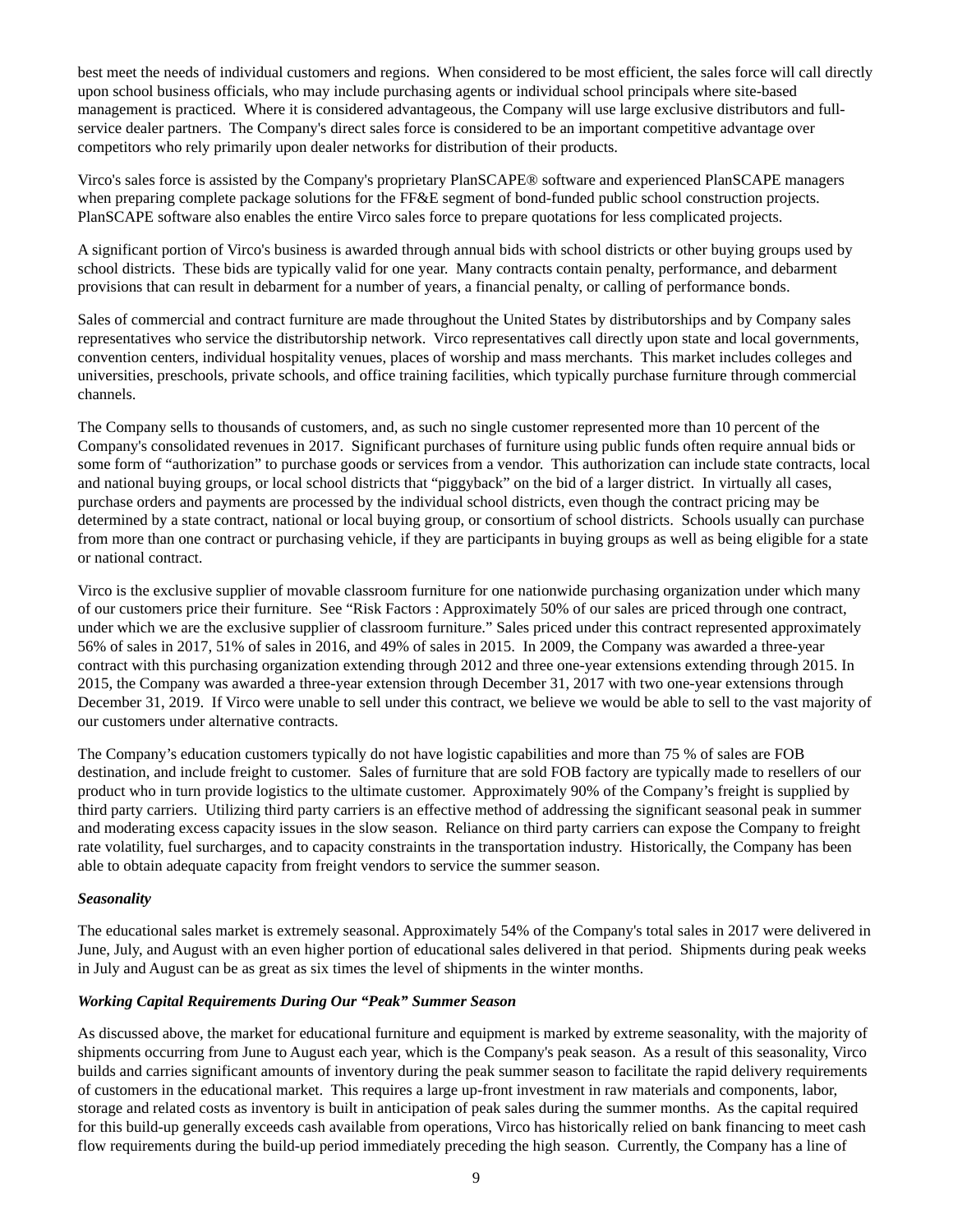best meet the needs of individual customers and regions. When considered to be most efficient, the sales force will call directly upon school business officials, who may include purchasing agents or individual school principals where site-based management is practiced. Where it is considered advantageous, the Company will use large exclusive distributors and full-service dealer partners. The Company's direct sales force is considered to be an important competitive advantage over competitors who rely primarily upon dealer networks for distribution of their products.

Virco's sales force is assisted by the Company's proprietary PlanSCAPE® software and experienced PlanSCAPE managers when preparing complete package solutions for the FF&E segment of bond-funded public school construction projects. PlanSCAPE software also enables the entire Virco sales force to prepare quotations for less complicated projects.

A significant portion of Virco's business is awarded through annual bids with school districts or other buying groups used by school districts. These bids are typically valid for one year. Many contracts contain penalty, performance, and debarment provisions that can result in debarment for a number of years, a financial penalty, or calling of performance bonds.

Sales of commercial and contract furniture are made throughout the United States by distributorships and by Company sales representatives who service the distributorship network. Virco representatives call directly upon state and local governments, convention centers, individual hospitality venues, places of worship and mass merchants. This market includes colleges and universities, preschools, private schools, and office training facilities, which typically purchase furniture through commercial channels.

The Company sells to thousands of customers, and, as such no single customer represented more than 10 percent of the Company's consolidated revenues in 2017. Significant purchases of furniture using public funds often require annual bids or some form of "authorization" to purchase goods or services from a vendor. This authorization can include state contracts, local and national buying groups, or local school districts that "piggyback" on the bid of a larger district. In virtually all cases, purchase orders and payments are processed by the individual school districts, even though the contract pricing may be determined by a state contract, national or local buying group, or consortium of school districts. Schools usually can purchase from more than one contract or purchasing vehicle, if they are participants in buying groups as well as being eligible for a state or national contract.

Virco is the exclusive supplier of movable classroom furniture for one nationwide purchasing organization under which many of our customers price their furniture. See "Risk Factors : Approximately 50% of our sales are priced through one contract, under which we are the exclusive supplier of classroom furniture." Sales priced under this contract represented approximately 56% of sales in 2017, 51% of sales in 2016, and 49% of sales in 2015. In 2009, the Company was awarded a three-year contract with this purchasing organization extending through 2012 and three one-year extensions extending through 2015. In 2015, the Company was awarded a three-year extension through December 31, 2017 with two one-year extensions through December 31, 2019. If Virco were unable to sell under this contract, we believe we would be able to sell to the vast majority of our customers under alternative contracts.

The Company's education customers typically do not have logistic capabilities and more than 75 % of sales are FOB destination, and include freight to customer. Sales of furniture that are sold FOB factory are typically made to resellers of our product who in turn provide logistics to the ultimate customer. Approximately 90% of the Company's freight is supplied by third party carriers. Utilizing third party carriers is an effective method of addressing the significant seasonal peak in summer and moderating excess capacity issues in the slow season. Reliance on third party carriers can expose the Company to freight rate volatility, fuel surcharges, and to capacity constraints in the transportation industry. Historically, the Company has been able to obtain adequate capacity from freight vendors to service the summer season.

***Seasonality***

The educational sales market is extremely seasonal. Approximately 54% of the Company's total sales in 2017 were delivered in June, July, and August with an even higher portion of educational sales delivered in that period. Shipments during peak weeks in July and August can be as great as six times the level of shipments in the winter months.

***Working Capital Requirements During Our "Peak" Summer Season***

As discussed above, the market for educational furniture and equipment is marked by extreme seasonality, with the majority of shipments occurring from June to August each year, which is the Company's peak season. As a result of this seasonality, Virco builds and carries significant amounts of inventory during the peak summer season to facilitate the rapid delivery requirements of customers in the educational market. This requires a large up-front investment in raw materials and components, labor, storage and related costs as inventory is built in anticipation of peak sales during the summer months. As the capital required for this build-up generally exceeds cash available from operations, Virco has historically relied on bank financing to meet cash flow requirements during the build-up period immediately preceding the high season. Currently, the Company has a line of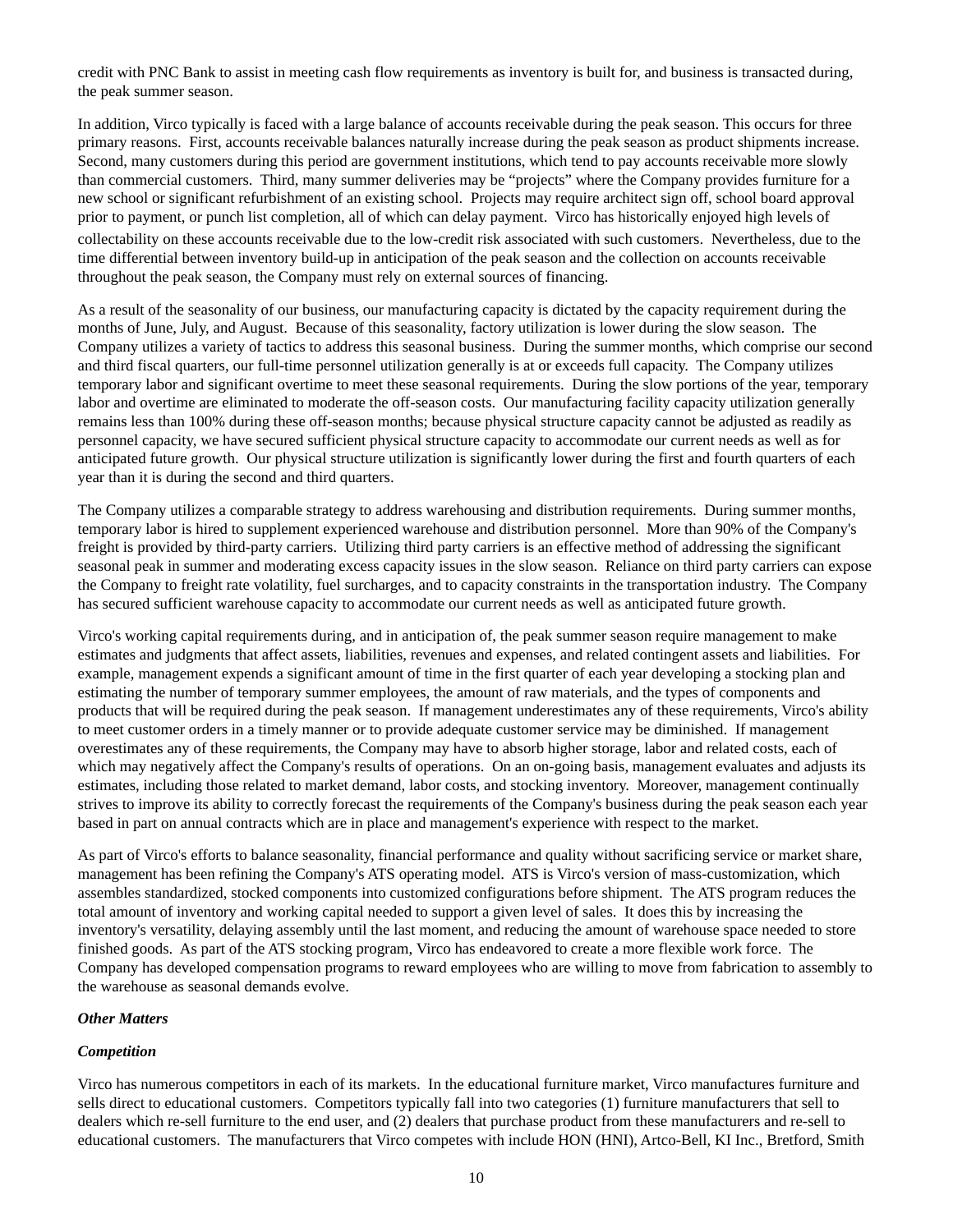credit with PNC Bank to assist in meeting cash flow requirements as inventory is built for, and business is transacted during, the peak summer season.

In addition, Virco typically is faced with a large balance of accounts receivable during the peak season. This occurs for three primary reasons. First, accounts receivable balances naturally increase during the peak season as product shipments increase. Second, many customers during this period are government institutions, which tend to pay accounts receivable more slowly than commercial customers. Third, many summer deliveries may be "projects" where the Company provides furniture for a new school or significant refurbishment of an existing school. Projects may require architect sign off, school board approval prior to payment, or punch list completion, all of which can delay payment. Virco has historically enjoyed high levels of collectability on these accounts receivable due to the low-credit risk associated with such customers. Nevertheless, due to the time differential between inventory build-up in anticipation of the peak season and the collection on accounts receivable throughout the peak season, the Company must rely on external sources of financing.

As a result of the seasonality of our business, our manufacturing capacity is dictated by the capacity requirement during the months of June, July, and August. Because of this seasonality, factory utilization is lower during the slow season. The Company utilizes a variety of tactics to address this seasonal business. During the summer months, which comprise our second and third fiscal quarters, our full-time personnel utilization generally is at or exceeds full capacity. The Company utilizes temporary labor and significant overtime to meet these seasonal requirements. During the slow portions of the year, temporary labor and overtime are eliminated to moderate the off-season costs. Our manufacturing facility capacity utilization generally remains less than 100% during these off-season months; because physical structure capacity cannot be adjusted as readily as personnel capacity, we have secured sufficient physical structure capacity to accommodate our current needs as well as for anticipated future growth. Our physical structure utilization is significantly lower during the first and fourth quarters of each year than it is during the second and third quarters.

The Company utilizes a comparable strategy to address warehousing and distribution requirements. During summer months, temporary labor is hired to supplement experienced warehouse and distribution personnel. More than 90% of the Company's freight is provided by third-party carriers. Utilizing third party carriers is an effective method of addressing the significant seasonal peak in summer and moderating excess capacity issues in the slow season. Reliance on third party carriers can expose the Company to freight rate volatility, fuel surcharges, and to capacity constraints in the transportation industry. The Company has secured sufficient warehouse capacity to accommodate our current needs as well as anticipated future growth.

Virco's working capital requirements during, and in anticipation of, the peak summer season require management to make estimates and judgments that affect assets, liabilities, revenues and expenses, and related contingent assets and liabilities. For example, management expends a significant amount of time in the first quarter of each year developing a stocking plan and estimating the number of temporary summer employees, the amount of raw materials, and the types of components and products that will be required during the peak season. If management underestimates any of these requirements, Virco's ability to meet customer orders in a timely manner or to provide adequate customer service may be diminished. If management overestimates any of these requirements, the Company may have to absorb higher storage, labor and related costs, each of which may negatively affect the Company's results of operations. On an on-going basis, management evaluates and adjusts its estimates, including those related to market demand, labor costs, and stocking inventory. Moreover, management continually strives to improve its ability to correctly forecast the requirements of the Company's business during the peak season each year based in part on annual contracts which are in place and management's experience with respect to the market.

As part of Virco's efforts to balance seasonality, financial performance and quality without sacrificing service or market share, management has been refining the Company's ATS operating model. ATS is Virco's version of mass-customization, which assembles standardized, stocked components into customized configurations before shipment. The ATS program reduces the total amount of inventory and working capital needed to support a given level of sales. It does this by increasing the inventory's versatility, delaying assembly until the last moment, and reducing the amount of warehouse space needed to store finished goods. As part of the ATS stocking program, Virco has endeavored to create a more flexible work force. The Company has developed compensation programs to reward employees who are willing to move from fabrication to assembly to the warehouse as seasonal demands evolve.

***Other Matters***

***Competition***

Virco has numerous competitors in each of its markets. In the educational furniture market, Virco manufactures furniture and sells direct to educational customers. Competitors typically fall into two categories (1) furniture manufacturers that sell to dealers which re-sell furniture to the end user, and (2) dealers that purchase product from these manufacturers and re-sell to educational customers. The manufacturers that Virco competes with include HON (HNI), Artco-Bell, KI Inc., Bretford, Smith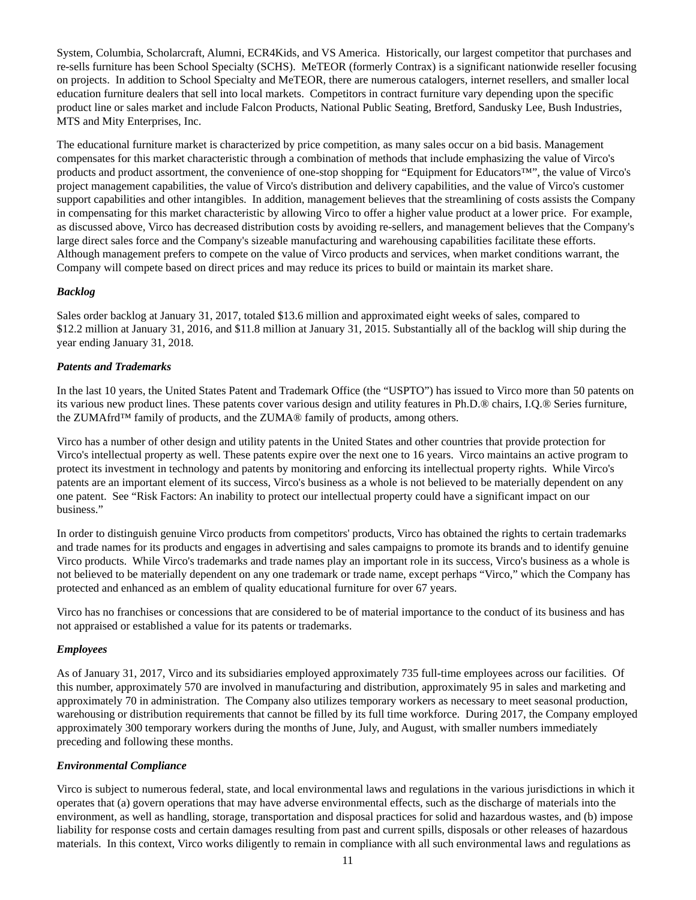System, Columbia, Scholarcraft, Alumni, ECR4Kids, and VS America.  Historically, our largest competitor that purchases and re-sells furniture has been School Specialty (SCHS).  MeTEOR (formerly Contrax) is a significant nationwide reseller focusing on projects.  In addition to School Specialty and MeTEOR, there are numerous catalogers, internet resellers, and smaller local education furniture dealers that sell into local markets.  Competitors in contract furniture vary depending upon the specific product line or sales market and include Falcon Products, National Public Seating, Bretford, Sandusky Lee, Bush Industries, MTS and Mity Enterprises, Inc.

The educational furniture market is characterized by price competition, as many sales occur on a bid basis. Management compensates for this market characteristic through a combination of methods that include emphasizing the value of Virco's products and product assortment, the convenience of one-stop shopping for "Equipment for Educators™", the value of Virco's project management capabilities, the value of Virco's distribution and delivery capabilities, and the value of Virco's customer support capabilities and other intangibles.  In addition, management believes that the streamlining of costs assists the Company in compensating for this market characteristic by allowing Virco to offer a higher value product at a lower price.  For example, as discussed above, Virco has decreased distribution costs by avoiding re-sellers, and management believes that the Company's large direct sales force and the Company's sizeable manufacturing and warehousing capabilities facilitate these efforts. Although management prefers to compete on the value of Virco products and services, when market conditions warrant, the Company will compete based on direct prices and may reduce its prices to build or maintain its market share.

***Backlog***

Sales order backlog at January 31, 2017, totaled $13.6 million and approximated eight weeks of sales, compared to $12.2 million at January 31, 2016, and $11.8 million at January 31, 2015. Substantially all of the backlog will ship during the year ending January 31, 2018.

***Patents and Trademarks***

In the last 10 years, the United States Patent and Trademark Office (the "USPTO") has issued to Virco more than 50 patents on its various new product lines. These patents cover various design and utility features in Ph.D.® chairs, I.Q.® Series furniture, the ZUMAfrd™ family of products, and the ZUMA® family of products, among others.

Virco has a number of other design and utility patents in the United States and other countries that provide protection for Virco's intellectual property as well. These patents expire over the next one to 16 years.  Virco maintains an active program to protect its investment in technology and patents by monitoring and enforcing its intellectual property rights.  While Virco's patents are an important element of its success, Virco's business as a whole is not believed to be materially dependent on any one patent.  See "Risk Factors: An inability to protect our intellectual property could have a significant impact on our business."

In order to distinguish genuine Virco products from competitors' products, Virco has obtained the rights to certain trademarks and trade names for its products and engages in advertising and sales campaigns to promote its brands and to identify genuine Virco products.  While Virco's trademarks and trade names play an important role in its success, Virco's business as a whole is not believed to be materially dependent on any one trademark or trade name, except perhaps "Virco," which the Company has protected and enhanced as an emblem of quality educational furniture for over 67 years.

Virco has no franchises or concessions that are considered to be of material importance to the conduct of its business and has not appraised or established a value for its patents or trademarks.

***Employees***

As of January 31, 2017, Virco and its subsidiaries employed approximately 735 full-time employees across our facilities.  Of this number, approximately 570 are involved in manufacturing and distribution, approximately 95 in sales and marketing and approximately 70 in administration.  The Company also utilizes temporary workers as necessary to meet seasonal production, warehousing or distribution requirements that cannot be filled by its full time workforce.  During 2017, the Company employed approximately 300 temporary workers during the months of June, July, and August, with smaller numbers immediately preceding and following these months.

***Environmental Compliance***

Virco is subject to numerous federal, state, and local environmental laws and regulations in the various jurisdictions in which it operates that (a) govern operations that may have adverse environmental effects, such as the discharge of materials into the environment, as well as handling, storage, transportation and disposal practices for solid and hazardous wastes, and (b) impose liability for response costs and certain damages resulting from past and current spills, disposals or other releases of hazardous materials.  In this context, Virco works diligently to remain in compliance with all such environmental laws and regulations as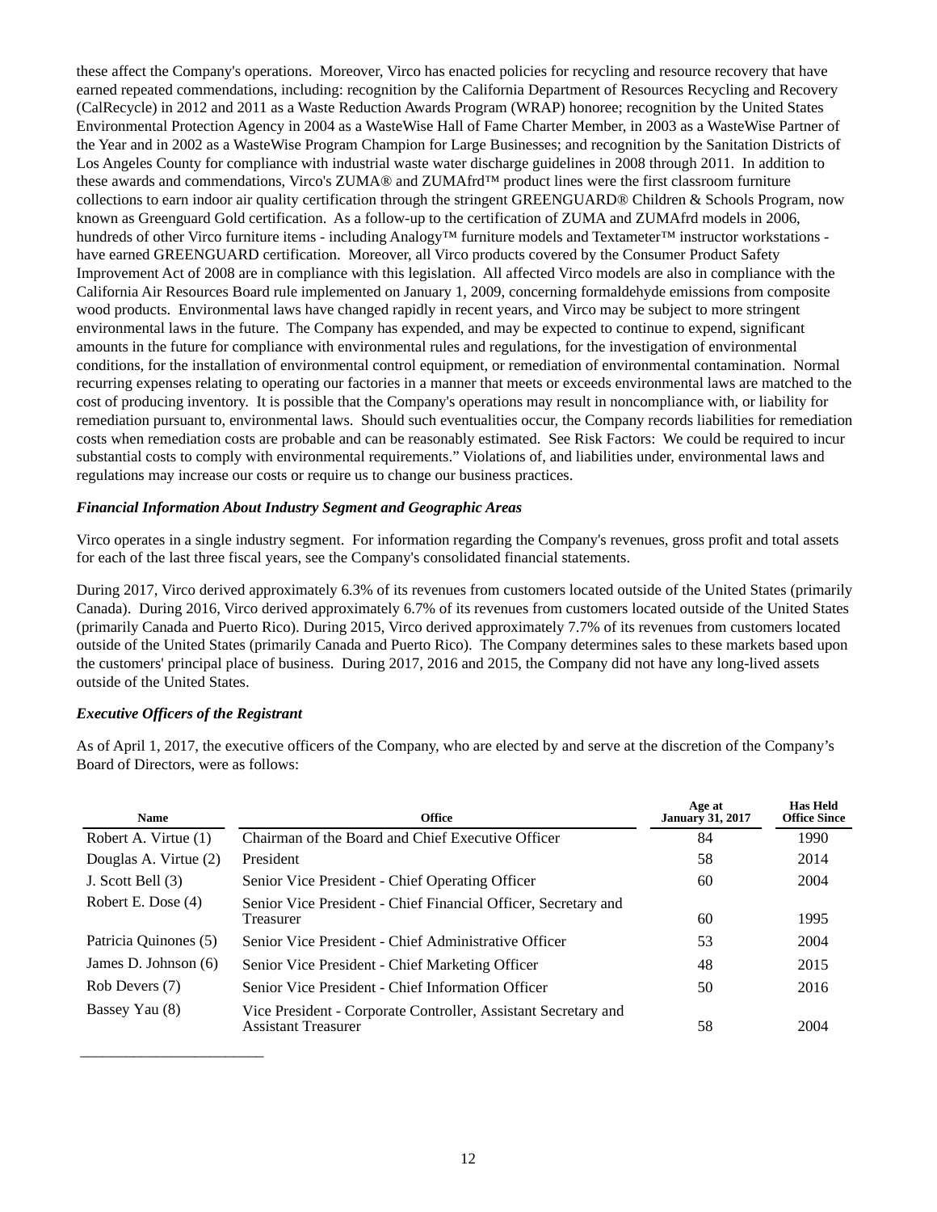these affect the Company's operations.  Moreover, Virco has enacted policies for recycling and resource recovery that have earned repeated commendations, including: recognition by the California Department of Resources Recycling and Recovery (CalRecycle) in 2012 and 2011 as a Waste Reduction Awards Program (WRAP) honoree; recognition by the United States Environmental Protection Agency in 2004 as a WasteWise Hall of Fame Charter Member, in 2003 as a WasteWise Partner of the Year and in 2002 as a WasteWise Program Champion for Large Businesses; and recognition by the Sanitation Districts of Los Angeles County for compliance with industrial waste water discharge guidelines in 2008 through 2011.  In addition to these awards and commendations, Virco's ZUMA® and ZUMAfrd™ product lines were the first classroom furniture collections to earn indoor air quality certification through the stringent GREENGUARD® Children & Schools Program, now known as Greenguard Gold certification.  As a follow-up to the certification of ZUMA and ZUMAfrd models in 2006, hundreds of other Virco furniture items - including Analogy™ furniture models and Textameter™ instructor workstations - have earned GREENGUARD certification.  Moreover, all Virco products covered by the Consumer Product Safety Improvement Act of 2008 are in compliance with this legislation.  All affected Virco models are also in compliance with the California Air Resources Board rule implemented on January 1, 2009, concerning formaldehyde emissions from composite wood products.  Environmental laws have changed rapidly in recent years, and Virco may be subject to more stringent environmental laws in the future.  The Company has expended, and may be expected to continue to expend, significant amounts in the future for compliance with environmental rules and regulations, for the investigation of environmental conditions, for the installation of environmental control equipment, or remediation of environmental contamination.  Normal recurring expenses relating to operating our factories in a manner that meets or exceeds environmental laws are matched to the cost of producing inventory.  It is possible that the Company's operations may result in noncompliance with, or liability for remediation pursuant to, environmental laws.  Should such eventualities occur, the Company records liabilities for remediation costs when remediation costs are probable and can be reasonably estimated.  See Risk Factors:  We could be required to incur substantial costs to comply with environmental requirements." Violations of, and liabilities under, environmental laws and regulations may increase our costs or require us to change our business practices.

***Financial Information About Industry Segment and Geographic Areas***

Virco operates in a single industry segment.  For information regarding the Company's revenues, gross profit and total assets for each of the last three fiscal years, see the Company's consolidated financial statements.

During 2017, Virco derived approximately 6.3% of its revenues from customers located outside of the United States (primarily Canada).  During 2016, Virco derived approximately 6.7% of its revenues from customers located outside of the United States (primarily Canada and Puerto Rico). During 2015, Virco derived approximately 7.7% of its revenues from customers located outside of the United States (primarily Canada and Puerto Rico).  The Company determines sales to these markets based upon the customers' principal place of business.  During 2017, 2016 and 2015, the Company did not have any long-lived assets outside of the United States.

***Executive Officers of the Registrant***

As of April 1, 2017, the executive officers of the Company, who are elected by and serve at the discretion of the Company's Board of Directors, were as follows:

| Name | Office | Age at January 31, 2017 | Has Held Office Since |
|---|---|---|---|
| Robert A. Virtue (1) | Chairman of the Board and Chief Executive Officer | 84 | 1990 |
| Douglas A. Virtue (2) | President | 58 | 2014 |
| J. Scott Bell (3) | Senior Vice President - Chief Operating Officer | 60 | 2004 |
| Robert E. Dose (4) | Senior Vice President - Chief Financial Officer, Secretary and Treasurer | 60 | 1995 |
| Patricia Quinones (5) | Senior Vice President - Chief Administrative Officer | 53 | 2004 |
| James D. Johnson (6) | Senior Vice President - Chief Marketing Officer | 48 | 2015 |
| Rob Devers (7) | Senior Vice President - Chief Information Officer | 50 | 2016 |
| Bassey Yau (8) | Vice President - Corporate Controller, Assistant Secretary and Assistant Treasurer | 58 | 2004 |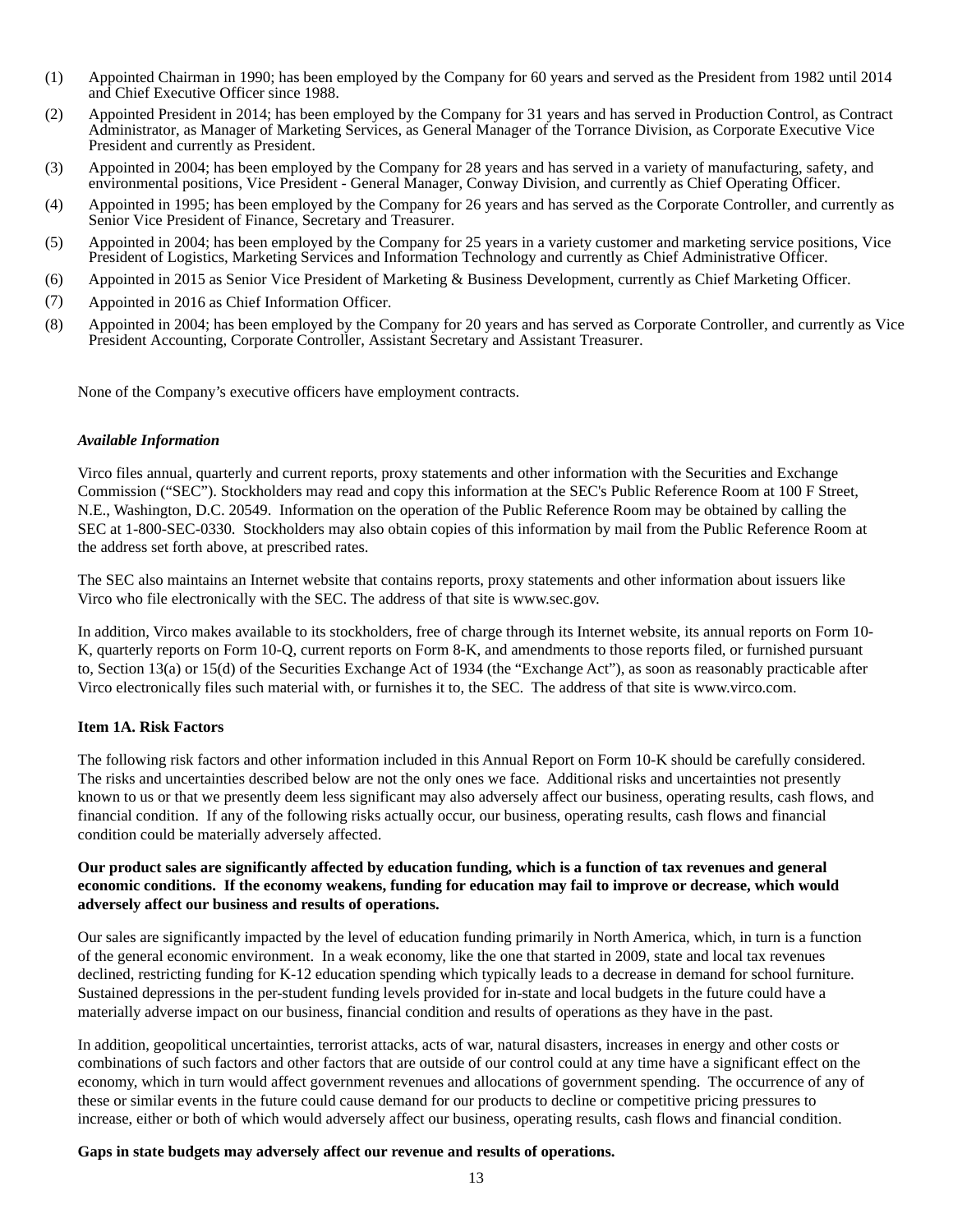(1) Appointed Chairman in 1990; has been employed by the Company for 60 years and served as the President from 1982 until 2014 and Chief Executive Officer since 1988.

(2) Appointed President in 2014; has been employed by the Company for 31 years and has served in Production Control, as Contract Administrator, as Manager of Marketing Services, as General Manager of the Torrance Division, as Corporate Executive Vice President and currently as President.

(3) Appointed in 2004; has been employed by the Company for 28 years and has served in a variety of manufacturing, safety, and environmental positions, Vice President - General Manager, Conway Division, and currently as Chief Operating Officer.

(4) Appointed in 1995; has been employed by the Company for 26 years and has served as the Corporate Controller, and currently as Senior Vice President of Finance, Secretary and Treasurer.

(5) Appointed in 2004; has been employed by the Company for 25 years in a variety customer and marketing service positions, Vice President of Logistics, Marketing Services and Information Technology and currently as Chief Administrative Officer.

(6) Appointed in 2015 as Senior Vice President of Marketing & Business Development, currently as Chief Marketing Officer.

(7) Appointed in 2016 as Chief Information Officer.

(8) Appointed in 2004; has been employed by the Company for 20 years and has served as Corporate Controller, and currently as Vice President Accounting, Corporate Controller, Assistant Secretary and Assistant Treasurer.

None of the Company's executive officers have employment contracts.

***Available Information***

Virco files annual, quarterly and current reports, proxy statements and other information with the Securities and Exchange Commission ("SEC"). Stockholders may read and copy this information at the SEC's Public Reference Room at 100 F Street, N.E., Washington, D.C. 20549. Information on the operation of the Public Reference Room may be obtained by calling the SEC at 1-800-SEC-0330. Stockholders may also obtain copies of this information by mail from the Public Reference Room at the address set forth above, at prescribed rates.

The SEC also maintains an Internet website that contains reports, proxy statements and other information about issuers like Virco who file electronically with the SEC. The address of that site is www.sec.gov.

In addition, Virco makes available to its stockholders, free of charge through its Internet website, its annual reports on Form 10-K, quarterly reports on Form 10-Q, current reports on Form 8-K, and amendments to those reports filed, or furnished pursuant to, Section 13(a) or 15(d) of the Securities Exchange Act of 1934 (the "Exchange Act"), as soon as reasonably practicable after Virco electronically files such material with, or furnishes it to, the SEC. The address of that site is www.virco.com.

**Item 1A. Risk Factors**

The following risk factors and other information included in this Annual Report on Form 10-K should be carefully considered. The risks and uncertainties described below are not the only ones we face. Additional risks and uncertainties not presently known to us or that we presently deem less significant may also adversely affect our business, operating results, cash flows, and financial condition. If any of the following risks actually occur, our business, operating results, cash flows and financial condition could be materially adversely affected.

**Our product sales are significantly affected by education funding, which is a function of tax revenues and general economic conditions. If the economy weakens, funding for education may fail to improve or decrease, which would adversely affect our business and results of operations.**

Our sales are significantly impacted by the level of education funding primarily in North America, which, in turn is a function of the general economic environment. In a weak economy, like the one that started in 2009, state and local tax revenues declined, restricting funding for K-12 education spending which typically leads to a decrease in demand for school furniture. Sustained depressions in the per-student funding levels provided for in-state and local budgets in the future could have a materially adverse impact on our business, financial condition and results of operations as they have in the past.

In addition, geopolitical uncertainties, terrorist attacks, acts of war, natural disasters, increases in energy and other costs or combinations of such factors and other factors that are outside of our control could at any time have a significant effect on the economy, which in turn would affect government revenues and allocations of government spending. The occurrence of any of these or similar events in the future could cause demand for our products to decline or competitive pricing pressures to increase, either or both of which would adversely affect our business, operating results, cash flows and financial condition.

**Gaps in state budgets may adversely affect our revenue and results of operations.**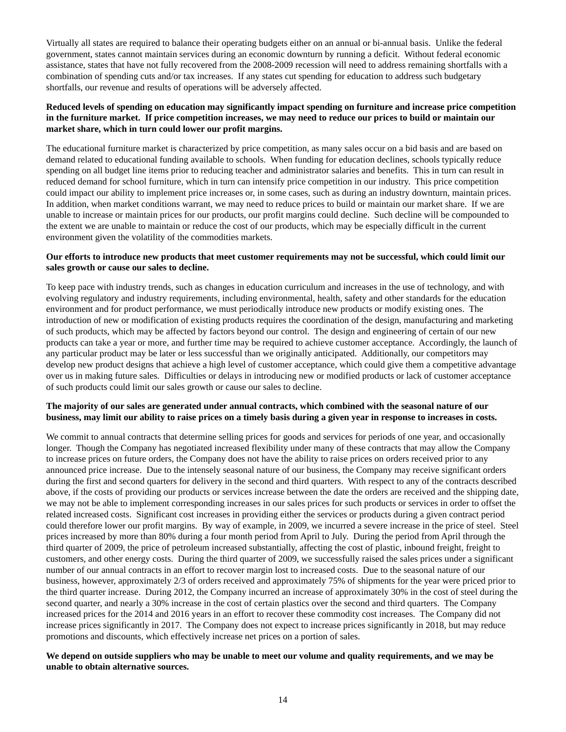Virtually all states are required to balance their operating budgets either on an annual or bi-annual basis. Unlike the federal government, states cannot maintain services during an economic downturn by running a deficit. Without federal economic assistance, states that have not fully recovered from the 2008-2009 recession will need to address remaining shortfalls with a combination of spending cuts and/or tax increases. If any states cut spending for education to address such budgetary shortfalls, our revenue and results of operations will be adversely affected.

**Reduced levels of spending on education may significantly impact spending on furniture and increase price competition in the furniture market. If price competition increases, we may need to reduce our prices to build or maintain our market share, which in turn could lower our profit margins.**

The educational furniture market is characterized by price competition, as many sales occur on a bid basis and are based on demand related to educational funding available to schools. When funding for education declines, schools typically reduce spending on all budget line items prior to reducing teacher and administrator salaries and benefits. This in turn can result in reduced demand for school furniture, which in turn can intensify price competition in our industry. This price competition could impact our ability to implement price increases or, in some cases, such as during an industry downturn, maintain prices. In addition, when market conditions warrant, we may need to reduce prices to build or maintain our market share. If we are unable to increase or maintain prices for our products, our profit margins could decline. Such decline will be compounded to the extent we are unable to maintain or reduce the cost of our products, which may be especially difficult in the current environment given the volatility of the commodities markets.

**Our efforts to introduce new products that meet customer requirements may not be successful, which could limit our sales growth or cause our sales to decline.**

To keep pace with industry trends, such as changes in education curriculum and increases in the use of technology, and with evolving regulatory and industry requirements, including environmental, health, safety and other standards for the education environment and for product performance, we must periodically introduce new products or modify existing ones. The introduction of new or modification of existing products requires the coordination of the design, manufacturing and marketing of such products, which may be affected by factors beyond our control. The design and engineering of certain of our new products can take a year or more, and further time may be required to achieve customer acceptance. Accordingly, the launch of any particular product may be later or less successful than we originally anticipated. Additionally, our competitors may develop new product designs that achieve a high level of customer acceptance, which could give them a competitive advantage over us in making future sales. Difficulties or delays in introducing new or modified products or lack of customer acceptance of such products could limit our sales growth or cause our sales to decline.

**The majority of our sales are generated under annual contracts, which combined with the seasonal nature of our business, may limit our ability to raise prices on a timely basis during a given year in response to increases in costs.**

We commit to annual contracts that determine selling prices for goods and services for periods of one year, and occasionally longer. Though the Company has negotiated increased flexibility under many of these contracts that may allow the Company to increase prices on future orders, the Company does not have the ability to raise prices on orders received prior to any announced price increase. Due to the intensely seasonal nature of our business, the Company may receive significant orders during the first and second quarters for delivery in the second and third quarters. With respect to any of the contracts described above, if the costs of providing our products or services increase between the date the orders are received and the shipping date, we may not be able to implement corresponding increases in our sales prices for such products or services in order to offset the related increased costs. Significant cost increases in providing either the services or products during a given contract period could therefore lower our profit margins. By way of example, in 2009, we incurred a severe increase in the price of steel. Steel prices increased by more than 80% during a four month period from April to July. During the period from April through the third quarter of 2009, the price of petroleum increased substantially, affecting the cost of plastic, inbound freight, freight to customers, and other energy costs. During the third quarter of 2009, we successfully raised the sales prices under a significant number of our annual contracts in an effort to recover margin lost to increased costs. Due to the seasonal nature of our business, however, approximately 2/3 of orders received and approximately 75% of shipments for the year were priced prior to the third quarter increase. During 2012, the Company incurred an increase of approximately 30% in the cost of steel during the second quarter, and nearly a 30% increase in the cost of certain plastics over the second and third quarters. The Company increased prices for the 2014 and 2016 years in an effort to recover these commodity cost increases. The Company did not increase prices significantly in 2017. The Company does not expect to increase prices significantly in 2018, but may reduce promotions and discounts, which effectively increase net prices on a portion of sales.

**We depend on outside suppliers who may be unable to meet our volume and quality requirements, and we may be unable to obtain alternative sources.**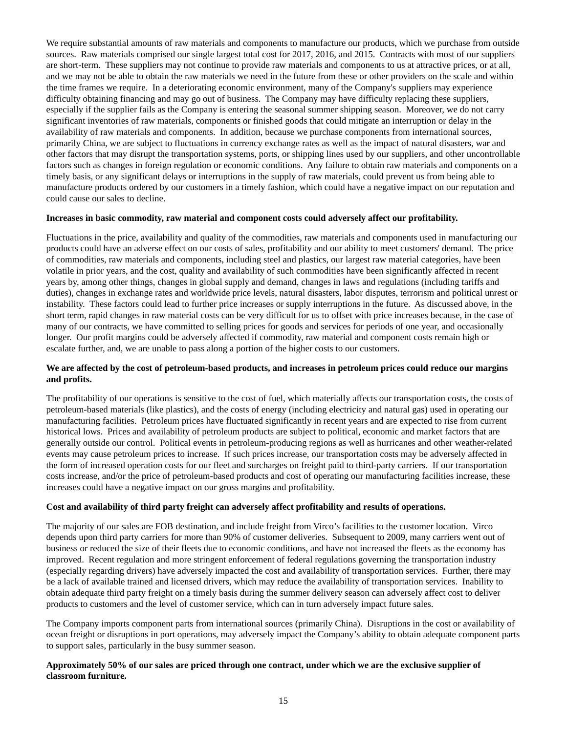We require substantial amounts of raw materials and components to manufacture our products, which we purchase from outside sources. Raw materials comprised our single largest total cost for 2017, 2016, and 2015. Contracts with most of our suppliers are short-term. These suppliers may not continue to provide raw materials and components to us at attractive prices, or at all, and we may not be able to obtain the raw materials we need in the future from these or other providers on the scale and within the time frames we require. In a deteriorating economic environment, many of the Company's suppliers may experience difficulty obtaining financing and may go out of business. The Company may have difficulty replacing these suppliers, especially if the supplier fails as the Company is entering the seasonal summer shipping season. Moreover, we do not carry significant inventories of raw materials, components or finished goods that could mitigate an interruption or delay in the availability of raw materials and components. In addition, because we purchase components from international sources, primarily China, we are subject to fluctuations in currency exchange rates as well as the impact of natural disasters, war and other factors that may disrupt the transportation systems, ports, or shipping lines used by our suppliers, and other uncontrollable factors such as changes in foreign regulation or economic conditions. Any failure to obtain raw materials and components on a timely basis, or any significant delays or interruptions in the supply of raw materials, could prevent us from being able to manufacture products ordered by our customers in a timely fashion, which could have a negative impact on our reputation and could cause our sales to decline.

**Increases in basic commodity, raw material and component costs could adversely affect our profitability.**

Fluctuations in the price, availability and quality of the commodities, raw materials and components used in manufacturing our products could have an adverse effect on our costs of sales, profitability and our ability to meet customers' demand. The price of commodities, raw materials and components, including steel and plastics, our largest raw material categories, have been volatile in prior years, and the cost, quality and availability of such commodities have been significantly affected in recent years by, among other things, changes in global supply and demand, changes in laws and regulations (including tariffs and duties), changes in exchange rates and worldwide price levels, natural disasters, labor disputes, terrorism and political unrest or instability. These factors could lead to further price increases or supply interruptions in the future. As discussed above, in the short term, rapid changes in raw material costs can be very difficult for us to offset with price increases because, in the case of many of our contracts, we have committed to selling prices for goods and services for periods of one year, and occasionally longer. Our profit margins could be adversely affected if commodity, raw material and component costs remain high or escalate further, and, we are unable to pass along a portion of the higher costs to our customers.

**We are affected by the cost of petroleum-based products, and increases in petroleum prices could reduce our margins and profits.**

The profitability of our operations is sensitive to the cost of fuel, which materially affects our transportation costs, the costs of petroleum-based materials (like plastics), and the costs of energy (including electricity and natural gas) used in operating our manufacturing facilities. Petroleum prices have fluctuated significantly in recent years and are expected to rise from current historical lows. Prices and availability of petroleum products are subject to political, economic and market factors that are generally outside our control. Political events in petroleum-producing regions as well as hurricanes and other weather-related events may cause petroleum prices to increase. If such prices increase, our transportation costs may be adversely affected in the form of increased operation costs for our fleet and surcharges on freight paid to third-party carriers. If our transportation costs increase, and/or the price of petroleum-based products and cost of operating our manufacturing facilities increase, these increases could have a negative impact on our gross margins and profitability.

**Cost and availability of third party freight can adversely affect profitability and results of operations.**

The majority of our sales are FOB destination, and include freight from Virco's facilities to the customer location. Virco depends upon third party carriers for more than 90% of customer deliveries. Subsequent to 2009, many carriers went out of business or reduced the size of their fleets due to economic conditions, and have not increased the fleets as the economy has improved. Recent regulation and more stringent enforcement of federal regulations governing the transportation industry (especially regarding drivers) have adversely impacted the cost and availability of transportation services. Further, there may be a lack of available trained and licensed drivers, which may reduce the availability of transportation services. Inability to obtain adequate third party freight on a timely basis during the summer delivery season can adversely affect cost to deliver products to customers and the level of customer service, which can in turn adversely impact future sales.

The Company imports component parts from international sources (primarily China). Disruptions in the cost or availability of ocean freight or disruptions in port operations, may adversely impact the Company's ability to obtain adequate component parts to support sales, particularly in the busy summer season.

**Approximately 50% of our sales are priced through one contract, under which we are the exclusive supplier of classroom furniture.**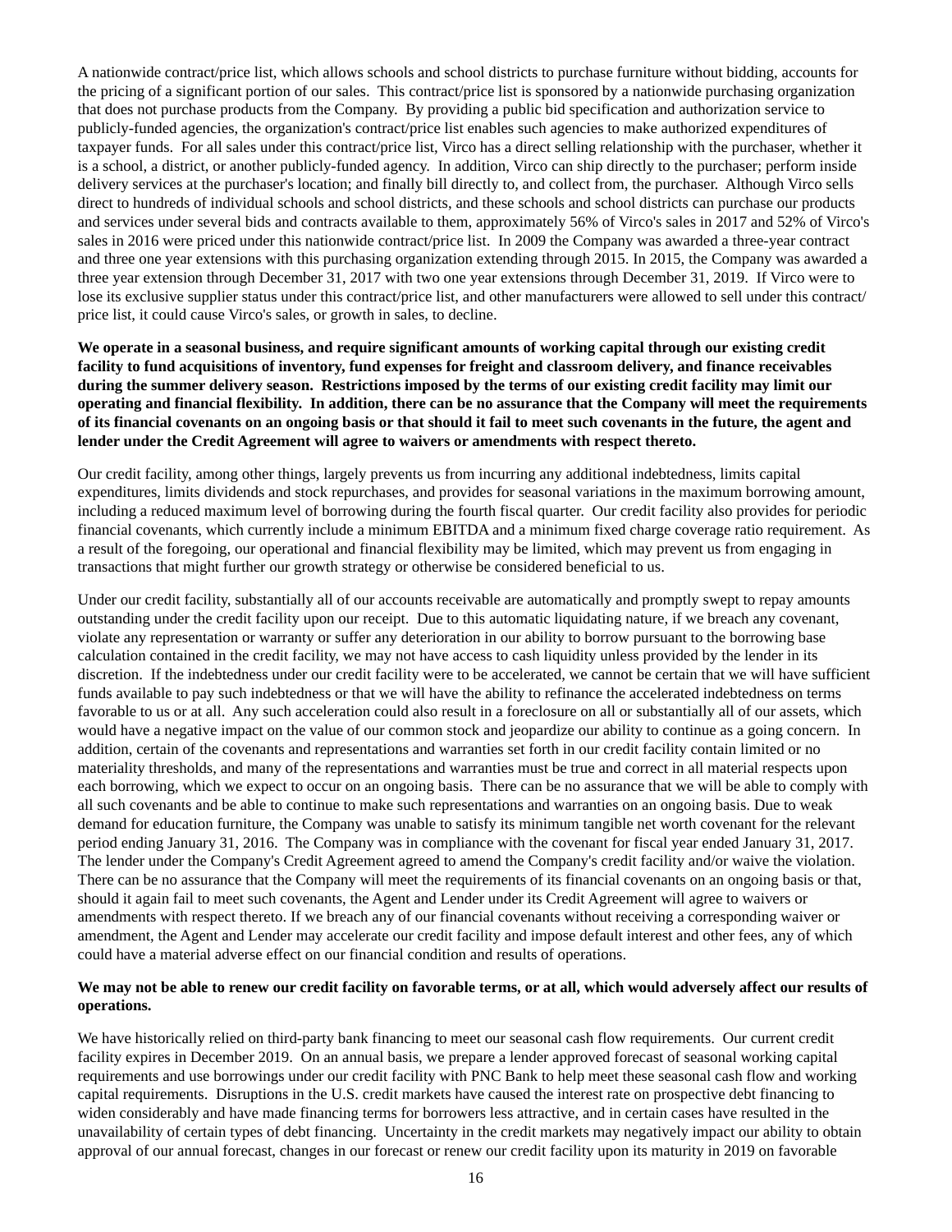A nationwide contract/price list, which allows schools and school districts to purchase furniture without bidding, accounts for the pricing of a significant portion of our sales. This contract/price list is sponsored by a nationwide purchasing organization that does not purchase products from the Company. By providing a public bid specification and authorization service to publicly-funded agencies, the organization's contract/price list enables such agencies to make authorized expenditures of taxpayer funds. For all sales under this contract/price list, Virco has a direct selling relationship with the purchaser, whether it is a school, a district, or another publicly-funded agency. In addition, Virco can ship directly to the purchaser; perform inside delivery services at the purchaser's location; and finally bill directly to, and collect from, the purchaser. Although Virco sells direct to hundreds of individual schools and school districts, and these schools and school districts can purchase our products and services under several bids and contracts available to them, approximately 56% of Virco's sales in 2017 and 52% of Virco's sales in 2016 were priced under this nationwide contract/price list. In 2009 the Company was awarded a three-year contract and three one year extensions with this purchasing organization extending through 2015. In 2015, the Company was awarded a three year extension through December 31, 2017 with two one year extensions through December 31, 2019. If Virco were to lose its exclusive supplier status under this contract/price list, and other manufacturers were allowed to sell under this contract/ price list, it could cause Virco's sales, or growth in sales, to decline.

**We operate in a seasonal business, and require significant amounts of working capital through our existing credit facility to fund acquisitions of inventory, fund expenses for freight and classroom delivery, and finance receivables during the summer delivery season. Restrictions imposed by the terms of our existing credit facility may limit our operating and financial flexibility. In addition, there can be no assurance that the Company will meet the requirements of its financial covenants on an ongoing basis or that should it fail to meet such covenants in the future, the agent and lender under the Credit Agreement will agree to waivers or amendments with respect thereto.**

Our credit facility, among other things, largely prevents us from incurring any additional indebtedness, limits capital expenditures, limits dividends and stock repurchases, and provides for seasonal variations in the maximum borrowing amount, including a reduced maximum level of borrowing during the fourth fiscal quarter. Our credit facility also provides for periodic financial covenants, which currently include a minimum EBITDA and a minimum fixed charge coverage ratio requirement. As a result of the foregoing, our operational and financial flexibility may be limited, which may prevent us from engaging in transactions that might further our growth strategy or otherwise be considered beneficial to us.

Under our credit facility, substantially all of our accounts receivable are automatically and promptly swept to repay amounts outstanding under the credit facility upon our receipt. Due to this automatic liquidating nature, if we breach any covenant, violate any representation or warranty or suffer any deterioration in our ability to borrow pursuant to the borrowing base calculation contained in the credit facility, we may not have access to cash liquidity unless provided by the lender in its discretion. If the indebtedness under our credit facility were to be accelerated, we cannot be certain that we will have sufficient funds available to pay such indebtedness or that we will have the ability to refinance the accelerated indebtedness on terms favorable to us or at all. Any such acceleration could also result in a foreclosure on all or substantially all of our assets, which would have a negative impact on the value of our common stock and jeopardize our ability to continue as a going concern. In addition, certain of the covenants and representations and warranties set forth in our credit facility contain limited or no materiality thresholds, and many of the representations and warranties must be true and correct in all material respects upon each borrowing, which we expect to occur on an ongoing basis. There can be no assurance that we will be able to comply with all such covenants and be able to continue to make such representations and warranties on an ongoing basis. Due to weak demand for education furniture, the Company was unable to satisfy its minimum tangible net worth covenant for the relevant period ending January 31, 2016. The Company was in compliance with the covenant for fiscal year ended January 31, 2017. The lender under the Company's Credit Agreement agreed to amend the Company's credit facility and/or waive the violation. There can be no assurance that the Company will meet the requirements of its financial covenants on an ongoing basis or that, should it again fail to meet such covenants, the Agent and Lender under its Credit Agreement will agree to waivers or amendments with respect thereto. If we breach any of our financial covenants without receiving a corresponding waiver or amendment, the Agent and Lender may accelerate our credit facility and impose default interest and other fees, any of which could have a material adverse effect on our financial condition and results of operations.

**We may not be able to renew our credit facility on favorable terms, or at all, which would adversely affect our results of operations.**

We have historically relied on third-party bank financing to meet our seasonal cash flow requirements. Our current credit facility expires in December 2019. On an annual basis, we prepare a lender approved forecast of seasonal working capital requirements and use borrowings under our credit facility with PNC Bank to help meet these seasonal cash flow and working capital requirements. Disruptions in the U.S. credit markets have caused the interest rate on prospective debt financing to widen considerably and have made financing terms for borrowers less attractive, and in certain cases have resulted in the unavailability of certain types of debt financing. Uncertainty in the credit markets may negatively impact our ability to obtain approval of our annual forecast, changes in our forecast or renew our credit facility upon its maturity in 2019 on favorable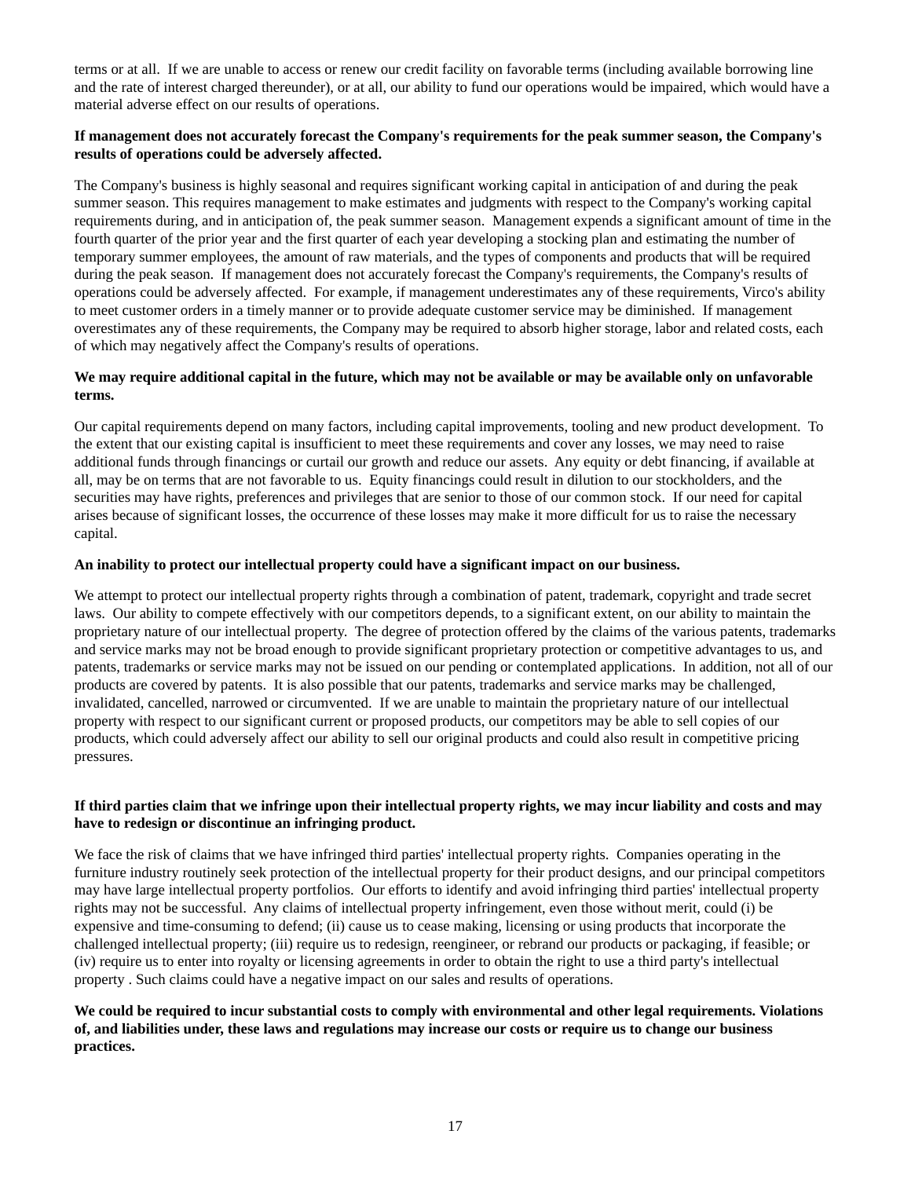terms or at all. If we are unable to access or renew our credit facility on favorable terms (including available borrowing line and the rate of interest charged thereunder), or at all, our ability to fund our operations would be impaired, which would have a material adverse effect on our results of operations.

**If management does not accurately forecast the Company's requirements for the peak summer season, the Company's results of operations could be adversely affected.**

The Company's business is highly seasonal and requires significant working capital in anticipation of and during the peak summer season. This requires management to make estimates and judgments with respect to the Company's working capital requirements during, and in anticipation of, the peak summer season. Management expends a significant amount of time in the fourth quarter of the prior year and the first quarter of each year developing a stocking plan and estimating the number of temporary summer employees, the amount of raw materials, and the types of components and products that will be required during the peak season. If management does not accurately forecast the Company's requirements, the Company's results of operations could be adversely affected. For example, if management underestimates any of these requirements, Virco's ability to meet customer orders in a timely manner or to provide adequate customer service may be diminished. If management overestimates any of these requirements, the Company may be required to absorb higher storage, labor and related costs, each of which may negatively affect the Company's results of operations.

**We may require additional capital in the future, which may not be available or may be available only on unfavorable terms.**

Our capital requirements depend on many factors, including capital improvements, tooling and new product development. To the extent that our existing capital is insufficient to meet these requirements and cover any losses, we may need to raise additional funds through financings or curtail our growth and reduce our assets. Any equity or debt financing, if available at all, may be on terms that are not favorable to us. Equity financings could result in dilution to our stockholders, and the securities may have rights, preferences and privileges that are senior to those of our common stock. If our need for capital arises because of significant losses, the occurrence of these losses may make it more difficult for us to raise the necessary capital.

**An inability to protect our intellectual property could have a significant impact on our business.**

We attempt to protect our intellectual property rights through a combination of patent, trademark, copyright and trade secret laws. Our ability to compete effectively with our competitors depends, to a significant extent, on our ability to maintain the proprietary nature of our intellectual property. The degree of protection offered by the claims of the various patents, trademarks and service marks may not be broad enough to provide significant proprietary protection or competitive advantages to us, and patents, trademarks or service marks may not be issued on our pending or contemplated applications. In addition, not all of our products are covered by patents. It is also possible that our patents, trademarks and service marks may be challenged, invalidated, cancelled, narrowed or circumvented. If we are unable to maintain the proprietary nature of our intellectual property with respect to our significant current or proposed products, our competitors may be able to sell copies of our products, which could adversely affect our ability to sell our original products and could also result in competitive pricing pressures.

**If third parties claim that we infringe upon their intellectual property rights, we may incur liability and costs and may have to redesign or discontinue an infringing product.**

We face the risk of claims that we have infringed third parties' intellectual property rights. Companies operating in the furniture industry routinely seek protection of the intellectual property for their product designs, and our principal competitors may have large intellectual property portfolios. Our efforts to identify and avoid infringing third parties' intellectual property rights may not be successful. Any claims of intellectual property infringement, even those without merit, could (i) be expensive and time-consuming to defend; (ii) cause us to cease making, licensing or using products that incorporate the challenged intellectual property; (iii) require us to redesign, reengineer, or rebrand our products or packaging, if feasible; or (iv) require us to enter into royalty or licensing agreements in order to obtain the right to use a third party's intellectual property . Such claims could have a negative impact on our sales and results of operations.

**We could be required to incur substantial costs to comply with environmental and other legal requirements. Violations of, and liabilities under, these laws and regulations may increase our costs or require us to change our business practices.**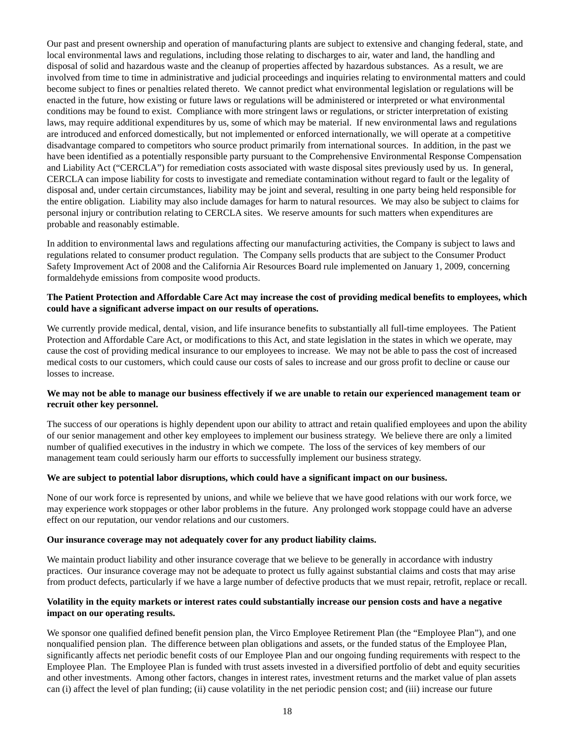Our past and present ownership and operation of manufacturing plants are subject to extensive and changing federal, state, and local environmental laws and regulations, including those relating to discharges to air, water and land, the handling and disposal of solid and hazardous waste and the cleanup of properties affected by hazardous substances. As a result, we are involved from time to time in administrative and judicial proceedings and inquiries relating to environmental matters and could become subject to fines or penalties related thereto. We cannot predict what environmental legislation or regulations will be enacted in the future, how existing or future laws or regulations will be administered or interpreted or what environmental conditions may be found to exist. Compliance with more stringent laws or regulations, or stricter interpretation of existing laws, may require additional expenditures by us, some of which may be material. If new environmental laws and regulations are introduced and enforced domestically, but not implemented or enforced internationally, we will operate at a competitive disadvantage compared to competitors who source product primarily from international sources. In addition, in the past we have been identified as a potentially responsible party pursuant to the Comprehensive Environmental Response Compensation and Liability Act ("CERCLA") for remediation costs associated with waste disposal sites previously used by us. In general, CERCLA can impose liability for costs to investigate and remediate contamination without regard to fault or the legality of disposal and, under certain circumstances, liability may be joint and several, resulting in one party being held responsible for the entire obligation. Liability may also include damages for harm to natural resources. We may also be subject to claims for personal injury or contribution relating to CERCLA sites. We reserve amounts for such matters when expenditures are probable and reasonably estimable.

In addition to environmental laws and regulations affecting our manufacturing activities, the Company is subject to laws and regulations related to consumer product regulation. The Company sells products that are subject to the Consumer Product Safety Improvement Act of 2008 and the California Air Resources Board rule implemented on January 1, 2009, concerning formaldehyde emissions from composite wood products.

**The Patient Protection and Affordable Care Act may increase the cost of providing medical benefits to employees, which could have a significant adverse impact on our results of operations.**

We currently provide medical, dental, vision, and life insurance benefits to substantially all full-time employees. The Patient Protection and Affordable Care Act, or modifications to this Act, and state legislation in the states in which we operate, may cause the cost of providing medical insurance to our employees to increase. We may not be able to pass the cost of increased medical costs to our customers, which could cause our costs of sales to increase and our gross profit to decline or cause our losses to increase.

**We may not be able to manage our business effectively if we are unable to retain our experienced management team or recruit other key personnel.**

The success of our operations is highly dependent upon our ability to attract and retain qualified employees and upon the ability of our senior management and other key employees to implement our business strategy. We believe there are only a limited number of qualified executives in the industry in which we compete. The loss of the services of key members of our management team could seriously harm our efforts to successfully implement our business strategy.

**We are subject to potential labor disruptions, which could have a significant impact on our business.**

None of our work force is represented by unions, and while we believe that we have good relations with our work force, we may experience work stoppages or other labor problems in the future. Any prolonged work stoppage could have an adverse effect on our reputation, our vendor relations and our customers.

**Our insurance coverage may not adequately cover for any product liability claims.**

We maintain product liability and other insurance coverage that we believe to be generally in accordance with industry practices. Our insurance coverage may not be adequate to protect us fully against substantial claims and costs that may arise from product defects, particularly if we have a large number of defective products that we must repair, retrofit, replace or recall.

**Volatility in the equity markets or interest rates could substantially increase our pension costs and have a negative impact on our operating results.**

We sponsor one qualified defined benefit pension plan, the Virco Employee Retirement Plan (the "Employee Plan"), and one nonqualified pension plan. The difference between plan obligations and assets, or the funded status of the Employee Plan, significantly affects net periodic benefit costs of our Employee Plan and our ongoing funding requirements with respect to the Employee Plan. The Employee Plan is funded with trust assets invested in a diversified portfolio of debt and equity securities and other investments. Among other factors, changes in interest rates, investment returns and the market value of plan assets can (i) affect the level of plan funding; (ii) cause volatility in the net periodic pension cost; and (iii) increase our future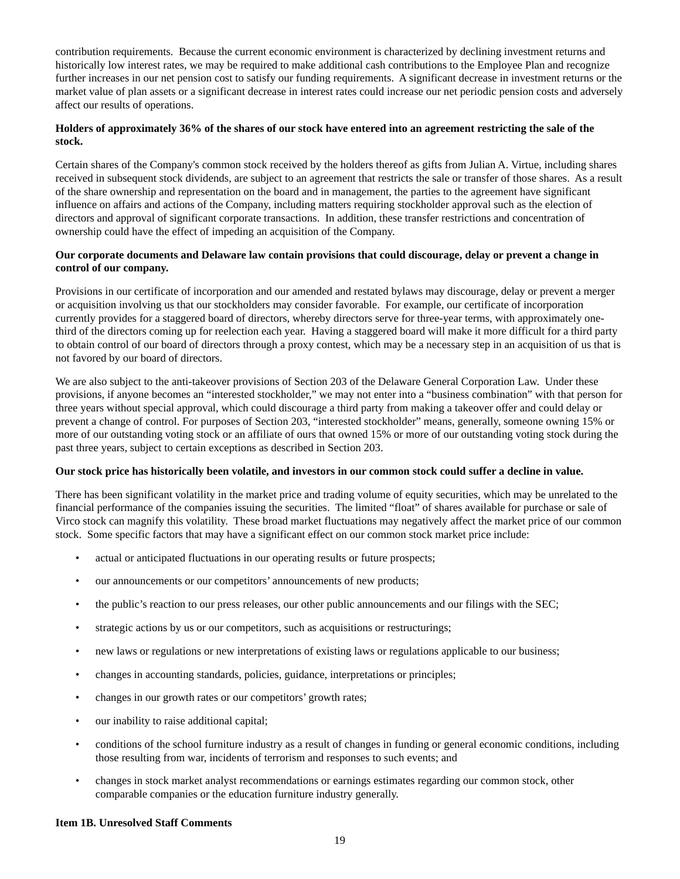contribution requirements. Because the current economic environment is characterized by declining investment returns and historically low interest rates, we may be required to make additional cash contributions to the Employee Plan and recognize further increases in our net pension cost to satisfy our funding requirements. A significant decrease in investment returns or the market value of plan assets or a significant decrease in interest rates could increase our net periodic pension costs and adversely affect our results of operations.

**Holders of approximately 36% of the shares of our stock have entered into an agreement restricting the sale of the stock.**

Certain shares of the Company's common stock received by the holders thereof as gifts from Julian A. Virtue, including shares received in subsequent stock dividends, are subject to an agreement that restricts the sale or transfer of those shares. As a result of the share ownership and representation on the board and in management, the parties to the agreement have significant influence on affairs and actions of the Company, including matters requiring stockholder approval such as the election of directors and approval of significant corporate transactions. In addition, these transfer restrictions and concentration of ownership could have the effect of impeding an acquisition of the Company.

**Our corporate documents and Delaware law contain provisions that could discourage, delay or prevent a change in control of our company.**

Provisions in our certificate of incorporation and our amended and restated bylaws may discourage, delay or prevent a merger or acquisition involving us that our stockholders may consider favorable. For example, our certificate of incorporation currently provides for a staggered board of directors, whereby directors serve for three-year terms, with approximately one-third of the directors coming up for reelection each year. Having a staggered board will make it more difficult for a third party to obtain control of our board of directors through a proxy contest, which may be a necessary step in an acquisition of us that is not favored by our board of directors.

We are also subject to the anti-takeover provisions of Section 203 of the Delaware General Corporation Law. Under these provisions, if anyone becomes an "interested stockholder," we may not enter into a "business combination" with that person for three years without special approval, which could discourage a third party from making a takeover offer and could delay or prevent a change of control. For purposes of Section 203, "interested stockholder" means, generally, someone owning 15% or more of our outstanding voting stock or an affiliate of ours that owned 15% or more of our outstanding voting stock during the past three years, subject to certain exceptions as described in Section 203.

**Our stock price has historically been volatile, and investors in our common stock could suffer a decline in value.**

There has been significant volatility in the market price and trading volume of equity securities, which may be unrelated to the financial performance of the companies issuing the securities. The limited "float" of shares available for purchase or sale of Virco stock can magnify this volatility. These broad market fluctuations may negatively affect the market price of our common stock. Some specific factors that may have a significant effect on our common stock market price include:

- actual or anticipated fluctuations in our operating results or future prospects;
- our announcements or our competitors' announcements of new products;
- the public's reaction to our press releases, our other public announcements and our filings with the SEC;
- strategic actions by us or our competitors, such as acquisitions or restructurings;
- new laws or regulations or new interpretations of existing laws or regulations applicable to our business;
- changes in accounting standards, policies, guidance, interpretations or principles;
- changes in our growth rates or our competitors' growth rates;
- our inability to raise additional capital;
- conditions of the school furniture industry as a result of changes in funding or general economic conditions, including those resulting from war, incidents of terrorism and responses to such events; and
- changes in stock market analyst recommendations or earnings estimates regarding our common stock, other comparable companies or the education furniture industry generally.

**Item 1B. Unresolved Staff Comments**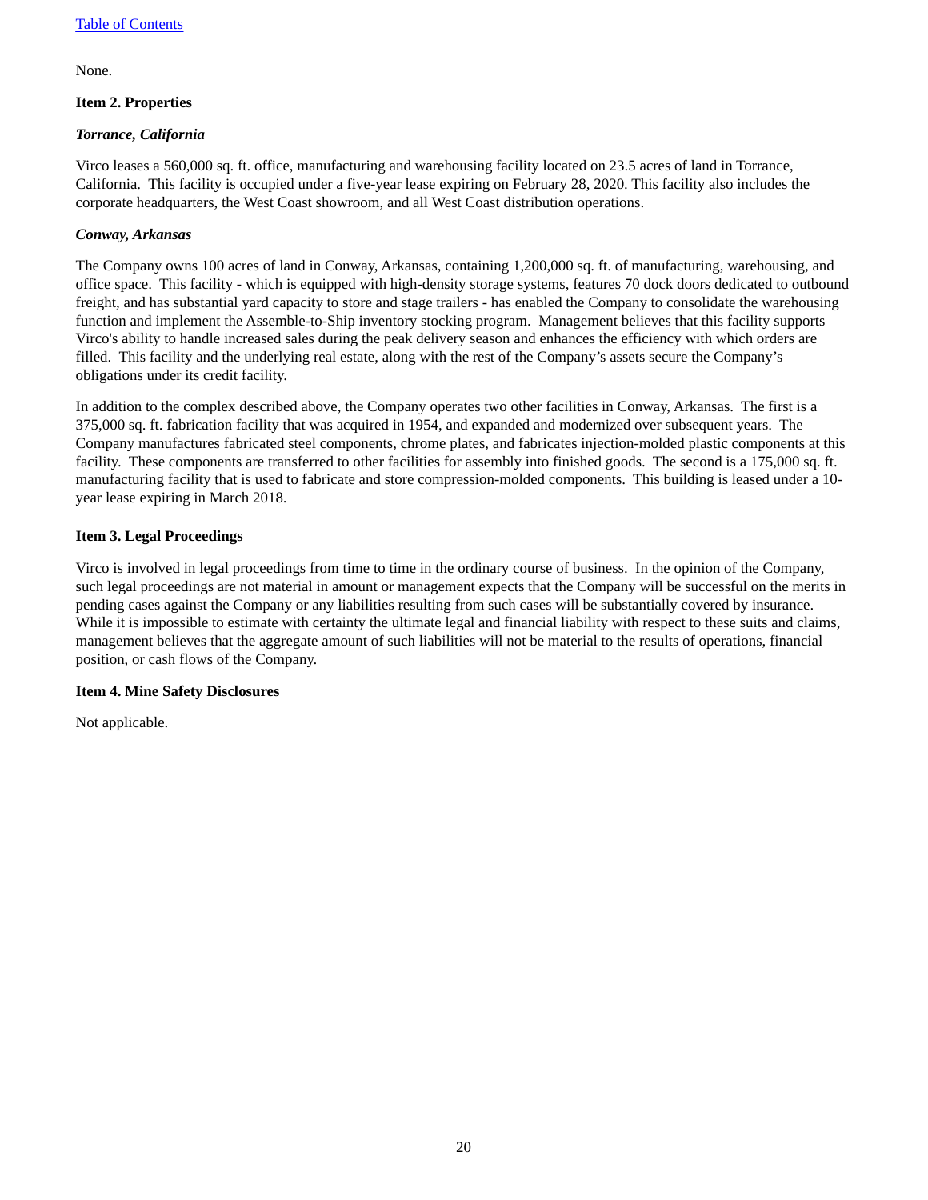None.

**Item 2. Properties**

***Torrance, California***

Virco leases a 560,000 sq. ft. office, manufacturing and warehousing facility located on 23.5 acres of land in Torrance, California. This facility is occupied under a five-year lease expiring on February 28, 2020. This facility also includes the corporate headquarters, the West Coast showroom, and all West Coast distribution operations.

***Conway, Arkansas***

The Company owns 100 acres of land in Conway, Arkansas, containing 1,200,000 sq. ft. of manufacturing, warehousing, and office space. This facility - which is equipped with high-density storage systems, features 70 dock doors dedicated to outbound freight, and has substantial yard capacity to store and stage trailers - has enabled the Company to consolidate the warehousing function and implement the Assemble-to-Ship inventory stocking program. Management believes that this facility supports Virco's ability to handle increased sales during the peak delivery season and enhances the efficiency with which orders are filled. This facility and the underlying real estate, along with the rest of the Company's assets secure the Company's obligations under its credit facility.

In addition to the complex described above, the Company operates two other facilities in Conway, Arkansas. The first is a 375,000 sq. ft. fabrication facility that was acquired in 1954, and expanded and modernized over subsequent years. The Company manufactures fabricated steel components, chrome plates, and fabricates injection-molded plastic components at this facility. These components are transferred to other facilities for assembly into finished goods. The second is a 175,000 sq. ft. manufacturing facility that is used to fabricate and store compression-molded components. This building is leased under a 10-year lease expiring in March 2018.

**Item 3. Legal Proceedings**

Virco is involved in legal proceedings from time to time in the ordinary course of business. In the opinion of the Company, such legal proceedings are not material in amount or management expects that the Company will be successful on the merits in pending cases against the Company or any liabilities resulting from such cases will be substantially covered by insurance. While it is impossible to estimate with certainty the ultimate legal and financial liability with respect to these suits and claims, management believes that the aggregate amount of such liabilities will not be material to the results of operations, financial position, or cash flows of the Company.

**Item 4. Mine Safety Disclosures**

Not applicable.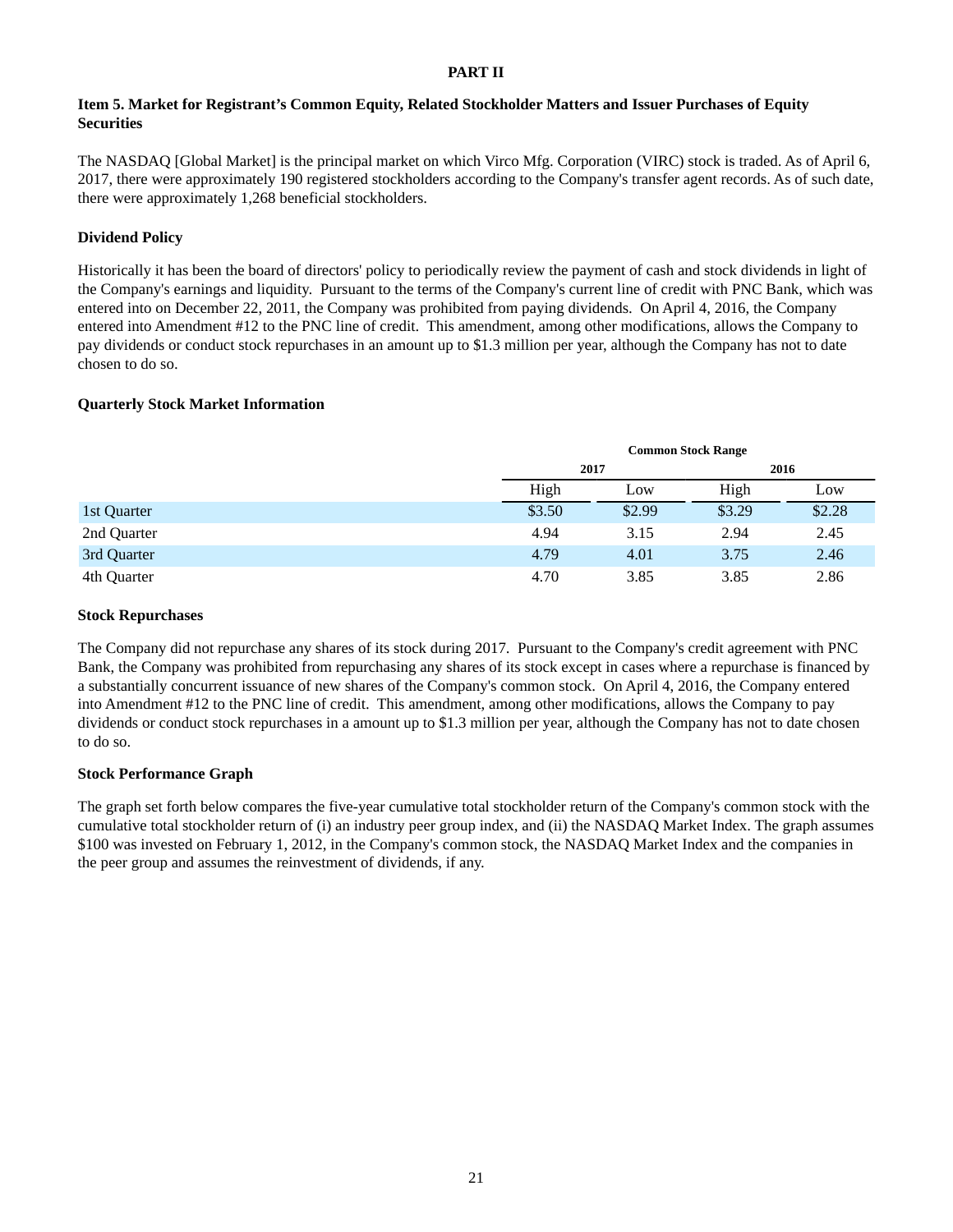## PART II

### Item 5. Market for Registrant’s Common Equity, Related Stockholder Matters and Issuer Purchases of Equity Securities

The NASDAQ [Global Market] is the principal market on which Virco Mfg. Corporation (VIRC) stock is traded. As of April 6, 2017, there were approximately 190 registered stockholders according to the Company's transfer agent records. As of such date, there were approximately 1,268 beneficial stockholders.

**Dividend Policy**

Historically it has been the board of directors' policy to periodically review the payment of cash and stock dividends in light of the Company's earnings and liquidity. Pursuant to the terms of the Company's current line of credit with PNC Bank, which was entered into on December 22, 2011, the Company was prohibited from paying dividends. On April 4, 2016, the Company entered into Amendment #12 to the PNC line of credit. This amendment, among other modifications, allows the Company to pay dividends or conduct stock repurchases in an amount up to $1.3 million per year, although the Company has not to date chosen to do so.

**Quarterly Stock Market Information**

| | Common Stock Range | | | |
|---|---|---|---|---|
| | 2017 | | 2016 | |
| | High | Low | High | Low |
| 1st Quarter | $3.50 | $2.99 | $3.29 | $2.28 |
| 2nd Quarter | 4.94 | 3.15 | 2.94 | 2.45 |
| 3rd Quarter | 4.79 | 4.01 | 3.75 | 2.46 |
| 4th Quarter | 4.70 | 3.85 | 3.85 | 2.86 |

**Stock Repurchases**

The Company did not repurchase any shares of its stock during 2017. Pursuant to the Company's credit agreement with PNC Bank, the Company was prohibited from repurchasing any shares of its stock except in cases where a repurchase is financed by a substantially concurrent issuance of new shares of the Company's common stock. On April 4, 2016, the Company entered into Amendment #12 to the PNC line of credit. This amendment, among other modifications, allows the Company to pay dividends or conduct stock repurchases in a amount up to $1.3 million per year, although the Company has not to date chosen to do so.

**Stock Performance Graph**

The graph set forth below compares the five-year cumulative total stockholder return of the Company's common stock with the cumulative total stockholder return of (i) an industry peer group index, and (ii) the NASDAQ Market Index. The graph assumes $100 was invested on February 1, 2012, in the Company's common stock, the NASDAQ Market Index and the companies in the peer group and assumes the reinvestment of dividends, if any.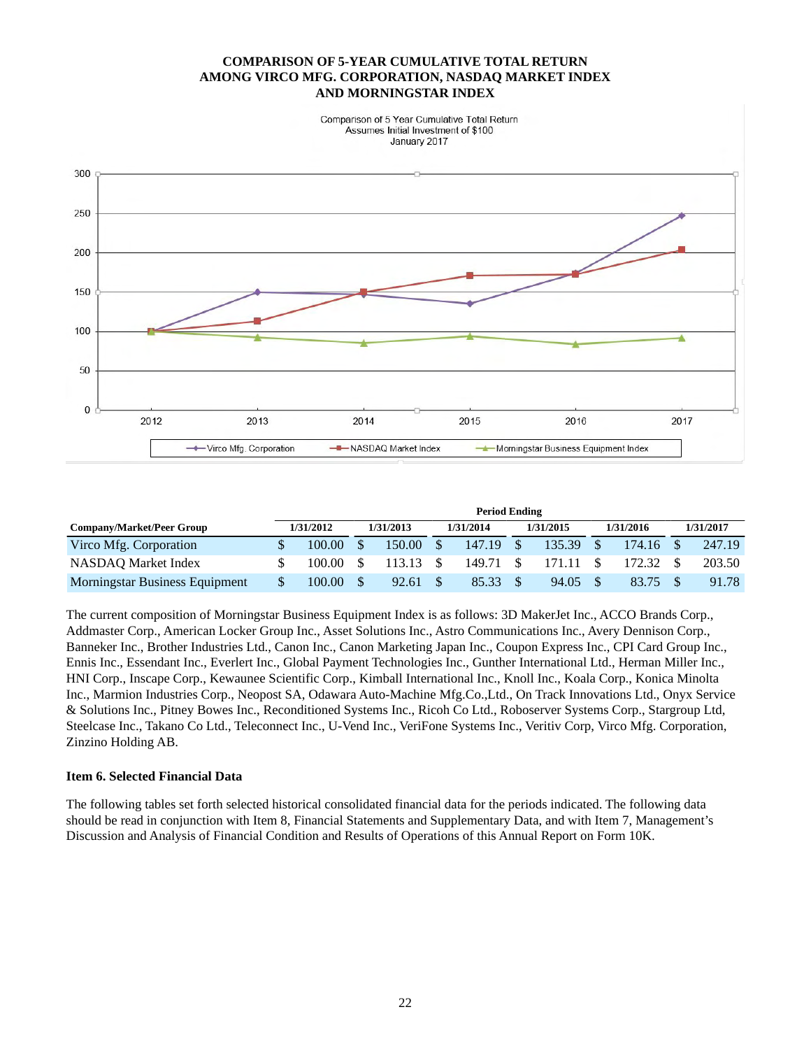**COMPARISON OF 5-YEAR CUMULATIVE TOTAL RETURN AMONG VIRCO MFG. CORPORATION, NASDAQ MARKET INDEX AND MORNINGSTAR INDEX**

| | Period Ending | | | | | |
|---|---|---|---|---|---|---|
| **Company/Market/Peer Group** | **1/31/2012** | **1/31/2013** | **1/31/2014** | **1/31/2015** | **1/31/2016** | **1/31/2017** |
| Virco Mfg. Corporation | $ 100.00 | $ 150.00 | $ 147.19 | $ 135.39 | $ 174.16 | $ 247.19 |
| NASDAQ Market Index | $ 100.00 | $ 113.13 | $ 149.71 | $ 171.11 | $ 172.32 | $ 203.50 |
| Morningstar Business Equipment | $ 100.00 | $ 92.61 | $ 85.33 | $ 94.05 | $ 83.75 | $ 91.78 |

The current composition of Morningstar Business Equipment Index is as follows: 3D MakerJet Inc., ACCO Brands Corp., Addmaster Corp., American Locker Group Inc., Asset Solutions Inc., Astro Communications Inc., Avery Dennison Corp., Banneker Inc., Brother Industries Ltd., Canon Inc., Canon Marketing Japan Inc., Coupon Express Inc., CPI Card Group Inc., Ennis Inc., Essendant Inc., Everlert Inc., Global Payment Technologies Inc., Gunther International Ltd., Herman Miller Inc., HNI Corp., Inscape Corp., Kewaunee Scientific Corp., Kimball International Inc., Knoll Inc., Koala Corp., Konica Minolta Inc., Marmion Industries Corp., Neopost SA, Odawara Auto-Machine Mfg.Co.,Ltd., On Track Innovations Ltd., Onyx Service & Solutions Inc., Pitney Bowes Inc., Reconditioned Systems Inc., Ricoh Co Ltd., Roboserver Systems Corp., Stargroup Ltd, Steelcase Inc., Takano Co Ltd., Teleconnect Inc., U-Vend Inc., VeriFone Systems Inc., Veritiv Corp, Virco Mfg. Corporation, Zinzino Holding AB.

### Item 6. Selected Financial Data

The following tables set forth selected historical consolidated financial data for the periods indicated. The following data should be read in conjunction with Item 8, Financial Statements and Supplementary Data, and with Item 7, Management's Discussion and Analysis of Financial Condition and Results of Operations of this Annual Report on Form 10K.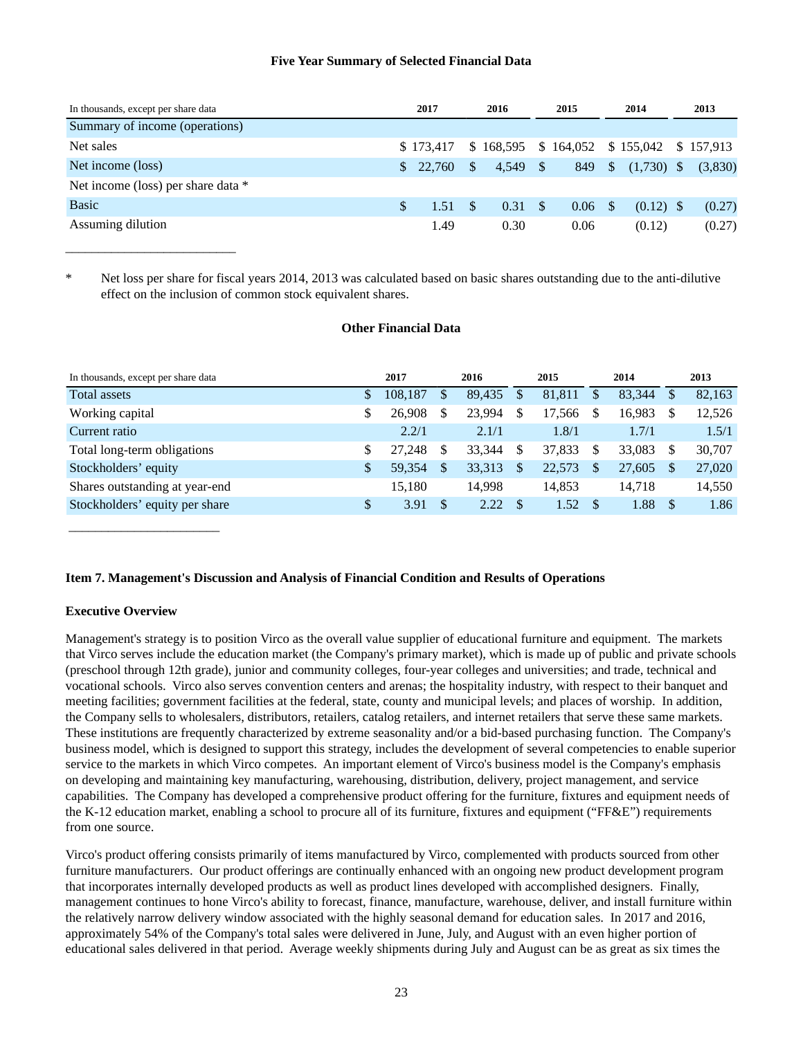## Five Year Summary of Selected Financial Data

| In thousands, except per share data | 2017 | 2016 | 2015 | 2014 | 2013 |
|---|---|---|---|---|---|
| Summary of income (operations) | | | | | |
| Net sales | $ 173,417 | $ 168,595 | $ 164,052 | $ 155,042 | $ 157,913 |
| Net income (loss) | $ 22,760 | $ 4,549 | $ 849 | $ (1,730) | $ (3,830) |
| Net income (loss) per share data * | | | | | |
| Basic | $ 1.51 | $ 0.31 | $ 0.06 | $ (0.12) | $ (0.27) |
| Assuming dilution | 1.49 | 0.30 | 0.06 | (0.12) | (0.27) |

\* Net loss per share for fiscal years 2014, 2013 was calculated based on basic shares outstanding due to the anti-dilutive effect on the inclusion of common stock equivalent shares.

## Other Financial Data

| In thousands, except per share data | 2017 | 2016 | 2015 | 2014 | 2013 |
|---|---|---|---|---|---|
| Total assets | $ 108,187 | $ 89,435 | $ 81,811 | $ 83,344 | $ 82,163 |
| Working capital | $ 26,908 | $ 23,994 | $ 17,566 | $ 16,983 | $ 12,526 |
| Current ratio | 2.2/1 | 2.1/1 | 1.8/1 | 1.7/1 | 1.5/1 |
| Total long-term obligations | $ 27,248 | $ 33,344 | $ 37,833 | $ 33,083 | $ 30,707 |
| Stockholders' equity | $ 59,354 | $ 33,313 | $ 22,573 | $ 27,605 | $ 27,020 |
| Shares outstanding at year-end | 15,180 | 14,998 | 14,853 | 14,718 | 14,550 |
| Stockholders' equity per share | $ 3.91 | $ 2.22 | $ 1.52 | $ 1.88 | $ 1.86 |

## Item 7. Management's Discussion and Analysis of Financial Condition and Results of Operations

### Executive Overview

Management's strategy is to position Virco as the overall value supplier of educational furniture and equipment. The markets that Virco serves include the education market (the Company's primary market), which is made up of public and private schools (preschool through 12th grade), junior and community colleges, four-year colleges and universities; and trade, technical and vocational schools. Virco also serves convention centers and arenas; the hospitality industry, with respect to their banquet and meeting facilities; government facilities at the federal, state, county and municipal levels; and places of worship. In addition, the Company sells to wholesalers, distributors, retailers, catalog retailers, and internet retailers that serve these same markets. These institutions are frequently characterized by extreme seasonality and/or a bid-based purchasing function. The Company's business model, which is designed to support this strategy, includes the development of several competencies to enable superior service to the markets in which Virco competes. An important element of Virco's business model is the Company's emphasis on developing and maintaining key manufacturing, warehousing, distribution, delivery, project management, and service capabilities. The Company has developed a comprehensive product offering for the furniture, fixtures and equipment needs of the K-12 education market, enabling a school to procure all of its furniture, fixtures and equipment ("FF&E") requirements from one source.

Virco's product offering consists primarily of items manufactured by Virco, complemented with products sourced from other furniture manufacturers. Our product offerings are continually enhanced with an ongoing new product development program that incorporates internally developed products as well as product lines developed with accomplished designers. Finally, management continues to hone Virco's ability to forecast, finance, manufacture, warehouse, deliver, and install furniture within the relatively narrow delivery window associated with the highly seasonal demand for education sales. In 2017 and 2016, approximately 54% of the Company's total sales were delivered in June, July, and August with an even higher portion of educational sales delivered in that period. Average weekly shipments during July and August can be as great as six times the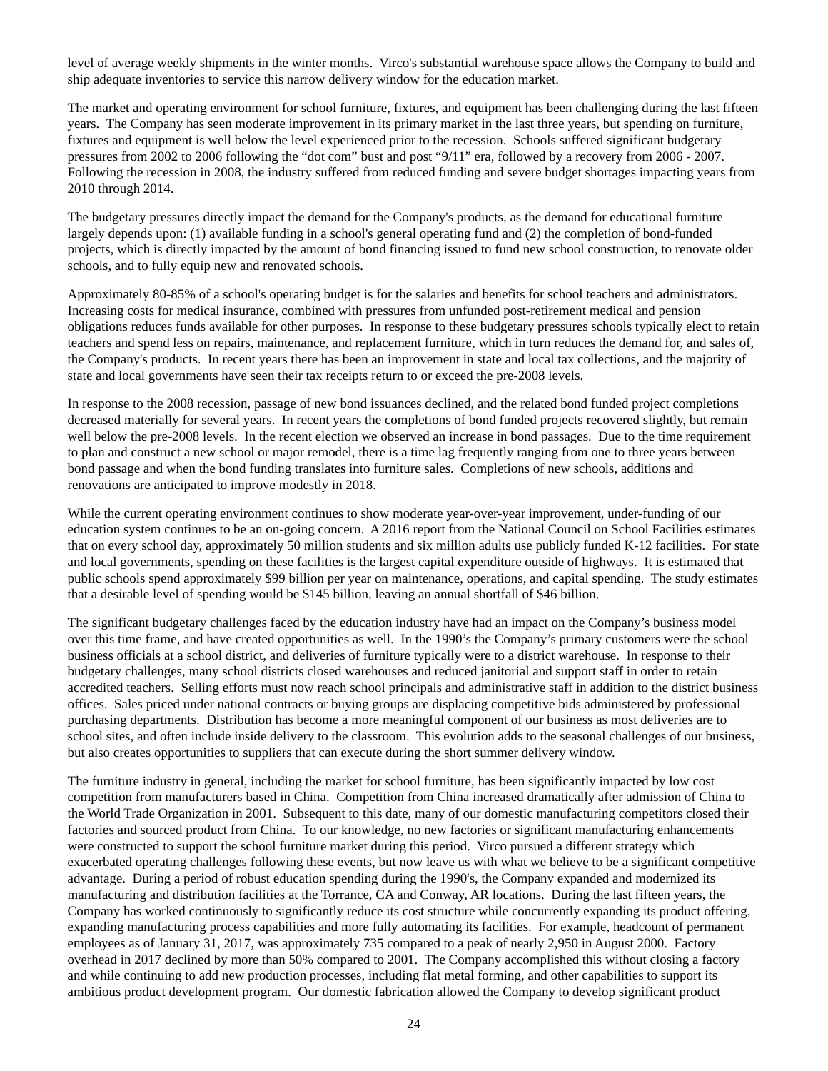level of average weekly shipments in the winter months. Virco's substantial warehouse space allows the Company to build and ship adequate inventories to service this narrow delivery window for the education market.

The market and operating environment for school furniture, fixtures, and equipment has been challenging during the last fifteen years. The Company has seen moderate improvement in its primary market in the last three years, but spending on furniture, fixtures and equipment is well below the level experienced prior to the recession. Schools suffered significant budgetary pressures from 2002 to 2006 following the "dot com" bust and post "9/11" era, followed by a recovery from 2006 - 2007. Following the recession in 2008, the industry suffered from reduced funding and severe budget shortages impacting years from 2010 through 2014.

The budgetary pressures directly impact the demand for the Company's products, as the demand for educational furniture largely depends upon: (1) available funding in a school's general operating fund and (2) the completion of bond-funded projects, which is directly impacted by the amount of bond financing issued to fund new school construction, to renovate older schools, and to fully equip new and renovated schools.

Approximately 80-85% of a school's operating budget is for the salaries and benefits for school teachers and administrators. Increasing costs for medical insurance, combined with pressures from unfunded post-retirement medical and pension obligations reduces funds available for other purposes. In response to these budgetary pressures schools typically elect to retain teachers and spend less on repairs, maintenance, and replacement furniture, which in turn reduces the demand for, and sales of, the Company's products. In recent years there has been an improvement in state and local tax collections, and the majority of state and local governments have seen their tax receipts return to or exceed the pre-2008 levels.

In response to the 2008 recession, passage of new bond issuances declined, and the related bond funded project completions decreased materially for several years. In recent years the completions of bond funded projects recovered slightly, but remain well below the pre-2008 levels. In the recent election we observed an increase in bond passages. Due to the time requirement to plan and construct a new school or major remodel, there is a time lag frequently ranging from one to three years between bond passage and when the bond funding translates into furniture sales. Completions of new schools, additions and renovations are anticipated to improve modestly in 2018.

While the current operating environment continues to show moderate year-over-year improvement, under-funding of our education system continues to be an on-going concern. A 2016 report from the National Council on School Facilities estimates that on every school day, approximately 50 million students and six million adults use publicly funded K-12 facilities. For state and local governments, spending on these facilities is the largest capital expenditure outside of highways. It is estimated that public schools spend approximately $99 billion per year on maintenance, operations, and capital spending. The study estimates that a desirable level of spending would be $145 billion, leaving an annual shortfall of $46 billion.

The significant budgetary challenges faced by the education industry have had an impact on the Company's business model over this time frame, and have created opportunities as well. In the 1990's the Company's primary customers were the school business officials at a school district, and deliveries of furniture typically were to a district warehouse. In response to their budgetary challenges, many school districts closed warehouses and reduced janitorial and support staff in order to retain accredited teachers. Selling efforts must now reach school principals and administrative staff in addition to the district business offices. Sales priced under national contracts or buying groups are displacing competitive bids administered by professional purchasing departments. Distribution has become a more meaningful component of our business as most deliveries are to school sites, and often include inside delivery to the classroom. This evolution adds to the seasonal challenges of our business, but also creates opportunities to suppliers that can execute during the short summer delivery window.

The furniture industry in general, including the market for school furniture, has been significantly impacted by low cost competition from manufacturers based in China. Competition from China increased dramatically after admission of China to the World Trade Organization in 2001. Subsequent to this date, many of our domestic manufacturing competitors closed their factories and sourced product from China. To our knowledge, no new factories or significant manufacturing enhancements were constructed to support the school furniture market during this period. Virco pursued a different strategy which exacerbated operating challenges following these events, but now leave us with what we believe to be a significant competitive advantage. During a period of robust education spending during the 1990's, the Company expanded and modernized its manufacturing and distribution facilities at the Torrance, CA and Conway, AR locations. During the last fifteen years, the Company has worked continuously to significantly reduce its cost structure while concurrently expanding its product offering, expanding manufacturing process capabilities and more fully automating its facilities. For example, headcount of permanent employees as of January 31, 2017, was approximately 735 compared to a peak of nearly 2,950 in August 2000. Factory overhead in 2017 declined by more than 50% compared to 2001. The Company accomplished this without closing a factory and while continuing to add new production processes, including flat metal forming, and other capabilities to support its ambitious product development program. Our domestic fabrication allowed the Company to develop significant product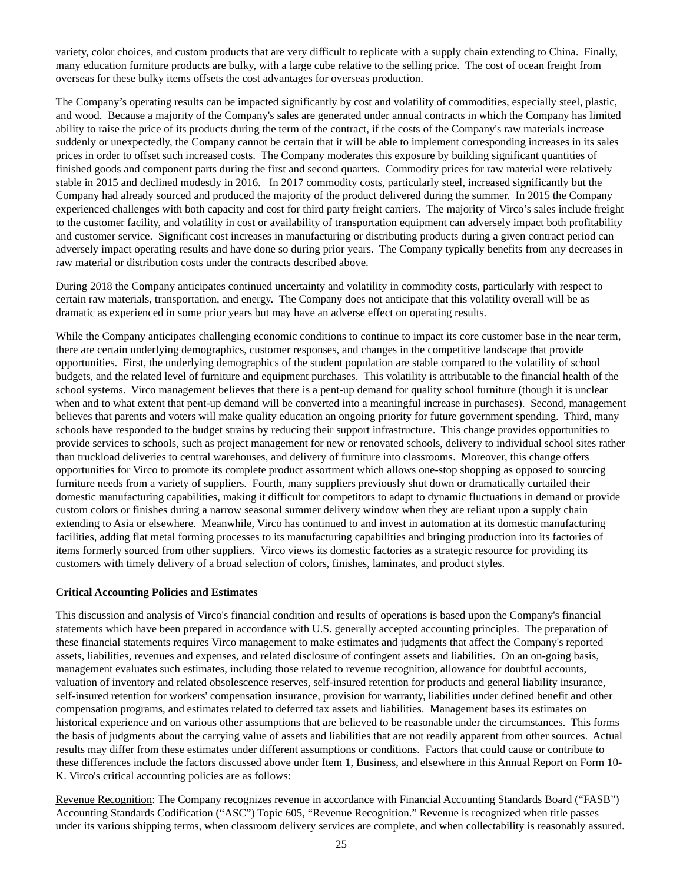variety, color choices, and custom products that are very difficult to replicate with a supply chain extending to China. Finally, many education furniture products are bulky, with a large cube relative to the selling price. The cost of ocean freight from overseas for these bulky items offsets the cost advantages for overseas production.

The Company's operating results can be impacted significantly by cost and volatility of commodities, especially steel, plastic, and wood. Because a majority of the Company's sales are generated under annual contracts in which the Company has limited ability to raise the price of its products during the term of the contract, if the costs of the Company's raw materials increase suddenly or unexpectedly, the Company cannot be certain that it will be able to implement corresponding increases in its sales prices in order to offset such increased costs. The Company moderates this exposure by building significant quantities of finished goods and component parts during the first and second quarters. Commodity prices for raw material were relatively stable in 2015 and declined modestly in 2016. In 2017 commodity costs, particularly steel, increased significantly but the Company had already sourced and produced the majority of the product delivered during the summer. In 2015 the Company experienced challenges with both capacity and cost for third party freight carriers. The majority of Virco's sales include freight to the customer facility, and volatility in cost or availability of transportation equipment can adversely impact both profitability and customer service. Significant cost increases in manufacturing or distributing products during a given contract period can adversely impact operating results and have done so during prior years. The Company typically benefits from any decreases in raw material or distribution costs under the contracts described above.

During 2018 the Company anticipates continued uncertainty and volatility in commodity costs, particularly with respect to certain raw materials, transportation, and energy. The Company does not anticipate that this volatility overall will be as dramatic as experienced in some prior years but may have an adverse effect on operating results.

While the Company anticipates challenging economic conditions to continue to impact its core customer base in the near term, there are certain underlying demographics, customer responses, and changes in the competitive landscape that provide opportunities. First, the underlying demographics of the student population are stable compared to the volatility of school budgets, and the related level of furniture and equipment purchases. This volatility is attributable to the financial health of the school systems. Virco management believes that there is a pent-up demand for quality school furniture (though it is unclear when and to what extent that pent-up demand will be converted into a meaningful increase in purchases). Second, management believes that parents and voters will make quality education an ongoing priority for future government spending. Third, many schools have responded to the budget strains by reducing their support infrastructure. This change provides opportunities to provide services to schools, such as project management for new or renovated schools, delivery to individual school sites rather than truckload deliveries to central warehouses, and delivery of furniture into classrooms. Moreover, this change offers opportunities for Virco to promote its complete product assortment which allows one-stop shopping as opposed to sourcing furniture needs from a variety of suppliers. Fourth, many suppliers previously shut down or dramatically curtailed their domestic manufacturing capabilities, making it difficult for competitors to adapt to dynamic fluctuations in demand or provide custom colors or finishes during a narrow seasonal summer delivery window when they are reliant upon a supply chain extending to Asia or elsewhere. Meanwhile, Virco has continued to and invest in automation at its domestic manufacturing facilities, adding flat metal forming processes to its manufacturing capabilities and bringing production into its factories of items formerly sourced from other suppliers. Virco views its domestic factories as a strategic resource for providing its customers with timely delivery of a broad selection of colors, finishes, laminates, and product styles.

**Critical Accounting Policies and Estimates**

This discussion and analysis of Virco's financial condition and results of operations is based upon the Company's financial statements which have been prepared in accordance with U.S. generally accepted accounting principles. The preparation of these financial statements requires Virco management to make estimates and judgments that affect the Company's reported assets, liabilities, revenues and expenses, and related disclosure of contingent assets and liabilities. On an on-going basis, management evaluates such estimates, including those related to revenue recognition, allowance for doubtful accounts, valuation of inventory and related obsolescence reserves, self-insured retention for products and general liability insurance, self-insured retention for workers' compensation insurance, provision for warranty, liabilities under defined benefit and other compensation programs, and estimates related to deferred tax assets and liabilities. Management bases its estimates on historical experience and on various other assumptions that are believed to be reasonable under the circumstances. This forms the basis of judgments about the carrying value of assets and liabilities that are not readily apparent from other sources. Actual results may differ from these estimates under different assumptions or conditions. Factors that could cause or contribute to these differences include the factors discussed above under Item 1, Business, and elsewhere in this Annual Report on Form 10-K. Virco's critical accounting policies are as follows:

Revenue Recognition: The Company recognizes revenue in accordance with Financial Accounting Standards Board ("FASB") Accounting Standards Codification ("ASC") Topic 605, "Revenue Recognition." Revenue is recognized when title passes under its various shipping terms, when classroom delivery services are complete, and when collectability is reasonably assured.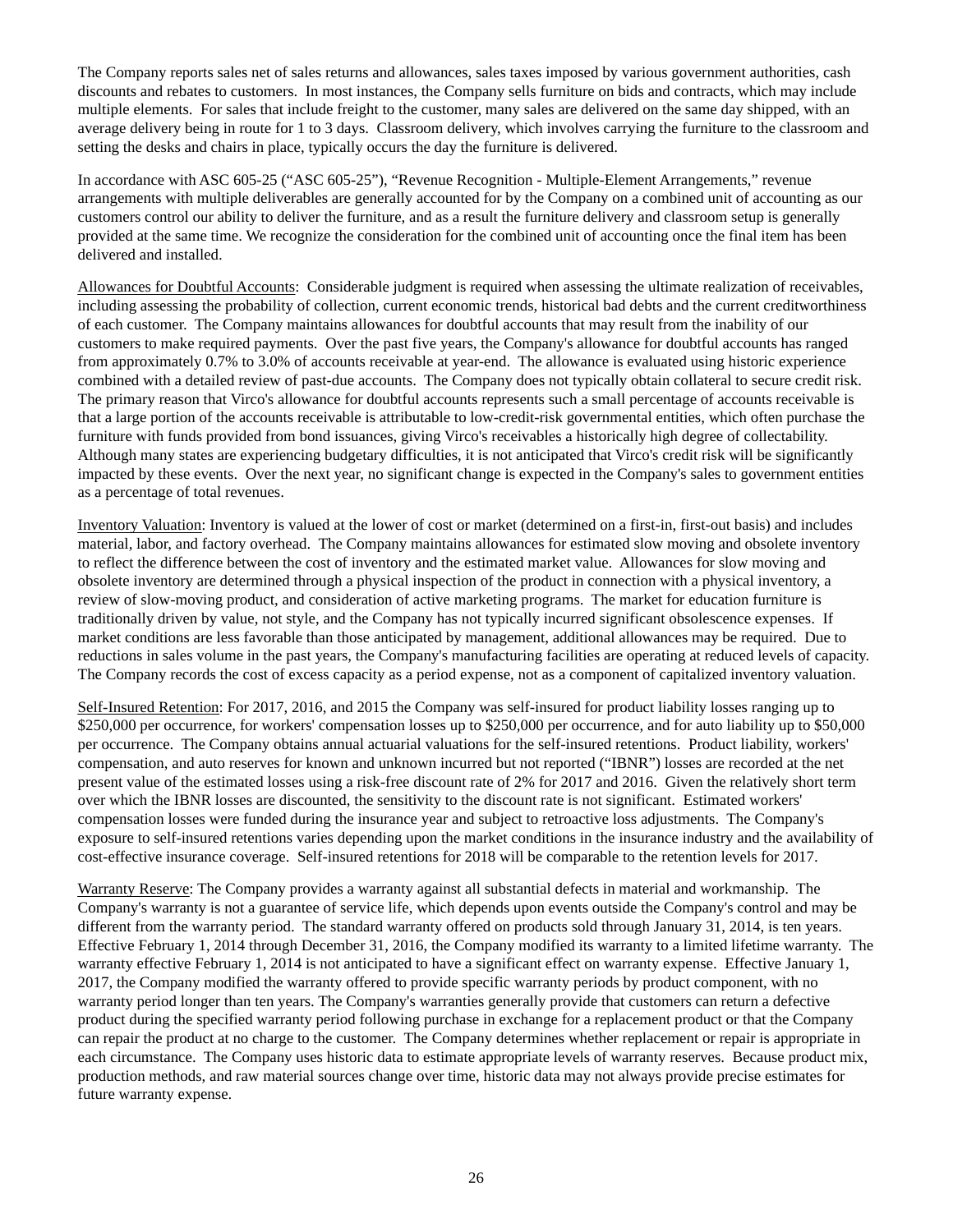The Company reports sales net of sales returns and allowances, sales taxes imposed by various government authorities, cash discounts and rebates to customers. In most instances, the Company sells furniture on bids and contracts, which may include multiple elements. For sales that include freight to the customer, many sales are delivered on the same day shipped, with an average delivery being in route for 1 to 3 days. Classroom delivery, which involves carrying the furniture to the classroom and setting the desks and chairs in place, typically occurs the day the furniture is delivered.

In accordance with ASC 605-25 ("ASC 605-25"), "Revenue Recognition - Multiple-Element Arrangements," revenue arrangements with multiple deliverables are generally accounted for by the Company on a combined unit of accounting as our customers control our ability to deliver the furniture, and as a result the furniture delivery and classroom setup is generally provided at the same time. We recognize the consideration for the combined unit of accounting once the final item has been delivered and installed.

Allowances for Doubtful Accounts: Considerable judgment is required when assessing the ultimate realization of receivables, including assessing the probability of collection, current economic trends, historical bad debts and the current creditworthiness of each customer. The Company maintains allowances for doubtful accounts that may result from the inability of our customers to make required payments. Over the past five years, the Company's allowance for doubtful accounts has ranged from approximately 0.7% to 3.0% of accounts receivable at year-end. The allowance is evaluated using historic experience combined with a detailed review of past-due accounts. The Company does not typically obtain collateral to secure credit risk. The primary reason that Virco's allowance for doubtful accounts represents such a small percentage of accounts receivable is that a large portion of the accounts receivable is attributable to low-credit-risk governmental entities, which often purchase the furniture with funds provided from bond issuances, giving Virco's receivables a historically high degree of collectability. Although many states are experiencing budgetary difficulties, it is not anticipated that Virco's credit risk will be significantly impacted by these events. Over the next year, no significant change is expected in the Company's sales to government entities as a percentage of total revenues.

Inventory Valuation: Inventory is valued at the lower of cost or market (determined on a first-in, first-out basis) and includes material, labor, and factory overhead. The Company maintains allowances for estimated slow moving and obsolete inventory to reflect the difference between the cost of inventory and the estimated market value. Allowances for slow moving and obsolete inventory are determined through a physical inspection of the product in connection with a physical inventory, a review of slow-moving product, and consideration of active marketing programs. The market for education furniture is traditionally driven by value, not style, and the Company has not typically incurred significant obsolescence expenses. If market conditions are less favorable than those anticipated by management, additional allowances may be required. Due to reductions in sales volume in the past years, the Company's manufacturing facilities are operating at reduced levels of capacity. The Company records the cost of excess capacity as a period expense, not as a component of capitalized inventory valuation.

Self-Insured Retention: For 2017, 2016, and 2015 the Company was self-insured for product liability losses ranging up to $250,000 per occurrence, for workers' compensation losses up to $250,000 per occurrence, and for auto liability up to $50,000 per occurrence. The Company obtains annual actuarial valuations for the self-insured retentions. Product liability, workers' compensation, and auto reserves for known and unknown incurred but not reported ("IBNR") losses are recorded at the net present value of the estimated losses using a risk-free discount rate of 2% for 2017 and 2016. Given the relatively short term over which the IBNR losses are discounted, the sensitivity to the discount rate is not significant. Estimated workers' compensation losses were funded during the insurance year and subject to retroactive loss adjustments. The Company's exposure to self-insured retentions varies depending upon the market conditions in the insurance industry and the availability of cost-effective insurance coverage. Self-insured retentions for 2018 will be comparable to the retention levels for 2017.

Warranty Reserve: The Company provides a warranty against all substantial defects in material and workmanship. The Company's warranty is not a guarantee of service life, which depends upon events outside the Company's control and may be different from the warranty period. The standard warranty offered on products sold through January 31, 2014, is ten years. Effective February 1, 2014 through December 31, 2016, the Company modified its warranty to a limited lifetime warranty. The warranty effective February 1, 2014 is not anticipated to have a significant effect on warranty expense. Effective January 1, 2017, the Company modified the warranty offered to provide specific warranty periods by product component, with no warranty period longer than ten years. The Company's warranties generally provide that customers can return a defective product during the specified warranty period following purchase in exchange for a replacement product or that the Company can repair the product at no charge to the customer. The Company determines whether replacement or repair is appropriate in each circumstance. The Company uses historic data to estimate appropriate levels of warranty reserves. Because product mix, production methods, and raw material sources change over time, historic data may not always provide precise estimates for future warranty expense.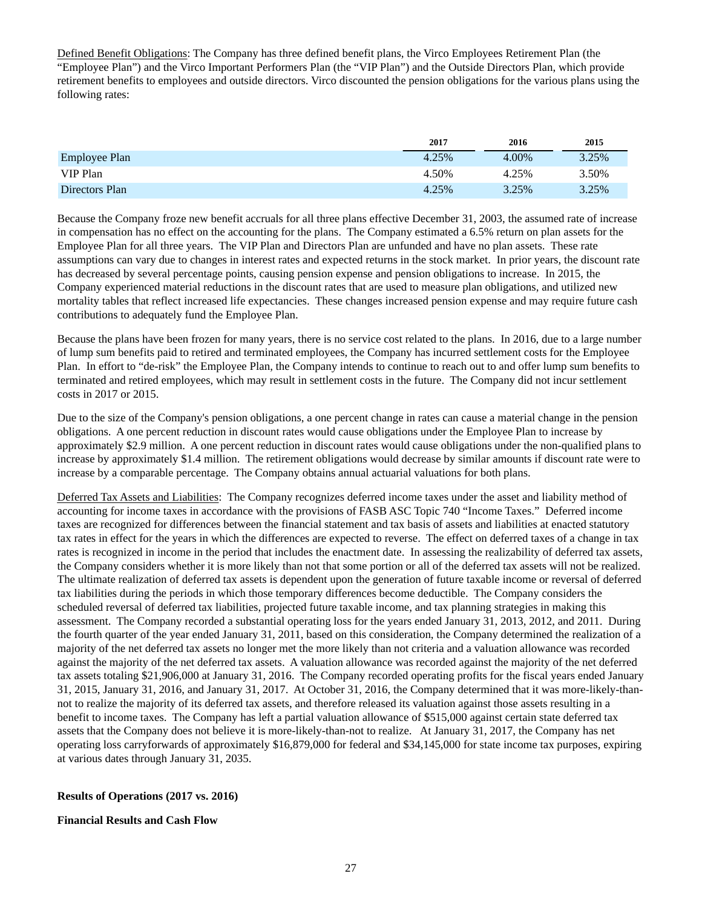Defined Benefit Obligations: The Company has three defined benefit plans, the Virco Employees Retirement Plan (the "Employee Plan") and the Virco Important Performers Plan (the "VIP Plan") and the Outside Directors Plan, which provide retirement benefits to employees and outside directors. Virco discounted the pension obligations for the various plans using the following rates:

| | 2017 | 2016 | 2015 |
|---|---|---|---|
| Employee Plan | 4.25% | 4.00% | 3.25% |
| VIP Plan | 4.50% | 4.25% | 3.50% |
| Directors Plan | 4.25% | 3.25% | 3.25% |

Because the Company froze new benefit accruals for all three plans effective December 31, 2003, the assumed rate of increase in compensation has no effect on the accounting for the plans. The Company estimated a 6.5% return on plan assets for the Employee Plan for all three years. The VIP Plan and Directors Plan are unfunded and have no plan assets. These rate assumptions can vary due to changes in interest rates and expected returns in the stock market. In prior years, the discount rate has decreased by several percentage points, causing pension expense and pension obligations to increase. In 2015, the Company experienced material reductions in the discount rates that are used to measure plan obligations, and utilized new mortality tables that reflect increased life expectancies. These changes increased pension expense and may require future cash contributions to adequately fund the Employee Plan.

Because the plans have been frozen for many years, there is no service cost related to the plans. In 2016, due to a large number of lump sum benefits paid to retired and terminated employees, the Company has incurred settlement costs for the Employee Plan. In effort to "de-risk" the Employee Plan, the Company intends to continue to reach out to and offer lump sum benefits to terminated and retired employees, which may result in settlement costs in the future. The Company did not incur settlement costs in 2017 or 2015.

Due to the size of the Company's pension obligations, a one percent change in rates can cause a material change in the pension obligations. A one percent reduction in discount rates would cause obligations under the Employee Plan to increase by approximately $2.9 million. A one percent reduction in discount rates would cause obligations under the non-qualified plans to increase by approximately $1.4 million. The retirement obligations would decrease by similar amounts if discount rate were to increase by a comparable percentage. The Company obtains annual actuarial valuations for both plans.

Deferred Tax Assets and Liabilities: The Company recognizes deferred income taxes under the asset and liability method of accounting for income taxes in accordance with the provisions of FASB ASC Topic 740 "Income Taxes." Deferred income taxes are recognized for differences between the financial statement and tax basis of assets and liabilities at enacted statutory tax rates in effect for the years in which the differences are expected to reverse. The effect on deferred taxes of a change in tax rates is recognized in income in the period that includes the enactment date. In assessing the realizability of deferred tax assets, the Company considers whether it is more likely than not that some portion or all of the deferred tax assets will not be realized. The ultimate realization of deferred tax assets is dependent upon the generation of future taxable income or reversal of deferred tax liabilities during the periods in which those temporary differences become deductible. The Company considers the scheduled reversal of deferred tax liabilities, projected future taxable income, and tax planning strategies in making this assessment. The Company recorded a substantial operating loss for the years ended January 31, 2013, 2012, and 2011. During the fourth quarter of the year ended January 31, 2011, based on this consideration, the Company determined the realization of a majority of the net deferred tax assets no longer met the more likely than not criteria and a valuation allowance was recorded against the majority of the net deferred tax assets. A valuation allowance was recorded against the majority of the net deferred tax assets totaling $21,906,000 at January 31, 2016. The Company recorded operating profits for the fiscal years ended January 31, 2015, January 31, 2016, and January 31, 2017. At October 31, 2016, the Company determined that it was more-likely-than-not to realize the majority of its deferred tax assets, and therefore released its valuation against those assets resulting in a benefit to income taxes. The Company has left a partial valuation allowance of $515,000 against certain state deferred tax assets that the Company does not believe it is more-likely-than-not to realize. At January 31, 2017, the Company has net operating loss carryforwards of approximately $16,879,000 for federal and $34,145,000 for state income tax purposes, expiring at various dates through January 31, 2035.

**Results of Operations (2017 vs. 2016)**

**Financial Results and Cash Flow**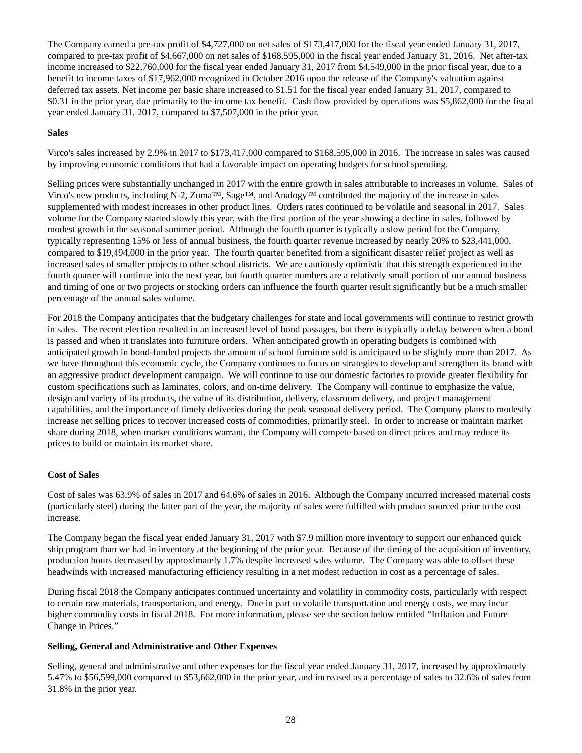The Company earned a pre-tax profit of $4,727,000 on net sales of $173,417,000 for the fiscal year ended January 31, 2017, compared to pre-tax profit of $4,667,000 on net sales of $168,595,000 in the fiscal year ended January 31, 2016. Net after-tax income increased to $22,760,000 for the fiscal year ended January 31, 2017 from $4,549,000 in the prior fiscal year, due to a benefit to income taxes of $17,962,000 recognized in October 2016 upon the release of the Company's valuation against deferred tax assets. Net income per basic share increased to $1.51 for the fiscal year ended January 31, 2017, compared to $0.31 in the prior year, due primarily to the income tax benefit. Cash flow provided by operations was $5,862,000 for the fiscal year ended January 31, 2017, compared to $7,507,000 in the prior year.

**Sales**

Virco's sales increased by 2.9% in 2017 to $173,417,000 compared to $168,595,000 in 2016. The increase in sales was caused by improving economic conditions that had a favorable impact on operating budgets for school spending.

Selling prices were substantially unchanged in 2017 with the entire growth in sales attributable to increases in volume. Sales of Virco's new products, including N-2, Zuma™, Sage™, and Analogy™ contributed the majority of the increase in sales supplemented with modest increases in other product lines. Orders rates continued to be volatile and seasonal in 2017. Sales volume for the Company started slowly this year, with the first portion of the year showing a decline in sales, followed by modest growth in the seasonal summer period. Although the fourth quarter is typically a slow period for the Company, typically representing 15% or less of annual business, the fourth quarter revenue increased by nearly 20% to $23,441,000, compared to $19,494,000 in the prior year. The fourth quarter benefited from a significant disaster relief project as well as increased sales of smaller projects to other school districts. We are cautiously optimistic that this strength experienced in the fourth quarter will continue into the next year, but fourth quarter numbers are a relatively small portion of our annual business and timing of one or two projects or stocking orders can influence the fourth quarter result significantly but be a much smaller percentage of the annual sales volume.

For 2018 the Company anticipates that the budgetary challenges for state and local governments will continue to restrict growth in sales. The recent election resulted in an increased level of bond passages, but there is typically a delay between when a bond is passed and when it translates into furniture orders. When anticipated growth in operating budgets is combined with anticipated growth in bond-funded projects the amount of school furniture sold is anticipated to be slightly more than 2017. As we have throughout this economic cycle, the Company continues to focus on strategies to develop and strengthen its brand with an aggressive product development campaign. We will continue to use our domestic factories to provide greater flexibility for custom specifications such as laminates, colors, and on-time delivery. The Company will continue to emphasize the value, design and variety of its products, the value of its distribution, delivery, classroom delivery, and project management capabilities, and the importance of timely deliveries during the peak seasonal delivery period. The Company plans to modestly increase net selling prices to recover increased costs of commodities, primarily steel. In order to increase or maintain market share during 2018, when market conditions warrant, the Company will compete based on direct prices and may reduce its prices to build or maintain its market share.

**Cost of Sales**

Cost of sales was 63.9% of sales in 2017 and 64.6% of sales in 2016. Although the Company incurred increased material costs (particularly steel) during the latter part of the year, the majority of sales were fulfilled with product sourced prior to the cost increase.

The Company began the fiscal year ended January 31, 2017 with $7.9 million more inventory to support our enhanced quick ship program than we had in inventory at the beginning of the prior year. Because of the timing of the acquisition of inventory, production hours decreased by approximately 1.7% despite increased sales volume. The Company was able to offset these headwinds with increased manufacturing efficiency resulting in a net modest reduction in cost as a percentage of sales.

During fiscal 2018 the Company anticipates continued uncertainty and volatility in commodity costs, particularly with respect to certain raw materials, transportation, and energy. Due in part to volatile transportation and energy costs, we may incur higher commodity costs in fiscal 2018. For more information, please see the section below entitled "Inflation and Future Change in Prices."

**Selling, General and Administrative and Other Expenses**

Selling, general and administrative and other expenses for the fiscal year ended January 31, 2017, increased by approximately 5.47% to $56,599,000 compared to $53,662,000 in the prior year, and increased as a percentage of sales to 32.6% of sales from 31.8% in the prior year.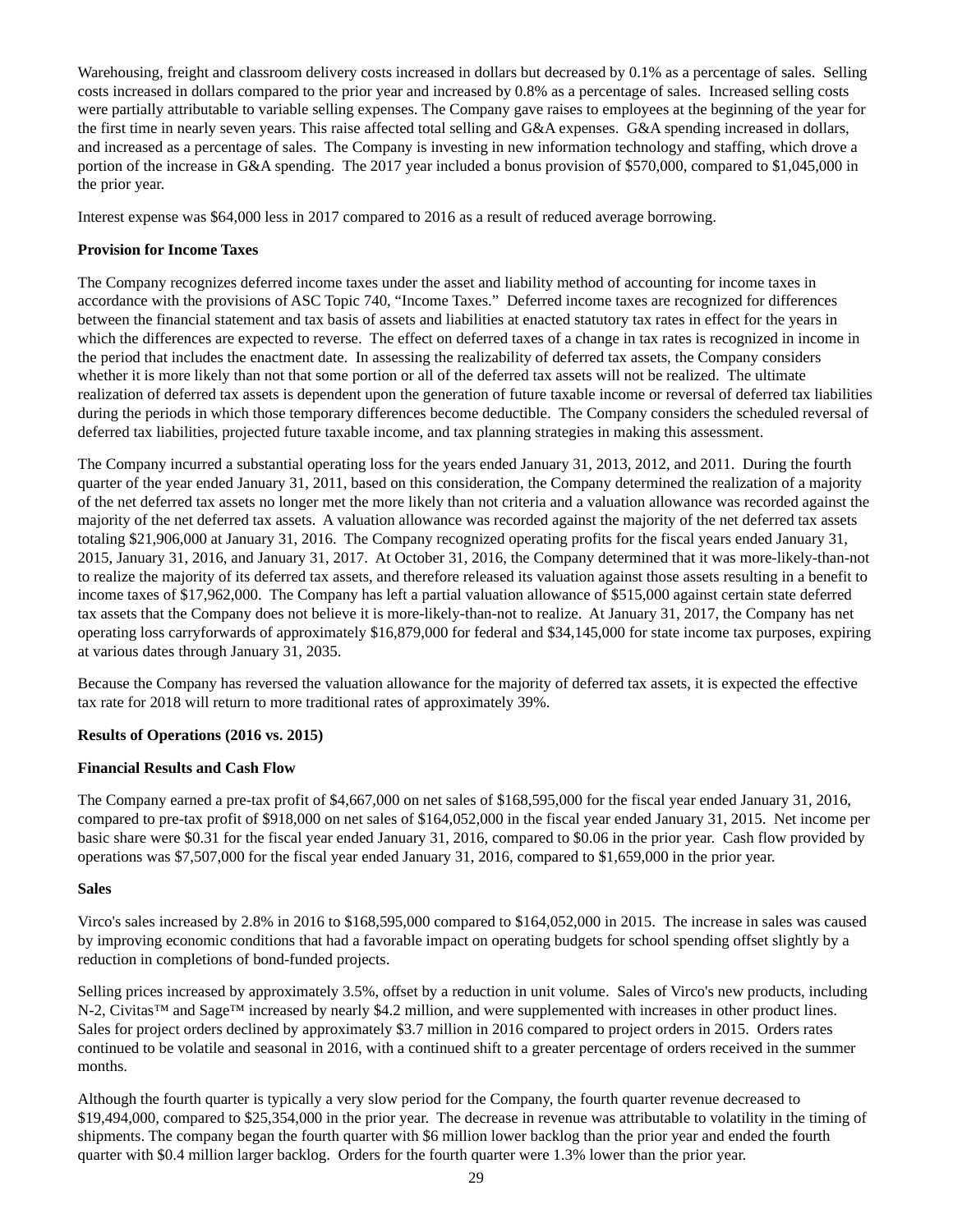Warehousing, freight and classroom delivery costs increased in dollars but decreased by 0.1% as a percentage of sales. Selling costs increased in dollars compared to the prior year and increased by 0.8% as a percentage of sales. Increased selling costs were partially attributable to variable selling expenses. The Company gave raises to employees at the beginning of the year for the first time in nearly seven years. This raise affected total selling and G&A expenses. G&A spending increased in dollars, and increased as a percentage of sales. The Company is investing in new information technology and staffing, which drove a portion of the increase in G&A spending. The 2017 year included a bonus provision of $570,000, compared to $1,045,000 in the prior year.

Interest expense was $64,000 less in 2017 compared to 2016 as a result of reduced average borrowing.

**Provision for Income Taxes**

The Company recognizes deferred income taxes under the asset and liability method of accounting for income taxes in accordance with the provisions of ASC Topic 740, "Income Taxes." Deferred income taxes are recognized for differences between the financial statement and tax basis of assets and liabilities at enacted statutory tax rates in effect for the years in which the differences are expected to reverse. The effect on deferred taxes of a change in tax rates is recognized in income in the period that includes the enactment date. In assessing the realizability of deferred tax assets, the Company considers whether it is more likely than not that some portion or all of the deferred tax assets will not be realized. The ultimate realization of deferred tax assets is dependent upon the generation of future taxable income or reversal of deferred tax liabilities during the periods in which those temporary differences become deductible. The Company considers the scheduled reversal of deferred tax liabilities, projected future taxable income, and tax planning strategies in making this assessment.

The Company incurred a substantial operating loss for the years ended January 31, 2013, 2012, and 2011. During the fourth quarter of the year ended January 31, 2011, based on this consideration, the Company determined the realization of a majority of the net deferred tax assets no longer met the more likely than not criteria and a valuation allowance was recorded against the majority of the net deferred tax assets. A valuation allowance was recorded against the majority of the net deferred tax assets totaling $21,906,000 at January 31, 2016. The Company recognized operating profits for the fiscal years ended January 31, 2015, January 31, 2016, and January 31, 2017. At October 31, 2016, the Company determined that it was more-likely-than-not to realize the majority of its deferred tax assets, and therefore released its valuation against those assets resulting in a benefit to income taxes of $17,962,000. The Company has left a partial valuation allowance of $515,000 against certain state deferred tax assets that the Company does not believe it is more-likely-than-not to realize. At January 31, 2017, the Company has net operating loss carryforwards of approximately $16,879,000 for federal and $34,145,000 for state income tax purposes, expiring at various dates through January 31, 2035.

Because the Company has reversed the valuation allowance for the majority of deferred tax assets, it is expected the effective tax rate for 2018 will return to more traditional rates of approximately 39%.

**Results of Operations (2016 vs. 2015)**

**Financial Results and Cash Flow**

The Company earned a pre-tax profit of $4,667,000 on net sales of $168,595,000 for the fiscal year ended January 31, 2016, compared to pre-tax profit of $918,000 on net sales of $164,052,000 in the fiscal year ended January 31, 2015. Net income per basic share were $0.31 for the fiscal year ended January 31, 2016, compared to $0.06 in the prior year. Cash flow provided by operations was $7,507,000 for the fiscal year ended January 31, 2016, compared to $1,659,000 in the prior year.

**Sales**

Virco's sales increased by 2.8% in 2016 to $168,595,000 compared to $164,052,000 in 2015. The increase in sales was caused by improving economic conditions that had a favorable impact on operating budgets for school spending offset slightly by a reduction in completions of bond-funded projects.

Selling prices increased by approximately 3.5%, offset by a reduction in unit volume. Sales of Virco's new products, including N-2, Civitas™ and Sage™ increased by nearly $4.2 million, and were supplemented with increases in other product lines. Sales for project orders declined by approximately $3.7 million in 2016 compared to project orders in 2015. Orders rates continued to be volatile and seasonal in 2016, with a continued shift to a greater percentage of orders received in the summer months.

Although the fourth quarter is typically a very slow period for the Company, the fourth quarter revenue decreased to $19,494,000, compared to $25,354,000 in the prior year. The decrease in revenue was attributable to volatility in the timing of shipments. The company began the fourth quarter with $6 million lower backlog than the prior year and ended the fourth quarter with $0.4 million larger backlog. Orders for the fourth quarter were 1.3% lower than the prior year.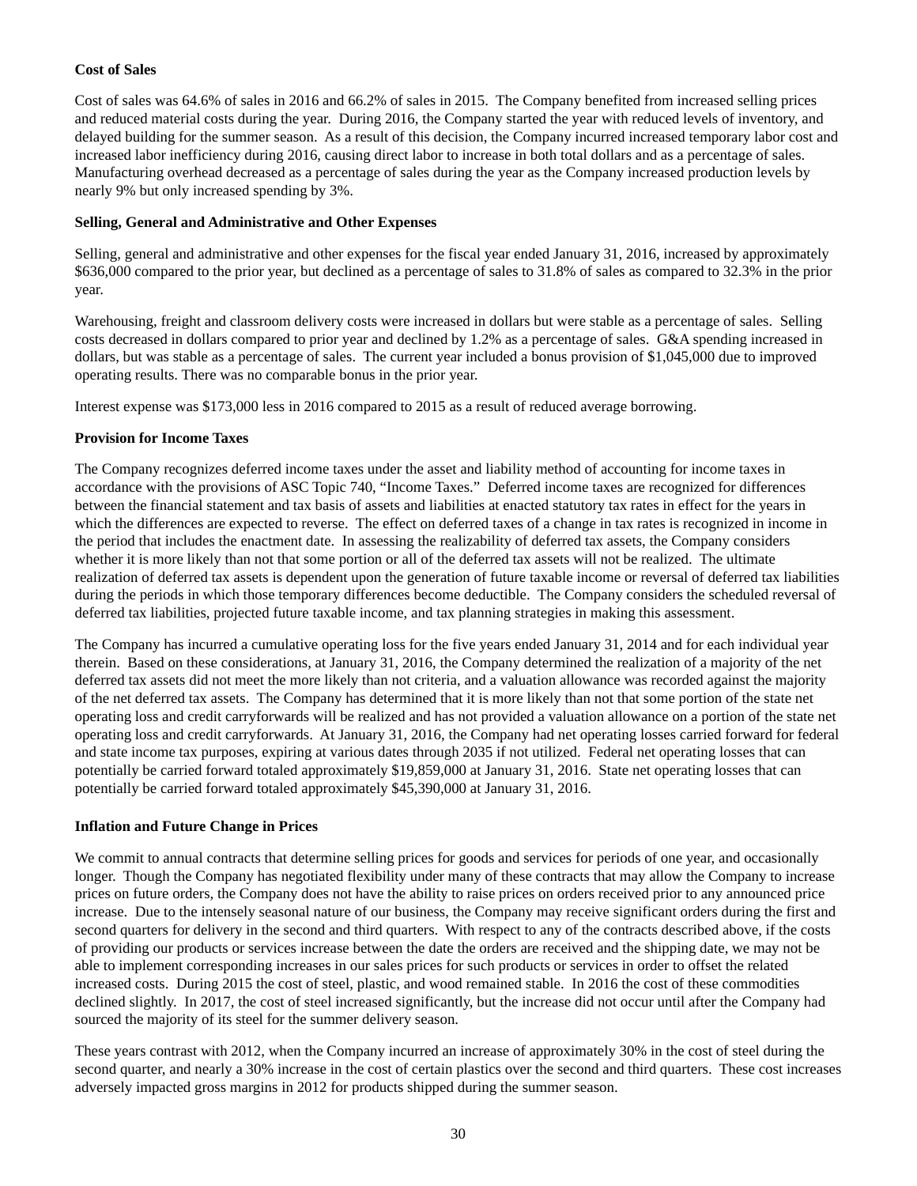**Cost of Sales**

Cost of sales was 64.6% of sales in 2016 and 66.2% of sales in 2015. The Company benefited from increased selling prices and reduced material costs during the year. During 2016, the Company started the year with reduced levels of inventory, and delayed building for the summer season. As a result of this decision, the Company incurred increased temporary labor cost and increased labor inefficiency during 2016, causing direct labor to increase in both total dollars and as a percentage of sales. Manufacturing overhead decreased as a percentage of sales during the year as the Company increased production levels by nearly 9% but only increased spending by 3%.

**Selling, General and Administrative and Other Expenses**

Selling, general and administrative and other expenses for the fiscal year ended January 31, 2016, increased by approximately $636,000 compared to the prior year, but declined as a percentage of sales to 31.8% of sales as compared to 32.3% in the prior year.

Warehousing, freight and classroom delivery costs were increased in dollars but were stable as a percentage of sales. Selling costs decreased in dollars compared to prior year and declined by 1.2% as a percentage of sales. G&A spending increased in dollars, but was stable as a percentage of sales. The current year included a bonus provision of $1,045,000 due to improved operating results. There was no comparable bonus in the prior year.

Interest expense was $173,000 less in 2016 compared to 2015 as a result of reduced average borrowing.

**Provision for Income Taxes**

The Company recognizes deferred income taxes under the asset and liability method of accounting for income taxes in accordance with the provisions of ASC Topic 740, "Income Taxes." Deferred income taxes are recognized for differences between the financial statement and tax basis of assets and liabilities at enacted statutory tax rates in effect for the years in which the differences are expected to reverse. The effect on deferred taxes of a change in tax rates is recognized in income in the period that includes the enactment date. In assessing the realizability of deferred tax assets, the Company considers whether it is more likely than not that some portion or all of the deferred tax assets will not be realized. The ultimate realization of deferred tax assets is dependent upon the generation of future taxable income or reversal of deferred tax liabilities during the periods in which those temporary differences become deductible. The Company considers the scheduled reversal of deferred tax liabilities, projected future taxable income, and tax planning strategies in making this assessment.

The Company has incurred a cumulative operating loss for the five years ended January 31, 2014 and for each individual year therein. Based on these considerations, at January 31, 2016, the Company determined the realization of a majority of the net deferred tax assets did not meet the more likely than not criteria, and a valuation allowance was recorded against the majority of the net deferred tax assets. The Company has determined that it is more likely than not that some portion of the state net operating loss and credit carryforwards will be realized and has not provided a valuation allowance on a portion of the state net operating loss and credit carryforwards. At January 31, 2016, the Company had net operating losses carried forward for federal and state income tax purposes, expiring at various dates through 2035 if not utilized. Federal net operating losses that can potentially be carried forward totaled approximately $19,859,000 at January 31, 2016. State net operating losses that can potentially be carried forward totaled approximately $45,390,000 at January 31, 2016.

**Inflation and Future Change in Prices**

We commit to annual contracts that determine selling prices for goods and services for periods of one year, and occasionally longer. Though the Company has negotiated flexibility under many of these contracts that may allow the Company to increase prices on future orders, the Company does not have the ability to raise prices on orders received prior to any announced price increase. Due to the intensely seasonal nature of our business, the Company may receive significant orders during the first and second quarters for delivery in the second and third quarters. With respect to any of the contracts described above, if the costs of providing our products or services increase between the date the orders are received and the shipping date, we may not be able to implement corresponding increases in our sales prices for such products or services in order to offset the related increased costs. During 2015 the cost of steel, plastic, and wood remained stable. In 2016 the cost of these commodities declined slightly. In 2017, the cost of steel increased significantly, but the increase did not occur until after the Company had sourced the majority of its steel for the summer delivery season.

These years contrast with 2012, when the Company incurred an increase of approximately 30% in the cost of steel during the second quarter, and nearly a 30% increase in the cost of certain plastics over the second and third quarters. These cost increases adversely impacted gross margins in 2012 for products shipped during the summer season.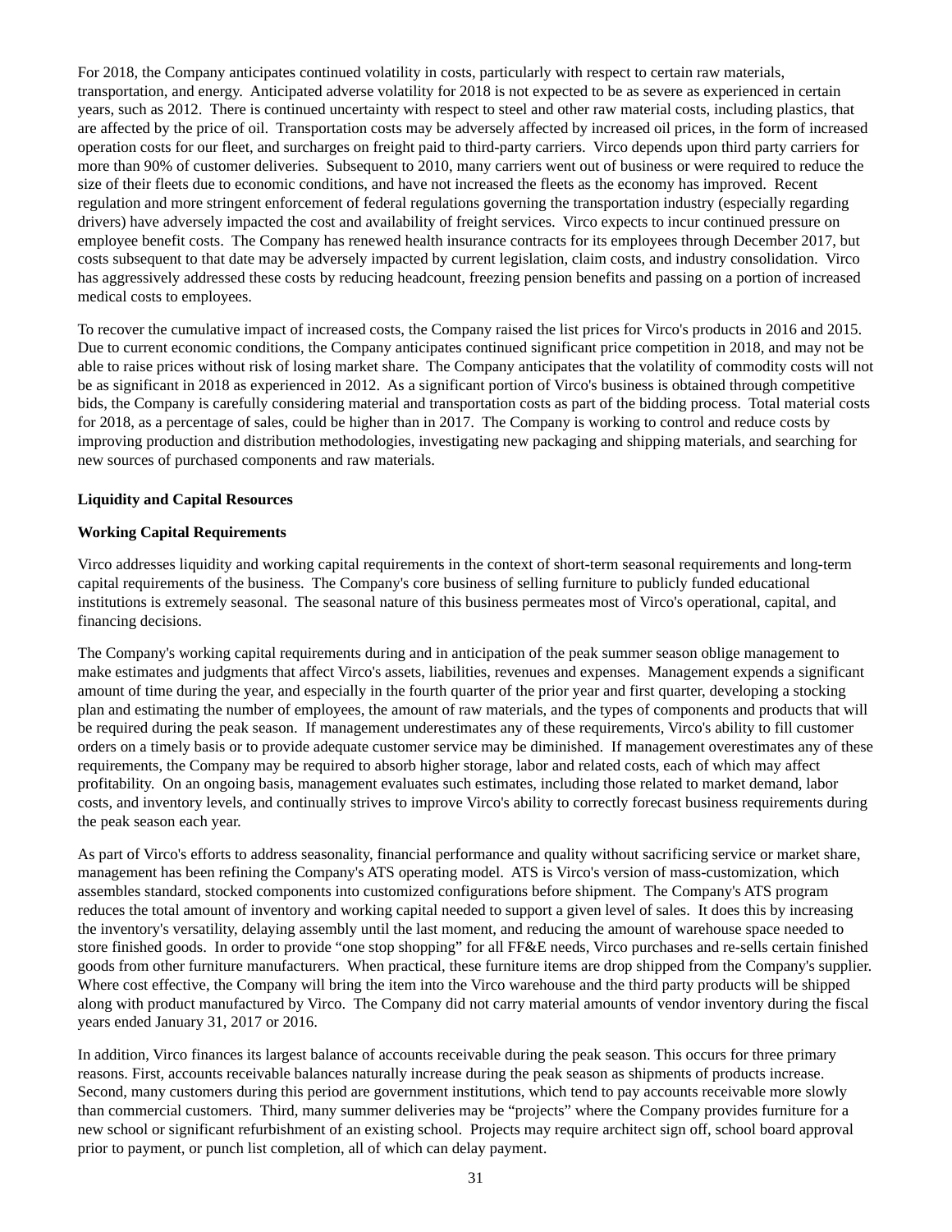For 2018, the Company anticipates continued volatility in costs, particularly with respect to certain raw materials, transportation, and energy. Anticipated adverse volatility for 2018 is not expected to be as severe as experienced in certain years, such as 2012. There is continued uncertainty with respect to steel and other raw material costs, including plastics, that are affected by the price of oil. Transportation costs may be adversely affected by increased oil prices, in the form of increased operation costs for our fleet, and surcharges on freight paid to third-party carriers. Virco depends upon third party carriers for more than 90% of customer deliveries. Subsequent to 2010, many carriers went out of business or were required to reduce the size of their fleets due to economic conditions, and have not increased the fleets as the economy has improved. Recent regulation and more stringent enforcement of federal regulations governing the transportation industry (especially regarding drivers) have adversely impacted the cost and availability of freight services. Virco expects to incur continued pressure on employee benefit costs. The Company has renewed health insurance contracts for its employees through December 2017, but costs subsequent to that date may be adversely impacted by current legislation, claim costs, and industry consolidation. Virco has aggressively addressed these costs by reducing headcount, freezing pension benefits and passing on a portion of increased medical costs to employees.

To recover the cumulative impact of increased costs, the Company raised the list prices for Virco's products in 2016 and 2015. Due to current economic conditions, the Company anticipates continued significant price competition in 2018, and may not be able to raise prices without risk of losing market share. The Company anticipates that the volatility of commodity costs will not be as significant in 2018 as experienced in 2012. As a significant portion of Virco's business is obtained through competitive bids, the Company is carefully considering material and transportation costs as part of the bidding process. Total material costs for 2018, as a percentage of sales, could be higher than in 2017. The Company is working to control and reduce costs by improving production and distribution methodologies, investigating new packaging and shipping materials, and searching for new sources of purchased components and raw materials.

**Liquidity and Capital Resources**

**Working Capital Requirements**

Virco addresses liquidity and working capital requirements in the context of short-term seasonal requirements and long-term capital requirements of the business. The Company's core business of selling furniture to publicly funded educational institutions is extremely seasonal. The seasonal nature of this business permeates most of Virco's operational, capital, and financing decisions.

The Company's working capital requirements during and in anticipation of the peak summer season oblige management to make estimates and judgments that affect Virco's assets, liabilities, revenues and expenses. Management expends a significant amount of time during the year, and especially in the fourth quarter of the prior year and first quarter, developing a stocking plan and estimating the number of employees, the amount of raw materials, and the types of components and products that will be required during the peak season. If management underestimates any of these requirements, Virco's ability to fill customer orders on a timely basis or to provide adequate customer service may be diminished. If management overestimates any of these requirements, the Company may be required to absorb higher storage, labor and related costs, each of which may affect profitability. On an ongoing basis, management evaluates such estimates, including those related to market demand, labor costs, and inventory levels, and continually strives to improve Virco's ability to correctly forecast business requirements during the peak season each year.

As part of Virco's efforts to address seasonality, financial performance and quality without sacrificing service or market share, management has been refining the Company's ATS operating model. ATS is Virco's version of mass-customization, which assembles standard, stocked components into customized configurations before shipment. The Company's ATS program reduces the total amount of inventory and working capital needed to support a given level of sales. It does this by increasing the inventory's versatility, delaying assembly until the last moment, and reducing the amount of warehouse space needed to store finished goods. In order to provide "one stop shopping" for all FF&E needs, Virco purchases and re-sells certain finished goods from other furniture manufacturers. When practical, these furniture items are drop shipped from the Company's supplier. Where cost effective, the Company will bring the item into the Virco warehouse and the third party products will be shipped along with product manufactured by Virco. The Company did not carry material amounts of vendor inventory during the fiscal years ended January 31, 2017 or 2016.

In addition, Virco finances its largest balance of accounts receivable during the peak season. This occurs for three primary reasons. First, accounts receivable balances naturally increase during the peak season as shipments of products increase. Second, many customers during this period are government institutions, which tend to pay accounts receivable more slowly than commercial customers. Third, many summer deliveries may be "projects" where the Company provides furniture for a new school or significant refurbishment of an existing school. Projects may require architect sign off, school board approval prior to payment, or punch list completion, all of which can delay payment.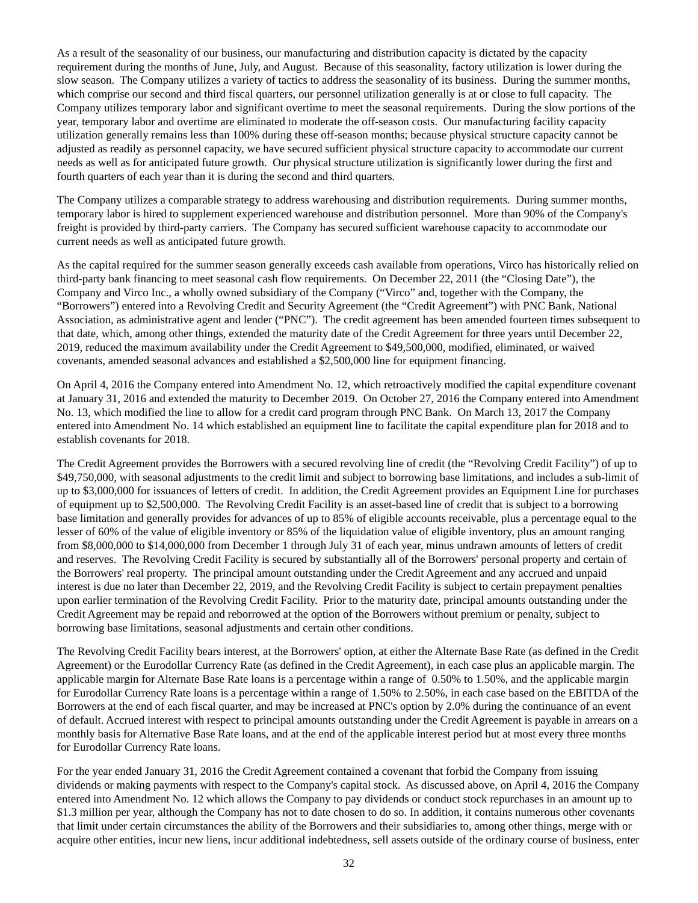As a result of the seasonality of our business, our manufacturing and distribution capacity is dictated by the capacity requirement during the months of June, July, and August. Because of this seasonality, factory utilization is lower during the slow season. The Company utilizes a variety of tactics to address the seasonality of its business. During the summer months, which comprise our second and third fiscal quarters, our personnel utilization generally is at or close to full capacity. The Company utilizes temporary labor and significant overtime to meet the seasonal requirements. During the slow portions of the year, temporary labor and overtime are eliminated to moderate the off-season costs. Our manufacturing facility capacity utilization generally remains less than 100% during these off-season months; because physical structure capacity cannot be adjusted as readily as personnel capacity, we have secured sufficient physical structure capacity to accommodate our current needs as well as for anticipated future growth. Our physical structure utilization is significantly lower during the first and fourth quarters of each year than it is during the second and third quarters.

The Company utilizes a comparable strategy to address warehousing and distribution requirements. During summer months, temporary labor is hired to supplement experienced warehouse and distribution personnel. More than 90% of the Company's freight is provided by third-party carriers. The Company has secured sufficient warehouse capacity to accommodate our current needs as well as anticipated future growth.

As the capital required for the summer season generally exceeds cash available from operations, Virco has historically relied on third-party bank financing to meet seasonal cash flow requirements. On December 22, 2011 (the "Closing Date"), the Company and Virco Inc., a wholly owned subsidiary of the Company ("Virco" and, together with the Company, the "Borrowers") entered into a Revolving Credit and Security Agreement (the "Credit Agreement") with PNC Bank, National Association, as administrative agent and lender ("PNC"). The credit agreement has been amended fourteen times subsequent to that date, which, among other things, extended the maturity date of the Credit Agreement for three years until December 22, 2019, reduced the maximum availability under the Credit Agreement to $49,500,000, modified, eliminated, or waived covenants, amended seasonal advances and established a $2,500,000 line for equipment financing.

On April 4, 2016 the Company entered into Amendment No. 12, which retroactively modified the capital expenditure covenant at January 31, 2016 and extended the maturity to December 2019. On October 27, 2016 the Company entered into Amendment No. 13, which modified the line to allow for a credit card program through PNC Bank. On March 13, 2017 the Company entered into Amendment No. 14 which established an equipment line to facilitate the capital expenditure plan for 2018 and to establish covenants for 2018.

The Credit Agreement provides the Borrowers with a secured revolving line of credit (the "Revolving Credit Facility") of up to $49,750,000, with seasonal adjustments to the credit limit and subject to borrowing base limitations, and includes a sub-limit of up to $3,000,000 for issuances of letters of credit. In addition, the Credit Agreement provides an Equipment Line for purchases of equipment up to $2,500,000. The Revolving Credit Facility is an asset-based line of credit that is subject to a borrowing base limitation and generally provides for advances of up to 85% of eligible accounts receivable, plus a percentage equal to the lesser of 60% of the value of eligible inventory or 85% of the liquidation value of eligible inventory, plus an amount ranging from $8,000,000 to $14,000,000 from December 1 through July 31 of each year, minus undrawn amounts of letters of credit and reserves. The Revolving Credit Facility is secured by substantially all of the Borrowers' personal property and certain of the Borrowers' real property. The principal amount outstanding under the Credit Agreement and any accrued and unpaid interest is due no later than December 22, 2019, and the Revolving Credit Facility is subject to certain prepayment penalties upon earlier termination of the Revolving Credit Facility. Prior to the maturity date, principal amounts outstanding under the Credit Agreement may be repaid and reborrowed at the option of the Borrowers without premium or penalty, subject to borrowing base limitations, seasonal adjustments and certain other conditions.

The Revolving Credit Facility bears interest, at the Borrowers' option, at either the Alternate Base Rate (as defined in the Credit Agreement) or the Eurodollar Currency Rate (as defined in the Credit Agreement), in each case plus an applicable margin. The applicable margin for Alternate Base Rate loans is a percentage within a range of 0.50% to 1.50%, and the applicable margin for Eurodollar Currency Rate loans is a percentage within a range of 1.50% to 2.50%, in each case based on the EBITDA of the Borrowers at the end of each fiscal quarter, and may be increased at PNC's option by 2.0% during the continuance of an event of default. Accrued interest with respect to principal amounts outstanding under the Credit Agreement is payable in arrears on a monthly basis for Alternative Base Rate loans, and at the end of the applicable interest period but at most every three months for Eurodollar Currency Rate loans.

For the year ended January 31, 2016 the Credit Agreement contained a covenant that forbid the Company from issuing dividends or making payments with respect to the Company's capital stock. As discussed above, on April 4, 2016 the Company entered into Amendment No. 12 which allows the Company to pay dividends or conduct stock repurchases in an amount up to $1.3 million per year, although the Company has not to date chosen to do so. In addition, it contains numerous other covenants that limit under certain circumstances the ability of the Borrowers and their subsidiaries to, among other things, merge with or acquire other entities, incur new liens, incur additional indebtedness, sell assets outside of the ordinary course of business, enter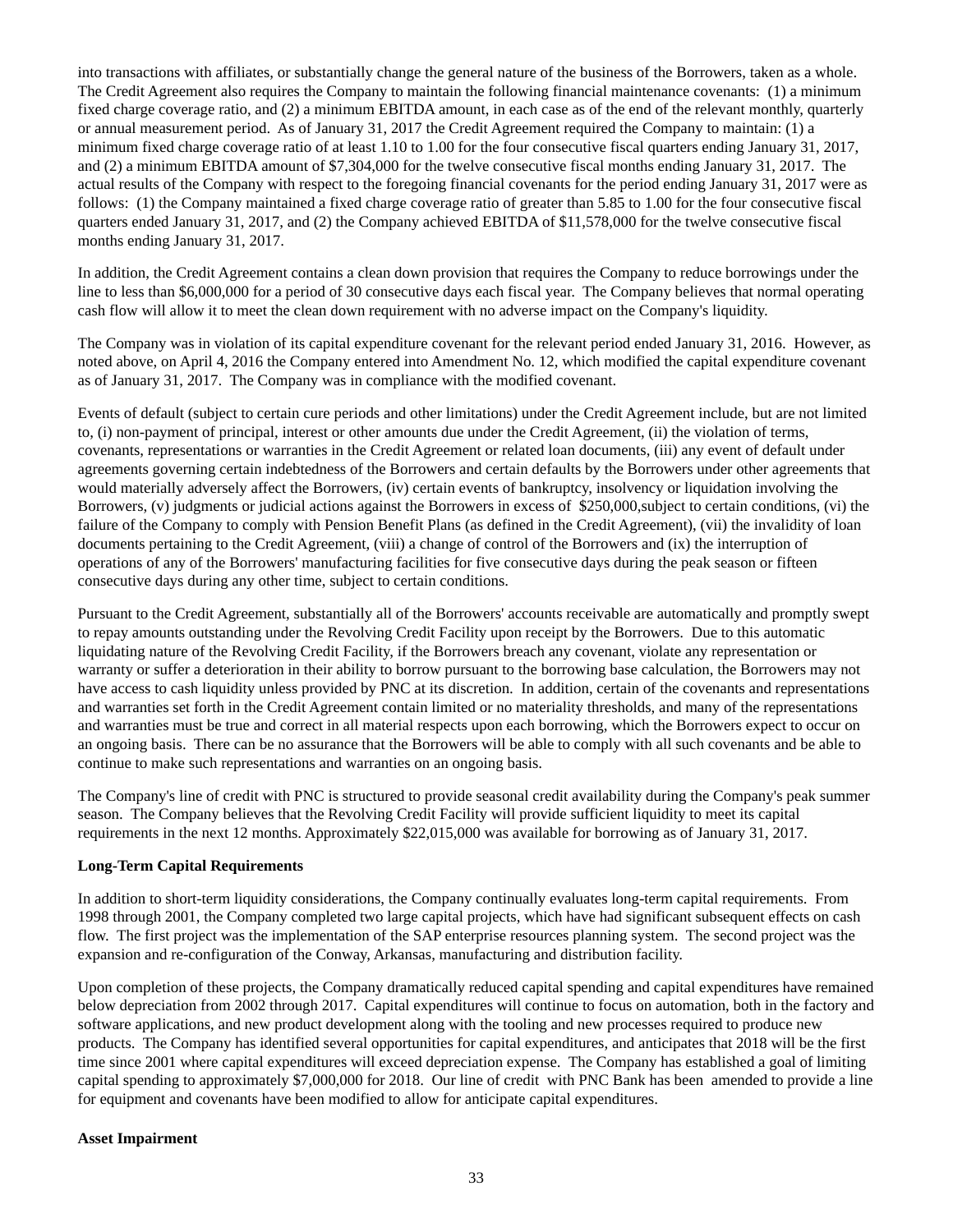into transactions with affiliates, or substantially change the general nature of the business of the Borrowers, taken as a whole. The Credit Agreement also requires the Company to maintain the following financial maintenance covenants: (1) a minimum fixed charge coverage ratio, and (2) a minimum EBITDA amount, in each case as of the end of the relevant monthly, quarterly or annual measurement period. As of January 31, 2017 the Credit Agreement required the Company to maintain: (1) a minimum fixed charge coverage ratio of at least 1.10 to 1.00 for the four consecutive fiscal quarters ending January 31, 2017, and (2) a minimum EBITDA amount of $7,304,000 for the twelve consecutive fiscal months ending January 31, 2017. The actual results of the Company with respect to the foregoing financial covenants for the period ending January 31, 2017 were as follows: (1) the Company maintained a fixed charge coverage ratio of greater than 5.85 to 1.00 for the four consecutive fiscal quarters ended January 31, 2017, and (2) the Company achieved EBITDA of $11,578,000 for the twelve consecutive fiscal months ending January 31, 2017.

In addition, the Credit Agreement contains a clean down provision that requires the Company to reduce borrowings under the line to less than $6,000,000 for a period of 30 consecutive days each fiscal year. The Company believes that normal operating cash flow will allow it to meet the clean down requirement with no adverse impact on the Company's liquidity.

The Company was in violation of its capital expenditure covenant for the relevant period ended January 31, 2016. However, as noted above, on April 4, 2016 the Company entered into Amendment No. 12, which modified the capital expenditure covenant as of January 31, 2017. The Company was in compliance with the modified covenant.

Events of default (subject to certain cure periods and other limitations) under the Credit Agreement include, but are not limited to, (i) non-payment of principal, interest or other amounts due under the Credit Agreement, (ii) the violation of terms, covenants, representations or warranties in the Credit Agreement or related loan documents, (iii) any event of default under agreements governing certain indebtedness of the Borrowers and certain defaults by the Borrowers under other agreements that would materially adversely affect the Borrowers, (iv) certain events of bankruptcy, insolvency or liquidation involving the Borrowers, (v) judgments or judicial actions against the Borrowers in excess of $250,000,subject to certain conditions, (vi) the failure of the Company to comply with Pension Benefit Plans (as defined in the Credit Agreement), (vii) the invalidity of loan documents pertaining to the Credit Agreement, (viii) a change of control of the Borrowers and (ix) the interruption of operations of any of the Borrowers' manufacturing facilities for five consecutive days during the peak season or fifteen consecutive days during any other time, subject to certain conditions.

Pursuant to the Credit Agreement, substantially all of the Borrowers' accounts receivable are automatically and promptly swept to repay amounts outstanding under the Revolving Credit Facility upon receipt by the Borrowers. Due to this automatic liquidating nature of the Revolving Credit Facility, if the Borrowers breach any covenant, violate any representation or warranty or suffer a deterioration in their ability to borrow pursuant to the borrowing base calculation, the Borrowers may not have access to cash liquidity unless provided by PNC at its discretion. In addition, certain of the covenants and representations and warranties set forth in the Credit Agreement contain limited or no materiality thresholds, and many of the representations and warranties must be true and correct in all material respects upon each borrowing, which the Borrowers expect to occur on an ongoing basis. There can be no assurance that the Borrowers will be able to comply with all such covenants and be able to continue to make such representations and warranties on an ongoing basis.

The Company's line of credit with PNC is structured to provide seasonal credit availability during the Company's peak summer season. The Company believes that the Revolving Credit Facility will provide sufficient liquidity to meet its capital requirements in the next 12 months. Approximately $22,015,000 was available for borrowing as of January 31, 2017.

**Long-Term Capital Requirements**

In addition to short-term liquidity considerations, the Company continually evaluates long-term capital requirements. From 1998 through 2001, the Company completed two large capital projects, which have had significant subsequent effects on cash flow. The first project was the implementation of the SAP enterprise resources planning system. The second project was the expansion and re-configuration of the Conway, Arkansas, manufacturing and distribution facility.

Upon completion of these projects, the Company dramatically reduced capital spending and capital expenditures have remained below depreciation from 2002 through 2017. Capital expenditures will continue to focus on automation, both in the factory and software applications, and new product development along with the tooling and new processes required to produce new products. The Company has identified several opportunities for capital expenditures, and anticipates that 2018 will be the first time since 2001 where capital expenditures will exceed depreciation expense. The Company has established a goal of limiting capital spending to approximately $7,000,000 for 2018. Our line of credit with PNC Bank has been amended to provide a line for equipment and covenants have been modified to allow for anticipate capital expenditures.

**Asset Impairment**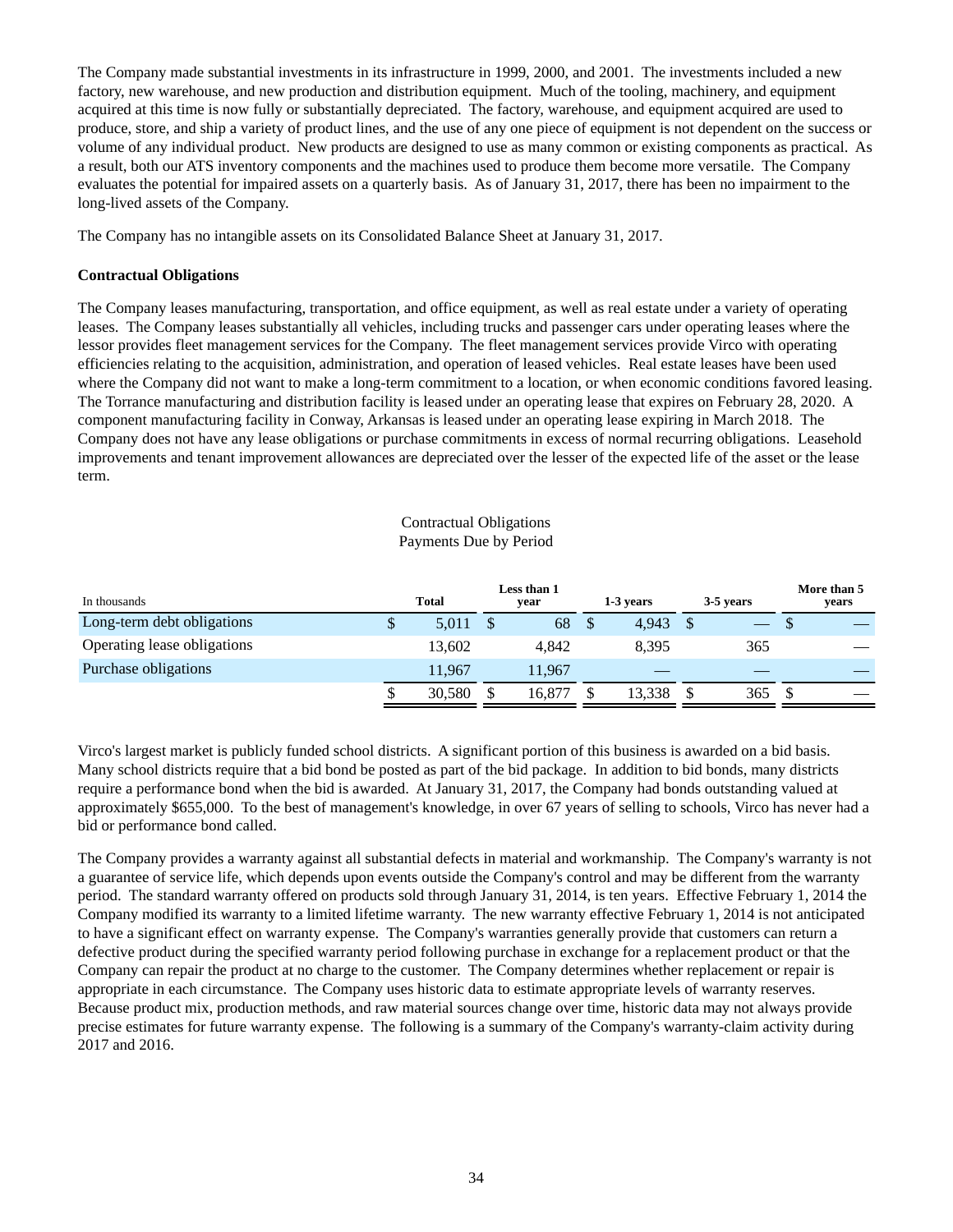The Company made substantial investments in its infrastructure in 1999, 2000, and 2001. The investments included a new factory, new warehouse, and new production and distribution equipment. Much of the tooling, machinery, and equipment acquired at this time is now fully or substantially depreciated. The factory, warehouse, and equipment acquired are used to produce, store, and ship a variety of product lines, and the use of any one piece of equipment is not dependent on the success or volume of any individual product. New products are designed to use as many common or existing components as practical. As a result, both our ATS inventory components and the machines used to produce them become more versatile. The Company evaluates the potential for impaired assets on a quarterly basis. As of January 31, 2017, there has been no impairment to the long-lived assets of the Company.

The Company has no intangible assets on its Consolidated Balance Sheet at January 31, 2017.

**Contractual Obligations**

The Company leases manufacturing, transportation, and office equipment, as well as real estate under a variety of operating leases. The Company leases substantially all vehicles, including trucks and passenger cars under operating leases where the lessor provides fleet management services for the Company. The fleet management services provide Virco with operating efficiencies relating to the acquisition, administration, and operation of leased vehicles. Real estate leases have been used where the Company did not want to make a long-term commitment to a location, or when economic conditions favored leasing. The Torrance manufacturing and distribution facility is leased under an operating lease that expires on February 28, 2020. A component manufacturing facility in Conway, Arkansas is leased under an operating lease expiring in March 2018. The Company does not have any lease obligations or purchase commitments in excess of normal recurring obligations. Leasehold improvements and tenant improvement allowances are depreciated over the lesser of the expected life of the asset or the lease term.

Contractual Obligations
Payments Due by Period

| In thousands | Total | Less than 1 year | 1-3 years | 3-5 years | More than 5 years |
|---|---|---|---|---|---|
| Long-term debt obligations | $ 5,011 | $ 68 | $ 4,943 | $ — | $ — |
| Operating lease obligations | 13,602 | 4,842 | 8,395 | 365 | — |
| Purchase obligations | 11,967 | 11,967 | — | — | — |
| | $ 30,580 | $ 16,877 | $ 13,338 | $ 365 | $ — |

Virco's largest market is publicly funded school districts. A significant portion of this business is awarded on a bid basis. Many school districts require that a bid bond be posted as part of the bid package. In addition to bid bonds, many districts require a performance bond when the bid is awarded. At January 31, 2017, the Company had bonds outstanding valued at approximately $655,000. To the best of management's knowledge, in over 67 years of selling to schools, Virco has never had a bid or performance bond called.

The Company provides a warranty against all substantial defects in material and workmanship. The Company's warranty is not a guarantee of service life, which depends upon events outside the Company's control and may be different from the warranty period. The standard warranty offered on products sold through January 31, 2014, is ten years. Effective February 1, 2014 the Company modified its warranty to a limited lifetime warranty. The new warranty effective February 1, 2014 is not anticipated to have a significant effect on warranty expense. The Company's warranties generally provide that customers can return a defective product during the specified warranty period following purchase in exchange for a replacement product or that the Company can repair the product at no charge to the customer. The Company determines whether replacement or repair is appropriate in each circumstance. The Company uses historic data to estimate appropriate levels of warranty reserves. Because product mix, production methods, and raw material sources change over time, historic data may not always provide precise estimates for future warranty expense. The following is a summary of the Company's warranty-claim activity during 2017 and 2016.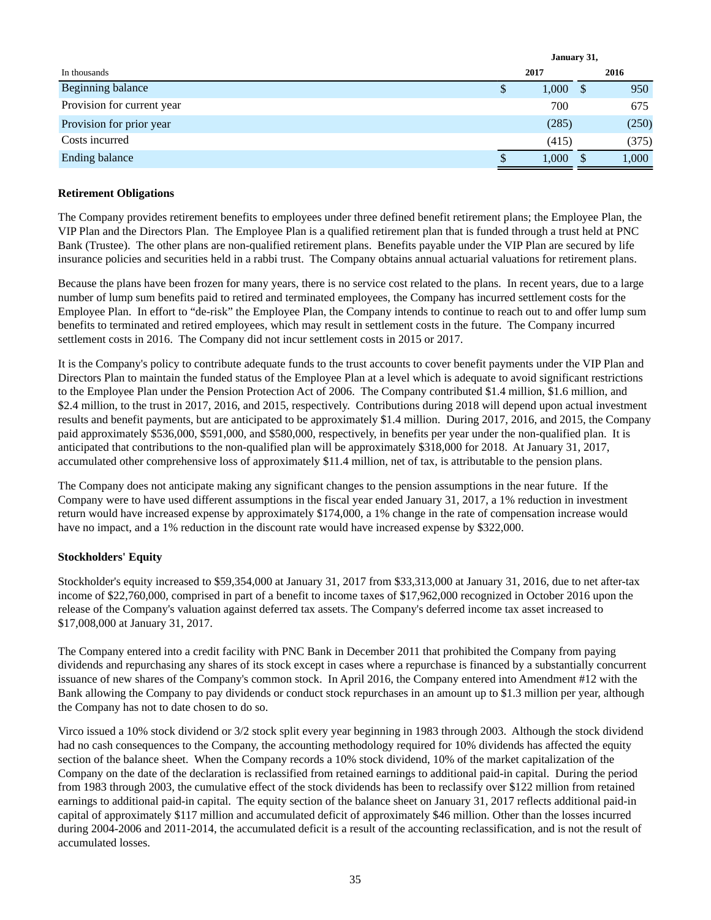| In thousands | January 31, 2017 | January 31, 2016 |
|---|---|---|
| Beginning balance | $ 1,000 | $ 950 |
| Provision for current year | 700 | 675 |
| Provision for prior year | (285) | (250) |
| Costs incurred | (415) | (375) |
| Ending balance | $ 1,000 | $ 1,000 |

**Retirement Obligations**

The Company provides retirement benefits to employees under three defined benefit retirement plans; the Employee Plan, the VIP Plan and the Directors Plan. The Employee Plan is a qualified retirement plan that is funded through a trust held at PNC Bank (Trustee). The other plans are non-qualified retirement plans. Benefits payable under the VIP Plan are secured by life insurance policies and securities held in a rabbi trust. The Company obtains annual actuarial valuations for retirement plans.

Because the plans have been frozen for many years, there is no service cost related to the plans. In recent years, due to a large number of lump sum benefits paid to retired and terminated employees, the Company has incurred settlement costs for the Employee Plan. In effort to "de-risk" the Employee Plan, the Company intends to continue to reach out to and offer lump sum benefits to terminated and retired employees, which may result in settlement costs in the future. The Company incurred settlement costs in 2016. The Company did not incur settlement costs in 2015 or 2017.

It is the Company's policy to contribute adequate funds to the trust accounts to cover benefit payments under the VIP Plan and Directors Plan to maintain the funded status of the Employee Plan at a level which is adequate to avoid significant restrictions to the Employee Plan under the Pension Protection Act of 2006. The Company contributed $1.4 million, $1.6 million, and $2.4 million, to the trust in 2017, 2016, and 2015, respectively. Contributions during 2018 will depend upon actual investment results and benefit payments, but are anticipated to be approximately $1.4 million. During 2017, 2016, and 2015, the Company paid approximately $536,000, $591,000, and $580,000, respectively, in benefits per year under the non-qualified plan. It is anticipated that contributions to the non-qualified plan will be approximately $318,000 for 2018. At January 31, 2017, accumulated other comprehensive loss of approximately $11.4 million, net of tax, is attributable to the pension plans.

The Company does not anticipate making any significant changes to the pension assumptions in the near future. If the Company were to have used different assumptions in the fiscal year ended January 31, 2017, a 1% reduction in investment return would have increased expense by approximately $174,000, a 1% change in the rate of compensation increase would have no impact, and a 1% reduction in the discount rate would have increased expense by $322,000.

**Stockholders' Equity**

Stockholder's equity increased to $59,354,000 at January 31, 2017 from $33,313,000 at January 31, 2016, due to net after-tax income of $22,760,000, comprised in part of a benefit to income taxes of $17,962,000 recognized in October 2016 upon the release of the Company's valuation against deferred tax assets. The Company's deferred income tax asset increased to $17,008,000 at January 31, 2017.

The Company entered into a credit facility with PNC Bank in December 2011 that prohibited the Company from paying dividends and repurchasing any shares of its stock except in cases where a repurchase is financed by a substantially concurrent issuance of new shares of the Company's common stock. In April 2016, the Company entered into Amendment #12 with the Bank allowing the Company to pay dividends or conduct stock repurchases in an amount up to $1.3 million per year, although the Company has not to date chosen to do so.

Virco issued a 10% stock dividend or 3/2 stock split every year beginning in 1983 through 2003. Although the stock dividend had no cash consequences to the Company, the accounting methodology required for 10% dividends has affected the equity section of the balance sheet. When the Company records a 10% stock dividend, 10% of the market capitalization of the Company on the date of the declaration is reclassified from retained earnings to additional paid-in capital. During the period from 1983 through 2003, the cumulative effect of the stock dividends has been to reclassify over $122 million from retained earnings to additional paid-in capital. The equity section of the balance sheet on January 31, 2017 reflects additional paid-in capital of approximately $117 million and accumulated deficit of approximately $46 million. Other than the losses incurred during 2004-2006 and 2011-2014, the accumulated deficit is a result of the accounting reclassification, and is not the result of accumulated losses.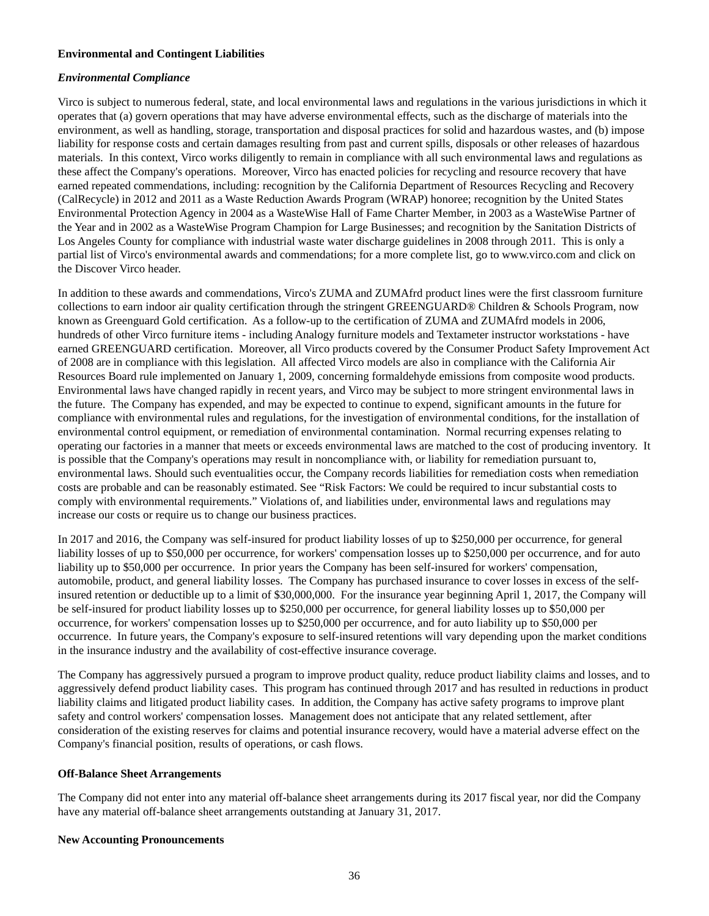**Environmental and Contingent Liabilities**

***Environmental Compliance***

Virco is subject to numerous federal, state, and local environmental laws and regulations in the various jurisdictions in which it operates that (a) govern operations that may have adverse environmental effects, such as the discharge of materials into the environment, as well as handling, storage, transportation and disposal practices for solid and hazardous wastes, and (b) impose liability for response costs and certain damages resulting from past and current spills, disposals or other releases of hazardous materials. In this context, Virco works diligently to remain in compliance with all such environmental laws and regulations as these affect the Company's operations. Moreover, Virco has enacted policies for recycling and resource recovery that have earned repeated commendations, including: recognition by the California Department of Resources Recycling and Recovery (CalRecycle) in 2012 and 2011 as a Waste Reduction Awards Program (WRAP) honoree; recognition by the United States Environmental Protection Agency in 2004 as a WasteWise Hall of Fame Charter Member, in 2003 as a WasteWise Partner of the Year and in 2002 as a WasteWise Program Champion for Large Businesses; and recognition by the Sanitation Districts of Los Angeles County for compliance with industrial waste water discharge guidelines in 2008 through 2011. This is only a partial list of Virco's environmental awards and commendations; for a more complete list, go to www.virco.com and click on the Discover Virco header.

In addition to these awards and commendations, Virco's ZUMA and ZUMAfrd product lines were the first classroom furniture collections to earn indoor air quality certification through the stringent GREENGUARD® Children & Schools Program, now known as Greenguard Gold certification. As a follow-up to the certification of ZUMA and ZUMAfrd models in 2006, hundreds of other Virco furniture items - including Analogy furniture models and Textameter instructor workstations - have earned GREENGUARD certification. Moreover, all Virco products covered by the Consumer Product Safety Improvement Act of 2008 are in compliance with this legislation. All affected Virco models are also in compliance with the California Air Resources Board rule implemented on January 1, 2009, concerning formaldehyde emissions from composite wood products. Environmental laws have changed rapidly in recent years, and Virco may be subject to more stringent environmental laws in the future. The Company has expended, and may be expected to continue to expend, significant amounts in the future for compliance with environmental rules and regulations, for the investigation of environmental conditions, for the installation of environmental control equipment, or remediation of environmental contamination. Normal recurring expenses relating to operating our factories in a manner that meets or exceeds environmental laws are matched to the cost of producing inventory. It is possible that the Company's operations may result in noncompliance with, or liability for remediation pursuant to, environmental laws. Should such eventualities occur, the Company records liabilities for remediation costs when remediation costs are probable and can be reasonably estimated. See "Risk Factors: We could be required to incur substantial costs to comply with environmental requirements." Violations of, and liabilities under, environmental laws and regulations may increase our costs or require us to change our business practices.

In 2017 and 2016, the Company was self-insured for product liability losses of up to $250,000 per occurrence, for general liability losses of up to $50,000 per occurrence, for workers' compensation losses up to $250,000 per occurrence, and for auto liability up to $50,000 per occurrence. In prior years the Company has been self-insured for workers' compensation, automobile, product, and general liability losses. The Company has purchased insurance to cover losses in excess of the self-insured retention or deductible up to a limit of $30,000,000. For the insurance year beginning April 1, 2017, the Company will be self-insured for product liability losses up to $250,000 per occurrence, for general liability losses up to $50,000 per occurrence, for workers' compensation losses up to $250,000 per occurrence, and for auto liability up to $50,000 per occurrence. In future years, the Company's exposure to self-insured retentions will vary depending upon the market conditions in the insurance industry and the availability of cost-effective insurance coverage.

The Company has aggressively pursued a program to improve product quality, reduce product liability claims and losses, and to aggressively defend product liability cases. This program has continued through 2017 and has resulted in reductions in product liability claims and litigated product liability cases. In addition, the Company has active safety programs to improve plant safety and control workers' compensation losses. Management does not anticipate that any related settlement, after consideration of the existing reserves for claims and potential insurance recovery, would have a material adverse effect on the Company's financial position, results of operations, or cash flows.

**Off-Balance Sheet Arrangements**

The Company did not enter into any material off-balance sheet arrangements during its 2017 fiscal year, nor did the Company have any material off-balance sheet arrangements outstanding at January 31, 2017.

**New Accounting Pronouncements**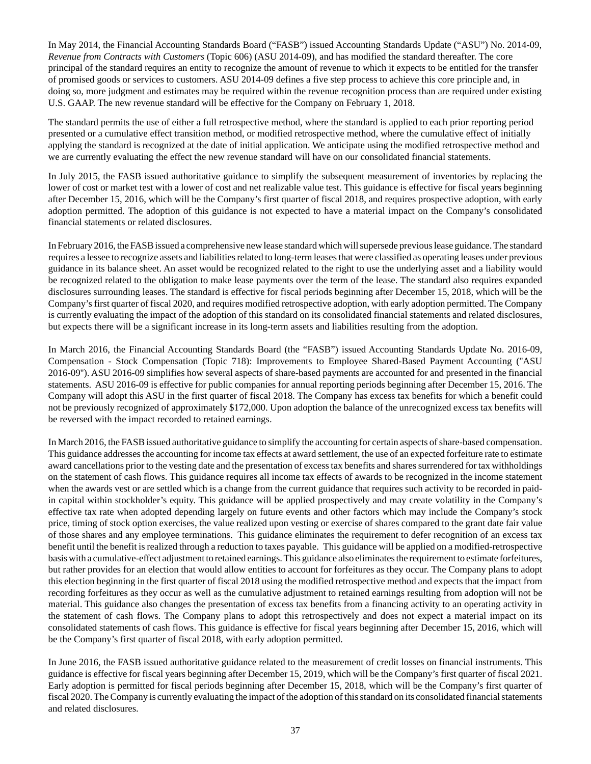In May 2014, the Financial Accounting Standards Board ("FASB") issued Accounting Standards Update ("ASU") No. 2014-09, *Revenue from Contracts with Customers* (Topic 606) (ASU 2014-09), and has modified the standard thereafter. The core principal of the standard requires an entity to recognize the amount of revenue to which it expects to be entitled for the transfer of promised goods or services to customers. ASU 2014-09 defines a five step process to achieve this core principle and, in doing so, more judgment and estimates may be required within the revenue recognition process than are required under existing U.S. GAAP. The new revenue standard will be effective for the Company on February 1, 2018.

The standard permits the use of either a full retrospective method, where the standard is applied to each prior reporting period presented or a cumulative effect transition method, or modified retrospective method, where the cumulative effect of initially applying the standard is recognized at the date of initial application. We anticipate using the modified retrospective method and we are currently evaluating the effect the new revenue standard will have on our consolidated financial statements.

In July 2015, the FASB issued authoritative guidance to simplify the subsequent measurement of inventories by replacing the lower of cost or market test with a lower of cost and net realizable value test. This guidance is effective for fiscal years beginning after December 15, 2016, which will be the Company's first quarter of fiscal 2018, and requires prospective adoption, with early adoption permitted. The adoption of this guidance is not expected to have a material impact on the Company's consolidated financial statements or related disclosures.

In February 2016, the FASB issued a comprehensive new lease standard which will supersede previous lease guidance. The standard requires a lessee to recognize assets and liabilities related to long-term leases that were classified as operating leases under previous guidance in its balance sheet. An asset would be recognized related to the right to use the underlying asset and a liability would be recognized related to the obligation to make lease payments over the term of the lease. The standard also requires expanded disclosures surrounding leases. The standard is effective for fiscal periods beginning after December 15, 2018, which will be the Company's first quarter of fiscal 2020, and requires modified retrospective adoption, with early adoption permitted. The Company is currently evaluating the impact of the adoption of this standard on its consolidated financial statements and related disclosures, but expects there will be a significant increase in its long-term assets and liabilities resulting from the adoption.

In March 2016, the Financial Accounting Standards Board (the "FASB") issued Accounting Standards Update No. 2016-09, Compensation - Stock Compensation (Topic 718): Improvements to Employee Shared-Based Payment Accounting ("ASU 2016-09"). ASU 2016-09 simplifies how several aspects of share-based payments are accounted for and presented in the financial statements. ASU 2016-09 is effective for public companies for annual reporting periods beginning after December 15, 2016. The Company will adopt this ASU in the first quarter of fiscal 2018. The Company has excess tax benefits for which a benefit could not be previously recognized of approximately $172,000. Upon adoption the balance of the unrecognized excess tax benefits will be reversed with the impact recorded to retained earnings.

In March 2016, the FASB issued authoritative guidance to simplify the accounting for certain aspects of share-based compensation. This guidance addresses the accounting for income tax effects at award settlement, the use of an expected forfeiture rate to estimate award cancellations prior to the vesting date and the presentation of excess tax benefits and shares surrendered for tax withholdings on the statement of cash flows. This guidance requires all income tax effects of awards to be recognized in the income statement when the awards vest or are settled which is a change from the current guidance that requires such activity to be recorded in paid-in capital within stockholder's equity. This guidance will be applied prospectively and may create volatility in the Company's effective tax rate when adopted depending largely on future events and other factors which may include the Company's stock price, timing of stock option exercises, the value realized upon vesting or exercise of shares compared to the grant date fair value of those shares and any employee terminations. This guidance eliminates the requirement to defer recognition of an excess tax benefit until the benefit is realized through a reduction to taxes payable. This guidance will be applied on a modified-retrospective basis with a cumulative-effect adjustment to retained earnings. This guidance also eliminates the requirement to estimate forfeitures, but rather provides for an election that would allow entities to account for forfeitures as they occur. The Company plans to adopt this election beginning in the first quarter of fiscal 2018 using the modified retrospective method and expects that the impact from recording forfeitures as they occur as well as the cumulative adjustment to retained earnings resulting from adoption will not be material. This guidance also changes the presentation of excess tax benefits from a financing activity to an operating activity in the statement of cash flows. The Company plans to adopt this retrospectively and does not expect a material impact on its consolidated statements of cash flows. This guidance is effective for fiscal years beginning after December 15, 2016, which will be the Company's first quarter of fiscal 2018, with early adoption permitted.

In June 2016, the FASB issued authoritative guidance related to the measurement of credit losses on financial instruments. This guidance is effective for fiscal years beginning after December 15, 2019, which will be the Company's first quarter of fiscal 2021. Early adoption is permitted for fiscal periods beginning after December 15, 2018, which will be the Company's first quarter of fiscal 2020. The Company is currently evaluating the impact of the adoption of this standard on its consolidated financial statements and related disclosures.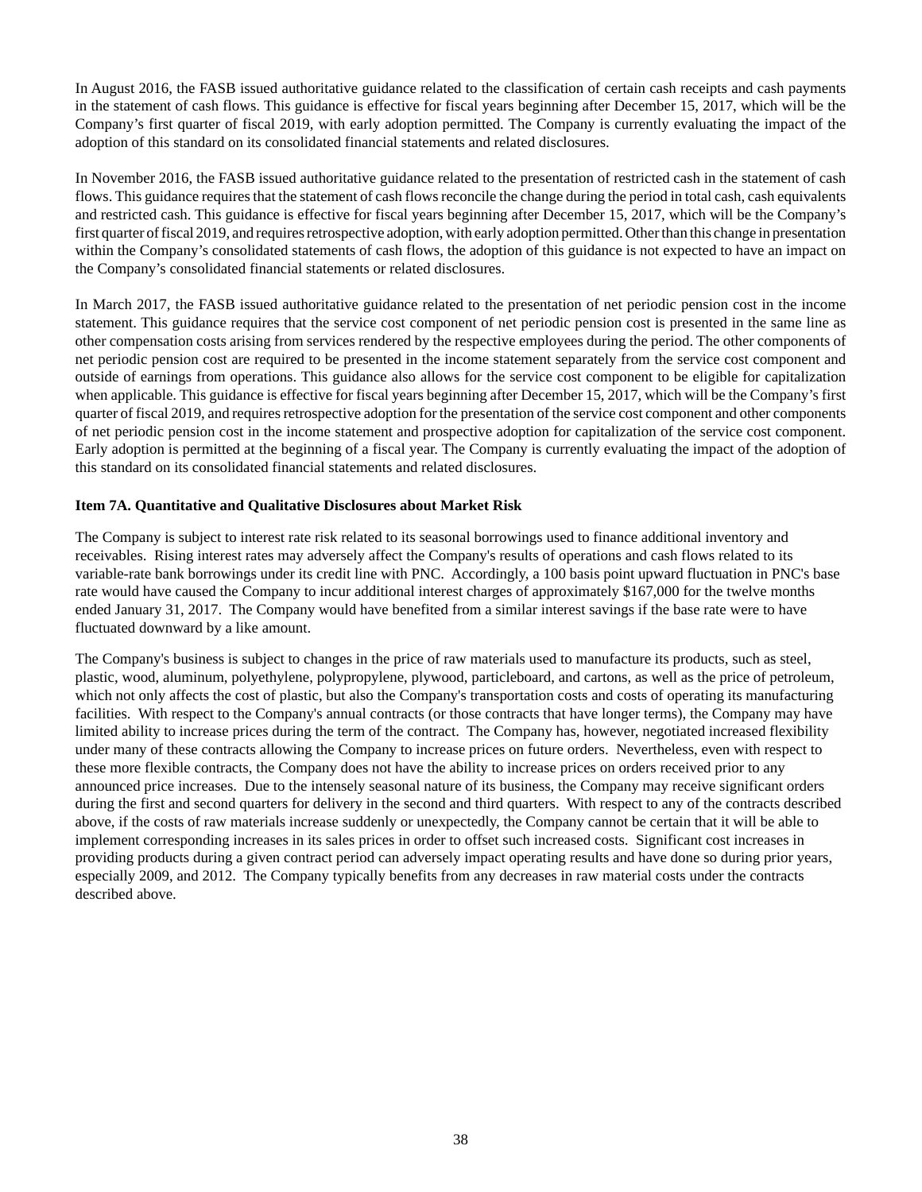In August 2016, the FASB issued authoritative guidance related to the classification of certain cash receipts and cash payments in the statement of cash flows. This guidance is effective for fiscal years beginning after December 15, 2017, which will be the Company's first quarter of fiscal 2019, with early adoption permitted. The Company is currently evaluating the impact of the adoption of this standard on its consolidated financial statements and related disclosures.

In November 2016, the FASB issued authoritative guidance related to the presentation of restricted cash in the statement of cash flows. This guidance requires that the statement of cash flows reconcile the change during the period in total cash, cash equivalents and restricted cash. This guidance is effective for fiscal years beginning after December 15, 2017, which will be the Company's first quarter of fiscal 2019, and requires retrospective adoption, with early adoption permitted. Other than this change in presentation within the Company's consolidated statements of cash flows, the adoption of this guidance is not expected to have an impact on the Company's consolidated financial statements or related disclosures.

In March 2017, the FASB issued authoritative guidance related to the presentation of net periodic pension cost in the income statement. This guidance requires that the service cost component of net periodic pension cost is presented in the same line as other compensation costs arising from services rendered by the respective employees during the period. The other components of net periodic pension cost are required to be presented in the income statement separately from the service cost component and outside of earnings from operations. This guidance also allows for the service cost component to be eligible for capitalization when applicable. This guidance is effective for fiscal years beginning after December 15, 2017, which will be the Company's first quarter of fiscal 2019, and requires retrospective adoption for the presentation of the service cost component and other components of net periodic pension cost in the income statement and prospective adoption for capitalization of the service cost component. Early adoption is permitted at the beginning of a fiscal year. The Company is currently evaluating the impact of the adoption of this standard on its consolidated financial statements and related disclosures.

**Item 7A. Quantitative and Qualitative Disclosures about Market Risk**

The Company is subject to interest rate risk related to its seasonal borrowings used to finance additional inventory and receivables. Rising interest rates may adversely affect the Company's results of operations and cash flows related to its variable-rate bank borrowings under its credit line with PNC. Accordingly, a 100 basis point upward fluctuation in PNC's base rate would have caused the Company to incur additional interest charges of approximately $167,000 for the twelve months ended January 31, 2017. The Company would have benefited from a similar interest savings if the base rate were to have fluctuated downward by a like amount.

The Company's business is subject to changes in the price of raw materials used to manufacture its products, such as steel, plastic, wood, aluminum, polyethylene, polypropylene, plywood, particleboard, and cartons, as well as the price of petroleum, which not only affects the cost of plastic, but also the Company's transportation costs and costs of operating its manufacturing facilities. With respect to the Company's annual contracts (or those contracts that have longer terms), the Company may have limited ability to increase prices during the term of the contract. The Company has, however, negotiated increased flexibility under many of these contracts allowing the Company to increase prices on future orders. Nevertheless, even with respect to these more flexible contracts, the Company does not have the ability to increase prices on orders received prior to any announced price increases. Due to the intensely seasonal nature of its business, the Company may receive significant orders during the first and second quarters for delivery in the second and third quarters. With respect to any of the contracts described above, if the costs of raw materials increase suddenly or unexpectedly, the Company cannot be certain that it will be able to implement corresponding increases in its sales prices in order to offset such increased costs. Significant cost increases in providing products during a given contract period can adversely impact operating results and have done so during prior years, especially 2009, and 2012. The Company typically benefits from any decreases in raw material costs under the contracts described above.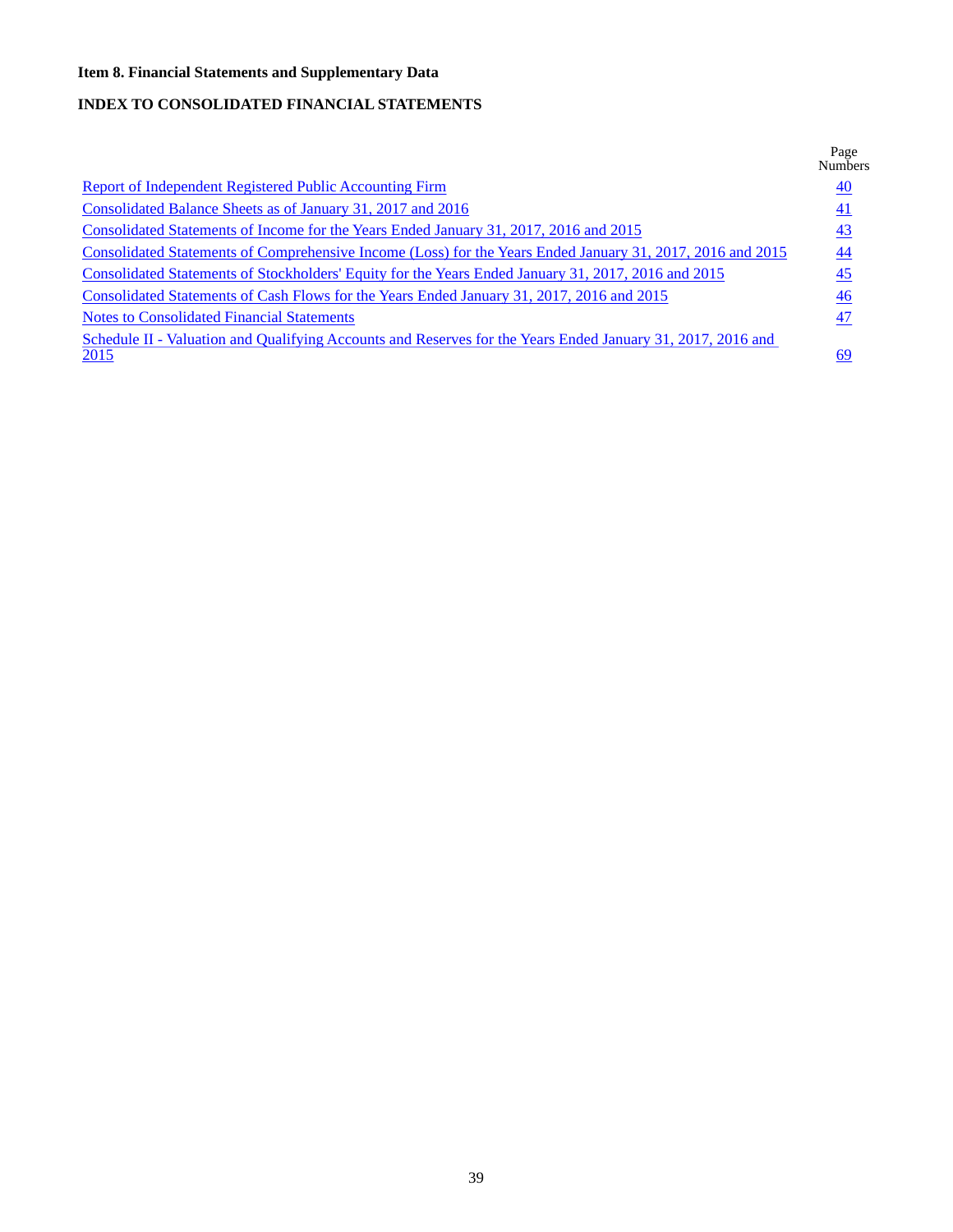**Item 8. Financial Statements and Supplementary Data**

**INDEX TO CONSOLIDATED FINANCIAL STATEMENTS**

| | Page Numbers |
|---|---|
| Report of Independent Registered Public Accounting Firm | 40 |
| Consolidated Balance Sheets as of January 31, 2017 and 2016 | 41 |
| Consolidated Statements of Income for the Years Ended January 31, 2017, 2016 and 2015 | 43 |
| Consolidated Statements of Comprehensive Income (Loss) for the Years Ended January 31, 2017, 2016 and 2015 | 44 |
| Consolidated Statements of Stockholders' Equity for the Years Ended January 31, 2017, 2016 and 2015 | 45 |
| Consolidated Statements of Cash Flows for the Years Ended January 31, 2017, 2016 and 2015 | 46 |
| Notes to Consolidated Financial Statements | 47 |
| Schedule II - Valuation and Qualifying Accounts and Reserves for the Years Ended January 31, 2017, 2016 and 2015 | 69 |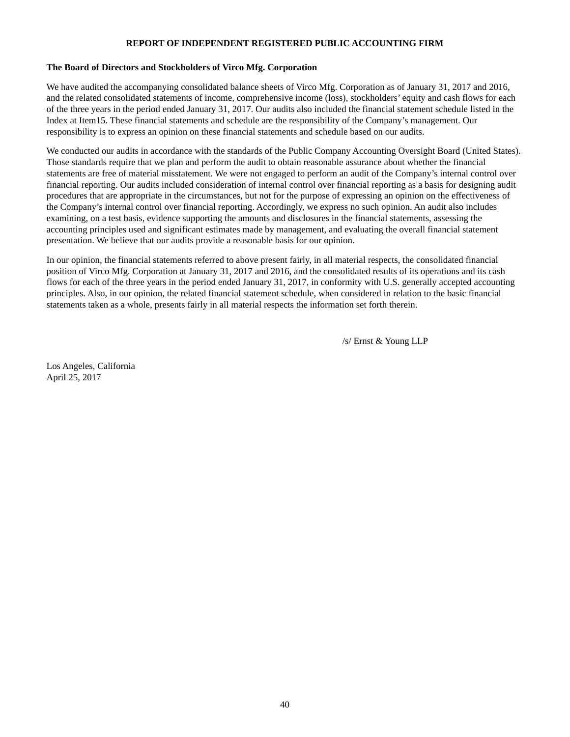# REPORT OF INDEPENDENT REGISTERED PUBLIC ACCOUNTING FIRM

**The Board of Directors and Stockholders of Virco Mfg. Corporation**

We have audited the accompanying consolidated balance sheets of Virco Mfg. Corporation as of January 31, 2017 and 2016, and the related consolidated statements of income, comprehensive income (loss), stockholders' equity and cash flows for each of the three years in the period ended January 31, 2017. Our audits also included the financial statement schedule listed in the Index at Item15. These financial statements and schedule are the responsibility of the Company's management. Our responsibility is to express an opinion on these financial statements and schedule based on our audits.

We conducted our audits in accordance with the standards of the Public Company Accounting Oversight Board (United States). Those standards require that we plan and perform the audit to obtain reasonable assurance about whether the financial statements are free of material misstatement. We were not engaged to perform an audit of the Company's internal control over financial reporting. Our audits included consideration of internal control over financial reporting as a basis for designing audit procedures that are appropriate in the circumstances, but not for the purpose of expressing an opinion on the effectiveness of the Company's internal control over financial reporting. Accordingly, we express no such opinion. An audit also includes examining, on a test basis, evidence supporting the amounts and disclosures in the financial statements, assessing the accounting principles used and significant estimates made by management, and evaluating the overall financial statement presentation. We believe that our audits provide a reasonable basis for our opinion.

In our opinion, the financial statements referred to above present fairly, in all material respects, the consolidated financial position of Virco Mfg. Corporation at January 31, 2017 and 2016, and the consolidated results of its operations and its cash flows for each of the three years in the period ended January 31, 2017, in conformity with U.S. generally accepted accounting principles. Also, in our opinion, the related financial statement schedule, when considered in relation to the basic financial statements taken as a whole, presents fairly in all material respects the information set forth therein.

/s/ Ernst & Young LLP

Los Angeles, California
April 25, 2017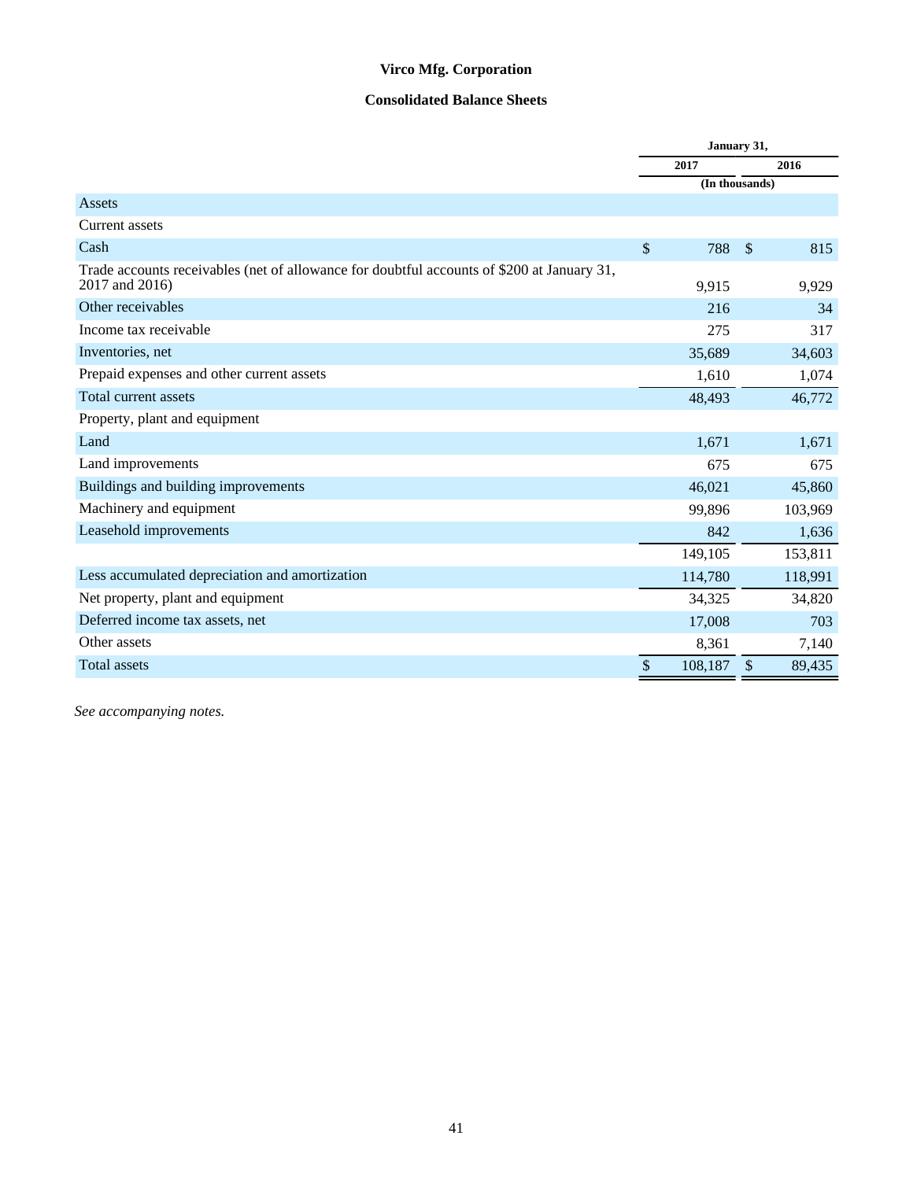# Virco Mfg. Corporation

## Consolidated Balance Sheets

| | January 31, | |
|---|---|---|
| | 2017 | 2016 |
| | (In thousands) | |
| **Assets** | | |
| Current assets | | |
| Cash | $ 788 | $ 815 |
| Trade accounts receivables (net of allowance for doubtful accounts of $200 at January 31, 2017 and 2016) | 9,915 | 9,929 |
| Other receivables | 216 | 34 |
| Income tax receivable | 275 | 317 |
| Inventories, net | 35,689 | 34,603 |
| Prepaid expenses and other current assets | 1,610 | 1,074 |
| Total current assets | 48,493 | 46,772 |
| Property, plant and equipment | | |
| Land | 1,671 | 1,671 |
| Land improvements | 675 | 675 |
| Buildings and building improvements | 46,021 | 45,860 |
| Machinery and equipment | 99,896 | 103,969 |
| Leasehold improvements | 842 | 1,636 |
| | 149,105 | 153,811 |
| Less accumulated depreciation and amortization | 114,780 | 118,991 |
| Net property, plant and equipment | 34,325 | 34,820 |
| Deferred income tax assets, net | 17,008 | 703 |
| Other assets | 8,361 | 7,140 |
| Total assets | $ 108,187 | $ 89,435 |

*See accompanying notes.*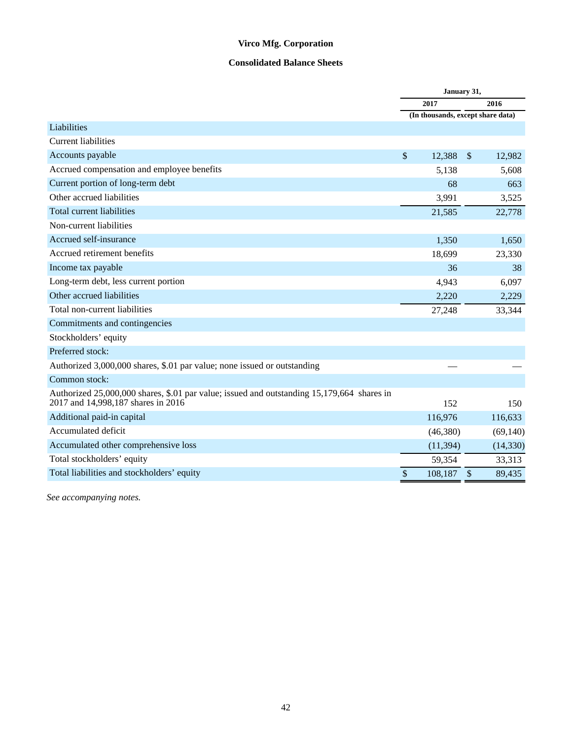# Virco Mfg. Corporation

## Consolidated Balance Sheets

| | January 31, | |
|---|---|---|
| | 2017 | 2016 |
| | (In thousands, except share data) | |
| Liabilities | | |
| Current liabilities | | |
| Accounts payable | $ 12,388 | $ 12,982 |
| Accrued compensation and employee benefits | 5,138 | 5,608 |
| Current portion of long-term debt | 68 | 663 |
| Other accrued liabilities | 3,991 | 3,525 |
| Total current liabilities | 21,585 | 22,778 |
| Non-current liabilities | | |
| Accrued self-insurance | 1,350 | 1,650 |
| Accrued retirement benefits | 18,699 | 23,330 |
| Income tax payable | 36 | 38 |
| Long-term debt, less current portion | 4,943 | 6,097 |
| Other accrued liabilities | 2,220 | 2,229 |
| Total non-current liabilities | 27,248 | 33,344 |
| Commitments and contingencies | | |
| Stockholders' equity | | |
| Preferred stock: | | |
| Authorized 3,000,000 shares, $.01 par value; none issued or outstanding | — | — |
| Common stock: | | |
| Authorized 25,000,000 shares, $.01 par value; issued and outstanding 15,179,664 shares in 2017 and 14,998,187 shares in 2016 | 152 | 150 |
| Additional paid-in capital | 116,976 | 116,633 |
| Accumulated deficit | (46,380) | (69,140) |
| Accumulated other comprehensive loss | (11,394) | (14,330) |
| Total stockholders' equity | 59,354 | 33,313 |
| Total liabilities and stockholders' equity | $ 108,187 | $ 89,435 |

*See accompanying notes.*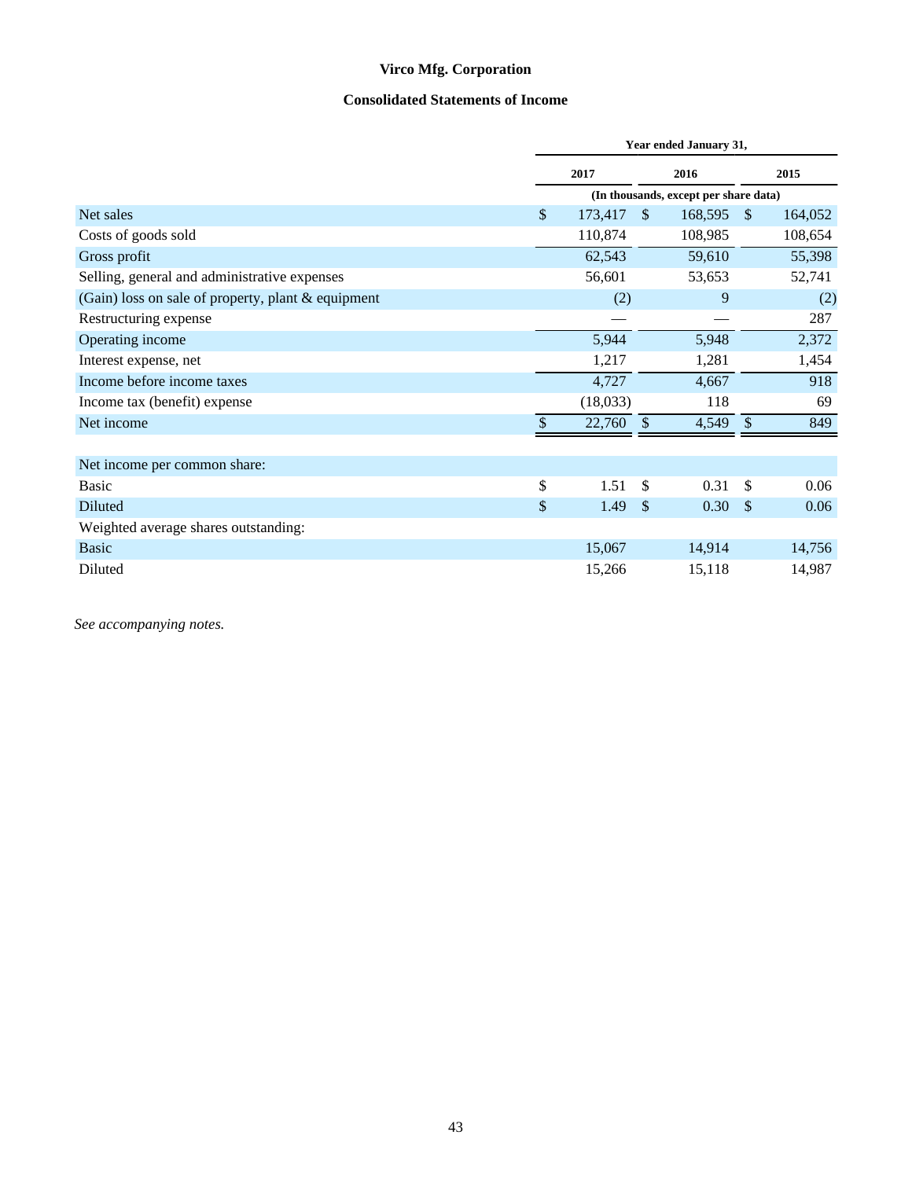# Virco Mfg. Corporation

## Consolidated Statements of Income

| | Year ended January 31, | | |
|---|---|---|---|
| | 2017 | 2016 | 2015 |
| | (In thousands, except per share data) | | |
| Net sales | $ 173,417 | $ 168,595 | $ 164,052 |
| Costs of goods sold | 110,874 | 108,985 | 108,654 |
| Gross profit | 62,543 | 59,610 | 55,398 |
| Selling, general and administrative expenses | 56,601 | 53,653 | 52,741 |
| (Gain) loss on sale of property, plant & equipment | (2) | 9 | (2) |
| Restructuring expense | — | — | 287 |
| Operating income | 5,944 | 5,948 | 2,372 |
| Interest expense, net | 1,217 | 1,281 | 1,454 |
| Income before income taxes | 4,727 | 4,667 | 918 |
| Income tax (benefit) expense | (18,033) | 118 | 69 |
| Net income | $ 22,760 | $ 4,549 | $ 849 |
| | | | |
| Net income per common share: | | | |
| Basic | $ 1.51 | $ 0.31 | $ 0.06 |
| Diluted | $ 1.49 | $ 0.30 | $ 0.06 |
| Weighted average shares outstanding: | | | |
| Basic | 15,067 | 14,914 | 14,756 |
| Diluted | 15,266 | 15,118 | 14,987 |

*See accompanying notes.*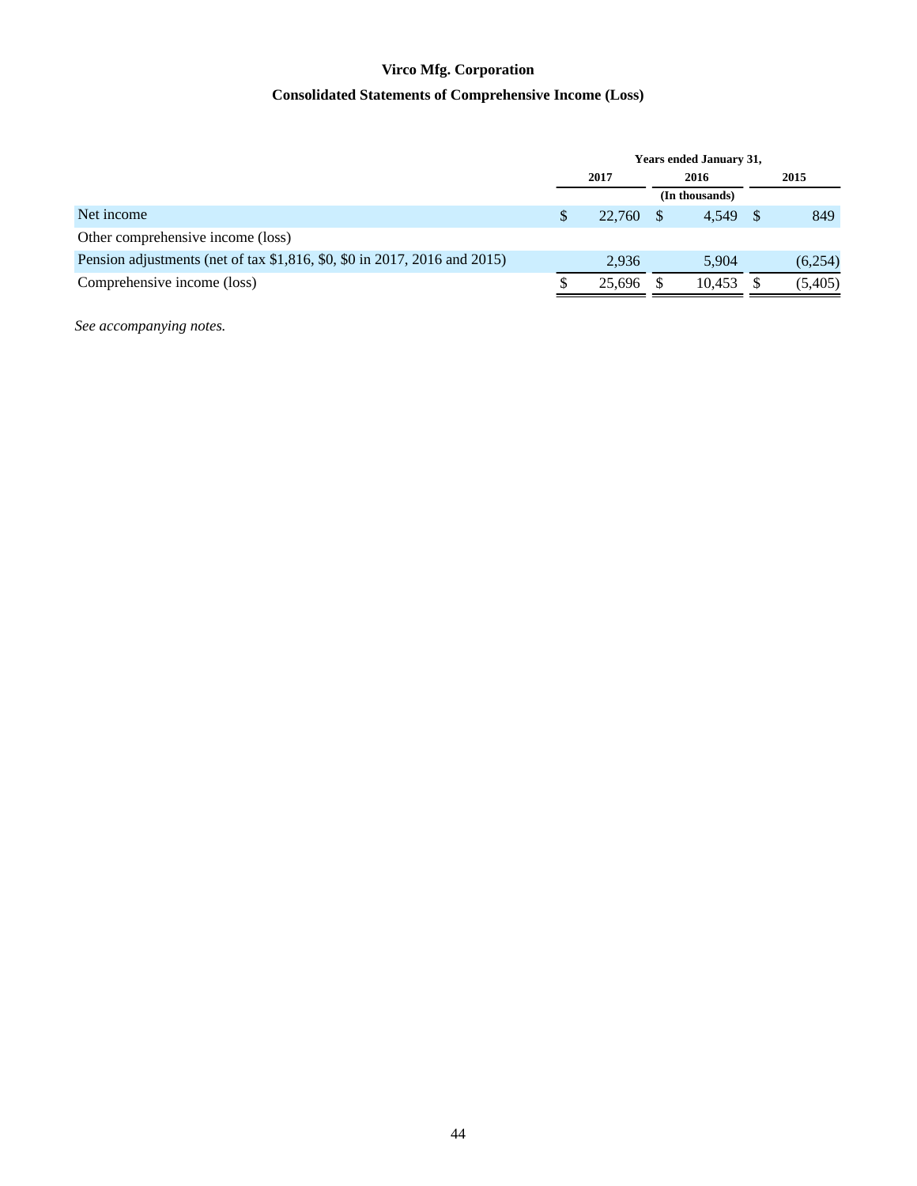# Virco Mfg. Corporation

## Consolidated Statements of Comprehensive Income (Loss)

| | Years ended January 31, | | |
|---|---|---|---|
| | 2017 | 2016 | 2015 |
| | | (In thousands) | |
| Net income | $ 22,760 | $ 4,549 | $ 849 |
| Other comprehensive income (loss) | | | |
| Pension adjustments (net of tax $1,816, $0, $0 in 2017, 2016 and 2015) | 2,936 | 5,904 | (6,254) |
| Comprehensive income (loss) | $ 25,696 | $ 10,453 | $ (5,405) |

*See accompanying notes.*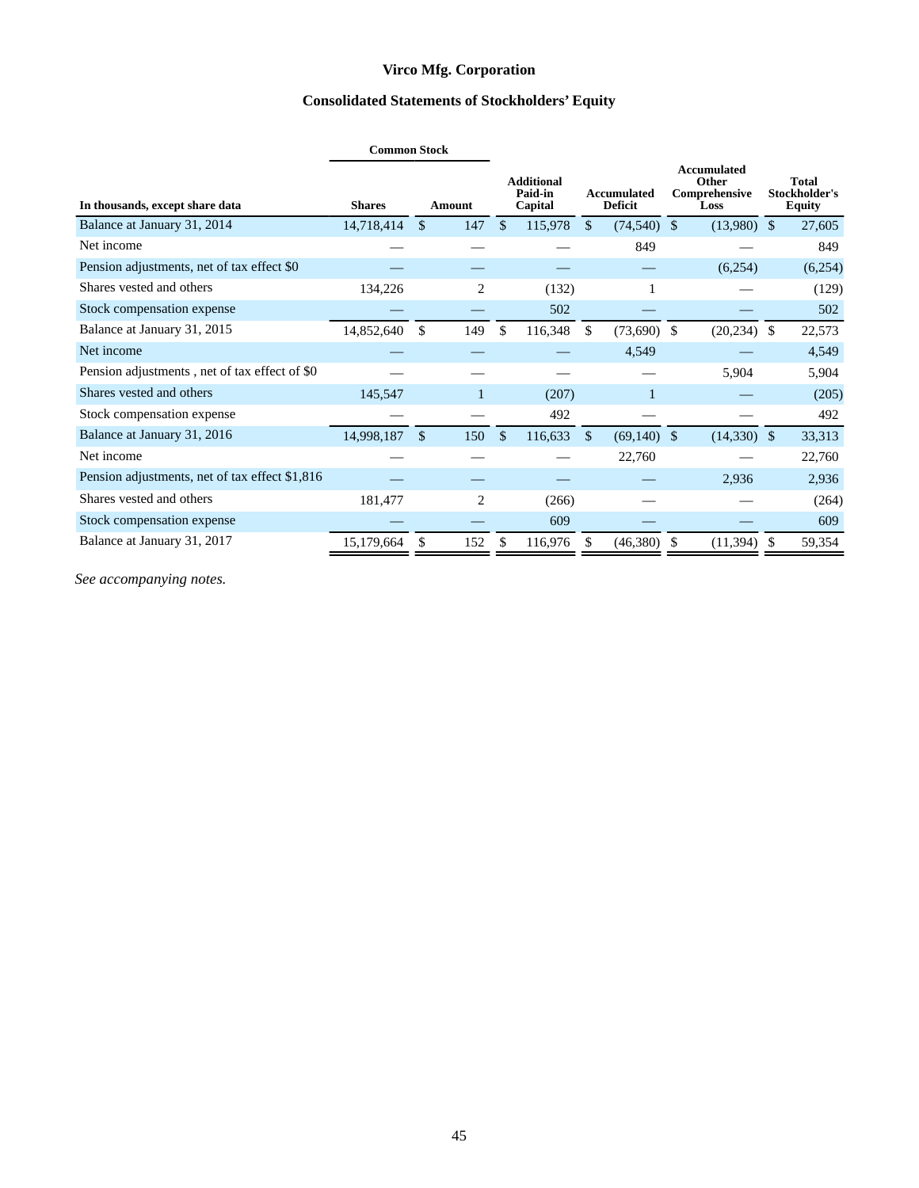# Virco Mfg. Corporation

## Consolidated Statements of Stockholders' Equity

| In thousands, except share data | Common Stock Shares | Common Stock Amount | Additional Paid-in Capital | Accumulated Deficit | Accumulated Other Comprehensive Loss | Total Stockholder's Equity |
|---|---|---|---|---|---|---|
| Balance at January 31, 2014 | 14,718,414 | $ 147 | $ 115,978 | $ (74,540) | $ (13,980) | $ 27,605 |
| Net income | — | — | — | 849 | — | 849 |
| Pension adjustments, net of tax effect $0 | — | — | — | — | (6,254) | (6,254) |
| Shares vested and others | 134,226 | 2 | (132) | 1 | — | (129) |
| Stock compensation expense | — | — | 502 | — | — | 502 |
| Balance at January 31, 2015 | 14,852,640 | $ 149 | $ 116,348 | $ (73,690) | $ (20,234) | $ 22,573 |
| Net income | — | — | — | 4,549 | — | 4,549 |
| Pension adjustments , net of tax effect of $0 | — | — | — | — | 5,904 | 5,904 |
| Shares vested and others | 145,547 | 1 | (207) | 1 | — | (205) |
| Stock compensation expense | — | — | 492 | — | — | 492 |
| Balance at January 31, 2016 | 14,998,187 | $ 150 | $ 116,633 | $ (69,140) | $ (14,330) | $ 33,313 |
| Net income | — | — | — | 22,760 | — | 22,760 |
| Pension adjustments, net of tax effect $1,816 | — | — | — | — | 2,936 | 2,936 |
| Shares vested and others | 181,477 | 2 | (266) | — | — | (264) |
| Stock compensation expense | — | — | 609 | — | — | 609 |
| Balance at January 31, 2017 | 15,179,664 | $ 152 | $ 116,976 | $ (46,380) | $ (11,394) | $ 59,354 |

*See accompanying notes.*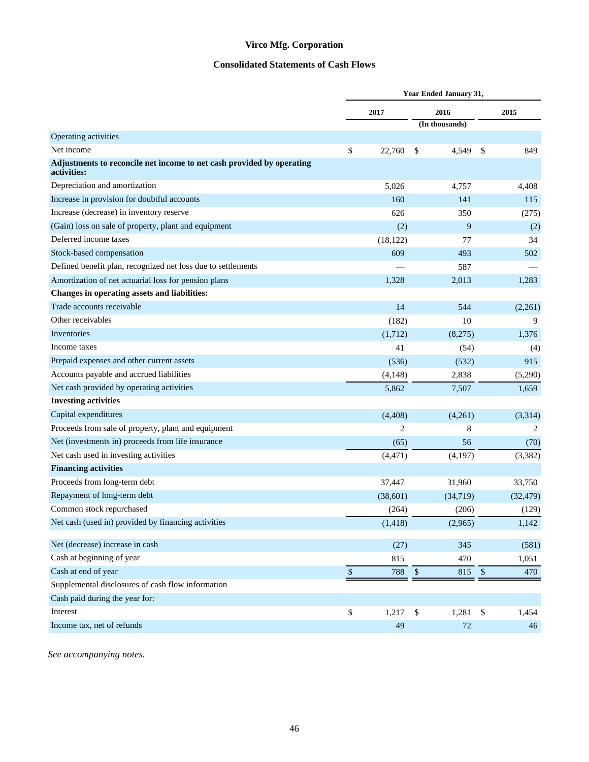# Virco Mfg. Corporation

## Consolidated Statements of Cash Flows

| | Year Ended January 31, | | |
|---|---|---|---|
| | 2017 | 2016 | 2015 |
| | | (In thousands) | |
| Operating activities | | | |
| Net income | $ 22,760 | $ 4,549 | $ 849 |
| **Adjustments to reconcile net income to net cash provided by operating activities:** | | | |
| Depreciation and amortization | 5,026 | 4,757 | 4,408 |
| Increase in provision for doubtful accounts | 160 | 141 | 115 |
| Increase (decrease) in inventory reserve | 626 | 350 | (275) |
| (Gain) loss on sale of property, plant and equipment | (2) | 9 | (2) |
| Deferred income taxes | (18,122) | 77 | 34 |
| Stock-based compensation | 609 | 493 | 502 |
| Defined benefit plan, recognized net loss due to settlements | — | 587 | — |
| Amortization of net actuarial loss for pension plans | 1,328 | 2,013 | 1,283 |
| **Changes in operating assets and liabilities:** | | | |
| Trade accounts receivable | 14 | 544 | (2,261) |
| Other receivables | (182) | 10 | 9 |
| Inventories | (1,712) | (8,275) | 1,376 |
| Income taxes | 41 | (54) | (4) |
| Prepaid expenses and other current assets | (536) | (532) | 915 |
| Accounts payable and accrued liabilities | (4,148) | 2,838 | (5,290) |
| Net cash provided by operating activities | 5,862 | 7,507 | 1,659 |
| **Investing activities** | | | |
| Capital expenditures | (4,408) | (4,261) | (3,314) |
| Proceeds from sale of property, plant and equipment | 2 | 8 | 2 |
| Net (investments in) proceeds from life insurance | (65) | 56 | (70) |
| Net cash used in investing activities | (4,471) | (4,197) | (3,382) |
| **Financing activities** | | | |
| Proceeds from long-term debt | 37,447 | 31,960 | 33,750 |
| Repayment of long-term debt | (38,601) | (34,719) | (32,479) |
| Common stock repurchased | (264) | (206) | (129) |
| Net cash (used in) provided by financing activities | (1,418) | (2,965) | 1,142 |
| Net (decrease) increase in cash | (27) | 345 | (581) |
| Cash at beginning of year | 815 | 470 | 1,051 |
| Cash at end of year | $ 788 | $ 815 | $ 470 |
| Supplemental disclosures of cash flow information | | | |
| Cash paid during the year for: | | | |
| Interest | $ 1,217 | $ 1,281 | $ 1,454 |
| Income tax, net of refunds | 49 | 72 | 46 |

*See accompanying notes.*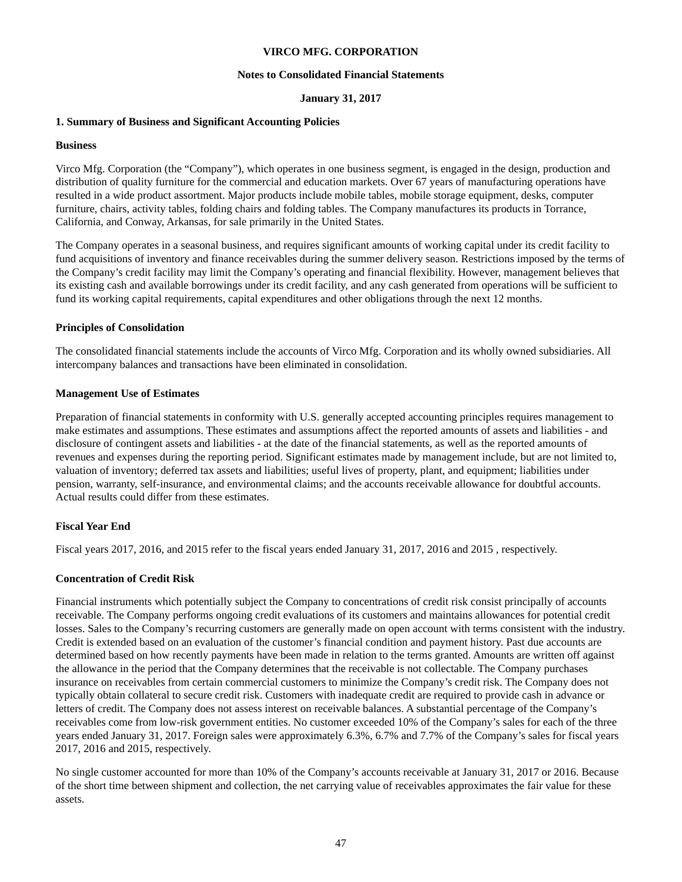**VIRCO MFG. CORPORATION**

**Notes to Consolidated Financial Statements**

**January 31, 2017**

## 1. Summary of Business and Significant Accounting Policies

### Business

Virco Mfg. Corporation (the "Company"), which operates in one business segment, is engaged in the design, production and distribution of quality furniture for the commercial and education markets. Over 67 years of manufacturing operations have resulted in a wide product assortment. Major products include mobile tables, mobile storage equipment, desks, computer furniture, chairs, activity tables, folding chairs and folding tables. The Company manufactures its products in Torrance, California, and Conway, Arkansas, for sale primarily in the United States.

The Company operates in a seasonal business, and requires significant amounts of working capital under its credit facility to fund acquisitions of inventory and finance receivables during the summer delivery season. Restrictions imposed by the terms of the Company's credit facility may limit the Company's operating and financial flexibility. However, management believes that its existing cash and available borrowings under its credit facility, and any cash generated from operations will be sufficient to fund its working capital requirements, capital expenditures and other obligations through the next 12 months.

### Principles of Consolidation

The consolidated financial statements include the accounts of Virco Mfg. Corporation and its wholly owned subsidiaries. All intercompany balances and transactions have been eliminated in consolidation.

### Management Use of Estimates

Preparation of financial statements in conformity with U.S. generally accepted accounting principles requires management to make estimates and assumptions. These estimates and assumptions affect the reported amounts of assets and liabilities - and disclosure of contingent assets and liabilities - at the date of the financial statements, as well as the reported amounts of revenues and expenses during the reporting period. Significant estimates made by management include, but are not limited to, valuation of inventory; deferred tax assets and liabilities; useful lives of property, plant, and equipment; liabilities under pension, warranty, self-insurance, and environmental claims; and the accounts receivable allowance for doubtful accounts. Actual results could differ from these estimates.

### Fiscal Year End

Fiscal years 2017, 2016, and 2015 refer to the fiscal years ended January 31, 2017, 2016 and 2015 , respectively.

### Concentration of Credit Risk

Financial instruments which potentially subject the Company to concentrations of credit risk consist principally of accounts receivable. The Company performs ongoing credit evaluations of its customers and maintains allowances for potential credit losses. Sales to the Company's recurring customers are generally made on open account with terms consistent with the industry. Credit is extended based on an evaluation of the customer's financial condition and payment history. Past due accounts are determined based on how recently payments have been made in relation to the terms granted. Amounts are written off against the allowance in the period that the Company determines that the receivable is not collectable. The Company purchases insurance on receivables from certain commercial customers to minimize the Company's credit risk. The Company does not typically obtain collateral to secure credit risk. Customers with inadequate credit are required to provide cash in advance or letters of credit. The Company does not assess interest on receivable balances. A substantial percentage of the Company's receivables come from low-risk government entities. No customer exceeded 10% of the Company's sales for each of the three years ended January 31, 2017. Foreign sales were approximately 6.3%, 6.7% and 7.7% of the Company's sales for fiscal years 2017, 2016 and 2015, respectively.

No single customer accounted for more than 10% of the Company's accounts receivable at January 31, 2017 or 2016. Because of the short time between shipment and collection, the net carrying value of receivables approximates the fair value for these assets.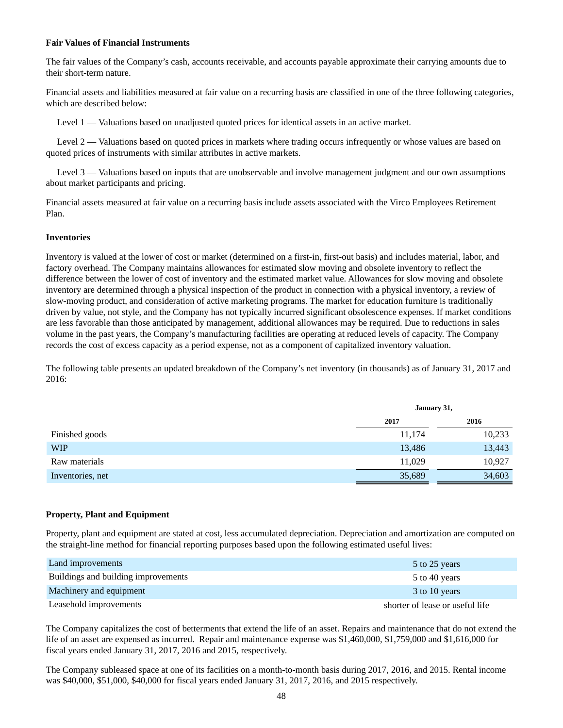**Fair Values of Financial Instruments**

The fair values of the Company's cash, accounts receivable, and accounts payable approximate their carrying amounts due to their short-term nature.

Financial assets and liabilities measured at fair value on a recurring basis are classified in one of the three following categories, which are described below:

Level 1 — Valuations based on unadjusted quoted prices for identical assets in an active market.

Level 2 — Valuations based on quoted prices in markets where trading occurs infrequently or whose values are based on quoted prices of instruments with similar attributes in active markets.

Level 3 — Valuations based on inputs that are unobservable and involve management judgment and our own assumptions about market participants and pricing.

Financial assets measured at fair value on a recurring basis include assets associated with the Virco Employees Retirement Plan.

**Inventories**

Inventory is valued at the lower of cost or market (determined on a first-in, first-out basis) and includes material, labor, and factory overhead. The Company maintains allowances for estimated slow moving and obsolete inventory to reflect the difference between the lower of cost of inventory and the estimated market value. Allowances for slow moving and obsolete inventory are determined through a physical inspection of the product in connection with a physical inventory, a review of slow-moving product, and consideration of active marketing programs. The market for education furniture is traditionally driven by value, not style, and the Company has not typically incurred significant obsolescence expenses. If market conditions are less favorable than those anticipated by management, additional allowances may be required. Due to reductions in sales volume in the past years, the Company's manufacturing facilities are operating at reduced levels of capacity. The Company records the cost of excess capacity as a period expense, not as a component of capitalized inventory valuation.

The following table presents an updated breakdown of the Company's net inventory (in thousands) as of January 31, 2017 and 2016:

| | January 31, | |
|---|---|---|
| | 2017 | 2016 |
| Finished goods | 11,174 | 10,233 |
| WIP | 13,486 | 13,443 |
| Raw materials | 11,029 | 10,927 |
| Inventories, net | 35,689 | 34,603 |

**Property, Plant and Equipment**

Property, plant and equipment are stated at cost, less accumulated depreciation. Depreciation and amortization are computed on the straight-line method for financial reporting purposes based upon the following estimated useful lives:

| | |
|---|---|
| Land improvements | 5 to 25 years |
| Buildings and building improvements | 5 to 40 years |
| Machinery and equipment | 3 to 10 years |
| Leasehold improvements | shorter of lease or useful life |

The Company capitalizes the cost of betterments that extend the life of an asset. Repairs and maintenance that do not extend the life of an asset are expensed as incurred. Repair and maintenance expense was $1,460,000, $1,759,000 and $1,616,000 for fiscal years ended January 31, 2017, 2016 and 2015, respectively.

The Company subleased space at one of its facilities on a month-to-month basis during 2017, 2016, and 2015. Rental income was $40,000, $51,000, $40,000 for fiscal years ended January 31, 2017, 2016, and 2015 respectively.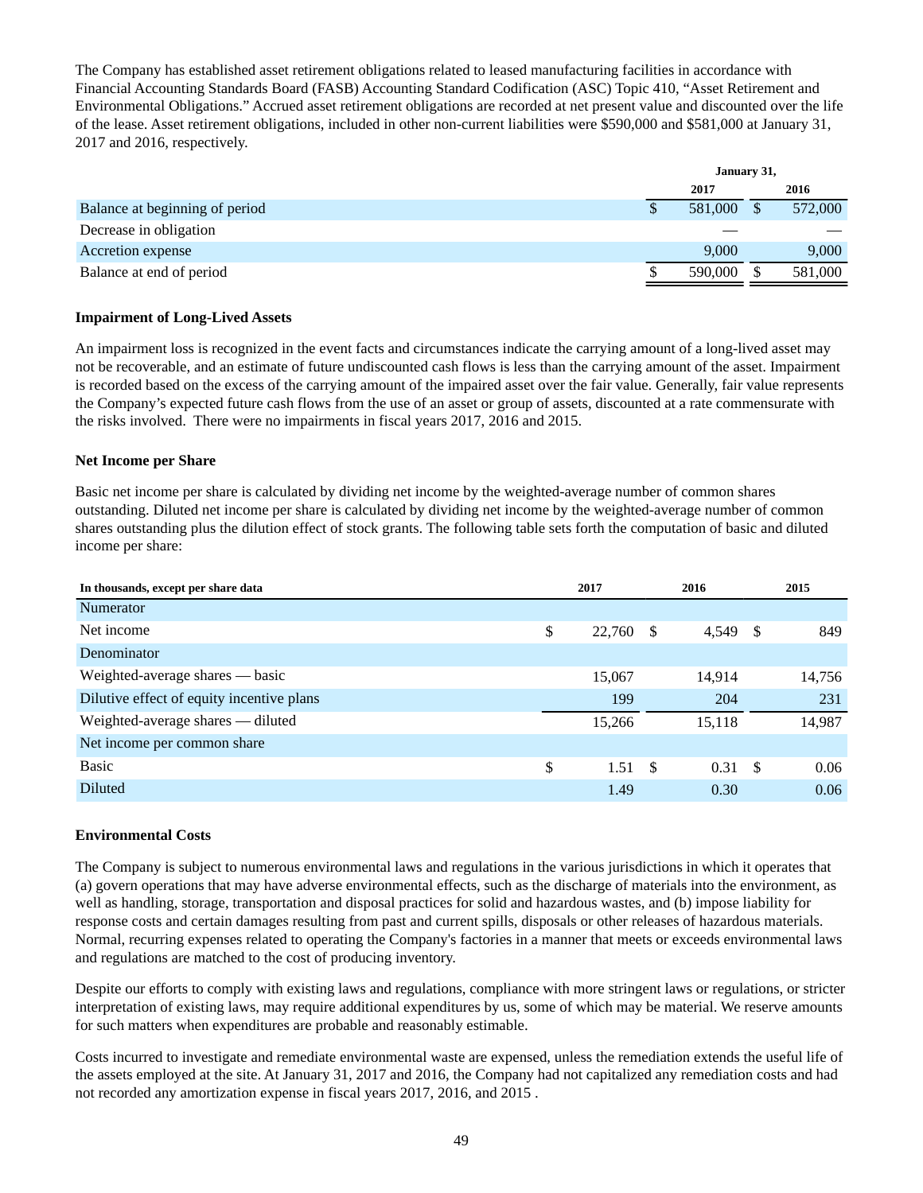The Company has established asset retirement obligations related to leased manufacturing facilities in accordance with Financial Accounting Standards Board (FASB) Accounting Standard Codification (ASC) Topic 410, "Asset Retirement and Environmental Obligations." Accrued asset retirement obligations are recorded at net present value and discounted over the life of the lease. Asset retirement obligations, included in other non-current liabilities were $590,000 and $581,000 at January 31, 2017 and 2016, respectively.

| | January 31, | |
|---|---|---|
| | 2017 | 2016 |
| Balance at beginning of period | $ 581,000 | $ 572,000 |
| Decrease in obligation | — | — |
| Accretion expense | 9,000 | 9,000 |
| Balance at end of period | $ 590,000 | $ 581,000 |

### Impairment of Long-Lived Assets

An impairment loss is recognized in the event facts and circumstances indicate the carrying amount of a long-lived asset may not be recoverable, and an estimate of future undiscounted cash flows is less than the carrying amount of the asset. Impairment is recorded based on the excess of the carrying amount of the impaired asset over the fair value. Generally, fair value represents the Company's expected future cash flows from the use of an asset or group of assets, discounted at a rate commensurate with the risks involved. There were no impairments in fiscal years 2017, 2016 and 2015.

### Net Income per Share

Basic net income per share is calculated by dividing net income by the weighted-average number of common shares outstanding. Diluted net income per share is calculated by dividing net income by the weighted-average number of common shares outstanding plus the dilution effect of stock grants. The following table sets forth the computation of basic and diluted income per share:

| In thousands, except per share data | 2017 | 2016 | 2015 |
|---|---|---|---|
| Numerator | | | |
| Net income | $ 22,760 | $ 4,549 | $ 849 |
| Denominator | | | |
| Weighted-average shares — basic | 15,067 | 14,914 | 14,756 |
| Dilutive effect of equity incentive plans | 199 | 204 | 231 |
| Weighted-average shares — diluted | 15,266 | 15,118 | 14,987 |
| Net income per common share | | | |
| Basic | $ 1.51 | $ 0.31 | $ 0.06 |
| Diluted | 1.49 | 0.30 | 0.06 |

### Environmental Costs

The Company is subject to numerous environmental laws and regulations in the various jurisdictions in which it operates that (a) govern operations that may have adverse environmental effects, such as the discharge of materials into the environment, as well as handling, storage, transportation and disposal practices for solid and hazardous wastes, and (b) impose liability for response costs and certain damages resulting from past and current spills, disposals or other releases of hazardous materials. Normal, recurring expenses related to operating the Company's factories in a manner that meets or exceeds environmental laws and regulations are matched to the cost of producing inventory.

Despite our efforts to comply with existing laws and regulations, compliance with more stringent laws or regulations, or stricter interpretation of existing laws, may require additional expenditures by us, some of which may be material. We reserve amounts for such matters when expenditures are probable and reasonably estimable.

Costs incurred to investigate and remediate environmental waste are expensed, unless the remediation extends the useful life of the assets employed at the site. At January 31, 2017 and 2016, the Company had not capitalized any remediation costs and had not recorded any amortization expense in fiscal years 2017, 2016, and 2015 .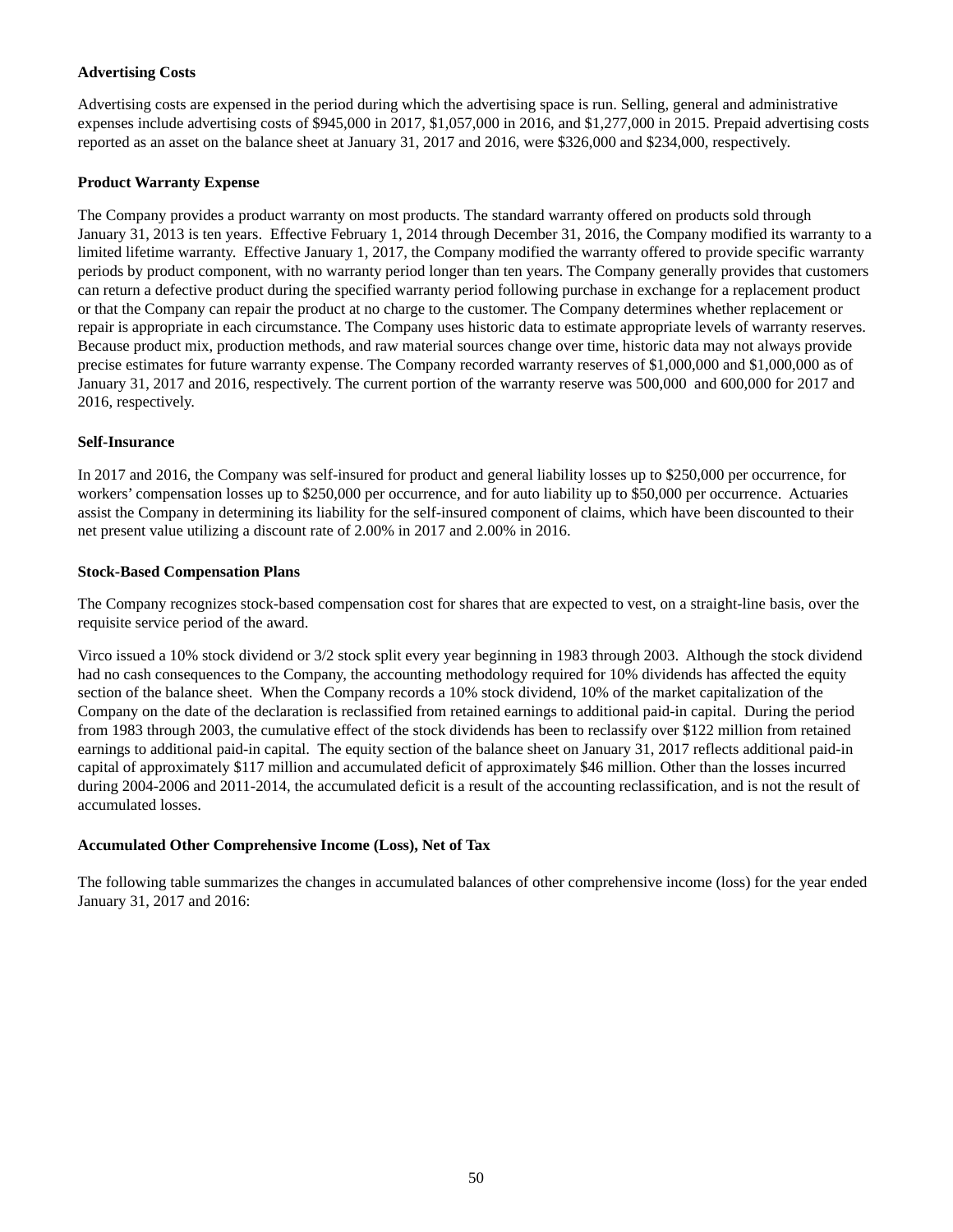**Advertising Costs**

Advertising costs are expensed in the period during which the advertising space is run. Selling, general and administrative expenses include advertising costs of $945,000 in 2017, $1,057,000 in 2016, and $1,277,000 in 2015. Prepaid advertising costs reported as an asset on the balance sheet at January 31, 2017 and 2016, were $326,000 and $234,000, respectively.

**Product Warranty Expense**

The Company provides a product warranty on most products. The standard warranty offered on products sold through January 31, 2013 is ten years. Effective February 1, 2014 through December 31, 2016, the Company modified its warranty to a limited lifetime warranty. Effective January 1, 2017, the Company modified the warranty offered to provide specific warranty periods by product component, with no warranty period longer than ten years. The Company generally provides that customers can return a defective product during the specified warranty period following purchase in exchange for a replacement product or that the Company can repair the product at no charge to the customer. The Company determines whether replacement or repair is appropriate in each circumstance. The Company uses historic data to estimate appropriate levels of warranty reserves. Because product mix, production methods, and raw material sources change over time, historic data may not always provide precise estimates for future warranty expense. The Company recorded warranty reserves of $1,000,000 and $1,000,000 as of January 31, 2017 and 2016, respectively. The current portion of the warranty reserve was 500,000 and 600,000 for 2017 and 2016, respectively.

**Self-Insurance**

In 2017 and 2016, the Company was self-insured for product and general liability losses up to $250,000 per occurrence, for workers' compensation losses up to $250,000 per occurrence, and for auto liability up to $50,000 per occurrence. Actuaries assist the Company in determining its liability for the self-insured component of claims, which have been discounted to their net present value utilizing a discount rate of 2.00% in 2017 and 2.00% in 2016.

**Stock-Based Compensation Plans**

The Company recognizes stock-based compensation cost for shares that are expected to vest, on a straight-line basis, over the requisite service period of the award.

Virco issued a 10% stock dividend or 3/2 stock split every year beginning in 1983 through 2003. Although the stock dividend had no cash consequences to the Company, the accounting methodology required for 10% dividends has affected the equity section of the balance sheet. When the Company records a 10% stock dividend, 10% of the market capitalization of the Company on the date of the declaration is reclassified from retained earnings to additional paid-in capital. During the period from 1983 through 2003, the cumulative effect of the stock dividends has been to reclassify over $122 million from retained earnings to additional paid-in capital. The equity section of the balance sheet on January 31, 2017 reflects additional paid-in capital of approximately $117 million and accumulated deficit of approximately $46 million. Other than the losses incurred during 2004-2006 and 2011-2014, the accumulated deficit is a result of the accounting reclassification, and is not the result of accumulated losses.

**Accumulated Other Comprehensive Income (Loss), Net of Tax**

The following table summarizes the changes in accumulated balances of other comprehensive income (loss) for the year ended January 31, 2017 and 2016: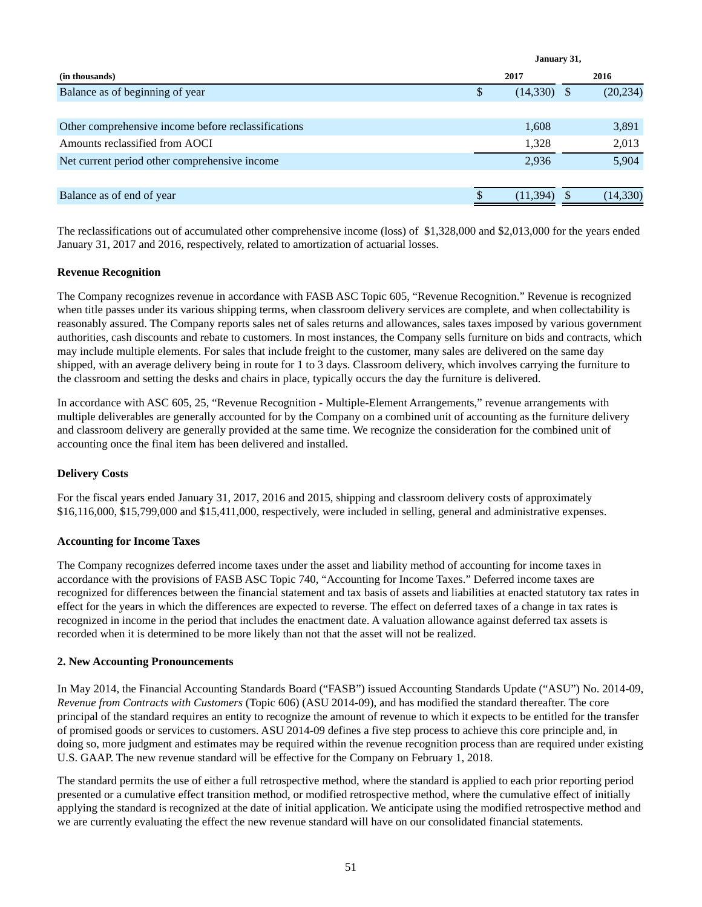| (in thousands) | January 31, 2017 | January 31, 2016 |
|---|---|---|
| Balance as of beginning of year | $ (14,330) | $ (20,234) |
| | | |
| Other comprehensive income before reclassifications | 1,608 | 3,891 |
| Amounts reclassified from AOCI | 1,328 | 2,013 |
| Net current period other comprehensive income | 2,936 | 5,904 |
| | | |
| Balance as of end of year | $ (11,394) | $ (14,330) |

The reclassifications out of accumulated other comprehensive income (loss) of $1,328,000 and $2,013,000 for the years ended January 31, 2017 and 2016, respectively, related to amortization of actuarial losses.

**Revenue Recognition**

The Company recognizes revenue in accordance with FASB ASC Topic 605, "Revenue Recognition." Revenue is recognized when title passes under its various shipping terms, when classroom delivery services are complete, and when collectability is reasonably assured. The Company reports sales net of sales returns and allowances, sales taxes imposed by various government authorities, cash discounts and rebate to customers. In most instances, the Company sells furniture on bids and contracts, which may include multiple elements. For sales that include freight to the customer, many sales are delivered on the same day shipped, with an average delivery being in route for 1 to 3 days. Classroom delivery, which involves carrying the furniture to the classroom and setting the desks and chairs in place, typically occurs the day the furniture is delivered.

In accordance with ASC 605, 25, "Revenue Recognition - Multiple-Element Arrangements," revenue arrangements with multiple deliverables are generally accounted for by the Company on a combined unit of accounting as the furniture delivery and classroom delivery are generally provided at the same time. We recognize the consideration for the combined unit of accounting once the final item has been delivered and installed.

**Delivery Costs**

For the fiscal years ended January 31, 2017, 2016 and 2015, shipping and classroom delivery costs of approximately $16,116,000, $15,799,000 and $15,411,000, respectively, were included in selling, general and administrative expenses.

**Accounting for Income Taxes**

The Company recognizes deferred income taxes under the asset and liability method of accounting for income taxes in accordance with the provisions of FASB ASC Topic 740, "Accounting for Income Taxes." Deferred income taxes are recognized for differences between the financial statement and tax basis of assets and liabilities at enacted statutory tax rates in effect for the years in which the differences are expected to reverse. The effect on deferred taxes of a change in tax rates is recognized in income in the period that includes the enactment date. A valuation allowance against deferred tax assets is recorded when it is determined to be more likely than not that the asset will not be realized.

**2. New Accounting Pronouncements**

In May 2014, the Financial Accounting Standards Board ("FASB") issued Accounting Standards Update ("ASU") No. 2014-09, *Revenue from Contracts with Customers* (Topic 606) (ASU 2014-09), and has modified the standard thereafter. The core principal of the standard requires an entity to recognize the amount of revenue to which it expects to be entitled for the transfer of promised goods or services to customers. ASU 2014-09 defines a five step process to achieve this core principle and, in doing so, more judgment and estimates may be required within the revenue recognition process than are required under existing U.S. GAAP. The new revenue standard will be effective for the Company on February 1, 2018.

The standard permits the use of either a full retrospective method, where the standard is applied to each prior reporting period presented or a cumulative effect transition method, or modified retrospective method, where the cumulative effect of initially applying the standard is recognized at the date of initial application. We anticipate using the modified retrospective method and we are currently evaluating the effect the new revenue standard will have on our consolidated financial statements.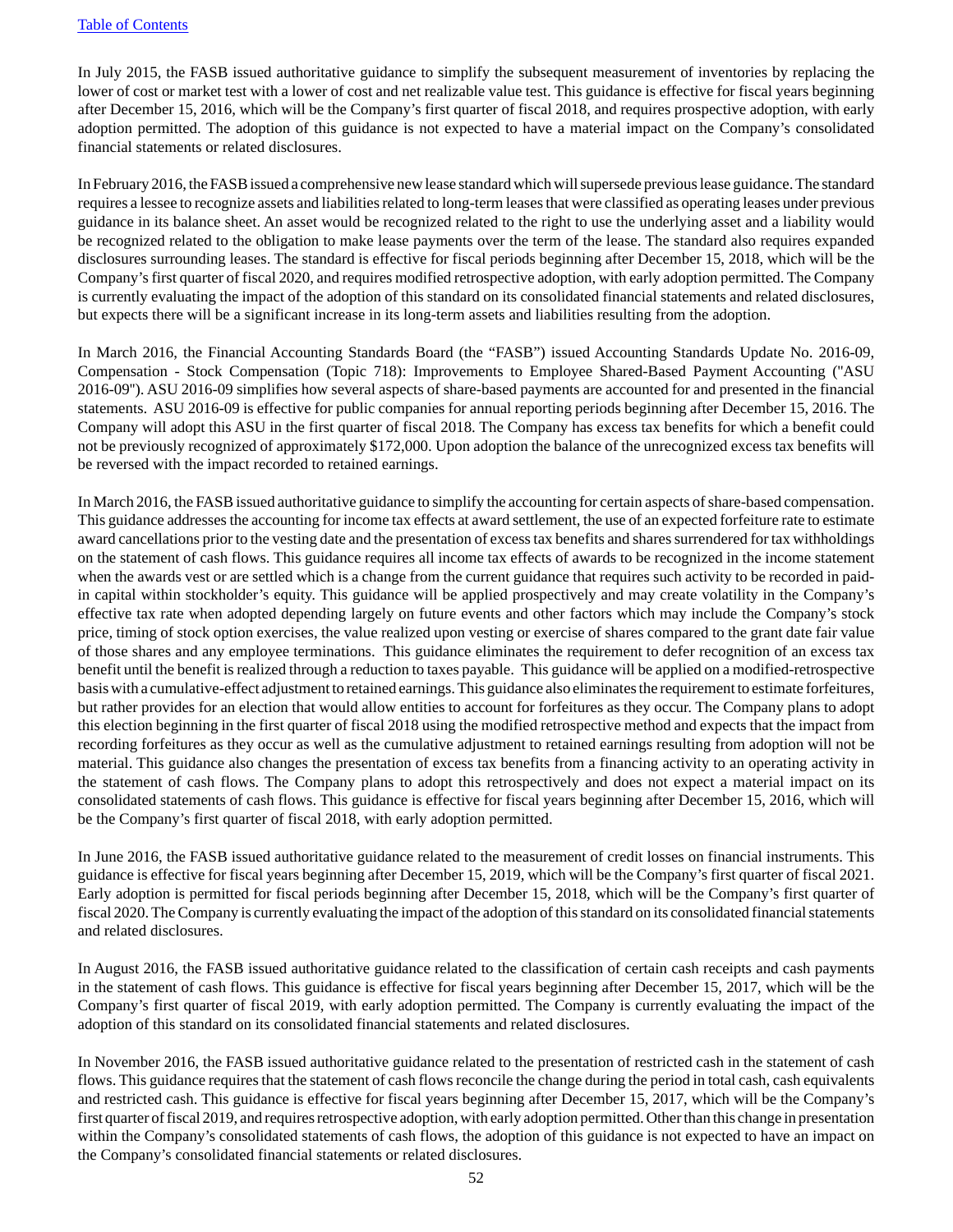In July 2015, the FASB issued authoritative guidance to simplify the subsequent measurement of inventories by replacing the lower of cost or market test with a lower of cost and net realizable value test. This guidance is effective for fiscal years beginning after December 15, 2016, which will be the Company's first quarter of fiscal 2018, and requires prospective adoption, with early adoption permitted. The adoption of this guidance is not expected to have a material impact on the Company's consolidated financial statements or related disclosures.

In February 2016, the FASB issued a comprehensive new lease standard which will supersede previous lease guidance. The standard requires a lessee to recognize assets and liabilities related to long-term leases that were classified as operating leases under previous guidance in its balance sheet. An asset would be recognized related to the right to use the underlying asset and a liability would be recognized related to the obligation to make lease payments over the term of the lease. The standard also requires expanded disclosures surrounding leases. The standard is effective for fiscal periods beginning after December 15, 2018, which will be the Company's first quarter of fiscal 2020, and requires modified retrospective adoption, with early adoption permitted. The Company is currently evaluating the impact of the adoption of this standard on its consolidated financial statements and related disclosures, but expects there will be a significant increase in its long-term assets and liabilities resulting from the adoption.

In March 2016, the Financial Accounting Standards Board (the "FASB") issued Accounting Standards Update No. 2016-09, Compensation - Stock Compensation (Topic 718): Improvements to Employee Shared-Based Payment Accounting ("ASU 2016-09"). ASU 2016-09 simplifies how several aspects of share-based payments are accounted for and presented in the financial statements. ASU 2016-09 is effective for public companies for annual reporting periods beginning after December 15, 2016. The Company will adopt this ASU in the first quarter of fiscal 2018. The Company has excess tax benefits for which a benefit could not be previously recognized of approximately $172,000. Upon adoption the balance of the unrecognized excess tax benefits will be reversed with the impact recorded to retained earnings.

In March 2016, the FASB issued authoritative guidance to simplify the accounting for certain aspects of share-based compensation. This guidance addresses the accounting for income tax effects at award settlement, the use of an expected forfeiture rate to estimate award cancellations prior to the vesting date and the presentation of excess tax benefits and shares surrendered for tax withholdings on the statement of cash flows. This guidance requires all income tax effects of awards to be recognized in the income statement when the awards vest or are settled which is a change from the current guidance that requires such activity to be recorded in paid-in capital within stockholder's equity. This guidance will be applied prospectively and may create volatility in the Company's effective tax rate when adopted depending largely on future events and other factors which may include the Company's stock price, timing of stock option exercises, the value realized upon vesting or exercise of shares compared to the grant date fair value of those shares and any employee terminations. This guidance eliminates the requirement to defer recognition of an excess tax benefit until the benefit is realized through a reduction to taxes payable. This guidance will be applied on a modified-retrospective basis with a cumulative-effect adjustment to retained earnings. This guidance also eliminates the requirement to estimate forfeitures, but rather provides for an election that would allow entities to account for forfeitures as they occur. The Company plans to adopt this election beginning in the first quarter of fiscal 2018 using the modified retrospective method and expects that the impact from recording forfeitures as they occur as well as the cumulative adjustment to retained earnings resulting from adoption will not be material. This guidance also changes the presentation of excess tax benefits from a financing activity to an operating activity in the statement of cash flows. The Company plans to adopt this retrospectively and does not expect a material impact on its consolidated statements of cash flows. This guidance is effective for fiscal years beginning after December 15, 2016, which will be the Company's first quarter of fiscal 2018, with early adoption permitted.

In June 2016, the FASB issued authoritative guidance related to the measurement of credit losses on financial instruments. This guidance is effective for fiscal years beginning after December 15, 2019, which will be the Company's first quarter of fiscal 2021. Early adoption is permitted for fiscal periods beginning after December 15, 2018, which will be the Company's first quarter of fiscal 2020. The Company is currently evaluating the impact of the adoption of this standard on its consolidated financial statements and related disclosures.

In August 2016, the FASB issued authoritative guidance related to the classification of certain cash receipts and cash payments in the statement of cash flows. This guidance is effective for fiscal years beginning after December 15, 2017, which will be the Company's first quarter of fiscal 2019, with early adoption permitted. The Company is currently evaluating the impact of the adoption of this standard on its consolidated financial statements and related disclosures.

In November 2016, the FASB issued authoritative guidance related to the presentation of restricted cash in the statement of cash flows. This guidance requires that the statement of cash flows reconcile the change during the period in total cash, cash equivalents and restricted cash. This guidance is effective for fiscal years beginning after December 15, 2017, which will be the Company's first quarter of fiscal 2019, and requires retrospective adoption, with early adoption permitted. Other than this change in presentation within the Company's consolidated statements of cash flows, the adoption of this guidance is not expected to have an impact on the Company's consolidated financial statements or related disclosures.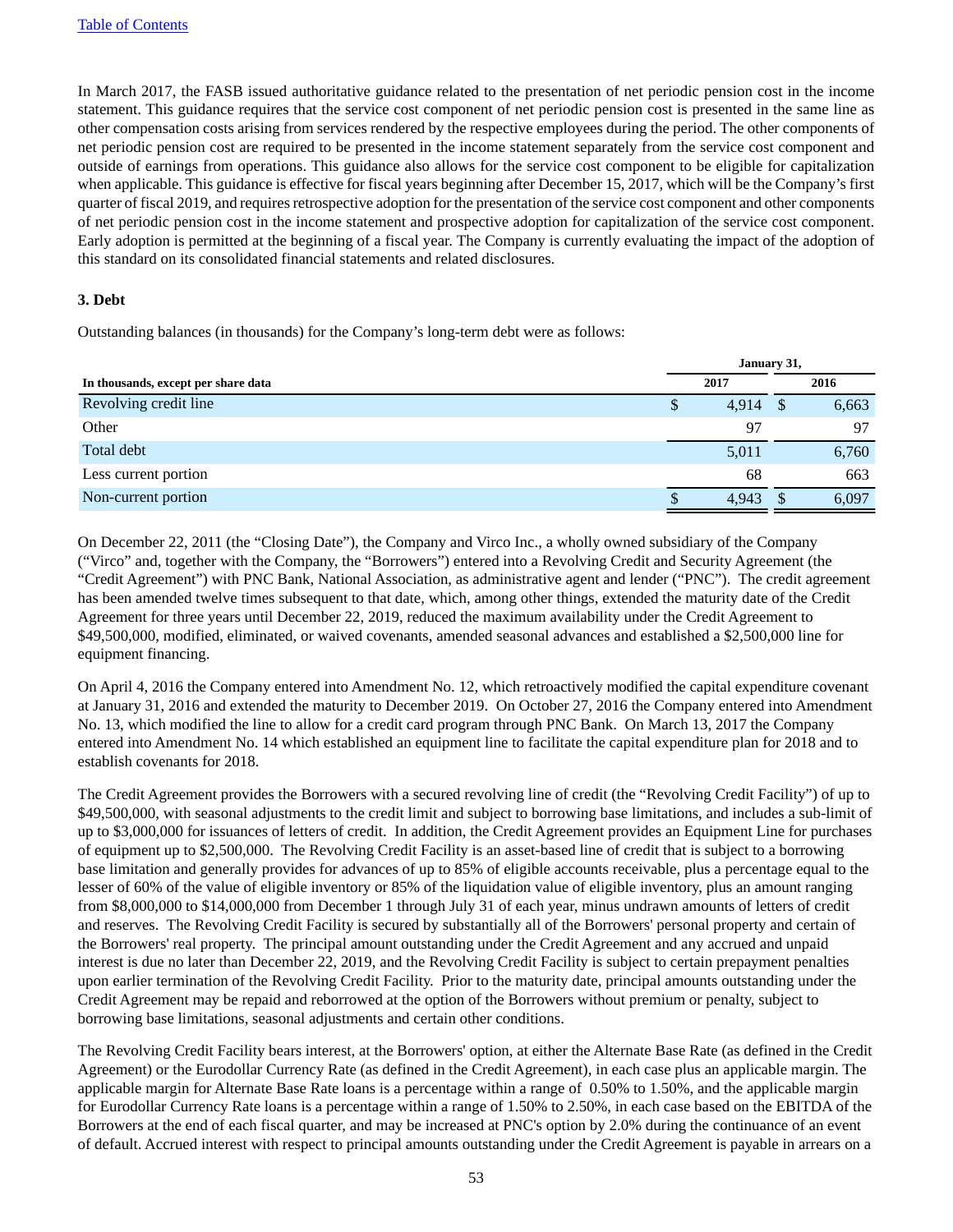In March 2017, the FASB issued authoritative guidance related to the presentation of net periodic pension cost in the income statement. This guidance requires that the service cost component of net periodic pension cost is presented in the same line as other compensation costs arising from services rendered by the respective employees during the period. The other components of net periodic pension cost are required to be presented in the income statement separately from the service cost component and outside of earnings from operations. This guidance also allows for the service cost component to be eligible for capitalization when applicable. This guidance is effective for fiscal years beginning after December 15, 2017, which will be the Company's first quarter of fiscal 2019, and requires retrospective adoption for the presentation of the service cost component and other components of net periodic pension cost in the income statement and prospective adoption for capitalization of the service cost component. Early adoption is permitted at the beginning of a fiscal year. The Company is currently evaluating the impact of the adoption of this standard on its consolidated financial statements and related disclosures.

### 3. Debt

Outstanding balances (in thousands) for the Company's long-term debt were as follows:

| | January 31, | |
|---|---|---|
| **In thousands, except per share data** | **2017** | **2016** |
| Revolving credit line | $ 4,914 | $ 6,663 |
| Other | 97 | 97 |
| Total debt | 5,011 | 6,760 |
| Less current portion | 68 | 663 |
| Non-current portion | $ 4,943 | $ 6,097 |

On December 22, 2011 (the "Closing Date"), the Company and Virco Inc., a wholly owned subsidiary of the Company ("Virco" and, together with the Company, the "Borrowers") entered into a Revolving Credit and Security Agreement (the "Credit Agreement") with PNC Bank, National Association, as administrative agent and lender ("PNC"). The credit agreement has been amended twelve times subsequent to that date, which, among other things, extended the maturity date of the Credit Agreement for three years until December 22, 2019, reduced the maximum availability under the Credit Agreement to $49,500,000, modified, eliminated, or waived covenants, amended seasonal advances and established a $2,500,000 line for equipment financing.

On April 4, 2016 the Company entered into Amendment No. 12, which retroactively modified the capital expenditure covenant at January 31, 2016 and extended the maturity to December 2019. On October 27, 2016 the Company entered into Amendment No. 13, which modified the line to allow for a credit card program through PNC Bank. On March 13, 2017 the Company entered into Amendment No. 14 which established an equipment line to facilitate the capital expenditure plan for 2018 and to establish covenants for 2018.

The Credit Agreement provides the Borrowers with a secured revolving line of credit (the "Revolving Credit Facility") of up to $49,500,000, with seasonal adjustments to the credit limit and subject to borrowing base limitations, and includes a sub-limit of up to $3,000,000 for issuances of letters of credit. In addition, the Credit Agreement provides an Equipment Line for purchases of equipment up to $2,500,000. The Revolving Credit Facility is an asset-based line of credit that is subject to a borrowing base limitation and generally provides for advances of up to 85% of eligible accounts receivable, plus a percentage equal to the lesser of 60% of the value of eligible inventory or 85% of the liquidation value of eligible inventory, plus an amount ranging from $8,000,000 to $14,000,000 from December 1 through July 31 of each year, minus undrawn amounts of letters of credit and reserves. The Revolving Credit Facility is secured by substantially all of the Borrowers' personal property and certain of the Borrowers' real property. The principal amount outstanding under the Credit Agreement and any accrued and unpaid interest is due no later than December 22, 2019, and the Revolving Credit Facility is subject to certain prepayment penalties upon earlier termination of the Revolving Credit Facility. Prior to the maturity date, principal amounts outstanding under the Credit Agreement may be repaid and reborrowed at the option of the Borrowers without premium or penalty, subject to borrowing base limitations, seasonal adjustments and certain other conditions.

The Revolving Credit Facility bears interest, at the Borrowers' option, at either the Alternate Base Rate (as defined in the Credit Agreement) or the Eurodollar Currency Rate (as defined in the Credit Agreement), in each case plus an applicable margin. The applicable margin for Alternate Base Rate loans is a percentage within a range of 0.50% to 1.50%, and the applicable margin for Eurodollar Currency Rate loans is a percentage within a range of 1.50% to 2.50%, in each case based on the EBITDA of the Borrowers at the end of each fiscal quarter, and may be increased at PNC's option by 2.0% during the continuance of an event of default. Accrued interest with respect to principal amounts outstanding under the Credit Agreement is payable in arrears on a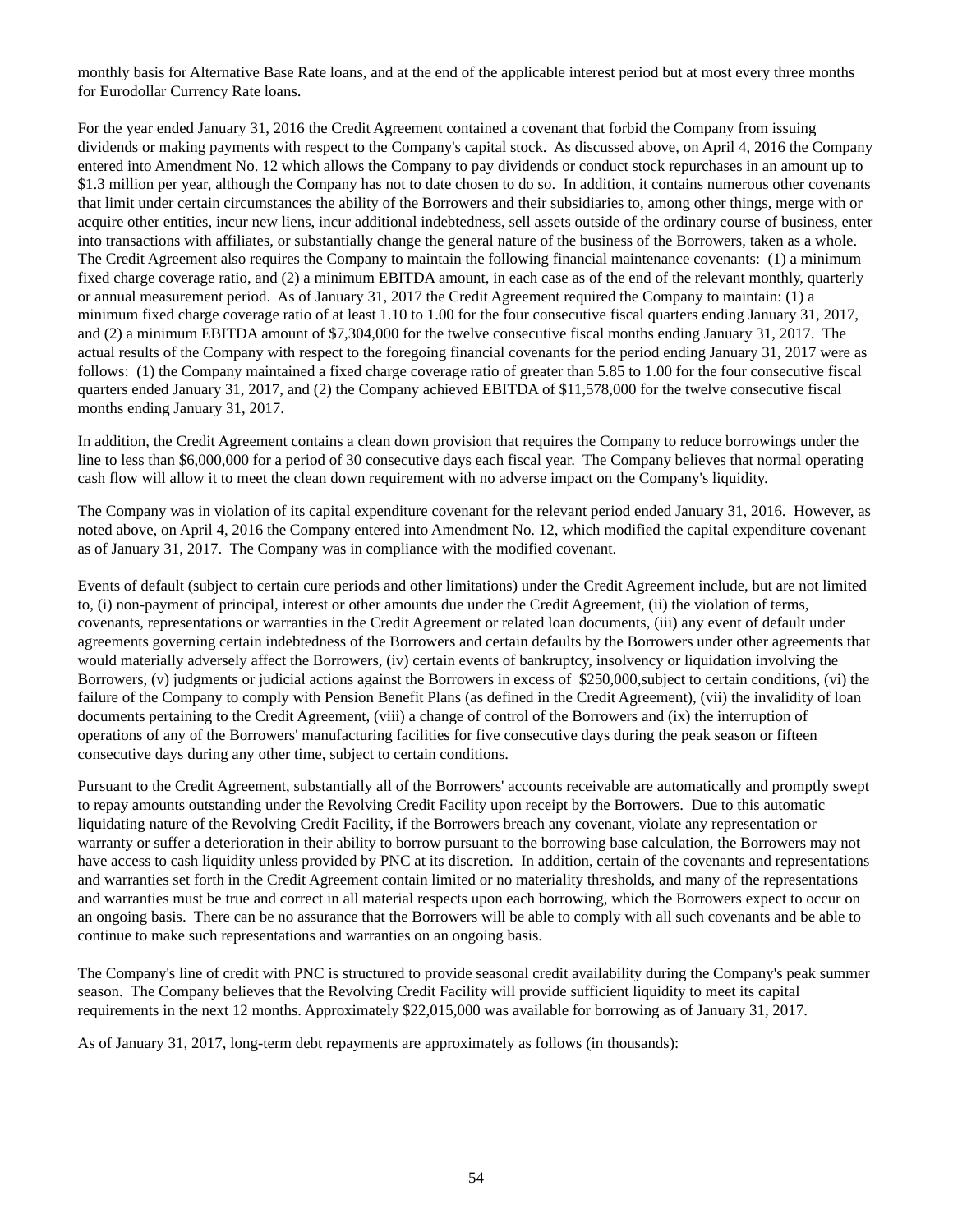monthly basis for Alternative Base Rate loans, and at the end of the applicable interest period but at most every three months for Eurodollar Currency Rate loans.

For the year ended January 31, 2016 the Credit Agreement contained a covenant that forbid the Company from issuing dividends or making payments with respect to the Company's capital stock. As discussed above, on April 4, 2016 the Company entered into Amendment No. 12 which allows the Company to pay dividends or conduct stock repurchases in an amount up to $1.3 million per year, although the Company has not to date chosen to do so. In addition, it contains numerous other covenants that limit under certain circumstances the ability of the Borrowers and their subsidiaries to, among other things, merge with or acquire other entities, incur new liens, incur additional indebtedness, sell assets outside of the ordinary course of business, enter into transactions with affiliates, or substantially change the general nature of the business of the Borrowers, taken as a whole. The Credit Agreement also requires the Company to maintain the following financial maintenance covenants: (1) a minimum fixed charge coverage ratio, and (2) a minimum EBITDA amount, in each case as of the end of the relevant monthly, quarterly or annual measurement period. As of January 31, 2017 the Credit Agreement required the Company to maintain: (1) a minimum fixed charge coverage ratio of at least 1.10 to 1.00 for the four consecutive fiscal quarters ending January 31, 2017, and (2) a minimum EBITDA amount of $7,304,000 for the twelve consecutive fiscal months ending January 31, 2017. The actual results of the Company with respect to the foregoing financial covenants for the period ending January 31, 2017 were as follows: (1) the Company maintained a fixed charge coverage ratio of greater than 5.85 to 1.00 for the four consecutive fiscal quarters ended January 31, 2017, and (2) the Company achieved EBITDA of $11,578,000 for the twelve consecutive fiscal months ending January 31, 2017.

In addition, the Credit Agreement contains a clean down provision that requires the Company to reduce borrowings under the line to less than $6,000,000 for a period of 30 consecutive days each fiscal year. The Company believes that normal operating cash flow will allow it to meet the clean down requirement with no adverse impact on the Company's liquidity.

The Company was in violation of its capital expenditure covenant for the relevant period ended January 31, 2016. However, as noted above, on April 4, 2016 the Company entered into Amendment No. 12, which modified the capital expenditure covenant as of January 31, 2017. The Company was in compliance with the modified covenant.

Events of default (subject to certain cure periods and other limitations) under the Credit Agreement include, but are not limited to, (i) non-payment of principal, interest or other amounts due under the Credit Agreement, (ii) the violation of terms, covenants, representations or warranties in the Credit Agreement or related loan documents, (iii) any event of default under agreements governing certain indebtedness of the Borrowers and certain defaults by the Borrowers under other agreements that would materially adversely affect the Borrowers, (iv) certain events of bankruptcy, insolvency or liquidation involving the Borrowers, (v) judgments or judicial actions against the Borrowers in excess of $250,000,subject to certain conditions, (vi) the failure of the Company to comply with Pension Benefit Plans (as defined in the Credit Agreement), (vii) the invalidity of loan documents pertaining to the Credit Agreement, (viii) a change of control of the Borrowers and (ix) the interruption of operations of any of the Borrowers' manufacturing facilities for five consecutive days during the peak season or fifteen consecutive days during any other time, subject to certain conditions.

Pursuant to the Credit Agreement, substantially all of the Borrowers' accounts receivable are automatically and promptly swept to repay amounts outstanding under the Revolving Credit Facility upon receipt by the Borrowers. Due to this automatic liquidating nature of the Revolving Credit Facility, if the Borrowers breach any covenant, violate any representation or warranty or suffer a deterioration in their ability to borrow pursuant to the borrowing base calculation, the Borrowers may not have access to cash liquidity unless provided by PNC at its discretion. In addition, certain of the covenants and representations and warranties set forth in the Credit Agreement contain limited or no materiality thresholds, and many of the representations and warranties must be true and correct in all material respects upon each borrowing, which the Borrowers expect to occur on an ongoing basis. There can be no assurance that the Borrowers will be able to comply with all such covenants and be able to continue to make such representations and warranties on an ongoing basis.

The Company's line of credit with PNC is structured to provide seasonal credit availability during the Company's peak summer season. The Company believes that the Revolving Credit Facility will provide sufficient liquidity to meet its capital requirements in the next 12 months. Approximately $22,015,000 was available for borrowing as of January 31, 2017.

As of January 31, 2017, long-term debt repayments are approximately as follows (in thousands):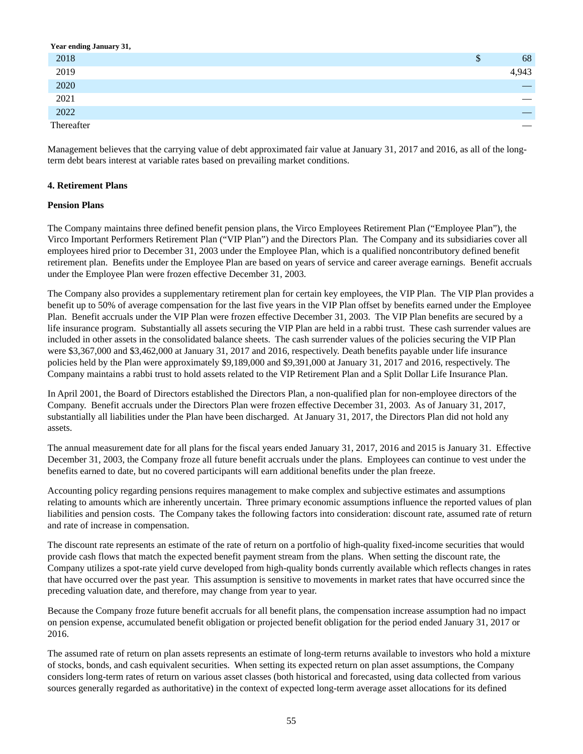| Year ending January 31, | | |
|---|---|---|
| 2018 | $ | 68 |
| 2019 | | 4,943 |
| 2020 | | — |
| 2021 | | — |
| 2022 | | — |
| Thereafter | | — |

Management believes that the carrying value of debt approximated fair value at January 31, 2017 and 2016, as all of the long-term debt bears interest at variable rates based on prevailing market conditions.

**4. Retirement Plans**

**Pension Plans**

The Company maintains three defined benefit pension plans, the Virco Employees Retirement Plan ("Employee Plan"), the Virco Important Performers Retirement Plan ("VIP Plan") and the Directors Plan. The Company and its subsidiaries cover all employees hired prior to December 31, 2003 under the Employee Plan, which is a qualified noncontributory defined benefit retirement plan. Benefits under the Employee Plan are based on years of service and career average earnings. Benefit accruals under the Employee Plan were frozen effective December 31, 2003.

The Company also provides a supplementary retirement plan for certain key employees, the VIP Plan. The VIP Plan provides a benefit up to 50% of average compensation for the last five years in the VIP Plan offset by benefits earned under the Employee Plan. Benefit accruals under the VIP Plan were frozen effective December 31, 2003. The VIP Plan benefits are secured by a life insurance program. Substantially all assets securing the VIP Plan are held in a rabbi trust. These cash surrender values are included in other assets in the consolidated balance sheets. The cash surrender values of the policies securing the VIP Plan were $3,367,000 and $3,462,000 at January 31, 2017 and 2016, respectively. Death benefits payable under life insurance policies held by the Plan were approximately $9,189,000 and $9,391,000 at January 31, 2017 and 2016, respectively. The Company maintains a rabbi trust to hold assets related to the VIP Retirement Plan and a Split Dollar Life Insurance Plan.

In April 2001, the Board of Directors established the Directors Plan, a non-qualified plan for non-employee directors of the Company. Benefit accruals under the Directors Plan were frozen effective December 31, 2003. As of January 31, 2017, substantially all liabilities under the Plan have been discharged. At January 31, 2017, the Directors Plan did not hold any assets.

The annual measurement date for all plans for the fiscal years ended January 31, 2017, 2016 and 2015 is January 31. Effective December 31, 2003, the Company froze all future benefit accruals under the plans. Employees can continue to vest under the benefits earned to date, but no covered participants will earn additional benefits under the plan freeze.

Accounting policy regarding pensions requires management to make complex and subjective estimates and assumptions relating to amounts which are inherently uncertain. Three primary economic assumptions influence the reported values of plan liabilities and pension costs. The Company takes the following factors into consideration: discount rate, assumed rate of return and rate of increase in compensation.

The discount rate represents an estimate of the rate of return on a portfolio of high-quality fixed-income securities that would provide cash flows that match the expected benefit payment stream from the plans. When setting the discount rate, the Company utilizes a spot-rate yield curve developed from high-quality bonds currently available which reflects changes in rates that have occurred over the past year. This assumption is sensitive to movements in market rates that have occurred since the preceding valuation date, and therefore, may change from year to year.

Because the Company froze future benefit accruals for all benefit plans, the compensation increase assumption had no impact on pension expense, accumulated benefit obligation or projected benefit obligation for the period ended January 31, 2017 or 2016.

The assumed rate of return on plan assets represents an estimate of long-term returns available to investors who hold a mixture of stocks, bonds, and cash equivalent securities. When setting its expected return on plan asset assumptions, the Company considers long-term rates of return on various asset classes (both historical and forecasted, using data collected from various sources generally regarded as authoritative) in the context of expected long-term average asset allocations for its defined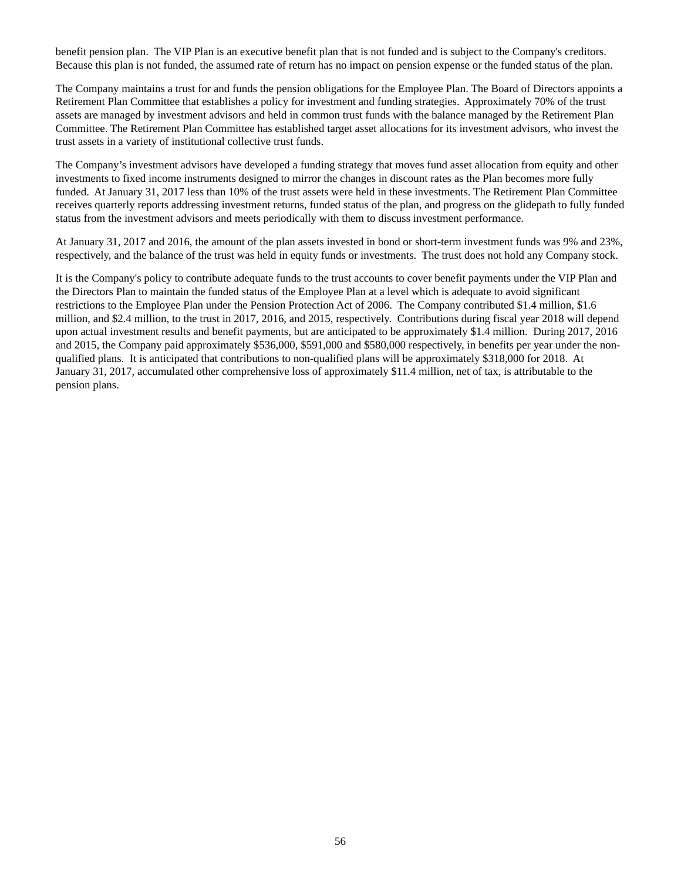benefit pension plan. The VIP Plan is an executive benefit plan that is not funded and is subject to the Company's creditors. Because this plan is not funded, the assumed rate of return has no impact on pension expense or the funded status of the plan.

The Company maintains a trust for and funds the pension obligations for the Employee Plan. The Board of Directors appoints a Retirement Plan Committee that establishes a policy for investment and funding strategies. Approximately 70% of the trust assets are managed by investment advisors and held in common trust funds with the balance managed by the Retirement Plan Committee. The Retirement Plan Committee has established target asset allocations for its investment advisors, who invest the trust assets in a variety of institutional collective trust funds.

The Company's investment advisors have developed a funding strategy that moves fund asset allocation from equity and other investments to fixed income instruments designed to mirror the changes in discount rates as the Plan becomes more fully funded. At January 31, 2017 less than 10% of the trust assets were held in these investments. The Retirement Plan Committee receives quarterly reports addressing investment returns, funded status of the plan, and progress on the glidepath to fully funded status from the investment advisors and meets periodically with them to discuss investment performance.

At January 31, 2017 and 2016, the amount of the plan assets invested in bond or short-term investment funds was 9% and 23%, respectively, and the balance of the trust was held in equity funds or investments. The trust does not hold any Company stock.

It is the Company's policy to contribute adequate funds to the trust accounts to cover benefit payments under the VIP Plan and the Directors Plan to maintain the funded status of the Employee Plan at a level which is adequate to avoid significant restrictions to the Employee Plan under the Pension Protection Act of 2006. The Company contributed $1.4 million, $1.6 million, and $2.4 million, to the trust in 2017, 2016, and 2015, respectively. Contributions during fiscal year 2018 will depend upon actual investment results and benefit payments, but are anticipated to be approximately $1.4 million. During 2017, 2016 and 2015, the Company paid approximately $536,000, $591,000 and $580,000 respectively, in benefits per year under the non-qualified plans. It is anticipated that contributions to non-qualified plans will be approximately $318,000 for 2018. At January 31, 2017, accumulated other comprehensive loss of approximately $11.4 million, net of tax, is attributable to the pension plans.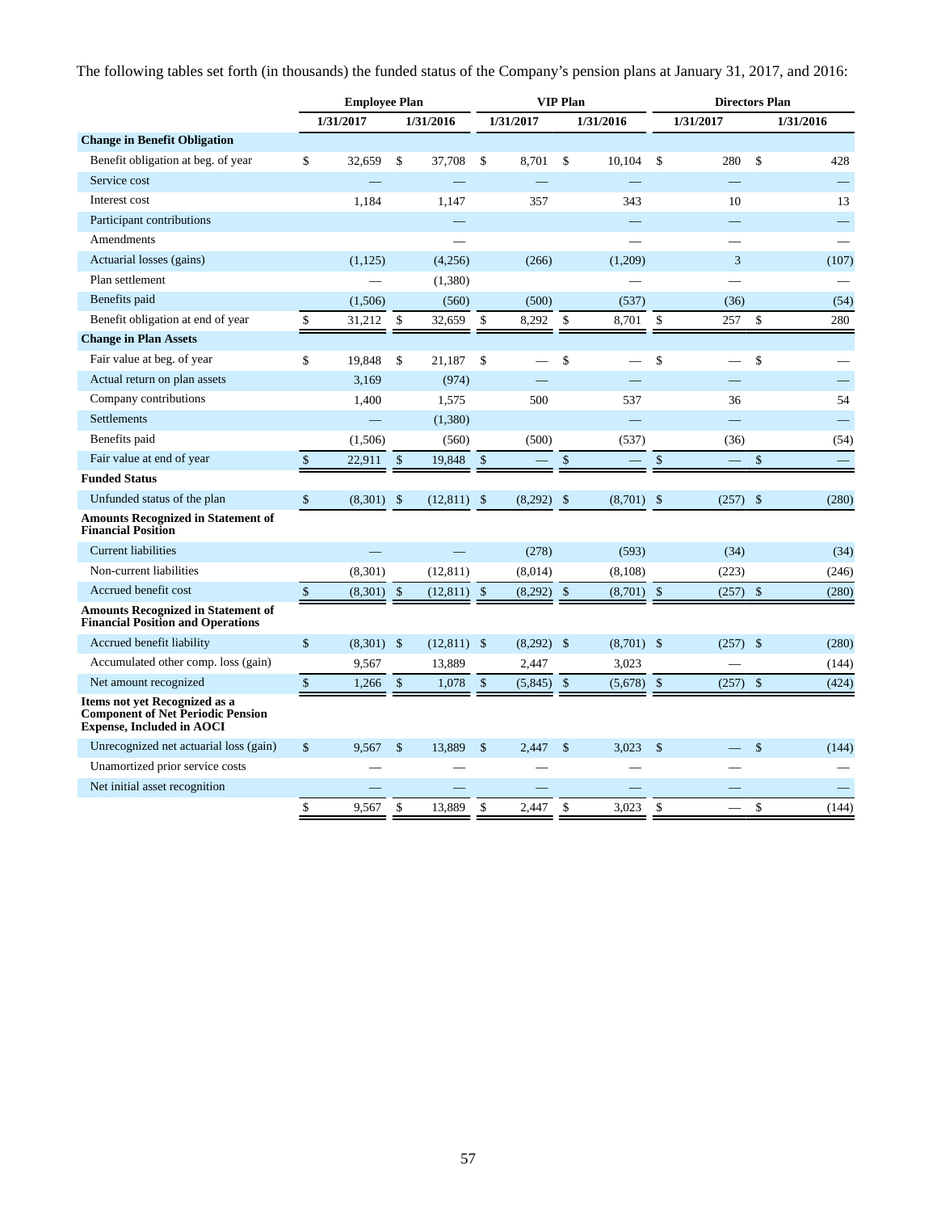The following tables set forth (in thousands) the funded status of the Company's pension plans at January 31, 2017, and 2016:

| | Employee Plan | | VIP Plan | | Directors Plan | |
|---|---|---|---|---|---|---|
| | 1/31/2017 | 1/31/2016 | 1/31/2017 | 1/31/2016 | 1/31/2017 | 1/31/2016 |
| **Change in Benefit Obligation** | | | | | | |
| Benefit obligation at beg. of year | $ 32,659 | $ 37,708 | $ 8,701 | $ 10,104 | $ 280 | $ 428 |
| Service cost | — | — | — | — | — | — |
| Interest cost | 1,184 | 1,147 | 357 | 343 | 10 | 13 |
| Participant contributions | | — | | — | — | — |
| Amendments | | — | | — | — | — |
| Actuarial losses (gains) | (1,125) | (4,256) | (266) | (1,209) | 3 | (107) |
| Plan settlement | — | (1,380) | | — | — | — |
| Benefits paid | (1,506) | (560) | (500) | (537) | (36) | (54) |
| Benefit obligation at end of year | $ 31,212 | $ 32,659 | $ 8,292 | $ 8,701 | $ 257 | $ 280 |
| **Change in Plan Assets** | | | | | | |
| Fair value at beg. of year | $ 19,848 | $ 21,187 | $ — | $ — | $ — | $ — |
| Actual return on plan assets | 3,169 | (974) | — | — | — | — |
| Company contributions | 1,400 | 1,575 | 500 | 537 | 36 | 54 |
| Settlements | — | (1,380) | | — | — | — |
| Benefits paid | (1,506) | (560) | (500) | (537) | (36) | (54) |
| Fair value at end of year | $ 22,911 | $ 19,848 | $ — | $ — | $ — | $ — |
| **Funded Status** | | | | | | |
| Unfunded status of the plan | $ (8,301) | $ (12,811) | $ (8,292) | $ (8,701) | $ (257) | $ (280) |
| **Amounts Recognized in Statement of Financial Position** | | | | | | |
| Current liabilities | — | — | (278) | (593) | (34) | (34) |
| Non-current liabilities | (8,301) | (12,811) | (8,014) | (8,108) | (223) | (246) |
| Accrued benefit cost | $ (8,301) | $ (12,811) | $ (8,292) | $ (8,701) | $ (257) | $ (280) |
| **Amounts Recognized in Statement of Financial Position and Operations** | | | | | | |
| Accrued benefit liability | $ (8,301) | $ (12,811) | $ (8,292) | $ (8,701) | $ (257) | $ (280) |
| Accumulated other comp. loss (gain) | 9,567 | 13,889 | 2,447 | 3,023 | — | (144) |
| Net amount recognized | $ 1,266 | $ 1,078 | $ (5,845) | $ (5,678) | $ (257) | $ (424) |
| **Items not yet Recognized as a Component of Net Periodic Pension Expense, Included in AOCI** | | | | | | |
| Unrecognized net actuarial loss (gain) | $ 9,567 | $ 13,889 | $ 2,447 | $ 3,023 | $ — | $ (144) |
| Unamortized prior service costs | — | — | — | — | — | — |
| Net initial asset recognition | — | — | — | — | — | — |
| | $ 9,567 | $ 13,889 | $ 2,447 | $ 3,023 | $ — | $ (144) |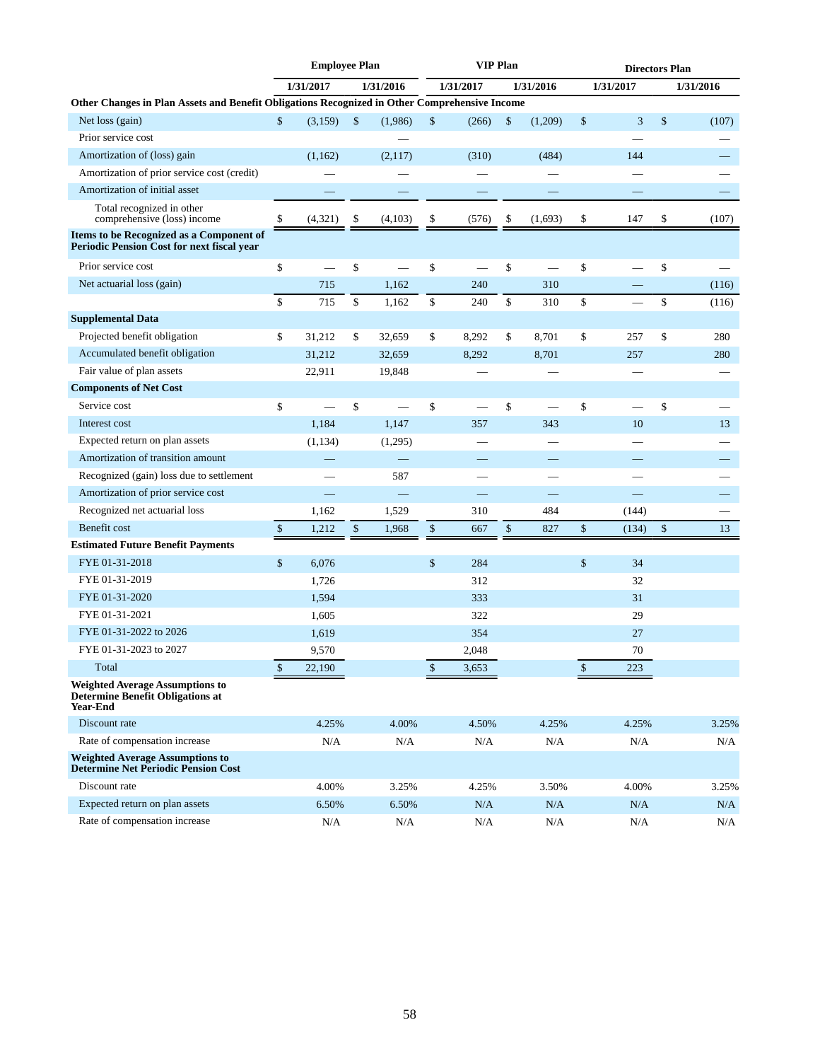| | Employee Plan | | VIP Plan | | Directors Plan | |
|---|---|---|---|---|---|---|
| | 1/31/2017 | 1/31/2016 | 1/31/2017 | 1/31/2016 | 1/31/2017 | 1/31/2016 |
| **Other Changes in Plan Assets and Benefit Obligations Recognized in Other Comprehensive Income** | | | | | | |
| Net loss (gain) | $ (3,159) | $ (1,986) | $ (266) | $ (1,209) | $ 3 | $ (107) |
| Prior service cost | | — | | | — | — |
| Amortization of (loss) gain | (1,162) | (2,117) | (310) | (484) | 144 | — |
| Amortization of prior service cost (credit) | — | — | — | — | — | — |
| Amortization of initial asset | — | — | — | — | — | — |
| Total recognized in other comprehensive (loss) income | $ (4,321) | $ (4,103) | $ (576) | $ (1,693) | $ 147 | $ (107) |
| **Items to be Recognized as a Component of Periodic Pension Cost for next fiscal year** | | | | | | |
| Prior service cost | $ — | $ — | $ — | $ — | $ — | $ — |
| Net actuarial loss (gain) | 715 | 1,162 | 240 | 310 | — | (116) |
| | $ 715 | $ 1,162 | $ 240 | $ 310 | $ — | $ (116) |
| **Supplemental Data** | | | | | | |
| Projected benefit obligation | $ 31,212 | $ 32,659 | $ 8,292 | $ 8,701 | $ 257 | $ 280 |
| Accumulated benefit obligation | 31,212 | 32,659 | 8,292 | 8,701 | 257 | 280 |
| Fair value of plan assets | 22,911 | 19,848 | — | — | — | — |
| **Components of Net Cost** | | | | | | |
| Service cost | $ — | $ — | $ — | $ — | $ — | $ — |
| Interest cost | 1,184 | 1,147 | 357 | 343 | 10 | 13 |
| Expected return on plan assets | (1,134) | (1,295) | — | — | — | — |
| Amortization of transition amount | — | — | — | — | — | — |
| Recognized (gain) loss due to settlement | — | 587 | — | — | — | — |
| Amortization of prior service cost | — | — | — | — | — | — |
| Recognized net actuarial loss | 1,162 | 1,529 | 310 | 484 | (144) | — |
| Benefit cost | $ 1,212 | $ 1,968 | $ 667 | $ 827 | $ (134) | $ 13 |
| **Estimated Future Benefit Payments** | | | | | | |
| FYE 01-31-2018 | $ 6,076 | | $ 284 | | $ 34 | |
| FYE 01-31-2019 | 1,726 | | 312 | | 32 | |
| FYE 01-31-2020 | 1,594 | | 333 | | 31 | |
| FYE 01-31-2021 | 1,605 | | 322 | | 29 | |
| FYE 01-31-2022 to 2026 | 1,619 | | 354 | | 27 | |
| FYE 01-31-2023 to 2027 | 9,570 | | 2,048 | | 70 | |
| Total | $ 22,190 | | $ 3,653 | | $ 223 | |
| **Weighted Average Assumptions to Determine Benefit Obligations at Year-End** | | | | | | |
| Discount rate | 4.25% | 4.00% | 4.50% | 4.25% | 4.25% | 3.25% |
| Rate of compensation increase | N/A | N/A | N/A | N/A | N/A | N/A |
| **Weighted Average Assumptions to Determine Net Periodic Pension Cost** | | | | | | |
| Discount rate | 4.00% | 3.25% | 4.25% | 3.50% | 4.00% | 3.25% |
| Expected return on plan assets | 6.50% | 6.50% | N/A | N/A | N/A | N/A |
| Rate of compensation increase | N/A | N/A | N/A | N/A | N/A | N/A |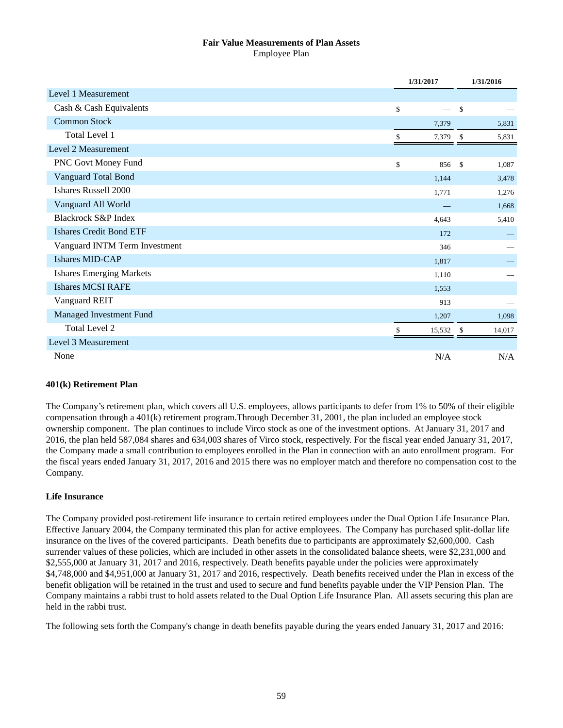## Fair Value Measurements of Plan Assets

Employee Plan

| | 1/31/2017 | 1/31/2016 |
|---|---|---|
| Level 1 Measurement | | |
| Cash & Cash Equivalents | $ — | $ — |
| Common Stock | 7,379 | 5,831 |
| Total Level 1 | $ 7,379 | $ 5,831 |
| Level 2 Measurement | | |
| PNC Govt Money Fund | $ 856 | $ 1,087 |
| Vanguard Total Bond | 1,144 | 3,478 |
| Ishares Russell 2000 | 1,771 | 1,276 |
| Vanguard All World | — | 1,668 |
| Blackrock S&P Index | 4,643 | 5,410 |
| Ishares Credit Bond ETF | 172 | — |
| Vanguard INTM Term Investment | 346 | — |
| Ishares MID-CAP | 1,817 | — |
| Ishares Emerging Markets | 1,110 | — |
| Ishares MCSI RAFE | 1,553 | — |
| Vanguard REIT | 913 | — |
| Managed Investment Fund | 1,207 | 1,098 |
| Total Level 2 | $ 15,532 | $ 14,017 |
| Level 3 Measurement | | |
| None | N/A | N/A |

**401(k) Retirement Plan**

The Company's retirement plan, which covers all U.S. employees, allows participants to defer from 1% to 50% of their eligible compensation through a 401(k) retirement program.Through December 31, 2001, the plan included an employee stock ownership component. The plan continues to include Virco stock as one of the investment options. At January 31, 2017 and 2016, the plan held 587,084 shares and 634,003 shares of Virco stock, respectively. For the fiscal year ended January 31, 2017, the Company made a small contribution to employees enrolled in the Plan in connection with an auto enrollment program. For the fiscal years ended January 31, 2017, 2016 and 2015 there was no employer match and therefore no compensation cost to the Company.

**Life Insurance**

The Company provided post-retirement life insurance to certain retired employees under the Dual Option Life Insurance Plan. Effective January 2004, the Company terminated this plan for active employees. The Company has purchased split-dollar life insurance on the lives of the covered participants. Death benefits due to participants are approximately $2,600,000. Cash surrender values of these policies, which are included in other assets in the consolidated balance sheets, were $2,231,000 and $2,555,000 at January 31, 2017 and 2016, respectively. Death benefits payable under the policies were approximately $4,748,000 and $4,951,000 at January 31, 2017 and 2016, respectively. Death benefits received under the Plan in excess of the benefit obligation will be retained in the trust and used to secure and fund benefits payable under the VIP Pension Plan. The Company maintains a rabbi trust to hold assets related to the Dual Option Life Insurance Plan. All assets securing this plan are held in the rabbi trust.

The following sets forth the Company's change in death benefits payable during the years ended January 31, 2017 and 2016: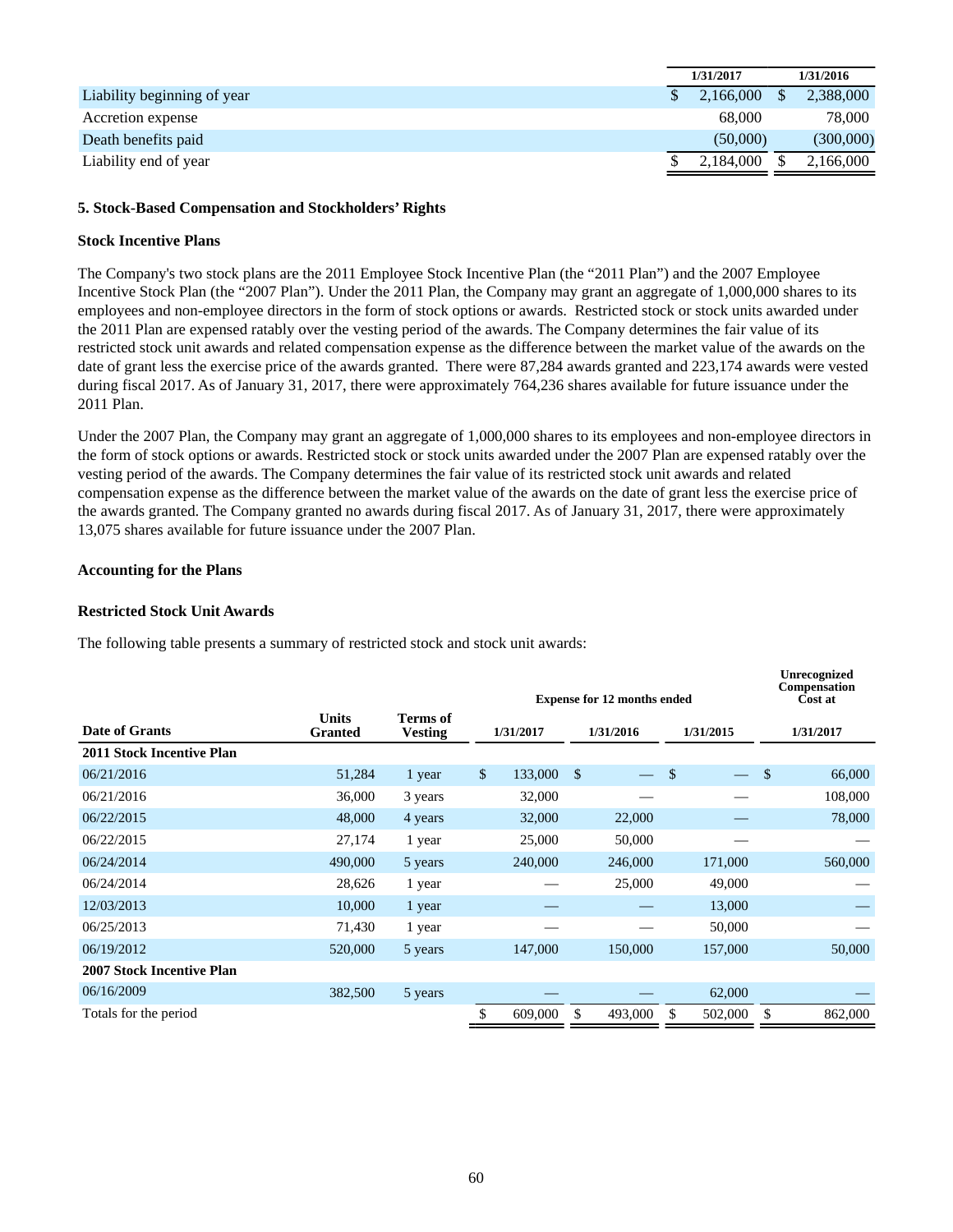| | 1/31/2017 | 1/31/2016 |
|---|---|---|
| Liability beginning of year | $ 2,166,000 | $ 2,388,000 |
| Accretion expense | 68,000 | 78,000 |
| Death benefits paid | (50,000) | (300,000) |
| Liability end of year | $ 2,184,000 | $ 2,166,000 |

### 5. Stock-Based Compensation and Stockholders' Rights

#### Stock Incentive Plans

The Company's two stock plans are the 2011 Employee Stock Incentive Plan (the "2011 Plan") and the 2007 Employee Incentive Stock Plan (the "2007 Plan"). Under the 2011 Plan, the Company may grant an aggregate of 1,000,000 shares to its employees and non-employee directors in the form of stock options or awards. Restricted stock or stock units awarded under the 2011 Plan are expensed ratably over the vesting period of the awards. The Company determines the fair value of its restricted stock unit awards and related compensation expense as the difference between the market value of the awards on the date of grant less the exercise price of the awards granted. There were 87,284 awards granted and 223,174 awards were vested during fiscal 2017. As of January 31, 2017, there were approximately 764,236 shares available for future issuance under the 2011 Plan.

Under the 2007 Plan, the Company may grant an aggregate of 1,000,000 shares to its employees and non-employee directors in the form of stock options or awards. Restricted stock or stock units awarded under the 2007 Plan are expensed ratably over the vesting period of the awards. The Company determines the fair value of its restricted stock unit awards and related compensation expense as the difference between the market value of the awards on the date of grant less the exercise price of the awards granted. The Company granted no awards during fiscal 2017. As of January 31, 2017, there were approximately 13,075 shares available for future issuance under the 2007 Plan.

#### Accounting for the Plans

#### Restricted Stock Unit Awards

The following table presents a summary of restricted stock and stock unit awards:

| | | | Expense for 12 months ended | | | Unrecognized Compensation Cost at |
|---|---|---|---|---|---|---|
| Date of Grants | Units Granted | Terms of Vesting | 1/31/2017 | 1/31/2016 | 1/31/2015 | 1/31/2017 |
| **2011 Stock Incentive Plan** | | | | | | |
| 06/21/2016 | 51,284 | 1 year | $ 133,000 | $ — | $ — | $ 66,000 |
| 06/21/2016 | 36,000 | 3 years | 32,000 | — | — | 108,000 |
| 06/22/2015 | 48,000 | 4 years | 32,000 | 22,000 | — | 78,000 |
| 06/22/2015 | 27,174 | 1 year | 25,000 | 50,000 | — | — |
| 06/24/2014 | 490,000 | 5 years | 240,000 | 246,000 | 171,000 | 560,000 |
| 06/24/2014 | 28,626 | 1 year | — | 25,000 | 49,000 | — |
| 12/03/2013 | 10,000 | 1 year | — | — | 13,000 | — |
| 06/25/2013 | 71,430 | 1 year | — | — | 50,000 | — |
| 06/19/2012 | 520,000 | 5 years | 147,000 | 150,000 | 157,000 | 50,000 |
| **2007 Stock Incentive Plan** | | | | | | |
| 06/16/2009 | 382,500 | 5 years | — | — | 62,000 | — |
| Totals for the period | | | $ 609,000 | $ 493,000 | $ 502,000 | $ 862,000 |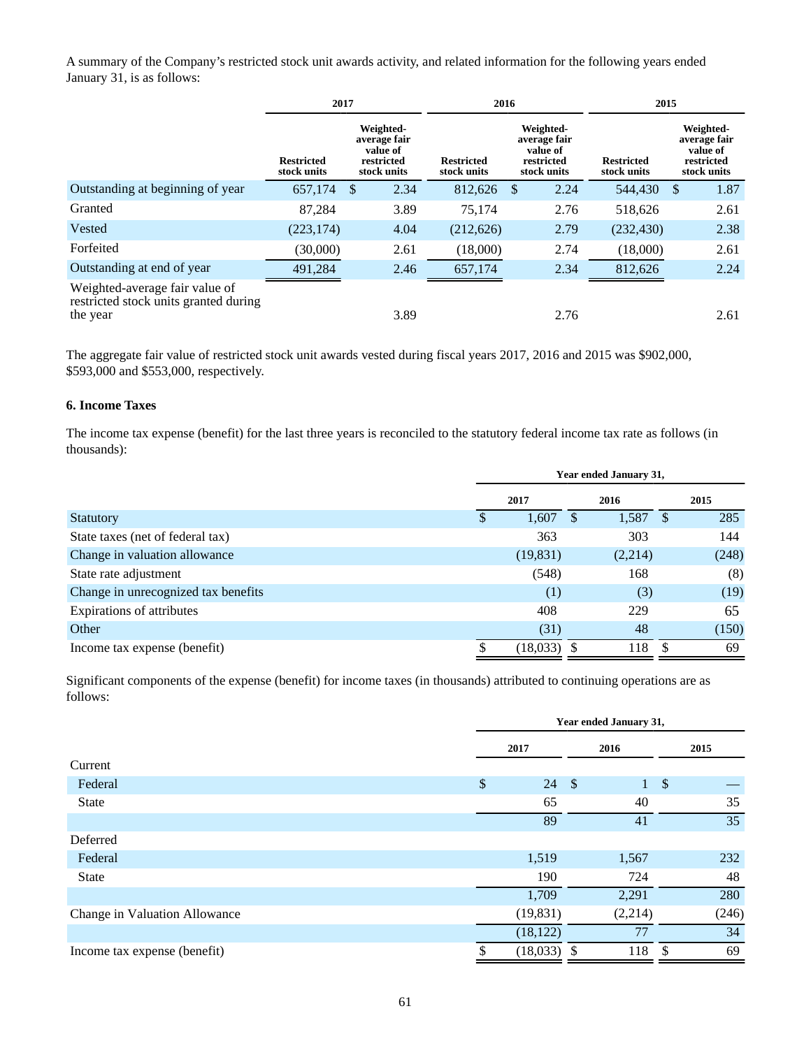A summary of the Company's restricted stock unit awards activity, and related information for the following years ended January 31, is as follows:

| | 2017 | | 2016 | | 2015 | |
|---|---|---|---|---|---|---|
| | Restricted stock units | Weighted-average fair value of restricted stock units | Restricted stock units | Weighted-average fair value of restricted stock units | Restricted stock units | Weighted-average fair value of restricted stock units |
| Outstanding at beginning of year | 657,174 | $ 2.34 | 812,626 | $ 2.24 | 544,430 | $ 1.87 |
| Granted | 87,284 | 3.89 | 75,174 | 2.76 | 518,626 | 2.61 |
| Vested | (223,174) | 4.04 | (212,626) | 2.79 | (232,430) | 2.38 |
| Forfeited | (30,000) | 2.61 | (18,000) | 2.74 | (18,000) | 2.61 |
| Outstanding at end of year | 491,284 | 2.46 | 657,174 | 2.34 | 812,626 | 2.24 |
| Weighted-average fair value of restricted stock units granted during the year | | 3.89 | | 2.76 | | 2.61 |

The aggregate fair value of restricted stock unit awards vested during fiscal years 2017, 2016 and 2015 was $902,000, $593,000 and $553,000, respectively.

### 6. Income Taxes

The income tax expense (benefit) for the last three years is reconciled to the statutory federal income tax rate as follows (in thousands):

| | Year ended January 31, | | |
|---|---|---|---|
| | 2017 | 2016 | 2015 |
| Statutory | $ 1,607 | $ 1,587 | $ 285 |
| State taxes (net of federal tax) | 363 | 303 | 144 |
| Change in valuation allowance | (19,831) | (2,214) | (248) |
| State rate adjustment | (548) | 168 | (8) |
| Change in unrecognized tax benefits | (1) | (3) | (19) |
| Expirations of attributes | 408 | 229 | 65 |
| Other | (31) | 48 | (150) |
| Income tax expense (benefit) | $ (18,033) | $ 118 | $ 69 |

Significant components of the expense (benefit) for income taxes (in thousands) attributed to continuing operations are as follows:

| | Year ended January 31, | | |
|---|---|---|---|
| | 2017 | 2016 | 2015 |
| Current | | | |
| Federal | $ 24 | $ 1 | $ — |
| State | 65 | 40 | 35 |
| | 89 | 41 | 35 |
| Deferred | | | |
| Federal | 1,519 | 1,567 | 232 |
| State | 190 | 724 | 48 |
| | 1,709 | 2,291 | 280 |
| Change in Valuation Allowance | (19,831) | (2,214) | (246) |
| | (18,122) | 77 | 34 |
| Income tax expense (benefit) | $ (18,033) | $ 118 | $ 69 |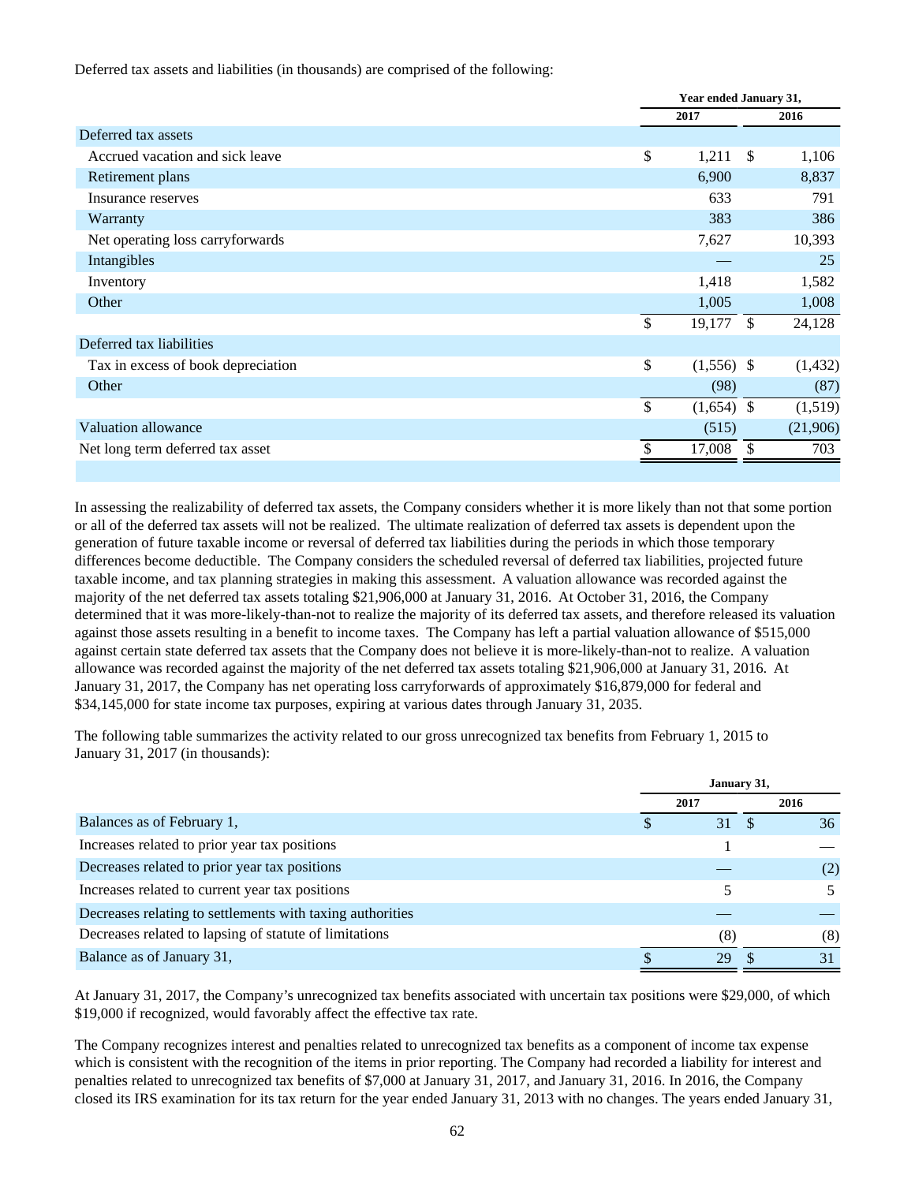Deferred tax assets and liabilities (in thousands) are comprised of the following:

| | Year ended January 31, | |
|---|---|---|
| | 2017 | 2016 |
| Deferred tax assets | | |
| Accrued vacation and sick leave | $ 1,211 | $ 1,106 |
| Retirement plans | 6,900 | 8,837 |
| Insurance reserves | 633 | 791 |
| Warranty | 383 | 386 |
| Net operating loss carryforwards | 7,627 | 10,393 |
| Intangibles | — | 25 |
| Inventory | 1,418 | 1,582 |
| Other | 1,005 | 1,008 |
| | $ 19,177 | $ 24,128 |
| Deferred tax liabilities | | |
| Tax in excess of book depreciation | $ (1,556) | $ (1,432) |
| Other | (98) | (87) |
| | $ (1,654) | $ (1,519) |
| Valuation allowance | (515) | (21,906) |
| Net long term deferred tax asset | $ 17,008 | $ 703 |

In assessing the realizability of deferred tax assets, the Company considers whether it is more likely than not that some portion or all of the deferred tax assets will not be realized. The ultimate realization of deferred tax assets is dependent upon the generation of future taxable income or reversal of deferred tax liabilities during the periods in which those temporary differences become deductible. The Company considers the scheduled reversal of deferred tax liabilities, projected future taxable income, and tax planning strategies in making this assessment. A valuation allowance was recorded against the majority of the net deferred tax assets totaling $21,906,000 at January 31, 2016. At October 31, 2016, the Company determined that it was more-likely-than-not to realize the majority of its deferred tax assets, and therefore released its valuation against those assets resulting in a benefit to income taxes. The Company has left a partial valuation allowance of $515,000 against certain state deferred tax assets that the Company does not believe it is more-likely-than-not to realize. A valuation allowance was recorded against the majority of the net deferred tax assets totaling $21,906,000 at January 31, 2016. At January 31, 2017, the Company has net operating loss carryforwards of approximately $16,879,000 for federal and $34,145,000 for state income tax purposes, expiring at various dates through January 31, 2035.

The following table summarizes the activity related to our gross unrecognized tax benefits from February 1, 2015 to January 31, 2017 (in thousands):

| | January 31, | |
|---|---|---|
| | 2017 | 2016 |
| Balances as of February 1, | $ 31 | $ 36 |
| Increases related to prior year tax positions | 1 | — |
| Decreases related to prior year tax positions | — | (2) |
| Increases related to current year tax positions | 5 | 5 |
| Decreases relating to settlements with taxing authorities | — | — |
| Decreases related to lapsing of statute of limitations | (8) | (8) |
| Balance as of January 31, | $ 29 | $ 31 |

At January 31, 2017, the Company's unrecognized tax benefits associated with uncertain tax positions were $29,000, of which $19,000 if recognized, would favorably affect the effective tax rate.

The Company recognizes interest and penalties related to unrecognized tax benefits as a component of income tax expense which is consistent with the recognition of the items in prior reporting. The Company had recorded a liability for interest and penalties related to unrecognized tax benefits of $7,000 at January 31, 2017, and January 31, 2016. In 2016, the Company closed its IRS examination for its tax return for the year ended January 31, 2013 with no changes. The years ended January 31,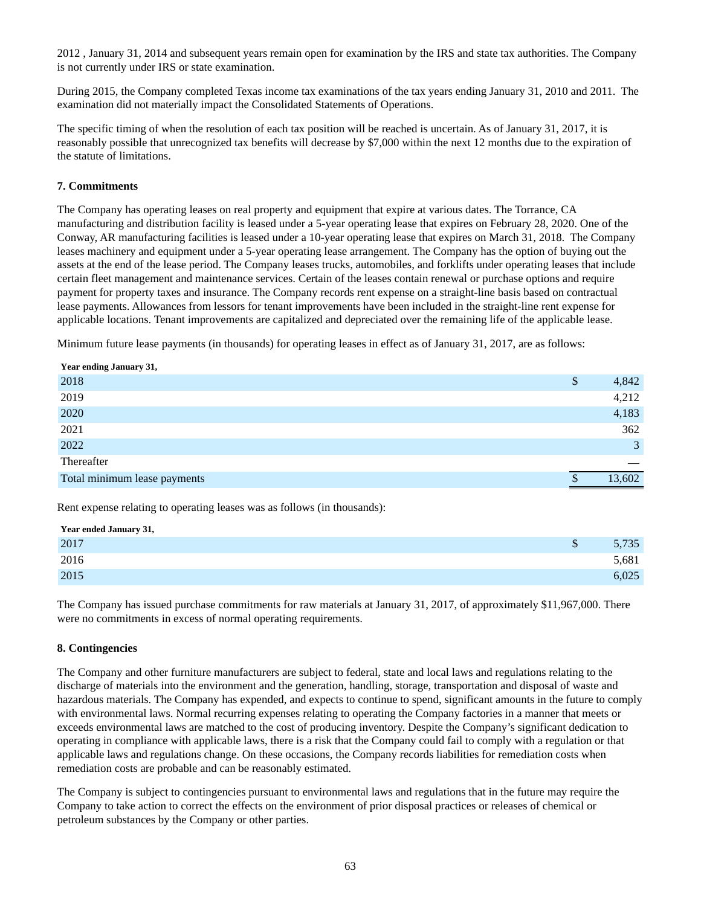2012 , January 31, 2014 and subsequent years remain open for examination by the IRS and state tax authorities. The Company is not currently under IRS or state examination.

During 2015, the Company completed Texas income tax examinations of the tax years ending January 31, 2010 and 2011. The examination did not materially impact the Consolidated Statements of Operations.

The specific timing of when the resolution of each tax position will be reached is uncertain. As of January 31, 2017, it is reasonably possible that unrecognized tax benefits will decrease by $7,000 within the next 12 months due to the expiration of the statute of limitations.

**7. Commitments**

The Company has operating leases on real property and equipment that expire at various dates. The Torrance, CA manufacturing and distribution facility is leased under a 5-year operating lease that expires on February 28, 2020. One of the Conway, AR manufacturing facilities is leased under a 10-year operating lease that expires on March 31, 2018. The Company leases machinery and equipment under a 5-year operating lease arrangement. The Company has the option of buying out the assets at the end of the lease period. The Company leases trucks, automobiles, and forklifts under operating leases that include certain fleet management and maintenance services. Certain of the leases contain renewal or purchase options and require payment for property taxes and insurance. The Company records rent expense on a straight-line basis based on contractual lease payments. Allowances from lessors for tenant improvements have been included in the straight-line rent expense for applicable locations. Tenant improvements are capitalized and depreciated over the remaining life of the applicable lease.

Minimum future lease payments (in thousands) for operating leases in effect as of January 31, 2017, are as follows:

| Year ending January 31, | | |
|---|---|---|
| 2018 | $ | 4,842 |
| 2019 | | 4,212 |
| 2020 | | 4,183 |
| 2021 | | 362 |
| 2022 | | 3 |
| Thereafter | | — |
| Total minimum lease payments | $ | 13,602 |

Rent expense relating to operating leases was as follows (in thousands):

| Year ended January 31, | | |
|---|---|---|
| 2017 | $ | 5,735 |
| 2016 | | 5,681 |
| 2015 | | 6,025 |

The Company has issued purchase commitments for raw materials at January 31, 2017, of approximately $11,967,000. There were no commitments in excess of normal operating requirements.

**8. Contingencies**

The Company and other furniture manufacturers are subject to federal, state and local laws and regulations relating to the discharge of materials into the environment and the generation, handling, storage, transportation and disposal of waste and hazardous materials. The Company has expended, and expects to continue to spend, significant amounts in the future to comply with environmental laws. Normal recurring expenses relating to operating the Company factories in a manner that meets or exceeds environmental laws are matched to the cost of producing inventory. Despite the Company's significant dedication to operating in compliance with applicable laws, there is a risk that the Company could fail to comply with a regulation or that applicable laws and regulations change. On these occasions, the Company records liabilities for remediation costs when remediation costs are probable and can be reasonably estimated.

The Company is subject to contingencies pursuant to environmental laws and regulations that in the future may require the Company to take action to correct the effects on the environment of prior disposal practices or releases of chemical or petroleum substances by the Company or other parties.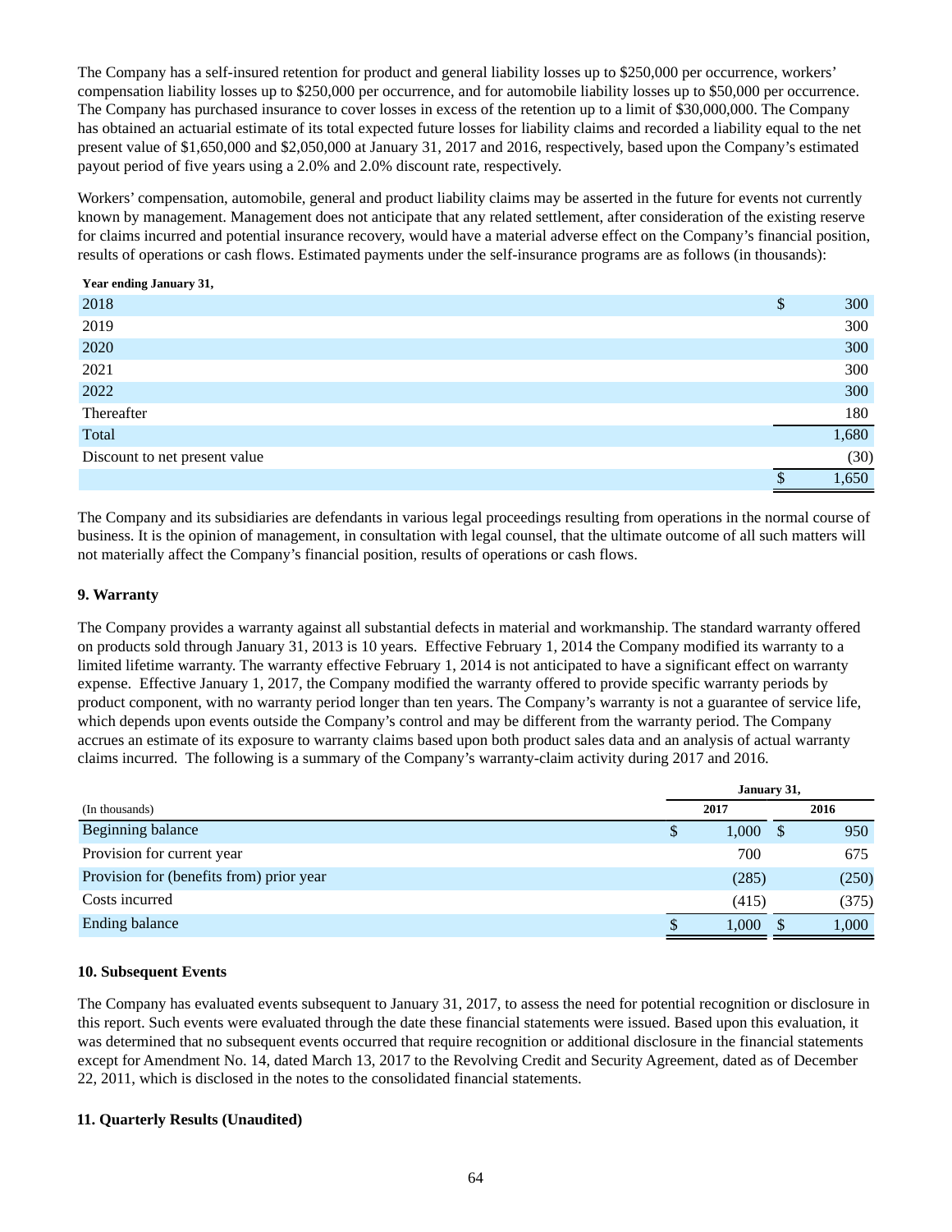The Company has a self-insured retention for product and general liability losses up to $250,000 per occurrence, workers' compensation liability losses up to $250,000 per occurrence, and for automobile liability losses up to $50,000 per occurrence. The Company has purchased insurance to cover losses in excess of the retention up to a limit of $30,000,000. The Company has obtained an actuarial estimate of its total expected future losses for liability claims and recorded a liability equal to the net present value of $1,650,000 and $2,050,000 at January 31, 2017 and 2016, respectively, based upon the Company's estimated payout period of five years using a 2.0% and 2.0% discount rate, respectively.

Workers' compensation, automobile, general and product liability claims may be asserted in the future for events not currently known by management. Management does not anticipate that any related settlement, after consideration of the existing reserve for claims incurred and potential insurance recovery, would have a material adverse effect on the Company's financial position, results of operations or cash flows. Estimated payments under the self-insurance programs are as follows (in thousands):

| **Year ending January 31,** | |
|---|---|
| 2018 | $ 300 |
| 2019 | 300 |
| 2020 | 300 |
| 2021 | 300 |
| 2022 | 300 |
| Thereafter | 180 |
| Total | 1,680 |
| Discount to net present value | (30) |
| | $ 1,650 |

The Company and its subsidiaries are defendants in various legal proceedings resulting from operations in the normal course of business. It is the opinion of management, in consultation with legal counsel, that the ultimate outcome of all such matters will not materially affect the Company's financial position, results of operations or cash flows.

### 9. Warranty

The Company provides a warranty against all substantial defects in material and workmanship. The standard warranty offered on products sold through January 31, 2013 is 10 years. Effective February 1, 2014 the Company modified its warranty to a limited lifetime warranty. The warranty effective February 1, 2014 is not anticipated to have a significant effect on warranty expense. Effective January 1, 2017, the Company modified the warranty offered to provide specific warranty periods by product component, with no warranty period longer than ten years. The Company's warranty is not a guarantee of service life, which depends upon events outside the Company's control and may be different from the warranty period. The Company accrues an estimate of its exposure to warranty claims based upon both product sales data and an analysis of actual warranty claims incurred. The following is a summary of the Company's warranty-claim activity during 2017 and 2016.

| | **January 31,** | |
|---|---|---|
| (In thousands) | **2017** | **2016** |
| Beginning balance | $ 1,000 | $ 950 |
| Provision for current year | 700 | 675 |
| Provision for (benefits from) prior year | (285) | (250) |
| Costs incurred | (415) | (375) |
| Ending balance | $ 1,000 | $ 1,000 |

### 10. Subsequent Events

The Company has evaluated events subsequent to January 31, 2017, to assess the need for potential recognition or disclosure in this report. Such events were evaluated through the date these financial statements were issued. Based upon this evaluation, it was determined that no subsequent events occurred that require recognition or additional disclosure in the financial statements except for Amendment No. 14, dated March 13, 2017 to the Revolving Credit and Security Agreement, dated as of December 22, 2011, which is disclosed in the notes to the consolidated financial statements.

### 11. Quarterly Results (Unaudited)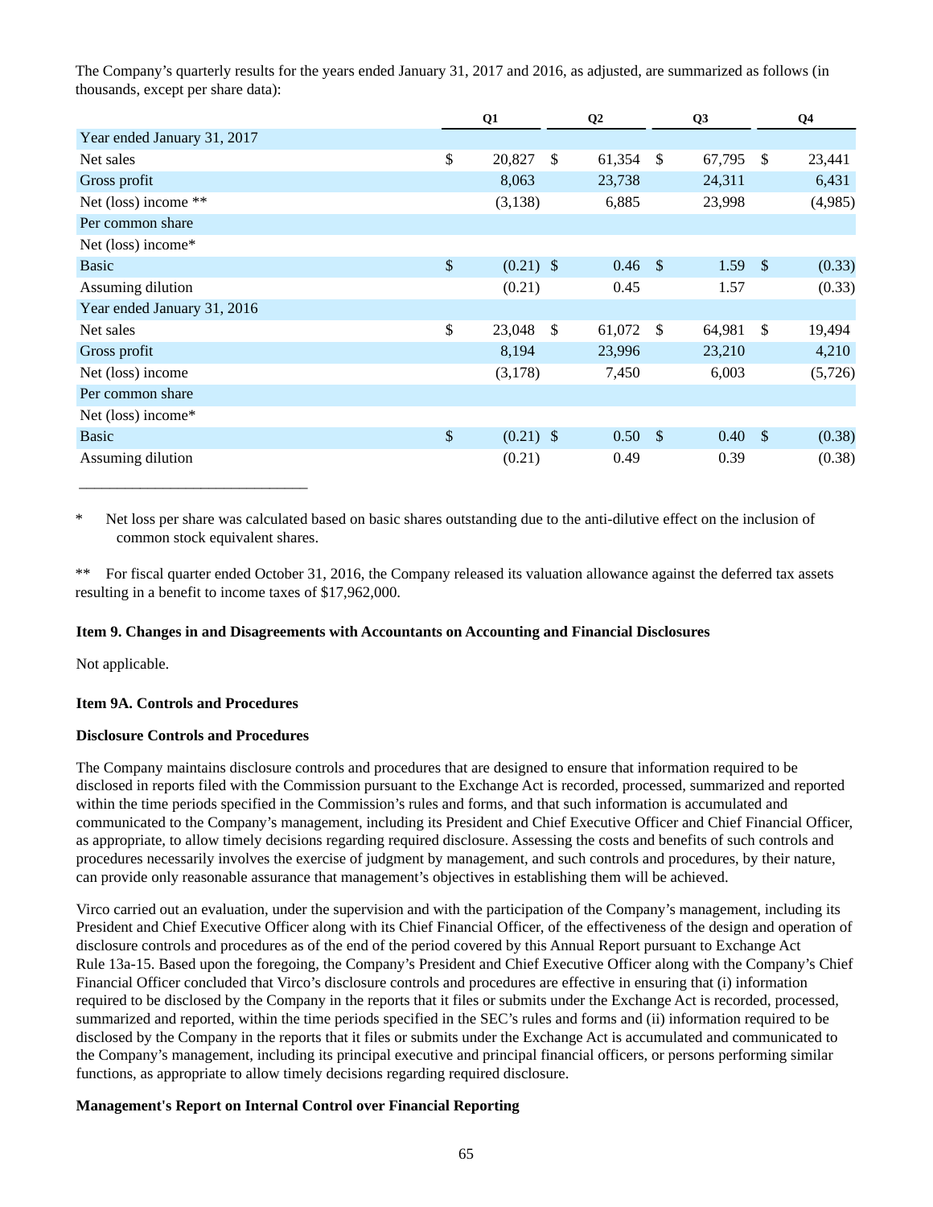The Company’s quarterly results for the years ended January 31, 2017 and 2016, as adjusted, are summarized as follows (in thousands, except per share data):

| | Q1 | Q2 | Q3 | Q4 |
|---|---|---|---|---|
| Year ended January 31, 2017 | | | | |
| Net sales | $ 20,827 | $ 61,354 | $ 67,795 | $ 23,441 |
| Gross profit | 8,063 | 23,738 | 24,311 | 6,431 |
| Net (loss) income ** | (3,138) | 6,885 | 23,998 | (4,985) |
| Per common share | | | | |
| Net (loss) income* | | | | |
| Basic | $ (0.21) | $ 0.46 | $ 1.59 | $ (0.33) |
| Assuming dilution | (0.21) | 0.45 | 1.57 | (0.33) |
| Year ended January 31, 2016 | | | | |
| Net sales | $ 23,048 | $ 61,072 | $ 64,981 | $ 19,494 |
| Gross profit | 8,194 | 23,996 | 23,210 | 4,210 |
| Net (loss) income | (3,178) | 7,450 | 6,003 | (5,726) |
| Per common share | | | | |
| Net (loss) income* | | | | |
| Basic | $ (0.21) | $ 0.50 | $ 0.40 | $ (0.38) |
| Assuming dilution | (0.21) | 0.49 | 0.39 | (0.38) |

\* Net loss per share was calculated based on basic shares outstanding due to the anti-dilutive effect on the inclusion of common stock equivalent shares.

\*\* For fiscal quarter ended October 31, 2016, the Company released its valuation allowance against the deferred tax assets resulting in a benefit to income taxes of $17,962,000.

**Item 9. Changes in and Disagreements with Accountants on Accounting and Financial Disclosures**

Not applicable.

**Item 9A. Controls and Procedures**

**Disclosure Controls and Procedures**

The Company maintains disclosure controls and procedures that are designed to ensure that information required to be disclosed in reports filed with the Commission pursuant to the Exchange Act is recorded, processed, summarized and reported within the time periods specified in the Commission’s rules and forms, and that such information is accumulated and communicated to the Company’s management, including its President and Chief Executive Officer and Chief Financial Officer, as appropriate, to allow timely decisions regarding required disclosure. Assessing the costs and benefits of such controls and procedures necessarily involves the exercise of judgment by management, and such controls and procedures, by their nature, can provide only reasonable assurance that management’s objectives in establishing them will be achieved.

Virco carried out an evaluation, under the supervision and with the participation of the Company’s management, including its President and Chief Executive Officer along with its Chief Financial Officer, of the effectiveness of the design and operation of disclosure controls and procedures as of the end of the period covered by this Annual Report pursuant to Exchange Act Rule 13a-15. Based upon the foregoing, the Company’s President and Chief Executive Officer along with the Company’s Chief Financial Officer concluded that Virco’s disclosure controls and procedures are effective in ensuring that (i) information required to be disclosed by the Company in the reports that it files or submits under the Exchange Act is recorded, processed, summarized and reported, within the time periods specified in the SEC’s rules and forms and (ii) information required to be disclosed by the Company in the reports that it files or submits under the Exchange Act is accumulated and communicated to the Company’s management, including its principal executive and principal financial officers, or persons performing similar functions, as appropriate to allow timely decisions regarding required disclosure.

**Management's Report on Internal Control over Financial Reporting**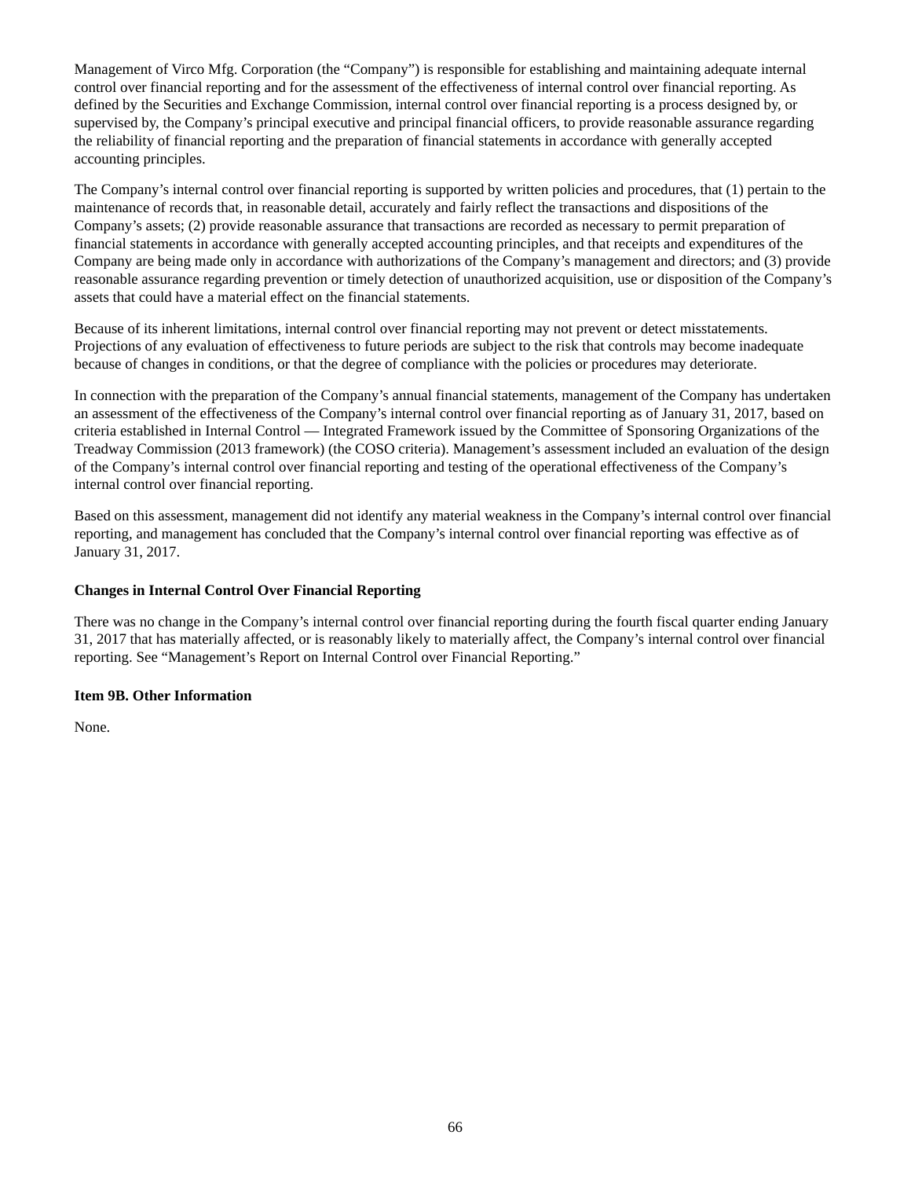Management of Virco Mfg. Corporation (the “Company”) is responsible for establishing and maintaining adequate internal control over financial reporting and for the assessment of the effectiveness of internal control over financial reporting. As defined by the Securities and Exchange Commission, internal control over financial reporting is a process designed by, or supervised by, the Company’s principal executive and principal financial officers, to provide reasonable assurance regarding the reliability of financial reporting and the preparation of financial statements in accordance with generally accepted accounting principles.

The Company’s internal control over financial reporting is supported by written policies and procedures, that (1) pertain to the maintenance of records that, in reasonable detail, accurately and fairly reflect the transactions and dispositions of the Company’s assets; (2) provide reasonable assurance that transactions are recorded as necessary to permit preparation of financial statements in accordance with generally accepted accounting principles, and that receipts and expenditures of the Company are being made only in accordance with authorizations of the Company’s management and directors; and (3) provide reasonable assurance regarding prevention or timely detection of unauthorized acquisition, use or disposition of the Company’s assets that could have a material effect on the financial statements.

Because of its inherent limitations, internal control over financial reporting may not prevent or detect misstatements. Projections of any evaluation of effectiveness to future periods are subject to the risk that controls may become inadequate because of changes in conditions, or that the degree of compliance with the policies or procedures may deteriorate.

In connection with the preparation of the Company’s annual financial statements, management of the Company has undertaken an assessment of the effectiveness of the Company’s internal control over financial reporting as of January 31, 2017, based on criteria established in Internal Control — Integrated Framework issued by the Committee of Sponsoring Organizations of the Treadway Commission (2013 framework) (the COSO criteria). Management’s assessment included an evaluation of the design of the Company’s internal control over financial reporting and testing of the operational effectiveness of the Company’s internal control over financial reporting.

Based on this assessment, management did not identify any material weakness in the Company’s internal control over financial reporting, and management has concluded that the Company’s internal control over financial reporting was effective as of January 31, 2017.

**Changes in Internal Control Over Financial Reporting**

There was no change in the Company’s internal control over financial reporting during the fourth fiscal quarter ending January 31, 2017 that has materially affected, or is reasonably likely to materially affect, the Company’s internal control over financial reporting. See “Management’s Report on Internal Control over Financial Reporting.”

**Item 9B. Other Information**

None.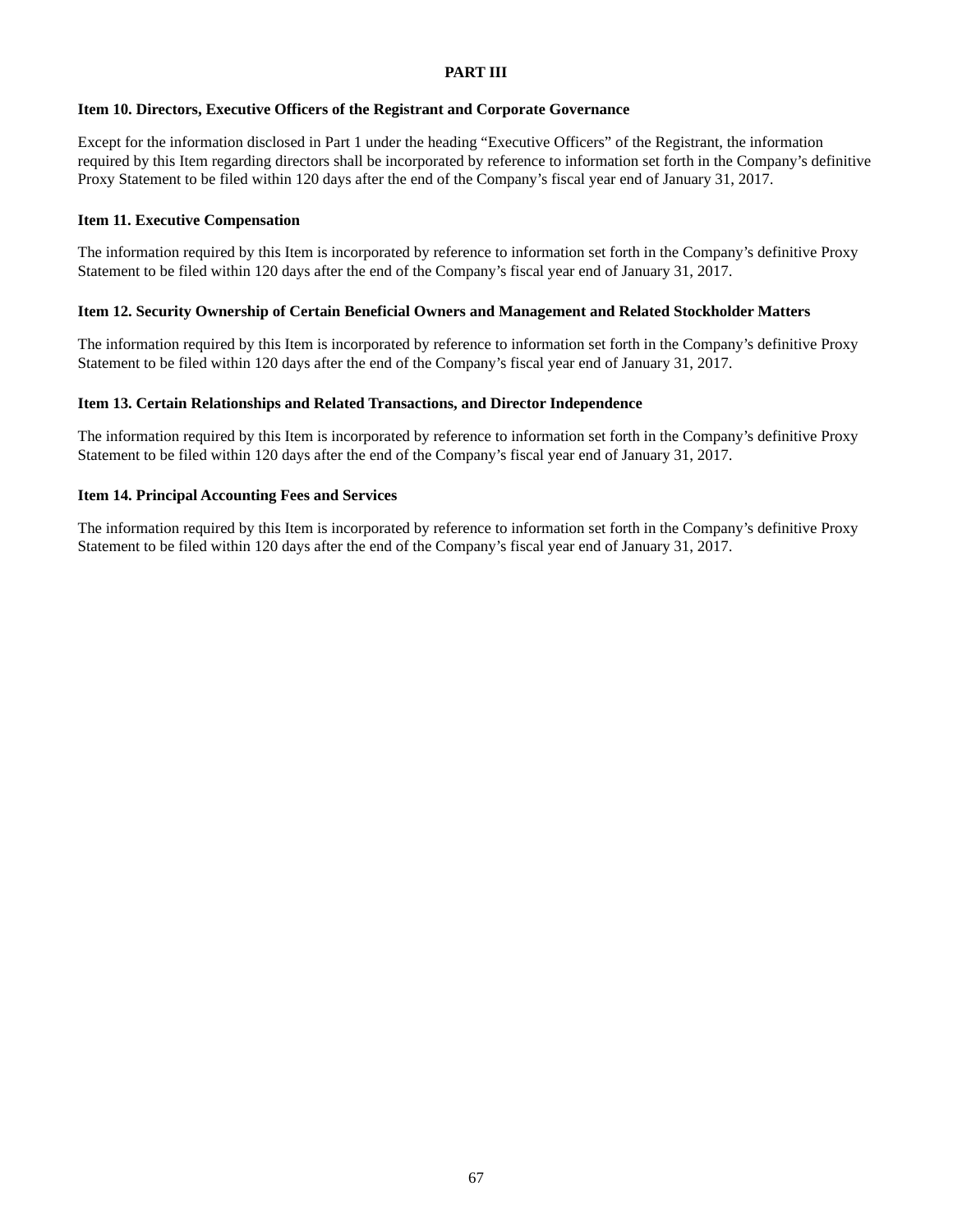# PART III

## Item 10. Directors, Executive Officers of the Registrant and Corporate Governance

Except for the information disclosed in Part 1 under the heading “Executive Officers” of the Registrant, the information required by this Item regarding directors shall be incorporated by reference to information set forth in the Company’s definitive Proxy Statement to be filed within 120 days after the end of the Company’s fiscal year end of January 31, 2017.

## Item 11. Executive Compensation

The information required by this Item is incorporated by reference to information set forth in the Company’s definitive Proxy Statement to be filed within 120 days after the end of the Company’s fiscal year end of January 31, 2017.

## Item 12. Security Ownership of Certain Beneficial Owners and Management and Related Stockholder Matters

The information required by this Item is incorporated by reference to information set forth in the Company’s definitive Proxy Statement to be filed within 120 days after the end of the Company’s fiscal year end of January 31, 2017.

## Item 13. Certain Relationships and Related Transactions, and Director Independence

The information required by this Item is incorporated by reference to information set forth in the Company’s definitive Proxy Statement to be filed within 120 days after the end of the Company’s fiscal year end of January 31, 2017.

## Item 14. Principal Accounting Fees and Services

The information required by this Item is incorporated by reference to information set forth in the Company’s definitive Proxy Statement to be filed within 120 days after the end of the Company’s fiscal year end of January 31, 2017.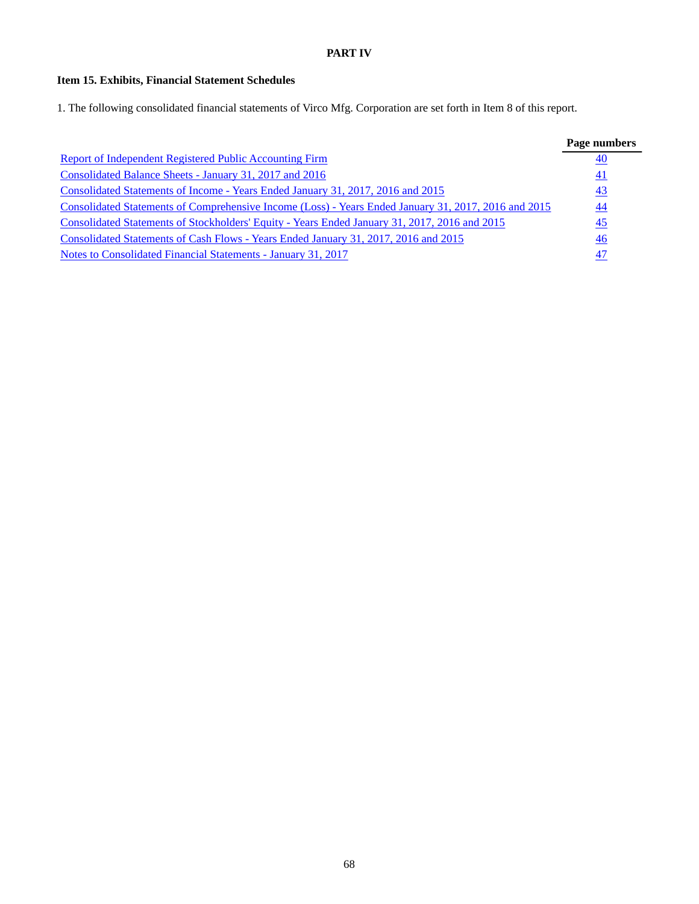# PART IV

## Item 15. Exhibits, Financial Statement Schedules

1. The following consolidated financial statements of Virco Mfg. Corporation are set forth in Item 8 of this report.

| | Page numbers |
|---|---|
| Report of Independent Registered Public Accounting Firm | 40 |
| Consolidated Balance Sheets - January 31, 2017 and 2016 | 41 |
| Consolidated Statements of Income - Years Ended January 31, 2017, 2016 and 2015 | 43 |
| Consolidated Statements of Comprehensive Income (Loss) - Years Ended January 31, 2017, 2016 and 2015 | 44 |
| Consolidated Statements of Stockholders' Equity - Years Ended January 31, 2017, 2016 and 2015 | 45 |
| Consolidated Statements of Cash Flows - Years Ended January 31, 2017, 2016 and 2015 | 46 |
| Notes to Consolidated Financial Statements - January 31, 2017 | 47 |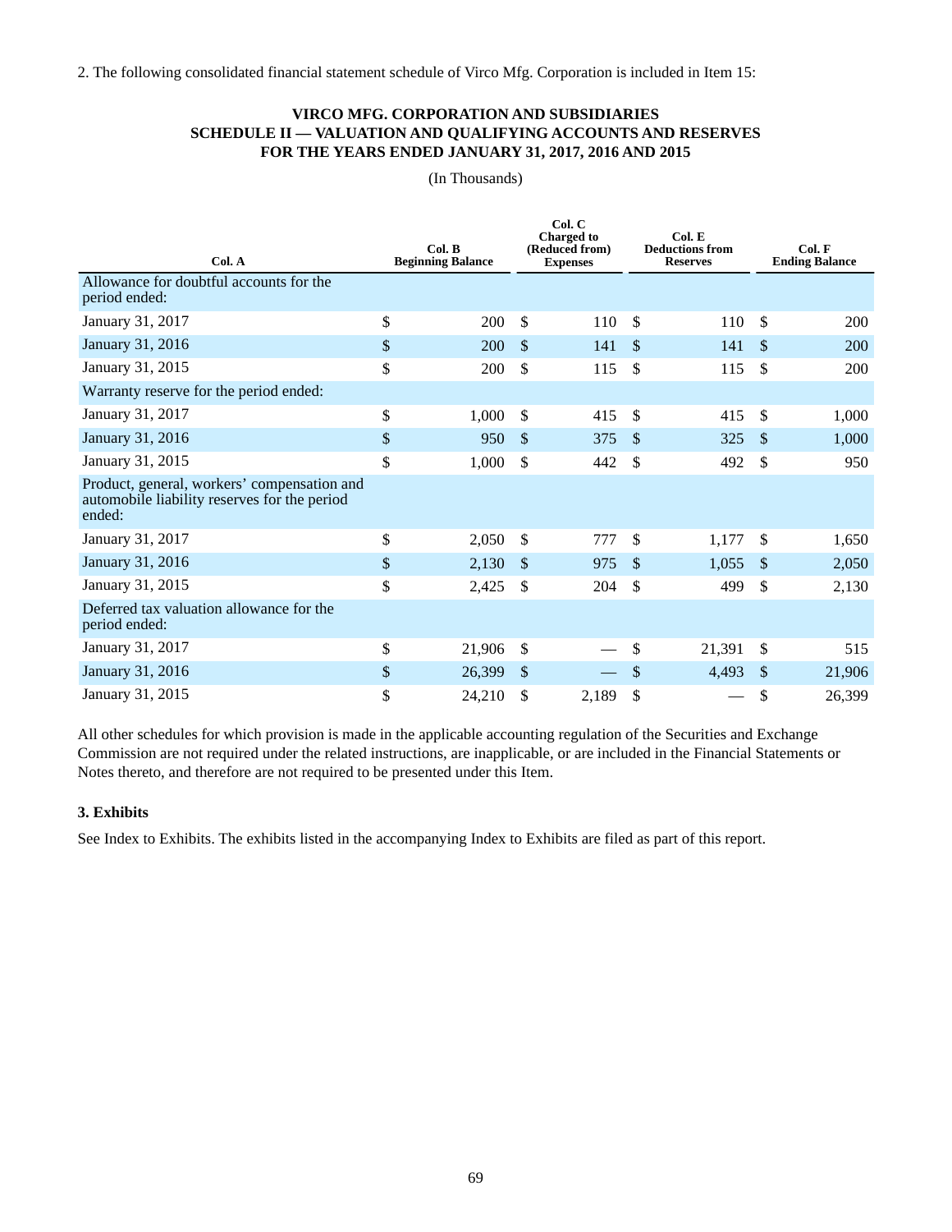2. The following consolidated financial statement schedule of Virco Mfg. Corporation is included in Item 15:

**VIRCO MFG. CORPORATION AND SUBSIDIARIES**
**SCHEDULE II — VALUATION AND QUALIFYING ACCOUNTS AND RESERVES**
**FOR THE YEARS ENDED JANUARY 31, 2017, 2016 AND 2015**

(In Thousands)

| Col. A | Col. B Beginning Balance | Col. C Charged to (Reduced from) Expenses | Col. E Deductions from Reserves | Col. F Ending Balance |
|---|---|---|---|---|
| Allowance for doubtful accounts for the period ended: | | | | |
| January 31, 2017 | $ 200 | $ 110 | $ 110 | $ 200 |
| January 31, 2016 | $ 200 | $ 141 | $ 141 | $ 200 |
| January 31, 2015 | $ 200 | $ 115 | $ 115 | $ 200 |
| Warranty reserve for the period ended: | | | | |
| January 31, 2017 | $ 1,000 | $ 415 | $ 415 | $ 1,000 |
| January 31, 2016 | $ 950 | $ 375 | $ 325 | $ 1,000 |
| January 31, 2015 | $ 1,000 | $ 442 | $ 492 | $ 950 |
| Product, general, workers' compensation and automobile liability reserves for the period ended: | | | | |
| January 31, 2017 | $ 2,050 | $ 777 | $ 1,177 | $ 1,650 |
| January 31, 2016 | $ 2,130 | $ 975 | $ 1,055 | $ 2,050 |
| January 31, 2015 | $ 2,425 | $ 204 | $ 499 | $ 2,130 |
| Deferred tax valuation allowance for the period ended: | | | | |
| January 31, 2017 | $ 21,906 | $ — | $ 21,391 | $ 515 |
| January 31, 2016 | $ 26,399 | $ — | $ 4,493 | $ 21,906 |
| January 31, 2015 | $ 24,210 | $ 2,189 | $ — | $ 26,399 |

All other schedules for which provision is made in the applicable accounting regulation of the Securities and Exchange Commission are not required under the related instructions, are inapplicable, or are included in the Financial Statements or Notes thereto, and therefore are not required to be presented under this Item.

**3. Exhibits**

See Index to Exhibits. The exhibits listed in the accompanying Index to Exhibits are filed as part of this report.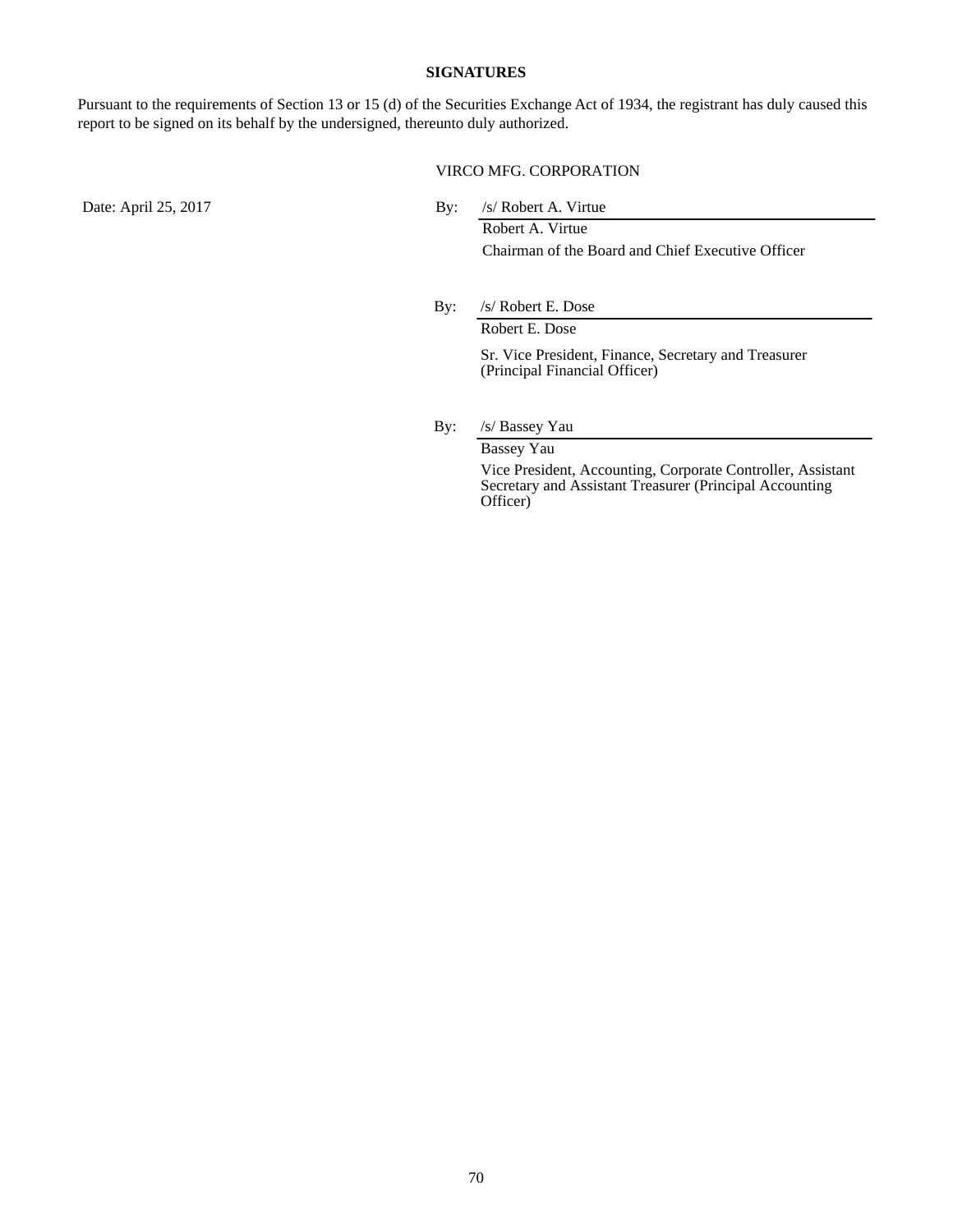**SIGNATURES**

Pursuant to the requirements of Section 13 or 15 (d) of the Securities Exchange Act of 1934, the registrant has duly caused this report to be signed on its behalf by the undersigned, thereunto duly authorized.

VIRCO MFG. CORPORATION

Date: April 25, 2017

By: /s/ Robert A. Virtue
Robert A. Virtue
Chairman of the Board and Chief Executive Officer

By: /s/ Robert E. Dose
Robert E. Dose
Sr. Vice President, Finance, Secretary and Treasurer (Principal Financial Officer)

By: /s/ Bassey Yau
Bassey Yau
Vice President, Accounting, Corporate Controller, Assistant Secretary and Assistant Treasurer (Principal Accounting Officer)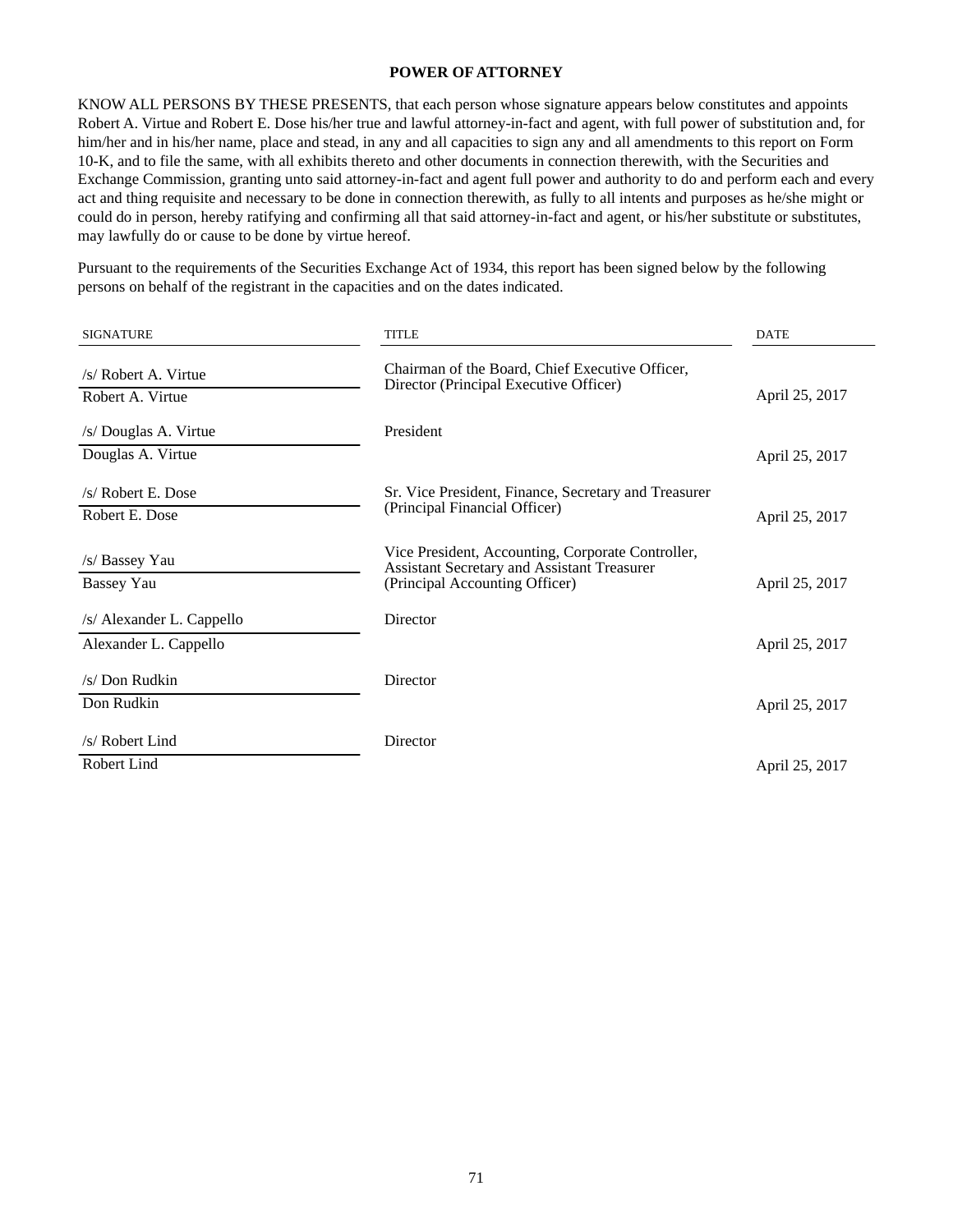**POWER OF ATTORNEY**

KNOW ALL PERSONS BY THESE PRESENTS, that each person whose signature appears below constitutes and appoints Robert A. Virtue and Robert E. Dose his/her true and lawful attorney-in-fact and agent, with full power of substitution and, for him/her and in his/her name, place and stead, in any and all capacities to sign any and all amendments to this report on Form 10-K, and to file the same, with all exhibits thereto and other documents in connection therewith, with the Securities and Exchange Commission, granting unto said attorney-in-fact and agent full power and authority to do and perform each and every act and thing requisite and necessary to be done in connection therewith, as fully to all intents and purposes as he/she might or could do in person, hereby ratifying and confirming all that said attorney-in-fact and agent, or his/her substitute or substitutes, may lawfully do or cause to be done by virtue hereof.

Pursuant to the requirements of the Securities Exchange Act of 1934, this report has been signed below by the following persons on behalf of the registrant in the capacities and on the dates indicated.

| SIGNATURE | TITLE | DATE |
|---|---|---|
| /s/ Robert A. Virtue<br>Robert A. Virtue | Chairman of the Board, Chief Executive Officer, Director (Principal Executive Officer) | April 25, 2017 |
| /s/ Douglas A. Virtue<br>Douglas A. Virtue | President | April 25, 2017 |
| /s/ Robert E. Dose<br>Robert E. Dose | Sr. Vice President, Finance, Secretary and Treasurer (Principal Financial Officer) | April 25, 2017 |
| /s/ Bassey Yau<br>Bassey Yau | Vice President, Accounting, Corporate Controller, Assistant Secretary and Assistant Treasurer (Principal Accounting Officer) | April 25, 2017 |
| /s/ Alexander L. Cappello<br>Alexander L. Cappello | Director | April 25, 2017 |
| /s/ Don Rudkin<br>Don Rudkin | Director | April 25, 2017 |
| /s/ Robert Lind<br>Robert Lind | Director | April 25, 2017 |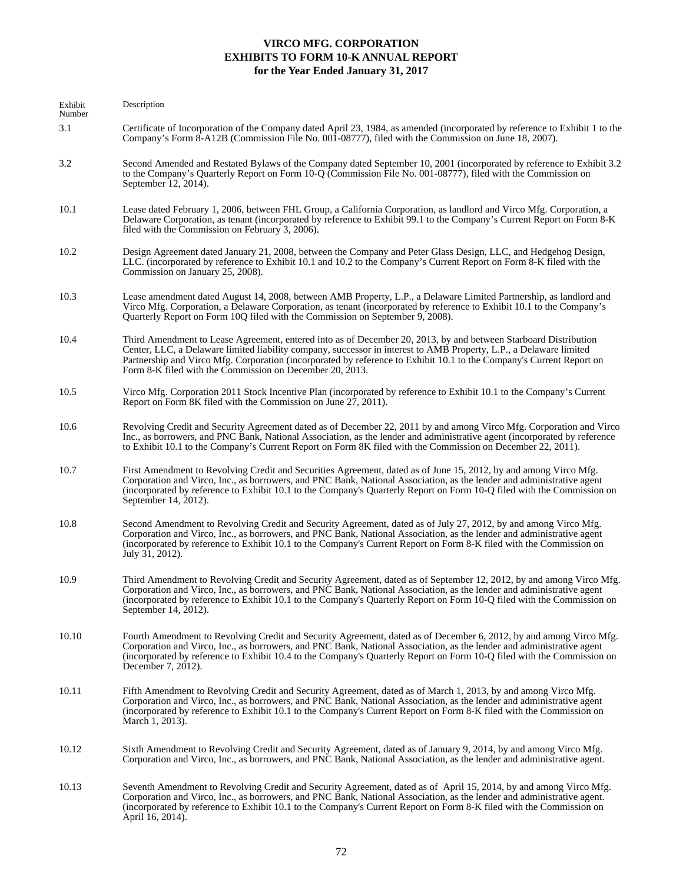# VIRCO MFG. CORPORATION
## EXHIBITS TO FORM 10-K ANNUAL REPORT
### for the Year Ended January 31, 2017

| Exhibit Number | Description |
|---|---|
| 3.1 | Certificate of Incorporation of the Company dated April 23, 1984, as amended (incorporated by reference to Exhibit 1 to the Company's Form 8-A12B (Commission File No. 001-08777), filed with the Commission on June 18, 2007). |
| 3.2 | Second Amended and Restated Bylaws of the Company dated September 10, 2001 (incorporated by reference to Exhibit 3.2 to the Company's Quarterly Report on Form 10-Q (Commission File No. 001-08777), filed with the Commission on September 12, 2014). |
| 10.1 | Lease dated February 1, 2006, between FHL Group, a California Corporation, as landlord and Virco Mfg. Corporation, a Delaware Corporation, as tenant (incorporated by reference to Exhibit 99.1 to the Company's Current Report on Form 8-K filed with the Commission on February 3, 2006). |
| 10.2 | Design Agreement dated January 21, 2008, between the Company and Peter Glass Design, LLC, and Hedgehog Design, LLC. (incorporated by reference to Exhibit 10.1 and 10.2 to the Company's Current Report on Form 8-K filed with the Commission on January 25, 2008). |
| 10.3 | Lease amendment dated August 14, 2008, between AMB Property, L.P., a Delaware Limited Partnership, as landlord and Virco Mfg. Corporation, a Delaware Corporation, as tenant (incorporated by reference to Exhibit 10.1 to the Company's Quarterly Report on Form 10Q filed with the Commission on September 9, 2008). |
| 10.4 | Third Amendment to Lease Agreement, entered into as of December 20, 2013, by and between Starboard Distribution Center, LLC, a Delaware limited liability company, successor in interest to AMB Property, L.P., a Delaware limited Partnership and Virco Mfg. Corporation (incorporated by reference to Exhibit 10.1 to the Company's Current Report on Form 8-K filed with the Commission on December 20, 2013. |
| 10.5 | Virco Mfg. Corporation 2011 Stock Incentive Plan (incorporated by reference to Exhibit 10.1 to the Company's Current Report on Form 8K filed with the Commission on June 27, 2011). |
| 10.6 | Revolving Credit and Security Agreement dated as of December 22, 2011 by and among Virco Mfg. Corporation and Virco Inc., as borrowers, and PNC Bank, National Association, as the lender and administrative agent (incorporated by reference to Exhibit 10.1 to the Company's Current Report on Form 8K filed with the Commission on December 22, 2011). |
| 10.7 | First Amendment to Revolving Credit and Securities Agreement, dated as of June 15, 2012, by and among Virco Mfg. Corporation and Virco, Inc., as borrowers, and PNC Bank, National Association, as the lender and administrative agent (incorporated by reference to Exhibit 10.1 to the Company's Quarterly Report on Form 10-Q filed with the Commission on September 14, 2012). |
| 10.8 | Second Amendment to Revolving Credit and Security Agreement, dated as of July 27, 2012, by and among Virco Mfg. Corporation and Virco, Inc., as borrowers, and PNC Bank, National Association, as the lender and administrative agent (incorporated by reference to Exhibit 10.1 to the Company's Current Report on Form 8-K filed with the Commission on July 31, 2012). |
| 10.9 | Third Amendment to Revolving Credit and Security Agreement, dated as of September 12, 2012, by and among Virco Mfg. Corporation and Virco, Inc., as borrowers, and PNC Bank, National Association, as the lender and administrative agent (incorporated by reference to Exhibit 10.1 to the Company's Quarterly Report on Form 10-Q filed with the Commission on September 14, 2012). |
| 10.10 | Fourth Amendment to Revolving Credit and Security Agreement, dated as of December 6, 2012, by and among Virco Mfg. Corporation and Virco, Inc., as borrowers, and PNC Bank, National Association, as the lender and administrative agent (incorporated by reference to Exhibit 10.4 to the Company's Quarterly Report on Form 10-Q filed with the Commission on December 7, 2012). |
| 10.11 | Fifth Amendment to Revolving Credit and Security Agreement, dated as of March 1, 2013, by and among Virco Mfg. Corporation and Virco, Inc., as borrowers, and PNC Bank, National Association, as the lender and administrative agent (incorporated by reference to Exhibit 10.1 to the Company's Current Report on Form 8-K filed with the Commission on March 1, 2013). |
| 10.12 | Sixth Amendment to Revolving Credit and Security Agreement, dated as of January 9, 2014, by and among Virco Mfg. Corporation and Virco, Inc., as borrowers, and PNC Bank, National Association, as the lender and administrative agent. |
| 10.13 | Seventh Amendment to Revolving Credit and Security Agreement, dated as of April 15, 2014, by and among Virco Mfg. Corporation and Virco, Inc., as borrowers, and PNC Bank, National Association, as the lender and administrative agent. (incorporated by reference to Exhibit 10.1 to the Company's Current Report on Form 8-K filed with the Commission on April 16, 2014). |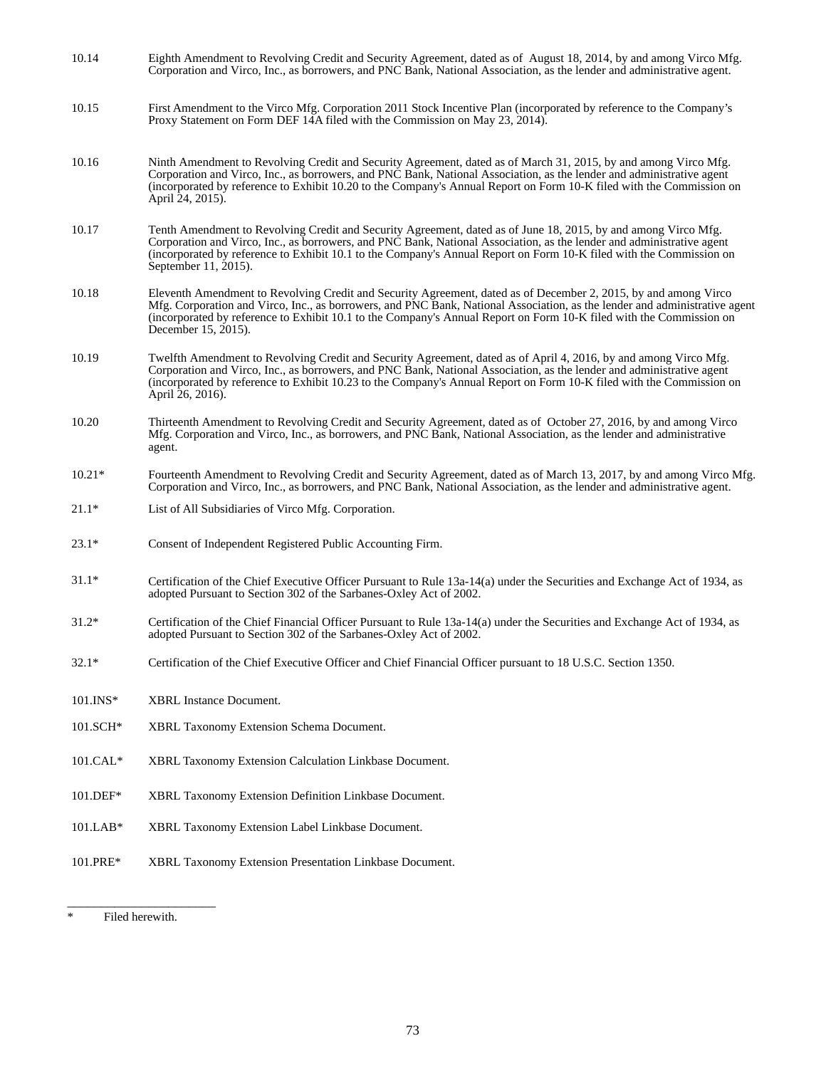| | |
|---|---|
| 10.14 | Eighth Amendment to Revolving Credit and Security Agreement, dated as of August 18, 2014, by and among Virco Mfg. Corporation and Virco, Inc., as borrowers, and PNC Bank, National Association, as the lender and administrative agent. |
| 10.15 | First Amendment to the Virco Mfg. Corporation 2011 Stock Incentive Plan (incorporated by reference to the Company's Proxy Statement on Form DEF 14A filed with the Commission on May 23, 2014). |
| 10.16 | Ninth Amendment to Revolving Credit and Security Agreement, dated as of March 31, 2015, by and among Virco Mfg. Corporation and Virco, Inc., as borrowers, and PNC Bank, National Association, as the lender and administrative agent (incorporated by reference to Exhibit 10.20 to the Company's Annual Report on Form 10-K filed with the Commission on April 24, 2015). |
| 10.17 | Tenth Amendment to Revolving Credit and Security Agreement, dated as of June 18, 2015, by and among Virco Mfg. Corporation and Virco, Inc., as borrowers, and PNC Bank, National Association, as the lender and administrative agent (incorporated by reference to Exhibit 10.1 to the Company's Annual Report on Form 10-K filed with the Commission on September 11, 2015). |
| 10.18 | Eleventh Amendment to Revolving Credit and Security Agreement, dated as of December 2, 2015, by and among Virco Mfg. Corporation and Virco, Inc., as borrowers, and PNC Bank, National Association, as the lender and administrative agent (incorporated by reference to Exhibit 10.1 to the Company's Annual Report on Form 10-K filed with the Commission on December 15, 2015). |
| 10.19 | Twelfth Amendment to Revolving Credit and Security Agreement, dated as of April 4, 2016, by and among Virco Mfg. Corporation and Virco, Inc., as borrowers, and PNC Bank, National Association, as the lender and administrative agent (incorporated by reference to Exhibit 10.23 to the Company's Annual Report on Form 10-K filed with the Commission on April 26, 2016). |
| 10.20 | Thirteenth Amendment to Revolving Credit and Security Agreement, dated as of October 27, 2016, by and among Virco Mfg. Corporation and Virco, Inc., as borrowers, and PNC Bank, National Association, as the lender and administrative agent. |
| 10.21* | Fourteenth Amendment to Revolving Credit and Security Agreement, dated as of March 13, 2017, by and among Virco Mfg. Corporation and Virco, Inc., as borrowers, and PNC Bank, National Association, as the lender and administrative agent. |
| 21.1* | List of All Subsidiaries of Virco Mfg. Corporation. |
| 23.1* | Consent of Independent Registered Public Accounting Firm. |
| 31.1* | Certification of the Chief Executive Officer Pursuant to Rule 13a-14(a) under the Securities and Exchange Act of 1934, as adopted Pursuant to Section 302 of the Sarbanes-Oxley Act of 2002. |
| 31.2* | Certification of the Chief Financial Officer Pursuant to Rule 13a-14(a) under the Securities and Exchange Act of 1934, as adopted Pursuant to Section 302 of the Sarbanes-Oxley Act of 2002. |
| 32.1* | Certification of the Chief Executive Officer and Chief Financial Officer pursuant to 18 U.S.C. Section 1350. |
| 101.INS* | XBRL Instance Document. |
| 101.SCH* | XBRL Taxonomy Extension Schema Document. |
| 101.CAL* | XBRL Taxonomy Extension Calculation Linkbase Document. |
| 101.DEF* | XBRL Taxonomy Extension Definition Linkbase Document. |
| 101.LAB* | XBRL Taxonomy Extension Label Linkbase Document. |
| 101.PRE* | XBRL Taxonomy Extension Presentation Linkbase Document. |

---

\* Filed herewith.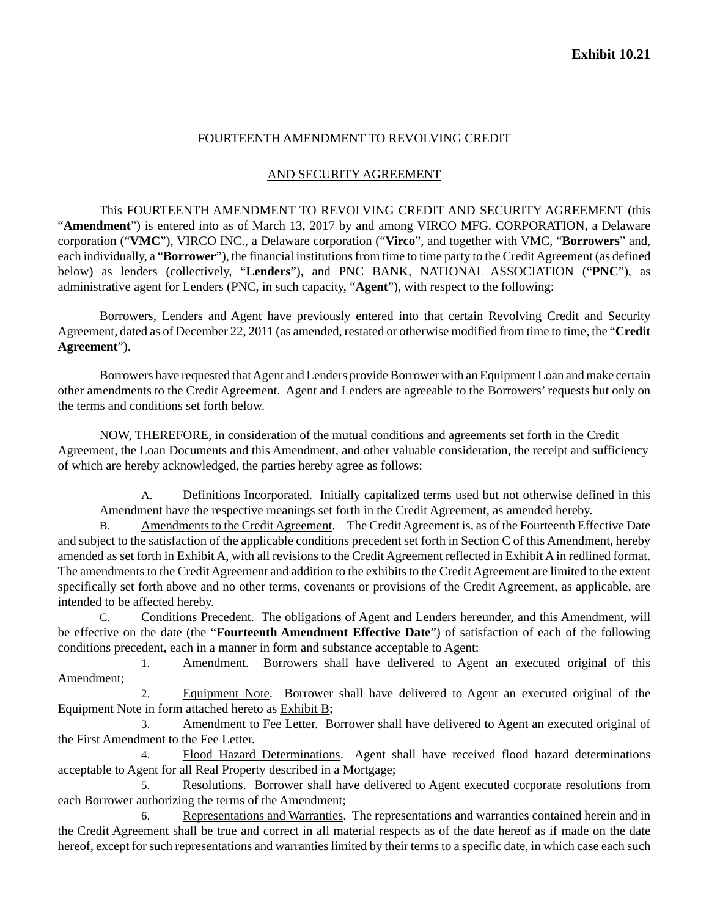**Exhibit 10.21**

FOURTEENTH AMENDMENT TO REVOLVING CREDIT

AND SECURITY AGREEMENT

This FOURTEENTH AMENDMENT TO REVOLVING CREDIT AND SECURITY AGREEMENT (this "**Amendment**") is entered into as of March 13, 2017 by and among VIRCO MFG. CORPORATION, a Delaware corporation ("**VMC**"), VIRCO INC., a Delaware corporation ("**Virco**", and together with VMC, "**Borrowers**" and, each individually, a "**Borrower**"), the financial institutions from time to time party to the Credit Agreement (as defined below) as lenders (collectively, "**Lenders**"), and PNC BANK, NATIONAL ASSOCIATION ("**PNC**"), as administrative agent for Lenders (PNC, in such capacity, "**Agent**"), with respect to the following:

Borrowers, Lenders and Agent have previously entered into that certain Revolving Credit and Security Agreement, dated as of December 22, 2011 (as amended, restated or otherwise modified from time to time, the "**Credit Agreement**").

Borrowers have requested that Agent and Lenders provide Borrower with an Equipment Loan and make certain other amendments to the Credit Agreement. Agent and Lenders are agreeable to the Borrowers' requests but only on the terms and conditions set forth below.

NOW, THEREFORE, in consideration of the mutual conditions and agreements set forth in the Credit Agreement, the Loan Documents and this Amendment, and other valuable consideration, the receipt and sufficiency of which are hereby acknowledged, the parties hereby agree as follows:

A. Definitions Incorporated. Initially capitalized terms used but not otherwise defined in this Amendment have the respective meanings set forth in the Credit Agreement, as amended hereby.

B. Amendments to the Credit Agreement. The Credit Agreement is, as of the Fourteenth Effective Date and subject to the satisfaction of the applicable conditions precedent set forth in Section C of this Amendment, hereby amended as set forth in Exhibit A, with all revisions to the Credit Agreement reflected in Exhibit A in redlined format. The amendments to the Credit Agreement and addition to the exhibits to the Credit Agreement are limited to the extent specifically set forth above and no other terms, covenants or provisions of the Credit Agreement, as applicable, are intended to be affected hereby.

C. Conditions Precedent. The obligations of Agent and Lenders hereunder, and this Amendment, will be effective on the date (the "**Fourteenth Amendment Effective Date**") of satisfaction of each of the following conditions precedent, each in a manner in form and substance acceptable to Agent:

1. Amendment. Borrowers shall have delivered to Agent an executed original of this Amendment;

2. Equipment Note. Borrower shall have delivered to Agent an executed original of the Equipment Note in form attached hereto as Exhibit B;

3. Amendment to Fee Letter. Borrower shall have delivered to Agent an executed original of the First Amendment to the Fee Letter.

4. Flood Hazard Determinations. Agent shall have received flood hazard determinations acceptable to Agent for all Real Property described in a Mortgage;

5. Resolutions. Borrower shall have delivered to Agent executed corporate resolutions from each Borrower authorizing the terms of the Amendment;

6. Representations and Warranties. The representations and warranties contained herein and in the Credit Agreement shall be true and correct in all material respects as of the date hereof as if made on the date hereof, except for such representations and warranties limited by their terms to a specific date, in which case each such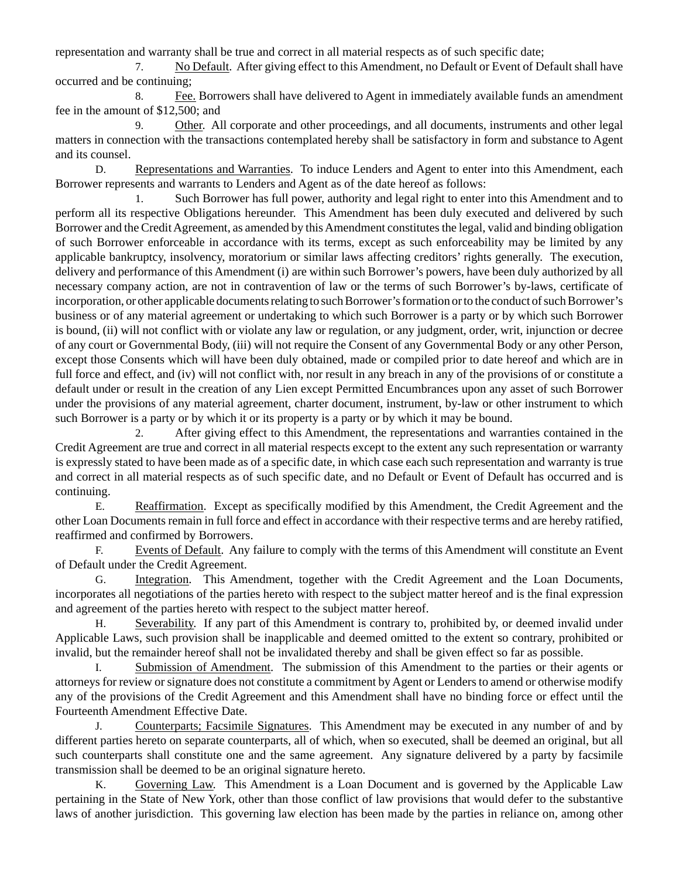representation and warranty shall be true and correct in all material respects as of such specific date;

7. No Default. After giving effect to this Amendment, no Default or Event of Default shall have occurred and be continuing;

8. Fee. Borrowers shall have delivered to Agent in immediately available funds an amendment fee in the amount of $12,500; and

9. Other. All corporate and other proceedings, and all documents, instruments and other legal matters in connection with the transactions contemplated hereby shall be satisfactory in form and substance to Agent and its counsel.

D. Representations and Warranties. To induce Lenders and Agent to enter into this Amendment, each Borrower represents and warrants to Lenders and Agent as of the date hereof as follows:

1. Such Borrower has full power, authority and legal right to enter into this Amendment and to perform all its respective Obligations hereunder. This Amendment has been duly executed and delivered by such Borrower and the Credit Agreement, as amended by this Amendment constitutes the legal, valid and binding obligation of such Borrower enforceable in accordance with its terms, except as such enforceability may be limited by any applicable bankruptcy, insolvency, moratorium or similar laws affecting creditors' rights generally. The execution, delivery and performance of this Amendment (i) are within such Borrower's powers, have been duly authorized by all necessary company action, are not in contravention of law or the terms of such Borrower's by-laws, certificate of incorporation, or other applicable documents relating to such Borrower's formation or to the conduct of such Borrower's business or of any material agreement or undertaking to which such Borrower is a party or by which such Borrower is bound, (ii) will not conflict with or violate any law or regulation, or any judgment, order, writ, injunction or decree of any court or Governmental Body, (iii) will not require the Consent of any Governmental Body or any other Person, except those Consents which will have been duly obtained, made or compiled prior to date hereof and which are in full force and effect, and (iv) will not conflict with, nor result in any breach in any of the provisions of or constitute a default under or result in the creation of any Lien except Permitted Encumbrances upon any asset of such Borrower under the provisions of any material agreement, charter document, instrument, by-law or other instrument to which such Borrower is a party or by which it or its property is a party or by which it may be bound.

2. After giving effect to this Amendment, the representations and warranties contained in the Credit Agreement are true and correct in all material respects except to the extent any such representation or warranty is expressly stated to have been made as of a specific date, in which case each such representation and warranty is true and correct in all material respects as of such specific date, and no Default or Event of Default has occurred and is continuing.

E. Reaffirmation. Except as specifically modified by this Amendment, the Credit Agreement and the other Loan Documents remain in full force and effect in accordance with their respective terms and are hereby ratified, reaffirmed and confirmed by Borrowers.

F. Events of Default. Any failure to comply with the terms of this Amendment will constitute an Event of Default under the Credit Agreement.

G. Integration. This Amendment, together with the Credit Agreement and the Loan Documents, incorporates all negotiations of the parties hereto with respect to the subject matter hereof and is the final expression and agreement of the parties hereto with respect to the subject matter hereof.

H. Severability. If any part of this Amendment is contrary to, prohibited by, or deemed invalid under Applicable Laws, such provision shall be inapplicable and deemed omitted to the extent so contrary, prohibited or invalid, but the remainder hereof shall not be invalidated thereby and shall be given effect so far as possible.

I. Submission of Amendment. The submission of this Amendment to the parties or their agents or attorneys for review or signature does not constitute a commitment by Agent or Lenders to amend or otherwise modify any of the provisions of the Credit Agreement and this Amendment shall have no binding force or effect until the Fourteenth Amendment Effective Date.

J. Counterparts; Facsimile Signatures. This Amendment may be executed in any number of and by different parties hereto on separate counterparts, all of which, when so executed, shall be deemed an original, but all such counterparts shall constitute one and the same agreement. Any signature delivered by a party by facsimile transmission shall be deemed to be an original signature hereto.

K. Governing Law. This Amendment is a Loan Document and is governed by the Applicable Law pertaining in the State of New York, other than those conflict of law provisions that would defer to the substantive laws of another jurisdiction. This governing law election has been made by the parties in reliance on, among other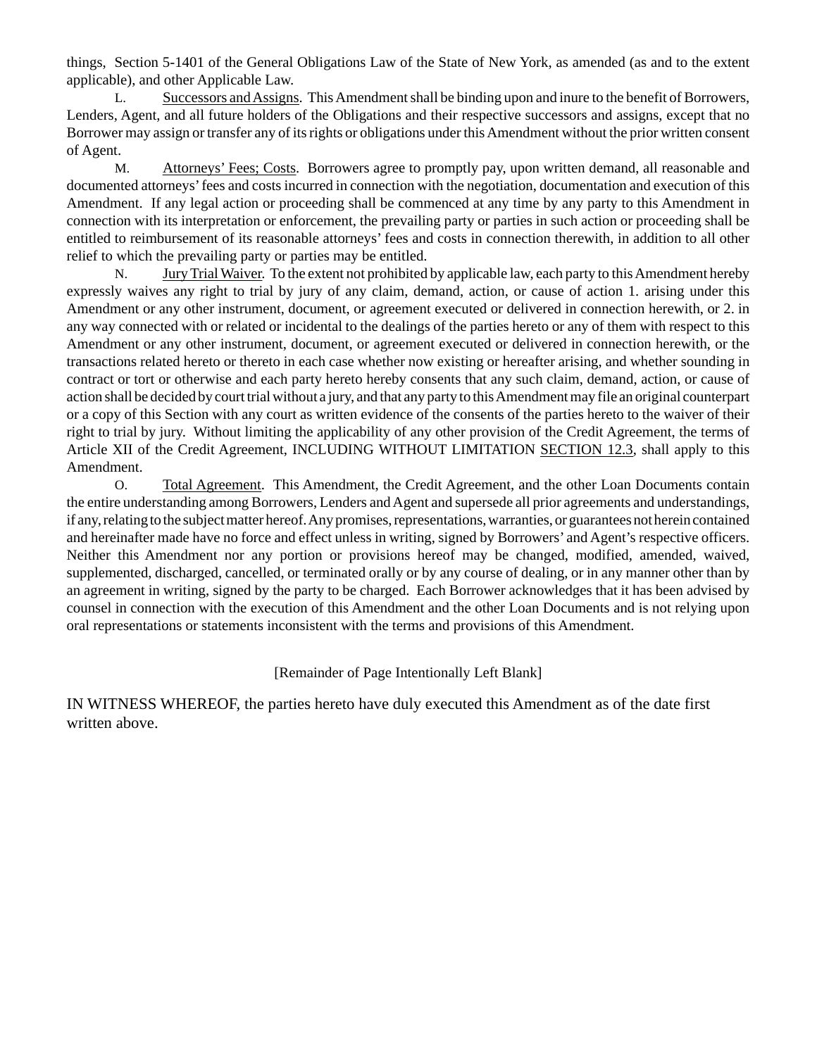things, Section 5-1401 of the General Obligations Law of the State of New York, as amended (as and to the extent applicable), and other Applicable Law.

L. Successors and Assigns. This Amendment shall be binding upon and inure to the benefit of Borrowers, Lenders, Agent, and all future holders of the Obligations and their respective successors and assigns, except that no Borrower may assign or transfer any of its rights or obligations under this Amendment without the prior written consent of Agent.

M. Attorneys' Fees; Costs. Borrowers agree to promptly pay, upon written demand, all reasonable and documented attorneys' fees and costs incurred in connection with the negotiation, documentation and execution of this Amendment. If any legal action or proceeding shall be commenced at any time by any party to this Amendment in connection with its interpretation or enforcement, the prevailing party or parties in such action or proceeding shall be entitled to reimbursement of its reasonable attorneys' fees and costs in connection therewith, in addition to all other relief to which the prevailing party or parties may be entitled.

N. Jury Trial Waiver. To the extent not prohibited by applicable law, each party to this Amendment hereby expressly waives any right to trial by jury of any claim, demand, action, or cause of action 1. arising under this Amendment or any other instrument, document, or agreement executed or delivered in connection herewith, or 2. in any way connected with or related or incidental to the dealings of the parties hereto or any of them with respect to this Amendment or any other instrument, document, or agreement executed or delivered in connection herewith, or the transactions related hereto or thereto in each case whether now existing or hereafter arising, and whether sounding in contract or tort or otherwise and each party hereto hereby consents that any such claim, demand, action, or cause of action shall be decided by court trial without a jury, and that any party to this Amendment may file an original counterpart or a copy of this Section with any court as written evidence of the consents of the parties hereto to the waiver of their right to trial by jury. Without limiting the applicability of any other provision of the Credit Agreement, the terms of Article XII of the Credit Agreement, INCLUDING WITHOUT LIMITATION SECTION 12.3, shall apply to this Amendment.

O. Total Agreement. This Amendment, the Credit Agreement, and the other Loan Documents contain the entire understanding among Borrowers, Lenders and Agent and supersede all prior agreements and understandings, if any, relating to the subject matter hereof. Any promises, representations, warranties, or guarantees not herein contained and hereinafter made have no force and effect unless in writing, signed by Borrowers' and Agent's respective officers. Neither this Amendment nor any portion or provisions hereof may be changed, modified, amended, waived, supplemented, discharged, cancelled, or terminated orally or by any course of dealing, or in any manner other than by an agreement in writing, signed by the party to be charged. Each Borrower acknowledges that it has been advised by counsel in connection with the execution of this Amendment and the other Loan Documents and is not relying upon oral representations or statements inconsistent with the terms and provisions of this Amendment.

[Remainder of Page Intentionally Left Blank]

IN WITNESS WHEREOF, the parties hereto have duly executed this Amendment as of the date first written above.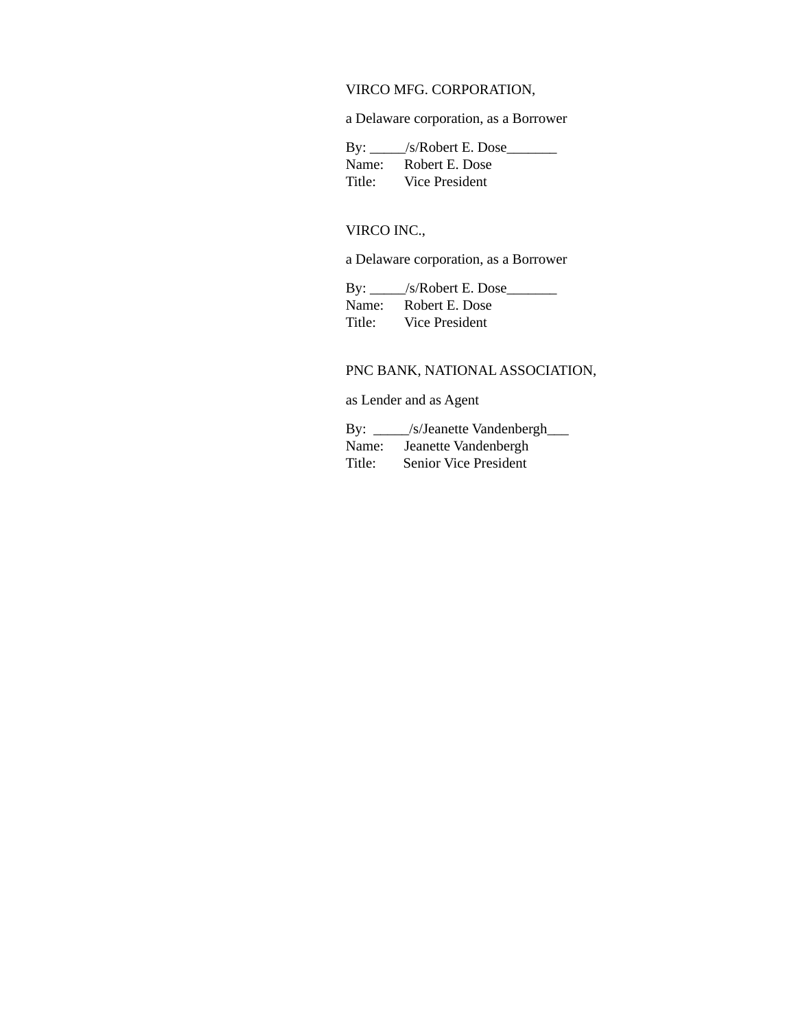VIRCO MFG. CORPORATION,

a Delaware corporation, as a Borrower

By: _____/s/Robert E. Dose_______
Name: Robert E. Dose
Title: Vice President

VIRCO INC.,

a Delaware corporation, as a Borrower

By: _____/s/Robert E. Dose_______
Name: Robert E. Dose
Title: Vice President

PNC BANK, NATIONAL ASSOCIATION,

as Lender and as Agent

By: _____/s/Jeanette Vandenbergh___
Name: Jeanette Vandenbergh
Title: Senior Vice President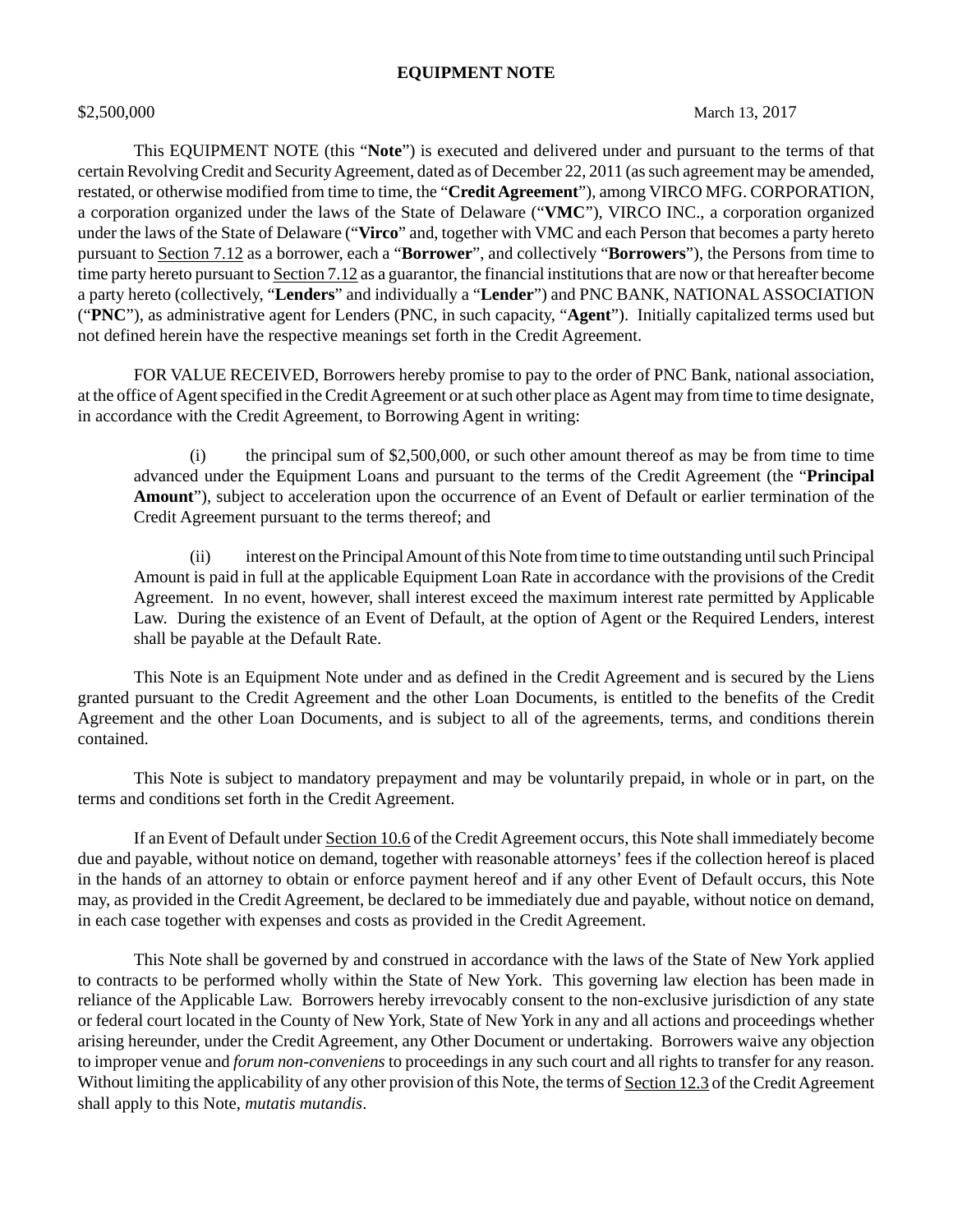# EQUIPMENT NOTE

$2,500,000 March 13, 2017

This EQUIPMENT NOTE (this "**Note**") is executed and delivered under and pursuant to the terms of that certain Revolving Credit and Security Agreement, dated as of December 22, 2011 (as such agreement may be amended, restated, or otherwise modified from time to time, the "**Credit Agreement**"), among VIRCO MFG. CORPORATION, a corporation organized under the laws of the State of Delaware ("**VMC**"), VIRCO INC., a corporation organized under the laws of the State of Delaware ("**Virco**" and, together with VMC and each Person that becomes a party hereto pursuant to Section 7.12 as a borrower, each a "**Borrower**", and collectively "**Borrowers**"), the Persons from time to time party hereto pursuant to Section 7.12 as a guarantor, the financial institutions that are now or that hereafter become a party hereto (collectively, "**Lenders**" and individually a "**Lender**") and PNC BANK, NATIONAL ASSOCIATION ("**PNC**"), as administrative agent for Lenders (PNC, in such capacity, "**Agent**"). Initially capitalized terms used but not defined herein have the respective meanings set forth in the Credit Agreement.

FOR VALUE RECEIVED, Borrowers hereby promise to pay to the order of PNC Bank, national association, at the office of Agent specified in the Credit Agreement or at such other place as Agent may from time to time designate, in accordance with the Credit Agreement, to Borrowing Agent in writing:

(i) the principal sum of $2,500,000, or such other amount thereof as may be from time to time advanced under the Equipment Loans and pursuant to the terms of the Credit Agreement (the "**Principal Amount**"), subject to acceleration upon the occurrence of an Event of Default or earlier termination of the Credit Agreement pursuant to the terms thereof; and

(ii) interest on the Principal Amount of this Note from time to time outstanding until such Principal Amount is paid in full at the applicable Equipment Loan Rate in accordance with the provisions of the Credit Agreement. In no event, however, shall interest exceed the maximum interest rate permitted by Applicable Law. During the existence of an Event of Default, at the option of Agent or the Required Lenders, interest shall be payable at the Default Rate.

This Note is an Equipment Note under and as defined in the Credit Agreement and is secured by the Liens granted pursuant to the Credit Agreement and the other Loan Documents, is entitled to the benefits of the Credit Agreement and the other Loan Documents, and is subject to all of the agreements, terms, and conditions therein contained.

This Note is subject to mandatory prepayment and may be voluntarily prepaid, in whole or in part, on the terms and conditions set forth in the Credit Agreement.

If an Event of Default under Section 10.6 of the Credit Agreement occurs, this Note shall immediately become due and payable, without notice on demand, together with reasonable attorneys' fees if the collection hereof is placed in the hands of an attorney to obtain or enforce payment hereof and if any other Event of Default occurs, this Note may, as provided in the Credit Agreement, be declared to be immediately due and payable, without notice on demand, in each case together with expenses and costs as provided in the Credit Agreement.

This Note shall be governed by and construed in accordance with the laws of the State of New York applied to contracts to be performed wholly within the State of New York. This governing law election has been made in reliance of the Applicable Law. Borrowers hereby irrevocably consent to the non-exclusive jurisdiction of any state or federal court located in the County of New York, State of New York in any and all actions and proceedings whether arising hereunder, under the Credit Agreement, any Other Document or undertaking. Borrowers waive any objection to improper venue and *forum non-conveniens* to proceedings in any such court and all rights to transfer for any reason. Without limiting the applicability of any other provision of this Note, the terms of Section 12.3 of the Credit Agreement shall apply to this Note, *mutatis mutandis*.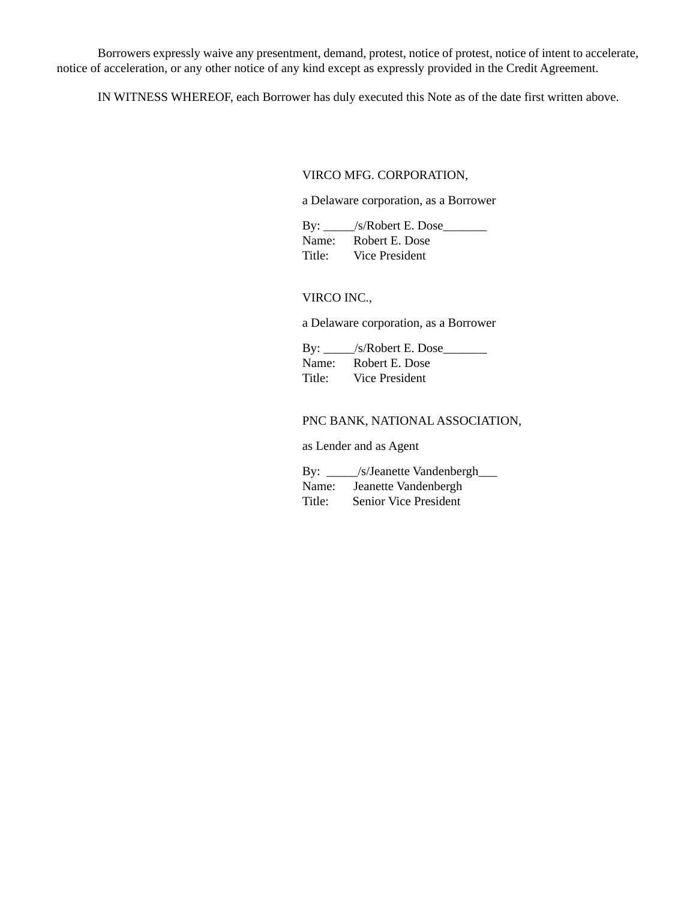Borrowers expressly waive any presentment, demand, protest, notice of protest, notice of intent to accelerate, notice of acceleration, or any other notice of any kind except as expressly provided in the Credit Agreement.

IN WITNESS WHEREOF, each Borrower has duly executed this Note as of the date first written above.

VIRCO MFG. CORPORATION,

a Delaware corporation, as a Borrower

By: _____/s/Robert E. Dose_______
Name: Robert E. Dose
Title: Vice President

VIRCO INC.,

a Delaware corporation, as a Borrower

By: _____/s/Robert E. Dose_______
Name: Robert E. Dose
Title: Vice President

PNC BANK, NATIONAL ASSOCIATION,

as Lender and as Agent

By: _____/s/Jeanette Vandenbergh___
Name: Jeanette Vandenbergh
Title: Senior Vice President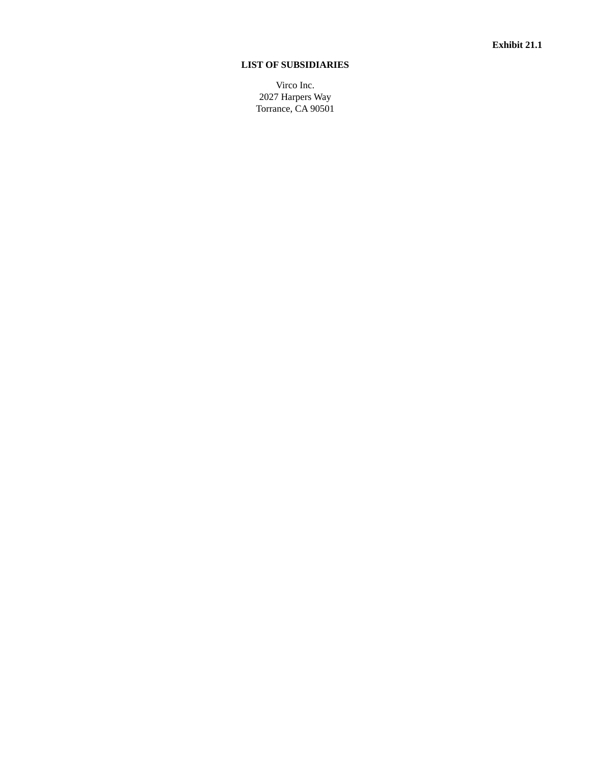**Exhibit 21.1**

**LIST OF SUBSIDIARIES**

Virco Inc.
2027 Harpers Way
Torrance, CA 90501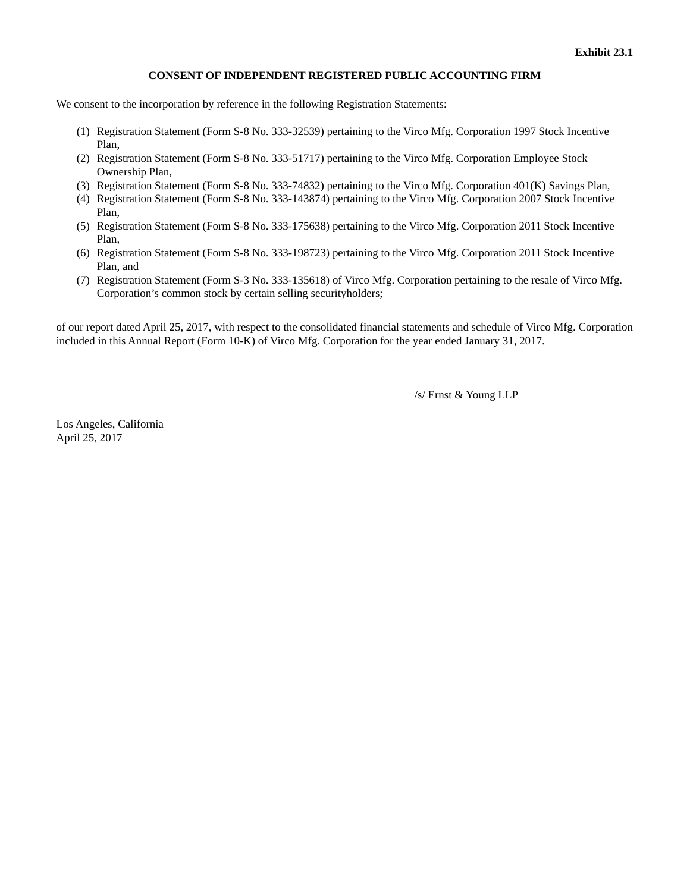**Exhibit 23.1**

**CONSENT OF INDEPENDENT REGISTERED PUBLIC ACCOUNTING FIRM**

We consent to the incorporation by reference in the following Registration Statements:

(1) Registration Statement (Form S-8 No. 333-32539) pertaining to the Virco Mfg. Corporation 1997 Stock Incentive Plan,
(2) Registration Statement (Form S-8 No. 333-51717) pertaining to the Virco Mfg. Corporation Employee Stock Ownership Plan,
(3) Registration Statement (Form S-8 No. 333-74832) pertaining to the Virco Mfg. Corporation 401(K) Savings Plan,
(4) Registration Statement (Form S-8 No. 333-143874) pertaining to the Virco Mfg. Corporation 2007 Stock Incentive Plan,
(5) Registration Statement (Form S-8 No. 333-175638) pertaining to the Virco Mfg. Corporation 2011 Stock Incentive Plan,
(6) Registration Statement (Form S-8 No. 333-198723) pertaining to the Virco Mfg. Corporation 2011 Stock Incentive Plan, and
(7) Registration Statement (Form S-3 No. 333-135618) of Virco Mfg. Corporation pertaining to the resale of Virco Mfg. Corporation's common stock by certain selling securityholders;

of our report dated April 25, 2017, with respect to the consolidated financial statements and schedule of Virco Mfg. Corporation included in this Annual Report (Form 10-K) of Virco Mfg. Corporation for the year ended January 31, 2017.

/s/ Ernst & Young LLP

Los Angeles, California
April 25, 2017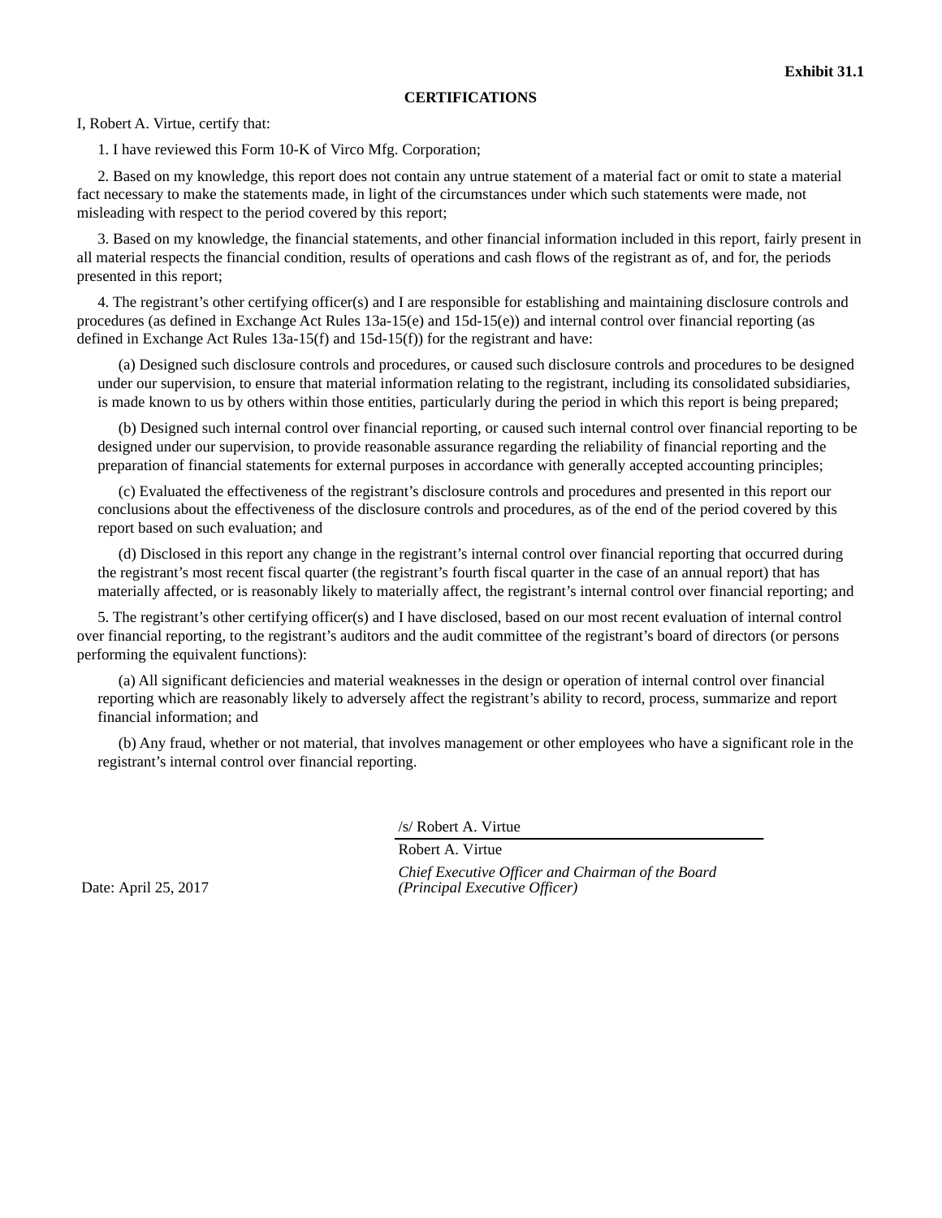**Exhibit 31.1**

**CERTIFICATIONS**

I, Robert A. Virtue, certify that:

1. I have reviewed this Form 10-K of Virco Mfg. Corporation;

2. Based on my knowledge, this report does not contain any untrue statement of a material fact or omit to state a material fact necessary to make the statements made, in light of the circumstances under which such statements were made, not misleading with respect to the period covered by this report;

3. Based on my knowledge, the financial statements, and other financial information included in this report, fairly present in all material respects the financial condition, results of operations and cash flows of the registrant as of, and for, the periods presented in this report;

4. The registrant's other certifying officer(s) and I are responsible for establishing and maintaining disclosure controls and procedures (as defined in Exchange Act Rules 13a-15(e) and 15d-15(e)) and internal control over financial reporting (as defined in Exchange Act Rules 13a-15(f) and 15d-15(f)) for the registrant and have:

(a) Designed such disclosure controls and procedures, or caused such disclosure controls and procedures to be designed under our supervision, to ensure that material information relating to the registrant, including its consolidated subsidiaries, is made known to us by others within those entities, particularly during the period in which this report is being prepared;

(b) Designed such internal control over financial reporting, or caused such internal control over financial reporting to be designed under our supervision, to provide reasonable assurance regarding the reliability of financial reporting and the preparation of financial statements for external purposes in accordance with generally accepted accounting principles;

(c) Evaluated the effectiveness of the registrant's disclosure controls and procedures and presented in this report our conclusions about the effectiveness of the disclosure controls and procedures, as of the end of the period covered by this report based on such evaluation; and

(d) Disclosed in this report any change in the registrant's internal control over financial reporting that occurred during the registrant's most recent fiscal quarter (the registrant's fourth fiscal quarter in the case of an annual report) that has materially affected, or is reasonably likely to materially affect, the registrant's internal control over financial reporting; and

5. The registrant's other certifying officer(s) and I have disclosed, based on our most recent evaluation of internal control over financial reporting, to the registrant's auditors and the audit committee of the registrant's board of directors (or persons performing the equivalent functions):

(a) All significant deficiencies and material weaknesses in the design or operation of internal control over financial reporting which are reasonably likely to adversely affect the registrant's ability to record, process, summarize and report financial information; and

(b) Any fraud, whether or not material, that involves management or other employees who have a significant role in the registrant's internal control over financial reporting.

/s/ Robert A. Virtue

Robert A. Virtue

*Chief Executive Officer and Chairman of the Board*
*(Principal Executive Officer)*

Date: April 25, 2017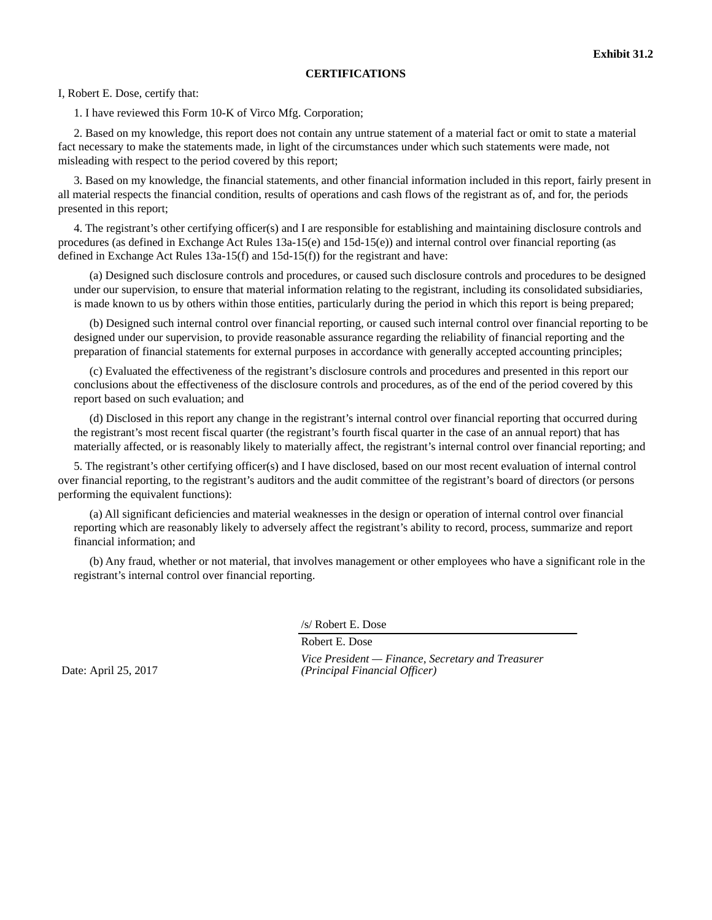**Exhibit 31.2**

**CERTIFICATIONS**

I, Robert E. Dose, certify that:

1. I have reviewed this Form 10-K of Virco Mfg. Corporation;

2. Based on my knowledge, this report does not contain any untrue statement of a material fact or omit to state a material fact necessary to make the statements made, in light of the circumstances under which such statements were made, not misleading with respect to the period covered by this report;

3. Based on my knowledge, the financial statements, and other financial information included in this report, fairly present in all material respects the financial condition, results of operations and cash flows of the registrant as of, and for, the periods presented in this report;

4. The registrant's other certifying officer(s) and I are responsible for establishing and maintaining disclosure controls and procedures (as defined in Exchange Act Rules 13a-15(e) and 15d-15(e)) and internal control over financial reporting (as defined in Exchange Act Rules 13a-15(f) and 15d-15(f)) for the registrant and have:

(a) Designed such disclosure controls and procedures, or caused such disclosure controls and procedures to be designed under our supervision, to ensure that material information relating to the registrant, including its consolidated subsidiaries, is made known to us by others within those entities, particularly during the period in which this report is being prepared;

(b) Designed such internal control over financial reporting, or caused such internal control over financial reporting to be designed under our supervision, to provide reasonable assurance regarding the reliability of financial reporting and the preparation of financial statements for external purposes in accordance with generally accepted accounting principles;

(c) Evaluated the effectiveness of the registrant's disclosure controls and procedures and presented in this report our conclusions about the effectiveness of the disclosure controls and procedures, as of the end of the period covered by this report based on such evaluation; and

(d) Disclosed in this report any change in the registrant's internal control over financial reporting that occurred during the registrant's most recent fiscal quarter (the registrant's fourth fiscal quarter in the case of an annual report) that has materially affected, or is reasonably likely to materially affect, the registrant's internal control over financial reporting; and

5. The registrant's other certifying officer(s) and I have disclosed, based on our most recent evaluation of internal control over financial reporting, to the registrant's auditors and the audit committee of the registrant's board of directors (or persons performing the equivalent functions):

(a) All significant deficiencies and material weaknesses in the design or operation of internal control over financial reporting which are reasonably likely to adversely affect the registrant's ability to record, process, summarize and report financial information; and

(b) Any fraud, whether or not material, that involves management or other employees who have a significant role in the registrant's internal control over financial reporting.

/s/ Robert E. Dose

Robert E. Dose

*Vice President — Finance, Secretary and Treasurer*
*(Principal Financial Officer)*

Date: April 25, 2017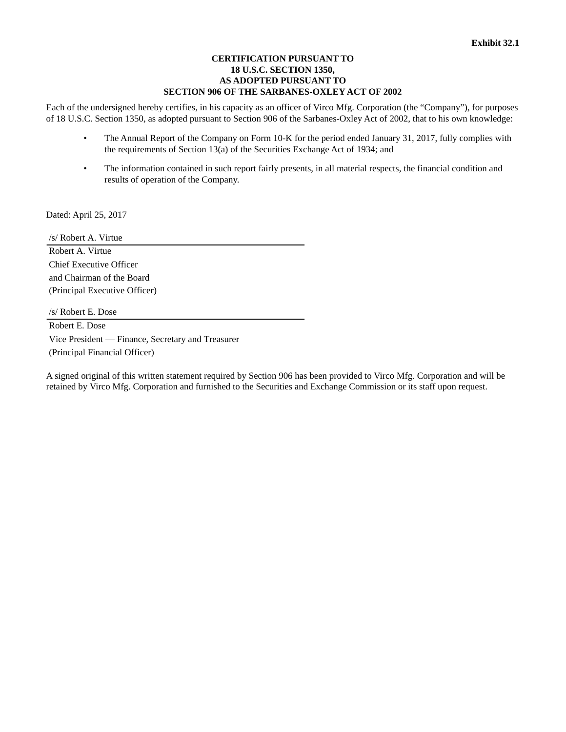**Exhibit 32.1**

**CERTIFICATION PURSUANT TO
18 U.S.C. SECTION 1350,
AS ADOPTED PURSUANT TO
SECTION 906 OF THE SARBANES-OXLEY ACT OF 2002**

Each of the undersigned hereby certifies, in his capacity as an officer of Virco Mfg. Corporation (the "Company"), for purposes of 18 U.S.C. Section 1350, as adopted pursuant to Section 906 of the Sarbanes-Oxley Act of 2002, that to his own knowledge:

- The Annual Report of the Company on Form 10-K for the period ended January 31, 2017, fully complies with the requirements of Section 13(a) of the Securities Exchange Act of 1934; and
- The information contained in such report fairly presents, in all material respects, the financial condition and results of operation of the Company.

Dated: April 25, 2017

/s/ Robert A. Virtue

Robert A. Virtue
Chief Executive Officer
and Chairman of the Board
(Principal Executive Officer)

/s/ Robert E. Dose

Robert E. Dose
Vice President — Finance, Secretary and Treasurer
(Principal Financial Officer)

A signed original of this written statement required by Section 906 has been provided to Virco Mfg. Corporation and will be retained by Virco Mfg. Corporation and furnished to the Securities and Exchange Commission or its staff upon request.